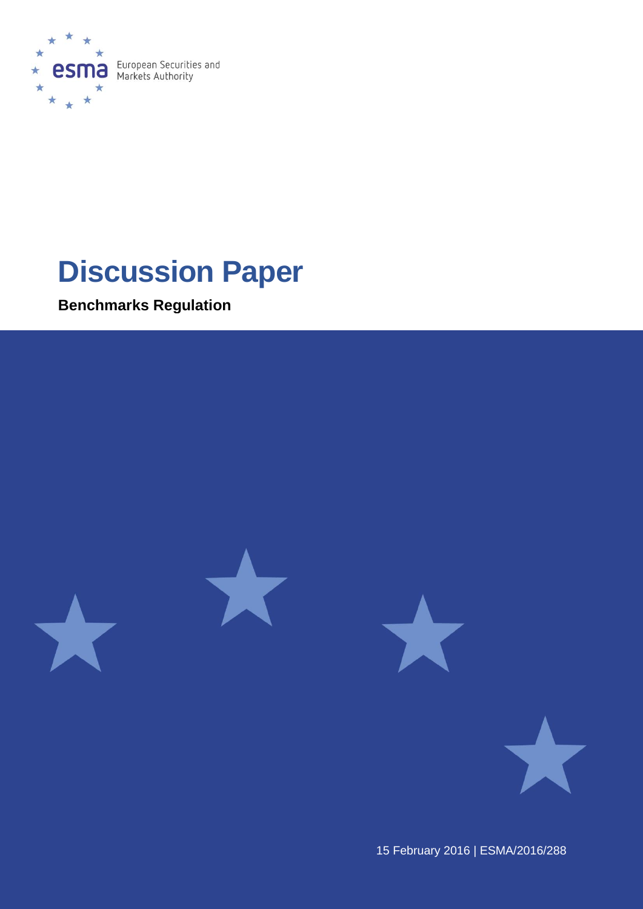European Securities and Markets Authority

# Discussion Paper

**Benchmarks Regulation**

15 February 2016 | ESMA/2016/288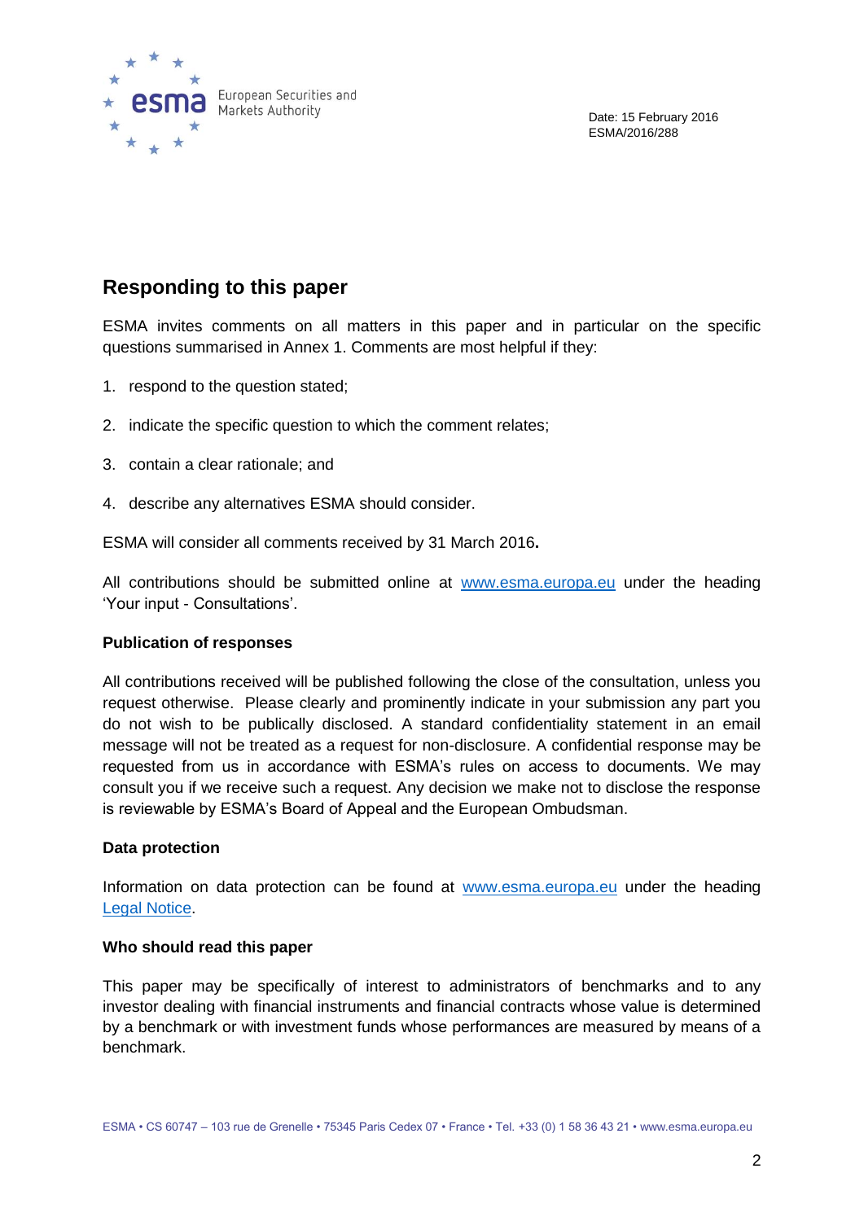Date: 15 February 2016
ESMA/2016/288

## Responding to this paper

ESMA invites comments on all matters in this paper and in particular on the specific questions summarised in Annex 1. Comments are most helpful if they:

1. respond to the question stated;
2. indicate the specific question to which the comment relates;
3. contain a clear rationale; and
4. describe any alternatives ESMA should consider.

ESMA will consider all comments received by 31 March 2016**.**

All contributions should be submitted online at [www.esma.europa.eu](http://www.esma.europa.eu) under the heading 'Your input - Consultations'.

**Publication of responses**

All contributions received will be published following the close of the consultation, unless you request otherwise. Please clearly and prominently indicate in your submission any part you do not wish to be publically disclosed. A standard confidentiality statement in an email message will not be treated as a request for non-disclosure. A confidential response may be requested from us in accordance with ESMA's rules on access to documents. We may consult you if we receive such a request. Any decision we make not to disclose the response is reviewable by ESMA's Board of Appeal and the European Ombudsman.

**Data protection**

Information on data protection can be found at [www.esma.europa.eu](http://www.esma.europa.eu) under the heading Legal Notice.

**Who should read this paper**

This paper may be specifically of interest to administrators of benchmarks and to any investor dealing with financial instruments and financial contracts whose value is determined by a benchmark or with investment funds whose performances are measured by means of a benchmark.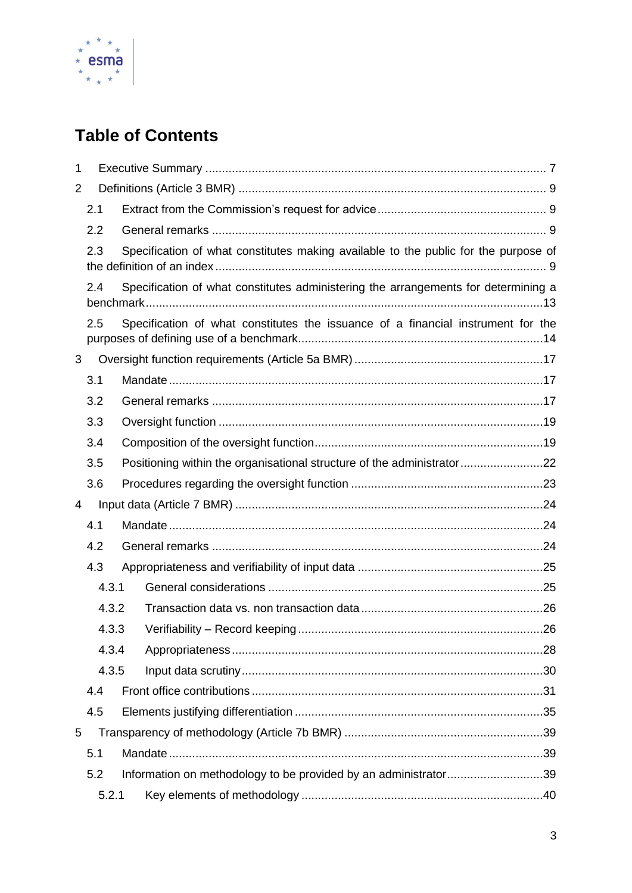## Table of Contents

1 Executive Summary ........................................................................................................ 7

2 Definitions (Article 3 BMR) ............................................................................................. 9

2.1 Extract from the Commission's request for advice ................................................... 9

2.2 General remarks ..................................................................................................... 9

2.3 Specification of what constitutes making available to the public for the purpose of the definition of an index ................................................................................................... 9

2.4 Specification of what constitutes administering the arrangements for determining a benchmark ........................................................................................................................ 13

2.5 Specification of what constitutes the issuance of a financial instrument for the purposes of defining use of a benchmark .......................................................................... 14

3 Oversight function requirements (Article 5a BMR) .......................................................... 17

3.1 Mandate .................................................................................................................. 17

3.2 General remarks ..................................................................................................... 17

3.3 Oversight function ................................................................................................... 19

3.4 Composition of the oversight function ..................................................................... 19

3.5 Positioning within the organisational structure of the administrator ......................... 22

3.6 Procedures regarding the oversight function ........................................................... 23

4 Input data (Article 7 BMR) ............................................................................................. 24

4.1 Mandate .................................................................................................................. 24

4.2 General remarks ..................................................................................................... 24

4.3 Appropriateness and verifiability of input data ........................................................ 25

4.3.1 General considerations ................................................................................... 25

4.3.2 Transaction data vs. non transaction data ....................................................... 26

4.3.3 Verifiability – Record keeping .......................................................................... 26

4.3.4 Appropriateness .............................................................................................. 28

4.3.5 Input data scrutiny ........................................................................................... 30

4.4 Front office contributions ........................................................................................ 31

4.5 Elements justifying differentiation ........................................................................... 35

5 Transparency of methodology (Article 7b BMR) ............................................................. 39

5.1 Mandate .................................................................................................................. 39

5.2 Information on methodology to be provided by an administrator ............................. 39

5.2.1 Key elements of methodology ......................................................................... 40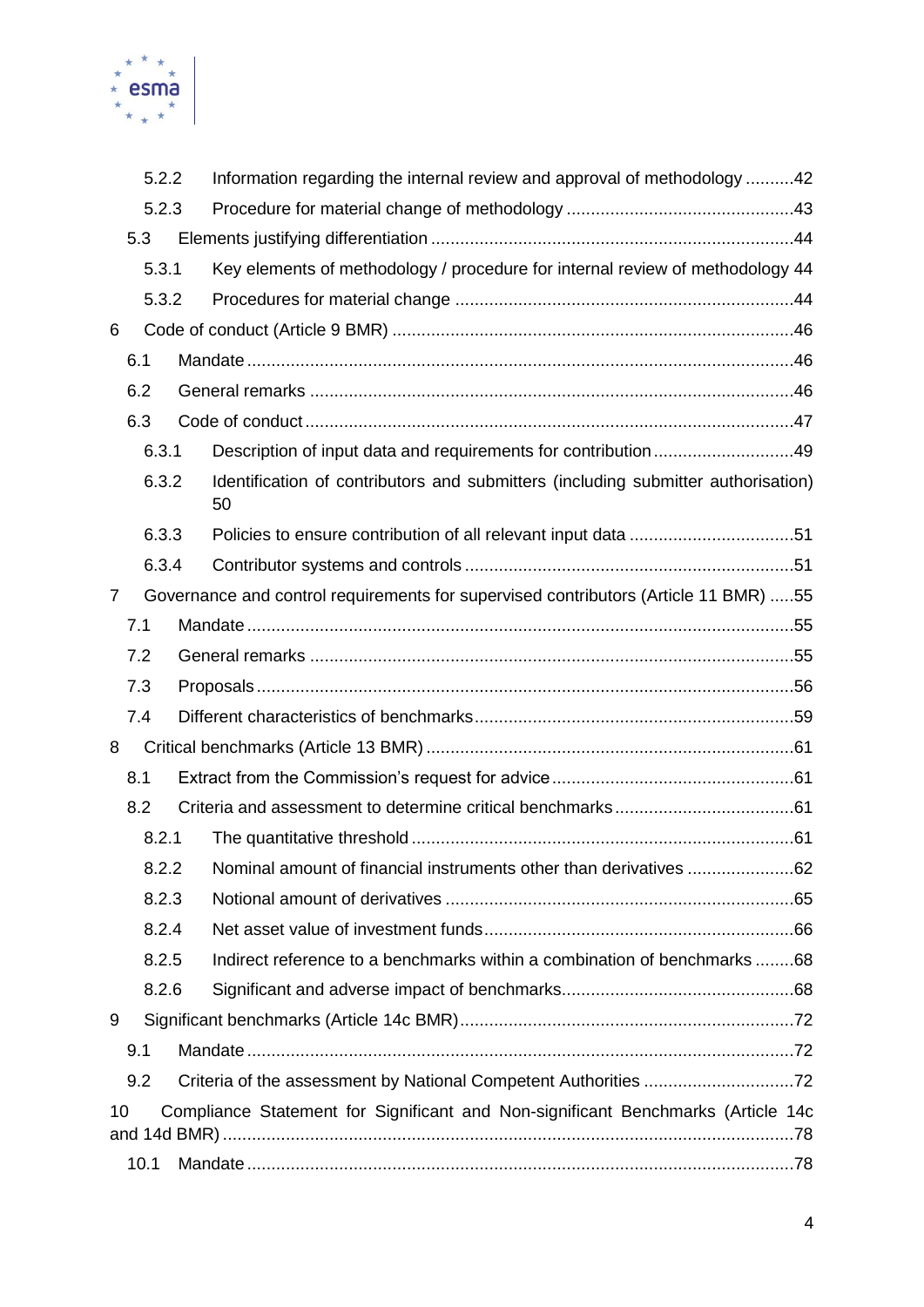5.2.2 Information regarding the internal review and approval of methodology ..........42

5.2.3 Procedure for material change of methodology ...............................................43

5.3 Elements justifying differentiation ...........................................................................44

5.3.1 Key elements of methodology / procedure for internal review of methodology 44

5.3.2 Procedures for material change ......................................................................44

6 Code of conduct (Article 9 BMR) ...................................................................................46

6.1 Mandate .................................................................................................................46

6.2 General remarks ....................................................................................................46

6.3 Code of conduct .....................................................................................................47

6.3.1 Description of input data and requirements for contribution .............................49

6.3.2 Identification of contributors and submitters (including submitter authorisation) 50

6.3.3 Policies to ensure contribution of all relevant input data ..................................51

6.3.4 Contributor systems and controls ....................................................................51

7 Governance and control requirements for supervised contributors (Article 11 BMR) .....55

7.1 Mandate .................................................................................................................55

7.2 General remarks ....................................................................................................55

7.3 Proposals ...............................................................................................................56

7.4 Different characteristics of benchmarks..................................................................59

8 Critical benchmarks (Article 13 BMR) ............................................................................61

8.1 Extract from the Commission's request for advice ..................................................61

8.2 Criteria and assessment to determine critical benchmarks .....................................61

8.2.1 The quantitative threshold ...............................................................................61

8.2.2 Nominal amount of financial instruments other than derivatives ......................62

8.2.3 Notional amount of derivatives ........................................................................65

8.2.4 Net asset value of investment funds.................................................................66

8.2.5 Indirect reference to a benchmarks within a combination of benchmarks ........68

8.2.6 Significant and adverse impact of benchmarks................................................68

9 Significant benchmarks (Article 14c BMR).....................................................................72

9.1 Mandate .................................................................................................................72

9.2 Criteria of the assessment by National Competent Authorities ...............................72

10 Compliance Statement for Significant and Non-significant Benchmarks (Article 14c and 14d BMR) .....................................................................................................................78

10.1 Mandate .................................................................................................................78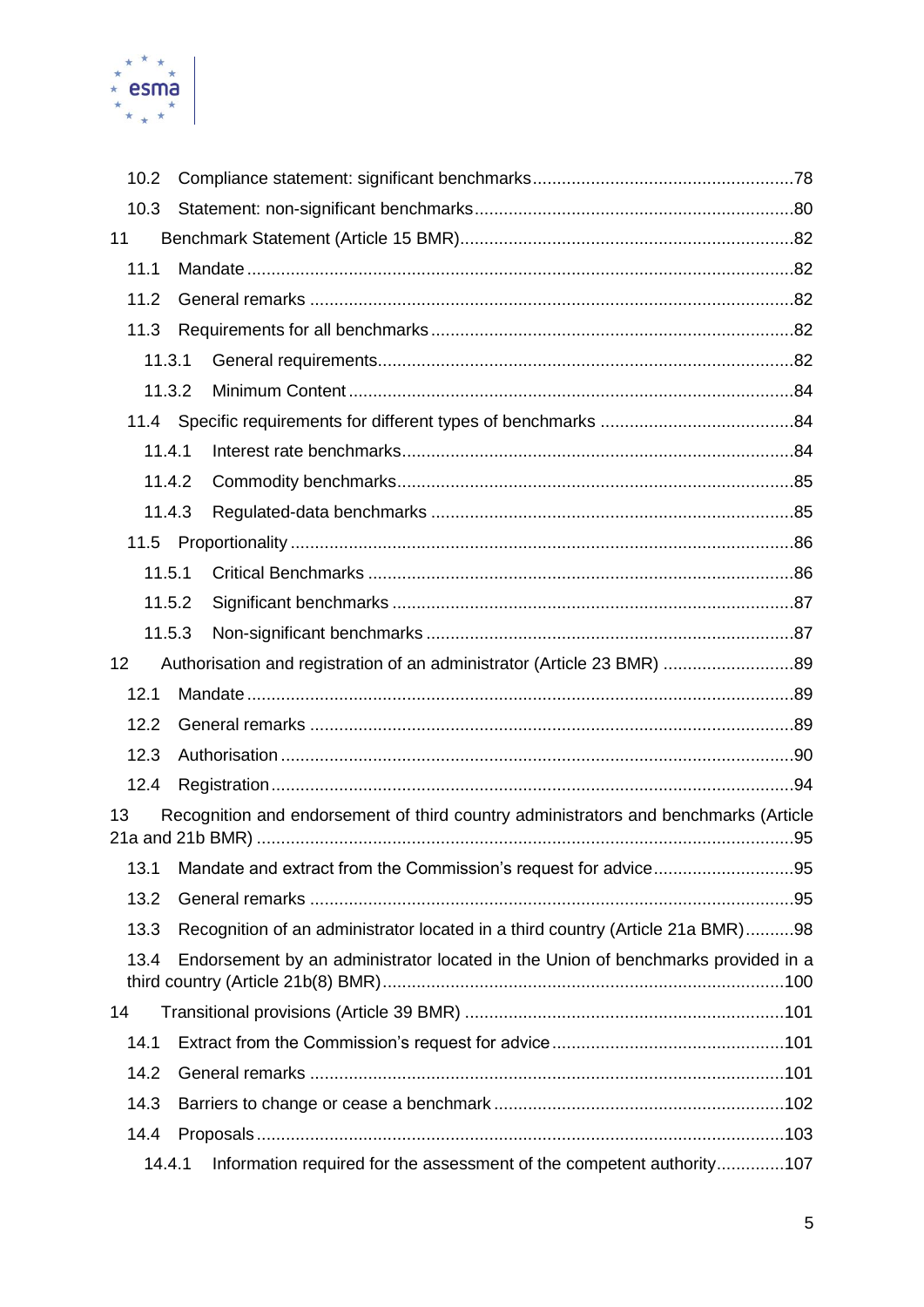10.2 Compliance statement: significant benchmarks......78

10.3 Statement: non-significant benchmarks......80

11 Benchmark Statement (Article 15 BMR)......82

11.1 Mandate......82

11.2 General remarks......82

11.3 Requirements for all benchmarks......82

11.3.1 General requirements......82

11.3.2 Minimum Content......84

11.4 Specific requirements for different types of benchmarks......84

11.4.1 Interest rate benchmarks......84

11.4.2 Commodity benchmarks......85

11.4.3 Regulated-data benchmarks......85

11.5 Proportionality......86

11.5.1 Critical Benchmarks......86

11.5.2 Significant benchmarks......87

11.5.3 Non-significant benchmarks......87

12 Authorisation and registration of an administrator (Article 23 BMR)......89

12.1 Mandate......89

12.2 General remarks......89

12.3 Authorisation......90

12.4 Registration......94

13 Recognition and endorsement of third country administrators and benchmarks (Article 21a and 21b BMR)......95

13.1 Mandate and extract from the Commission's request for advice......95

13.2 General remarks......95

13.3 Recognition of an administrator located in a third country (Article 21a BMR)......98

13.4 Endorsement by an administrator located in the Union of benchmarks provided in a third country (Article 21b(8) BMR)......100

14 Transitional provisions (Article 39 BMR)......101

14.1 Extract from the Commission's request for advice......101

14.2 General remarks......101

14.3 Barriers to change or cease a benchmark......102

14.4 Proposals......103

14.4.1 Information required for the assessment of the competent authority......107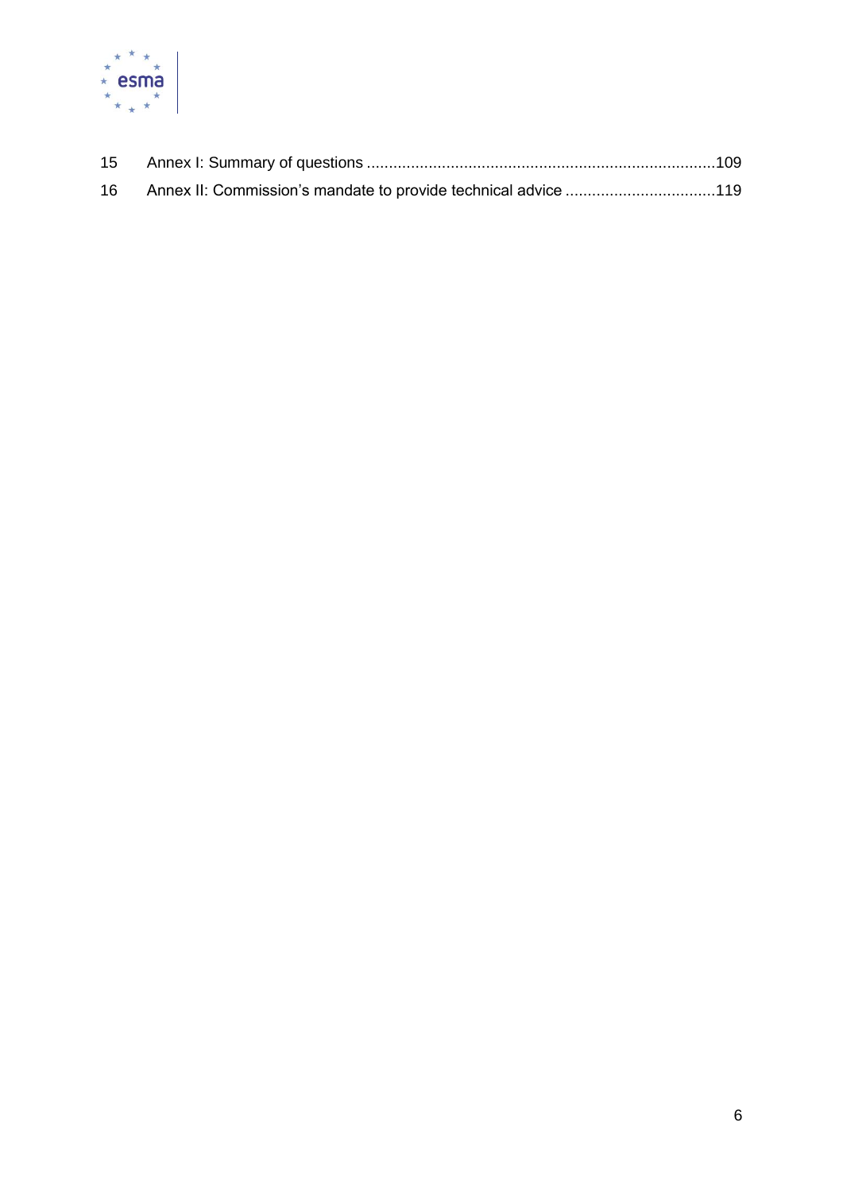15 Annex I: Summary of questions ..............................................................................109

16 Annex II: Commission's mandate to provide technical advice .................................119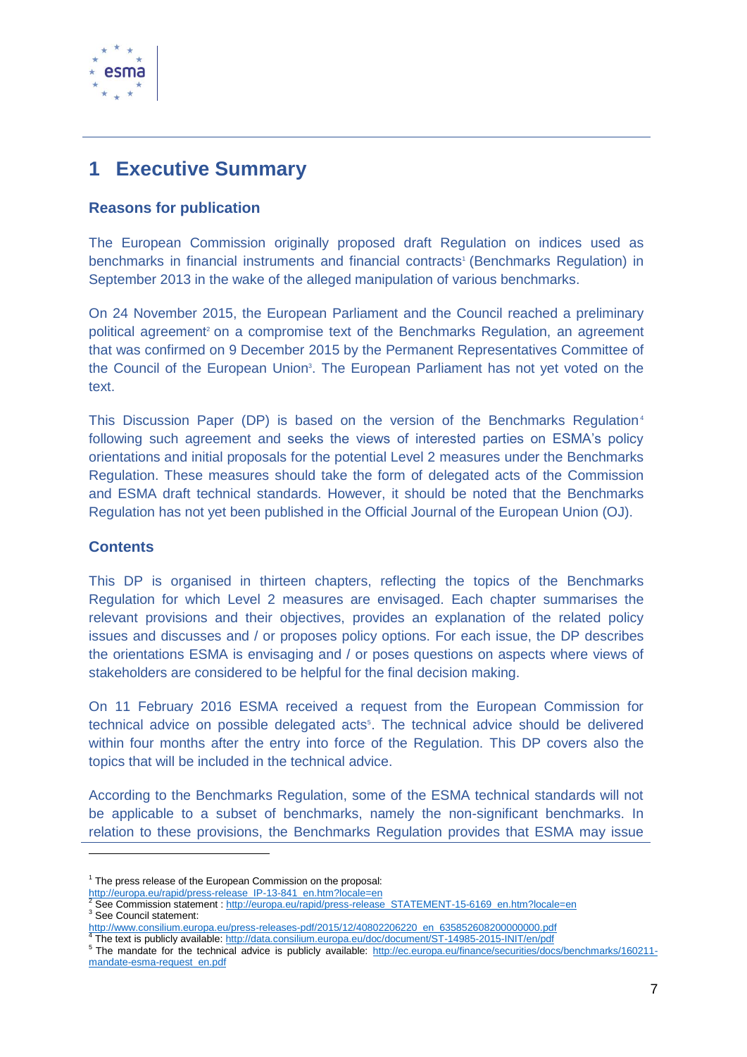# 1 Executive Summary

## Reasons for publication

The European Commission originally proposed draft Regulation on indices used as benchmarks in financial instruments and financial contracts[1] (Benchmarks Regulation) in September 2013 in the wake of the alleged manipulation of various benchmarks.

On 24 November 2015, the European Parliament and the Council reached a preliminary political agreement[2] on a compromise text of the Benchmarks Regulation, an agreement that was confirmed on 9 December 2015 by the Permanent Representatives Committee of the Council of the European Union[3]. The European Parliament has not yet voted on the text.

This Discussion Paper (DP) is based on the version of the Benchmarks Regulation[4] following such agreement and seeks the views of interested parties on ESMA's policy orientations and initial proposals for the potential Level 2 measures under the Benchmarks Regulation. These measures should take the form of delegated acts of the Commission and ESMA draft technical standards. However, it should be noted that the Benchmarks Regulation has not yet been published in the Official Journal of the European Union (OJ).

## Contents

This DP is organised in thirteen chapters, reflecting the topics of the Benchmarks Regulation for which Level 2 measures are envisaged. Each chapter summarises the relevant provisions and their objectives, provides an explanation of the related policy issues and discusses and / or proposes policy options. For each issue, the DP describes the orientations ESMA is envisaging and / or poses questions on aspects where views of stakeholders are considered to be helpful for the final decision making.

On 11 February 2016 ESMA received a request from the European Commission for technical advice on possible delegated acts[5]. The technical advice should be delivered within four months after the entry into force of the Regulation. This DP covers also the topics that will be included in the technical advice.

According to the Benchmarks Regulation, some of the ESMA technical standards will not be applicable to a subset of benchmarks, namely the non-significant benchmarks. In relation to these provisions, the Benchmarks Regulation provides that ESMA may issue

---

[1] The press release of the European Commission on the proposal: http://europa.eu/rapid/press-release_IP-13-841_en.htm?locale=en

[2] See Commission statement : http://europa.eu/rapid/press-release_STATEMENT-15-6169_en.htm?locale=en

[3] See Council statement: http://www.consilium.europa.eu/press-releases-pdf/2015/12/40802206220_en_635852608200000000.pdf

[4] The text is publicly available: http://data.consilium.europa.eu/doc/document/ST-14985-2015-INIT/en/pdf

[5] The mandate for the technical advice is publicly available: http://ec.europa.eu/finance/securities/docs/benchmarks/160211-mandate-esma-request_en.pdf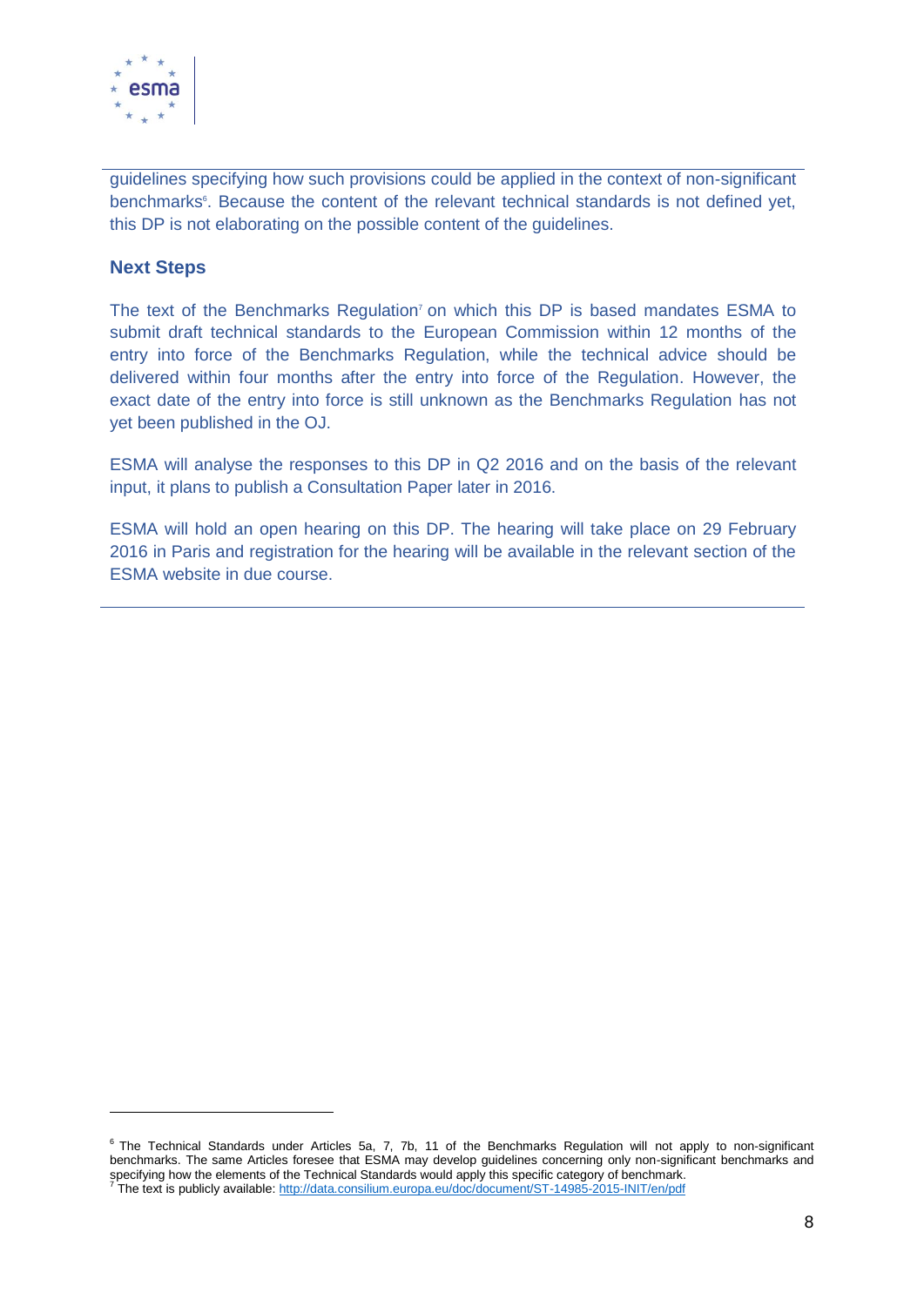guidelines specifying how such provisions could be applied in the context of non-significant benchmarks[6]. Because the content of the relevant technical standards is not defined yet, this DP is not elaborating on the possible content of the guidelines.

**Next Steps**

The text of the Benchmarks Regulation[7] on which this DP is based mandates ESMA to submit draft technical standards to the European Commission within 12 months of the entry into force of the Benchmarks Regulation, while the technical advice should be delivered within four months after the entry into force of the Regulation. However, the exact date of the entry into force is still unknown as the Benchmarks Regulation has not yet been published in the OJ.

ESMA will analyse the responses to this DP in Q2 2016 and on the basis of the relevant input, it plans to publish a Consultation Paper later in 2016.

ESMA will hold an open hearing on this DP. The hearing will take place on 29 February 2016 in Paris and registration for the hearing will be available in the relevant section of the ESMA website in due course.

---

[6] The Technical Standards under Articles 5a, 7, 7b, 11 of the Benchmarks Regulation will not apply to non-significant benchmarks. The same Articles foresee that ESMA may develop guidelines concerning only non-significant benchmarks and specifying how the elements of the Technical Standards would apply this specific category of benchmark.

[7] The text is publicly available: http://data.consilium.europa.eu/doc/document/ST-14985-2015-INIT/en/pdf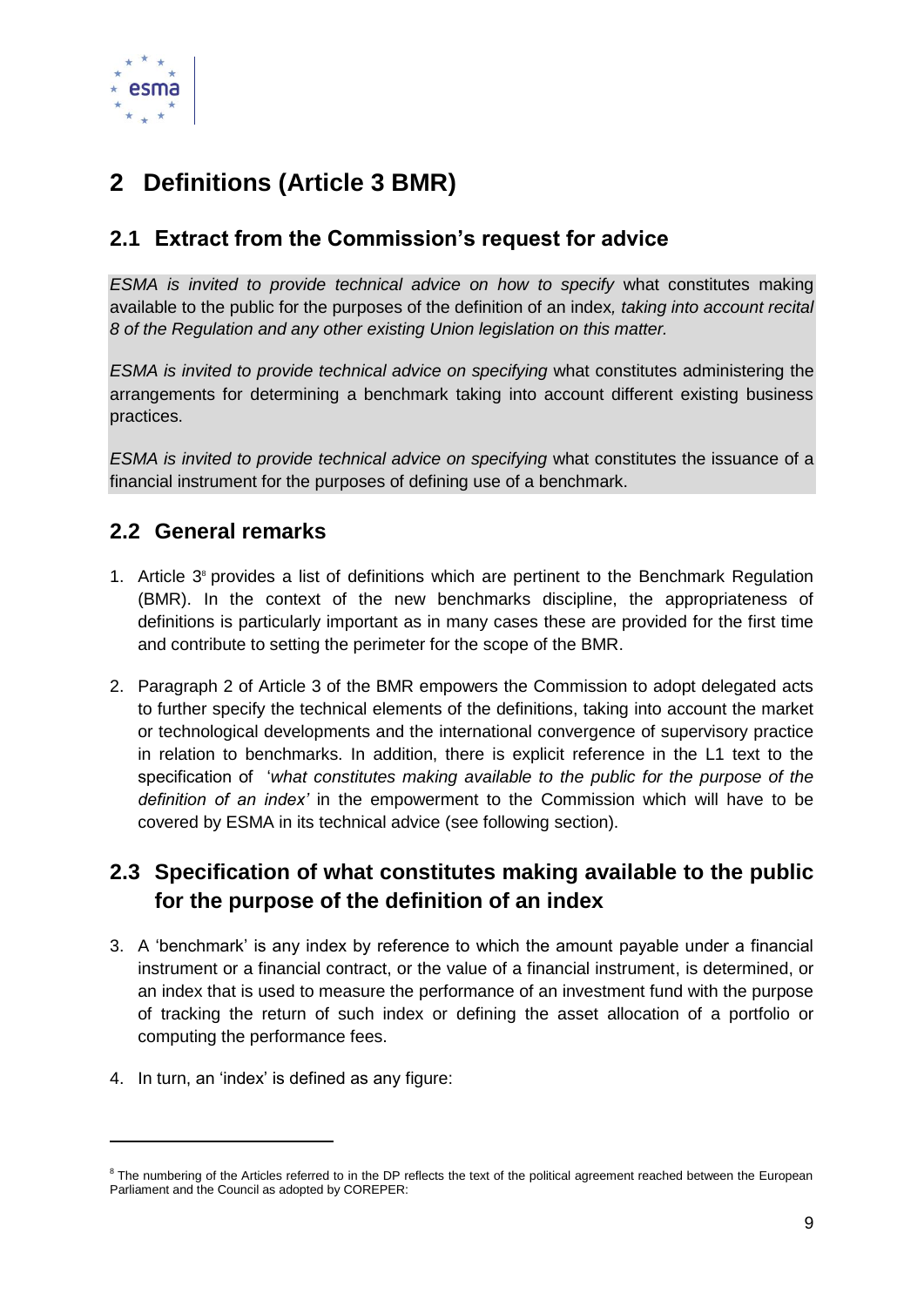# 2 Definitions (Article 3 BMR)

## 2.1 Extract from the Commission's request for advice

*ESMA is invited to provide technical advice on how to specify* what constitutes making available to the public for the purposes of the definition of an index*, taking into account recital 8 of the Regulation and any other existing Union legislation on this matter.*

*ESMA is invited to provide technical advice on specifying* what constitutes administering the arrangements for determining a benchmark taking into account different existing business practices.

*ESMA is invited to provide technical advice on specifying* what constitutes the issuance of a financial instrument for the purposes of defining use of a benchmark.

## 2.2 General remarks

1. Article 3[8] provides a list of definitions which are pertinent to the Benchmark Regulation (BMR). In the context of the new benchmarks discipline, the appropriateness of definitions is particularly important as in many cases these are provided for the first time and contribute to setting the perimeter for the scope of the BMR.

2. Paragraph 2 of Article 3 of the BMR empowers the Commission to adopt delegated acts to further specify the technical elements of the definitions, taking into account the market or technological developments and the international convergence of supervisory practice in relation to benchmarks. In addition, there is explicit reference in the L1 text to the specification of '*what constitutes making available to the public for the purpose of the definition of an index'* in the empowerment to the Commission which will have to be covered by ESMA in its technical advice (see following section).

## 2.3 Specification of what constitutes making available to the public for the purpose of the definition of an index

3. A 'benchmark' is any index by reference to which the amount payable under a financial instrument or a financial contract, or the value of a financial instrument, is determined, or an index that is used to measure the performance of an investment fund with the purpose of tracking the return of such index or defining the asset allocation of a portfolio or computing the performance fees.

4. In turn, an 'index' is defined as any figure:

---

[8] The numbering of the Articles referred to in the DP reflects the text of the political agreement reached between the European Parliament and the Council as adopted by COREPER: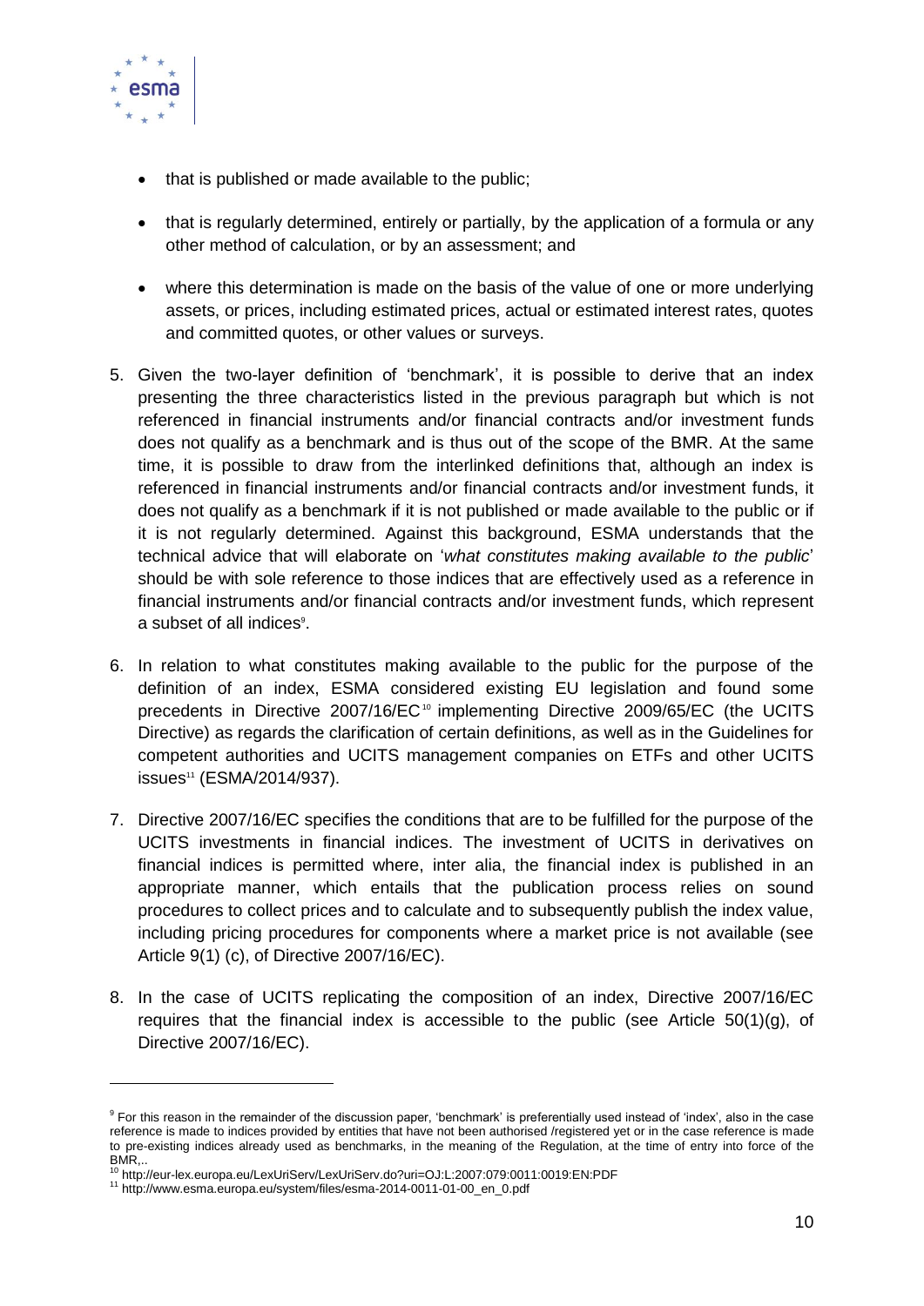- that is published or made available to the public;
- that is regularly determined, entirely or partially, by the application of a formula or any other method of calculation, or by an assessment; and
- where this determination is made on the basis of the value of one or more underlying assets, or prices, including estimated prices, actual or estimated interest rates, quotes and committed quotes, or other values or surveys.

5. Given the two-layer definition of 'benchmark', it is possible to derive that an index presenting the three characteristics listed in the previous paragraph but which is not referenced in financial instruments and/or financial contracts and/or investment funds does not qualify as a benchmark and is thus out of the scope of the BMR. At the same time, it is possible to draw from the interlinked definitions that, although an index is referenced in financial instruments and/or financial contracts and/or investment funds, it does not qualify as a benchmark if it is not published or made available to the public or if it is not regularly determined. Against this background, ESMA understands that the technical advice that will elaborate on '*what constitutes making available to the public*' should be with sole reference to those indices that are effectively used as a reference in financial instruments and/or financial contracts and/or investment funds, which represent a subset of all indices[9].

6. In relation to what constitutes making available to the public for the purpose of the definition of an index, ESMA considered existing EU legislation and found some precedents in Directive 2007/16/EC[10] implementing Directive 2009/65/EC (the UCITS Directive) as regards the clarification of certain definitions, as well as in the Guidelines for competent authorities and UCITS management companies on ETFs and other UCITS issues[11] (ESMA/2014/937).

7. Directive 2007/16/EC specifies the conditions that are to be fulfilled for the purpose of the UCITS investments in financial indices. The investment of UCITS in derivatives on financial indices is permitted where, inter alia, the financial index is published in an appropriate manner, which entails that the publication process relies on sound procedures to collect prices and to calculate and to subsequently publish the index value, including pricing procedures for components where a market price is not available (see Article 9(1) (c), of Directive 2007/16/EC).

8. In the case of UCITS replicating the composition of an index, Directive 2007/16/EC requires that the financial index is accessible to the public (see Article 50(1)(g), of Directive 2007/16/EC).

---

[9] For this reason in the remainder of the discussion paper, 'benchmark' is preferentially used instead of 'index', also in the case reference is made to indices provided by entities that have not been authorised /registered yet or in the case reference is made to pre-existing indices already used as benchmarks, in the meaning of the Regulation, at the time of entry into force of the BMR,..

[10] http://eur-lex.europa.eu/LexUriServ/LexUriServ.do?uri=OJ:L:2007:079:0011:0019:EN:PDF

[11] http://www.esma.europa.eu/system/files/esma-2014-0011-01-00_en_0.pdf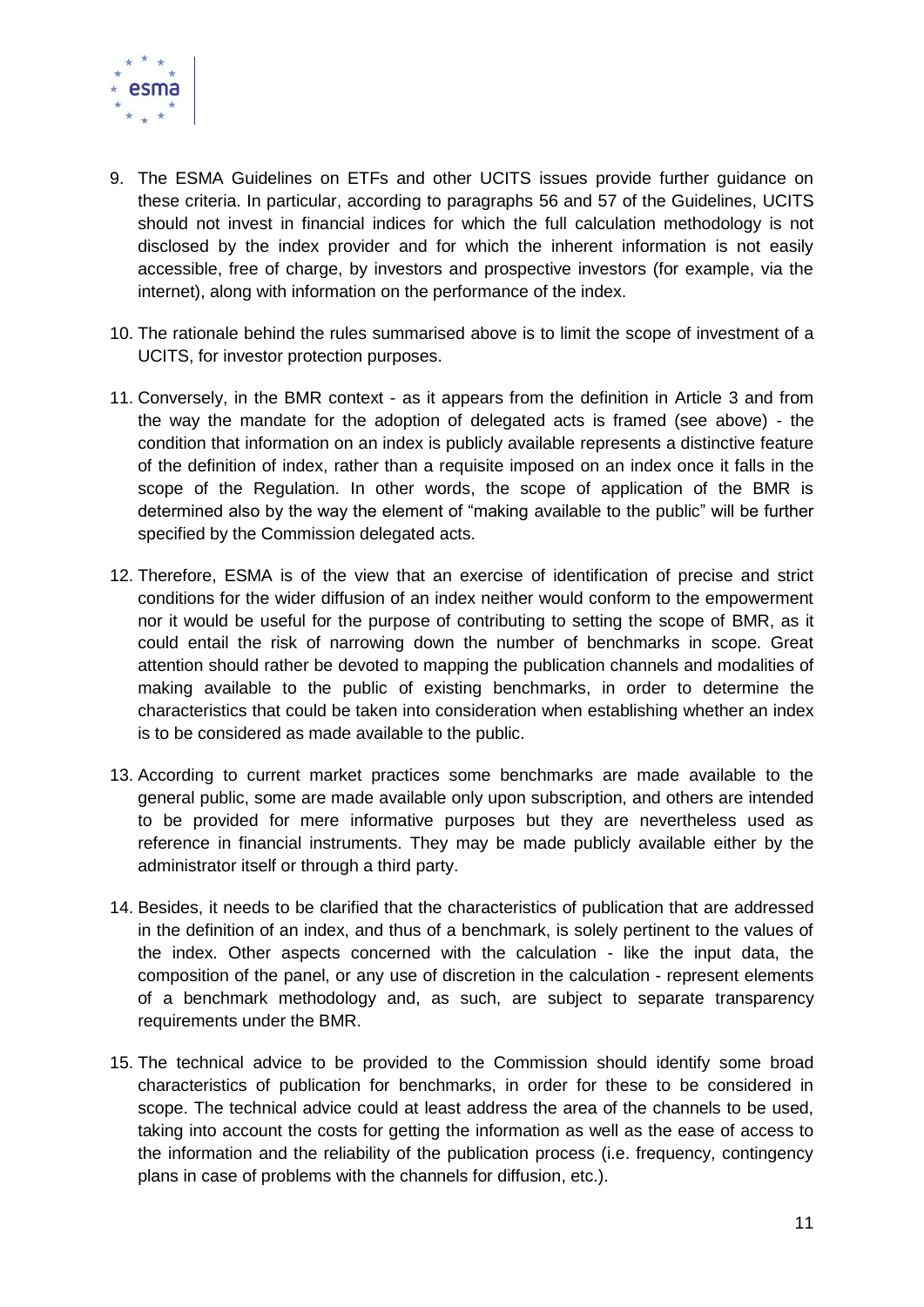9. The ESMA Guidelines on ETFs and other UCITS issues provide further guidance on these criteria. In particular, according to paragraphs 56 and 57 of the Guidelines, UCITS should not invest in financial indices for which the full calculation methodology is not disclosed by the index provider and for which the inherent information is not easily accessible, free of charge, by investors and prospective investors (for example, via the internet), along with information on the performance of the index.

10. The rationale behind the rules summarised above is to limit the scope of investment of a UCITS, for investor protection purposes.

11. Conversely, in the BMR context - as it appears from the definition in Article 3 and from the way the mandate for the adoption of delegated acts is framed (see above) - the condition that information on an index is publicly available represents a distinctive feature of the definition of index, rather than a requisite imposed on an index once it falls in the scope of the Regulation. In other words, the scope of application of the BMR is determined also by the way the element of "making available to the public" will be further specified by the Commission delegated acts.

12. Therefore, ESMA is of the view that an exercise of identification of precise and strict conditions for the wider diffusion of an index neither would conform to the empowerment nor it would be useful for the purpose of contributing to setting the scope of BMR, as it could entail the risk of narrowing down the number of benchmarks in scope. Great attention should rather be devoted to mapping the publication channels and modalities of making available to the public of existing benchmarks, in order to determine the characteristics that could be taken into consideration when establishing whether an index is to be considered as made available to the public.

13. According to current market practices some benchmarks are made available to the general public, some are made available only upon subscription, and others are intended to be provided for mere informative purposes but they are nevertheless used as reference in financial instruments. They may be made publicly available either by the administrator itself or through a third party.

14. Besides, it needs to be clarified that the characteristics of publication that are addressed in the definition of an index, and thus of a benchmark, is solely pertinent to the values of the index. Other aspects concerned with the calculation - like the input data, the composition of the panel, or any use of discretion in the calculation - represent elements of a benchmark methodology and, as such, are subject to separate transparency requirements under the BMR.

15. The technical advice to be provided to the Commission should identify some broad characteristics of publication for benchmarks, in order for these to be considered in scope. The technical advice could at least address the area of the channels to be used, taking into account the costs for getting the information as well as the ease of access to the information and the reliability of the publication process (i.e. frequency, contingency plans in case of problems with the channels for diffusion, etc.).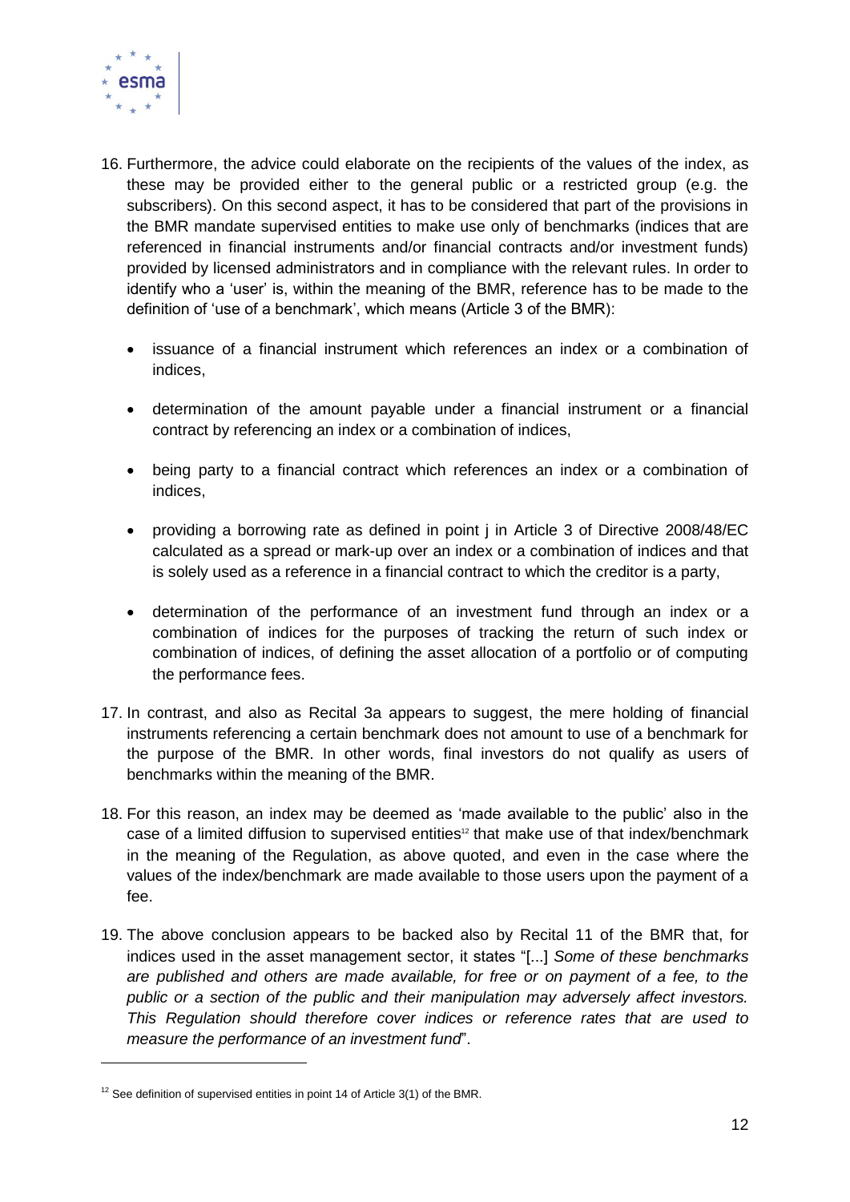16. Furthermore, the advice could elaborate on the recipients of the values of the index, as these may be provided either to the general public or a restricted group (e.g. the subscribers). On this second aspect, it has to be considered that part of the provisions in the BMR mandate supervised entities to make use only of benchmarks (indices that are referenced in financial instruments and/or financial contracts and/or investment funds) provided by licensed administrators and in compliance with the relevant rules. In order to identify who a 'user' is, within the meaning of the BMR, reference has to be made to the definition of 'use of a benchmark', which means (Article 3 of the BMR):

    - issuance of a financial instrument which references an index or a combination of indices,
    - determination of the amount payable under a financial instrument or a financial contract by referencing an index or a combination of indices,
    - being party to a financial contract which references an index or a combination of indices,
    - providing a borrowing rate as defined in point j in Article 3 of Directive 2008/48/EC calculated as a spread or mark-up over an index or a combination of indices and that is solely used as a reference in a financial contract to which the creditor is a party,
    - determination of the performance of an investment fund through an index or a combination of indices for the purposes of tracking the return of such index or combination of indices, of defining the asset allocation of a portfolio or of computing the performance fees.

17. In contrast, and also as Recital 3a appears to suggest, the mere holding of financial instruments referencing a certain benchmark does not amount to use of a benchmark for the purpose of the BMR. In other words, final investors do not qualify as users of benchmarks within the meaning of the BMR.

18. For this reason, an index may be deemed as 'made available to the public' also in the case of a limited diffusion to supervised entities[12] that make use of that index/benchmark in the meaning of the Regulation, as above quoted, and even in the case where the values of the index/benchmark are made available to those users upon the payment of a fee.

19. The above conclusion appears to be backed also by Recital 11 of the BMR that, for indices used in the asset management sector, it states "[...] *Some of these benchmarks are published and others are made available, for free or on payment of a fee, to the public or a section of the public and their manipulation may adversely affect investors. This Regulation should therefore cover indices or reference rates that are used to measure the performance of an investment fund*".

[12] See definition of supervised entities in point 14 of Article 3(1) of the BMR.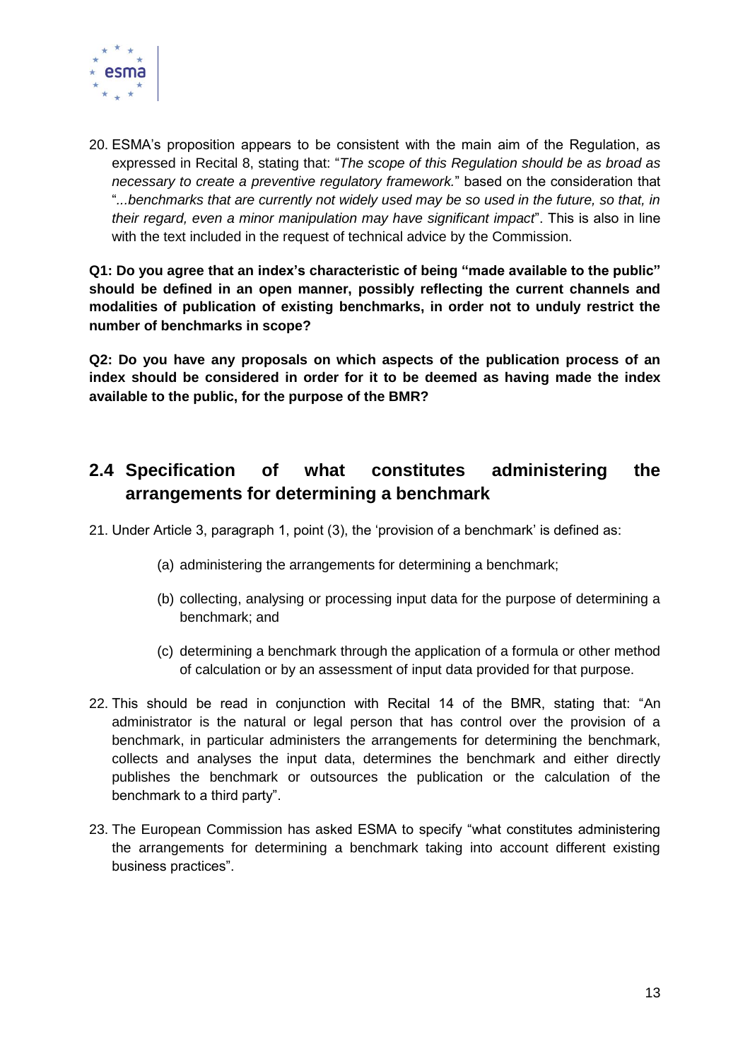20. ESMA's proposition appears to be consistent with the main aim of the Regulation, as expressed in Recital 8, stating that: "*The scope of this Regulation should be as broad as necessary to create a preventive regulatory framework.*" based on the consideration that "*...benchmarks that are currently not widely used may be so used in the future, so that, in their regard, even a minor manipulation may have significant impact*". This is also in line with the text included in the request of technical advice by the Commission.

**Q1: Do you agree that an index's characteristic of being "made available to the public" should be defined in an open manner, possibly reflecting the current channels and modalities of publication of existing benchmarks, in order not to unduly restrict the number of benchmarks in scope?**

**Q2: Do you have any proposals on which aspects of the publication process of an index should be considered in order for it to be deemed as having made the index available to the public, for the purpose of the BMR?**

## 2.4 Specification of what constitutes administering the arrangements for determining a benchmark

21. Under Article 3, paragraph 1, point (3), the 'provision of a benchmark' is defined as:

    (a) administering the arrangements for determining a benchmark;

    (b) collecting, analysing or processing input data for the purpose of determining a benchmark; and

    (c) determining a benchmark through the application of a formula or other method of calculation or by an assessment of input data provided for that purpose.

22. This should be read in conjunction with Recital 14 of the BMR, stating that: "An administrator is the natural or legal person that has control over the provision of a benchmark, in particular administers the arrangements for determining the benchmark, collects and analyses the input data, determines the benchmark and either directly publishes the benchmark or outsources the publication or the calculation of the benchmark to a third party".

23. The European Commission has asked ESMA to specify "what constitutes administering the arrangements for determining a benchmark taking into account different existing business practices".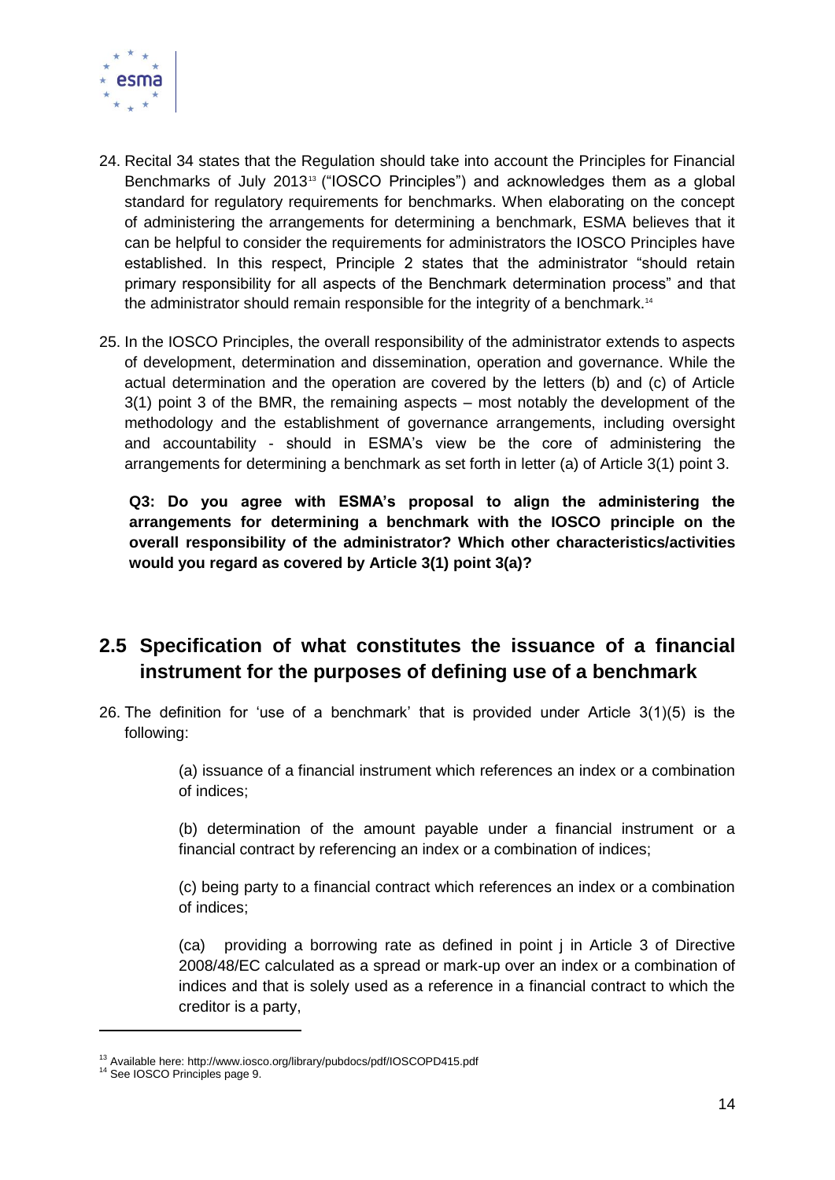24. Recital 34 states that the Regulation should take into account the Principles for Financial Benchmarks of July 2013[13] ("IOSCO Principles") and acknowledges them as a global standard for regulatory requirements for benchmarks. When elaborating on the concept of administering the arrangements for determining a benchmark, ESMA believes that it can be helpful to consider the requirements for administrators the IOSCO Principles have established. In this respect, Principle 2 states that the administrator "should retain primary responsibility for all aspects of the Benchmark determination process" and that the administrator should remain responsible for the integrity of a benchmark.[14]

25. In the IOSCO Principles, the overall responsibility of the administrator extends to aspects of development, determination and dissemination, operation and governance. While the actual determination and the operation are covered by the letters (b) and (c) of Article 3(1) point 3 of the BMR, the remaining aspects – most notably the development of the methodology and the establishment of governance arrangements, including oversight and accountability - should in ESMA's view be the core of administering the arrangements for determining a benchmark as set forth in letter (a) of Article 3(1) point 3.

**Q3: Do you agree with ESMA's proposal to align the administering the arrangements for determining a benchmark with the IOSCO principle on the overall responsibility of the administrator? Which other characteristics/activities would you regard as covered by Article 3(1) point 3(a)?**

## 2.5 Specification of what constitutes the issuance of a financial instrument for the purposes of defining use of a benchmark

26. The definition for 'use of a benchmark' that is provided under Article 3(1)(5) is the following:

    (a) issuance of a financial instrument which references an index or a combination of indices;

    (b) determination of the amount payable under a financial instrument or a financial contract by referencing an index or a combination of indices;

    (c) being party to a financial contract which references an index or a combination of indices;

    (ca) providing a borrowing rate as defined in point j in Article 3 of Directive 2008/48/EC calculated as a spread or mark-up over an index or a combination of indices and that is solely used as a reference in a financial contract to which the creditor is a party,

[13] Available here: http://www.iosco.org/library/pubdocs/pdf/IOSCOPD415.pdf

[14] See IOSCO Principles page 9.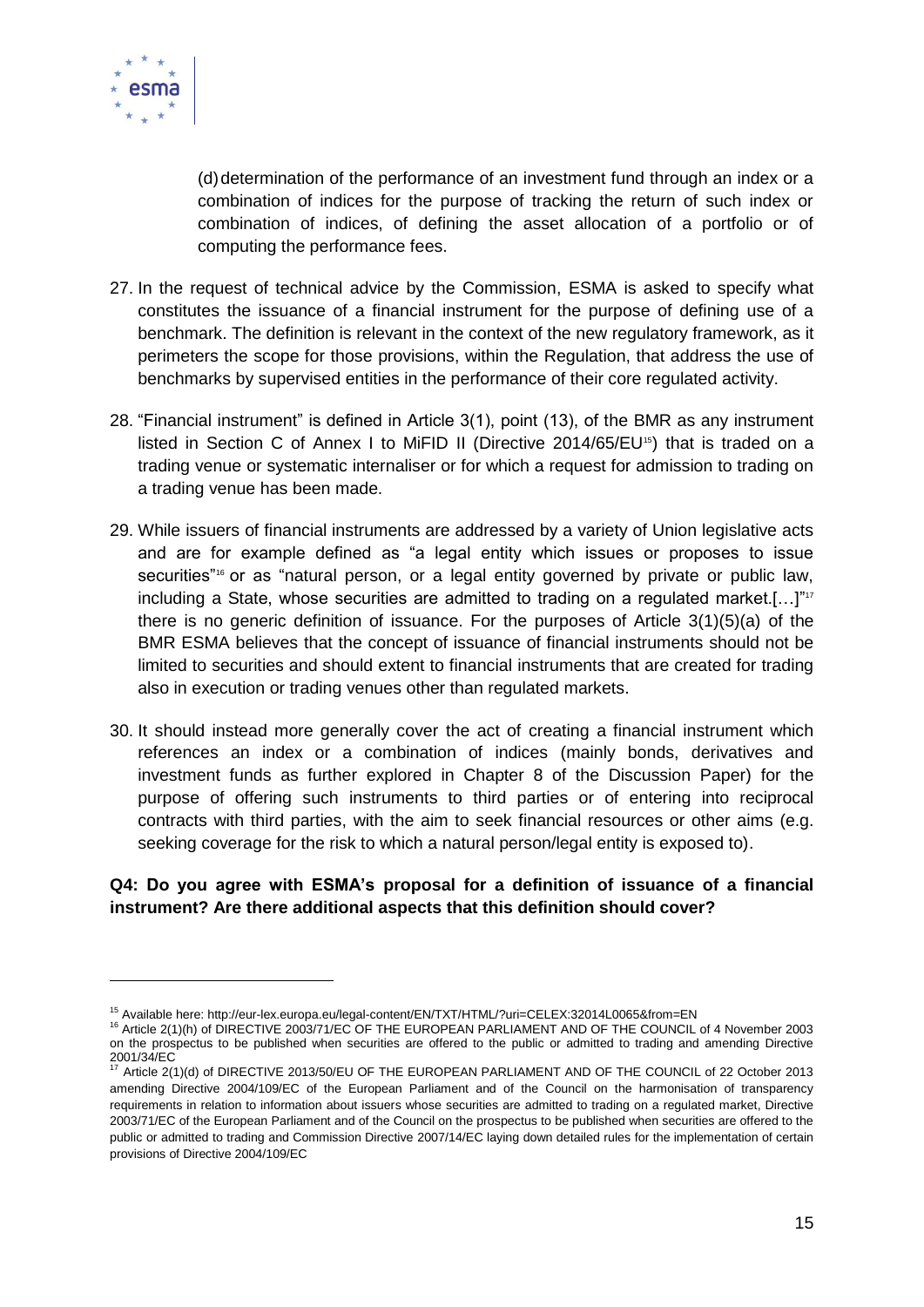(d) determination of the performance of an investment fund through an index or a combination of indices for the purpose of tracking the return of such index or combination of indices, of defining the asset allocation of a portfolio or of computing the performance fees.

27. In the request of technical advice by the Commission, ESMA is asked to specify what constitutes the issuance of a financial instrument for the purpose of defining use of a benchmark. The definition is relevant in the context of the new regulatory framework, as it perimeters the scope for those provisions, within the Regulation, that address the use of benchmarks by supervised entities in the performance of their core regulated activity.

28. "Financial instrument" is defined in Article 3(1), point (13), of the BMR as any instrument listed in Section C of Annex I to MiFID II (Directive 2014/65/EU[15]) that is traded on a trading venue or systematic internaliser or for which a request for admission to trading on a trading venue has been made.

29. While issuers of financial instruments are addressed by a variety of Union legislative acts and are for example defined as "a legal entity which issues or proposes to issue securities"[16] or as "natural person, or a legal entity governed by private or public law, including a State, whose securities are admitted to trading on a regulated market.[…]"[17] there is no generic definition of issuance. For the purposes of Article 3(1)(5)(a) of the BMR ESMA believes that the concept of issuance of financial instruments should not be limited to securities and should extent to financial instruments that are created for trading also in execution or trading venues other than regulated markets.

30. It should instead more generally cover the act of creating a financial instrument which references an index or a combination of indices (mainly bonds, derivatives and investment funds as further explored in Chapter 8 of the Discussion Paper) for the purpose of offering such instruments to third parties or of entering into reciprocal contracts with third parties, with the aim to seek financial resources or other aims (e.g. seeking coverage for the risk to which a natural person/legal entity is exposed to).

**Q4: Do you agree with ESMA's proposal for a definition of issuance of a financial instrument? Are there additional aspects that this definition should cover?**

---

[15] Available here: http://eur-lex.europa.eu/legal-content/EN/TXT/HTML/?uri=CELEX:32014L0065&from=EN

[16] Article 2(1)(h) of DIRECTIVE 2003/71/EC OF THE EUROPEAN PARLIAMENT AND OF THE COUNCIL of 4 November 2003 on the prospectus to be published when securities are offered to the public or admitted to trading and amending Directive 2001/34/EC

[17] Article 2(1)(d) of DIRECTIVE 2013/50/EU OF THE EUROPEAN PARLIAMENT AND OF THE COUNCIL of 22 October 2013 amending Directive 2004/109/EC of the European Parliament and of the Council on the harmonisation of transparency requirements in relation to information about issuers whose securities are admitted to trading on a regulated market, Directive 2003/71/EC of the European Parliament and of the Council on the prospectus to be published when securities are offered to the public or admitted to trading and Commission Directive 2007/14/EC laying down detailed rules for the implementation of certain provisions of Directive 2004/109/EC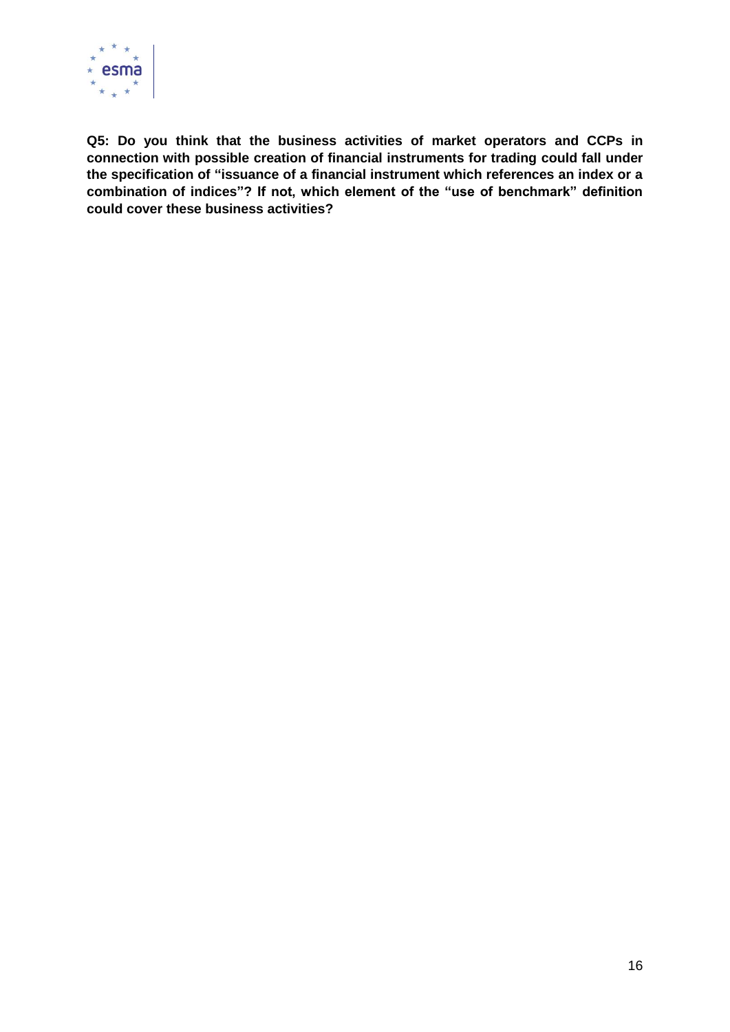**Q5: Do you think that the business activities of market operators and CCPs in connection with possible creation of financial instruments for trading could fall under the specification of "issuance of a financial instrument which references an index or a combination of indices"? If not, which element of the "use of benchmark" definition could cover these business activities?**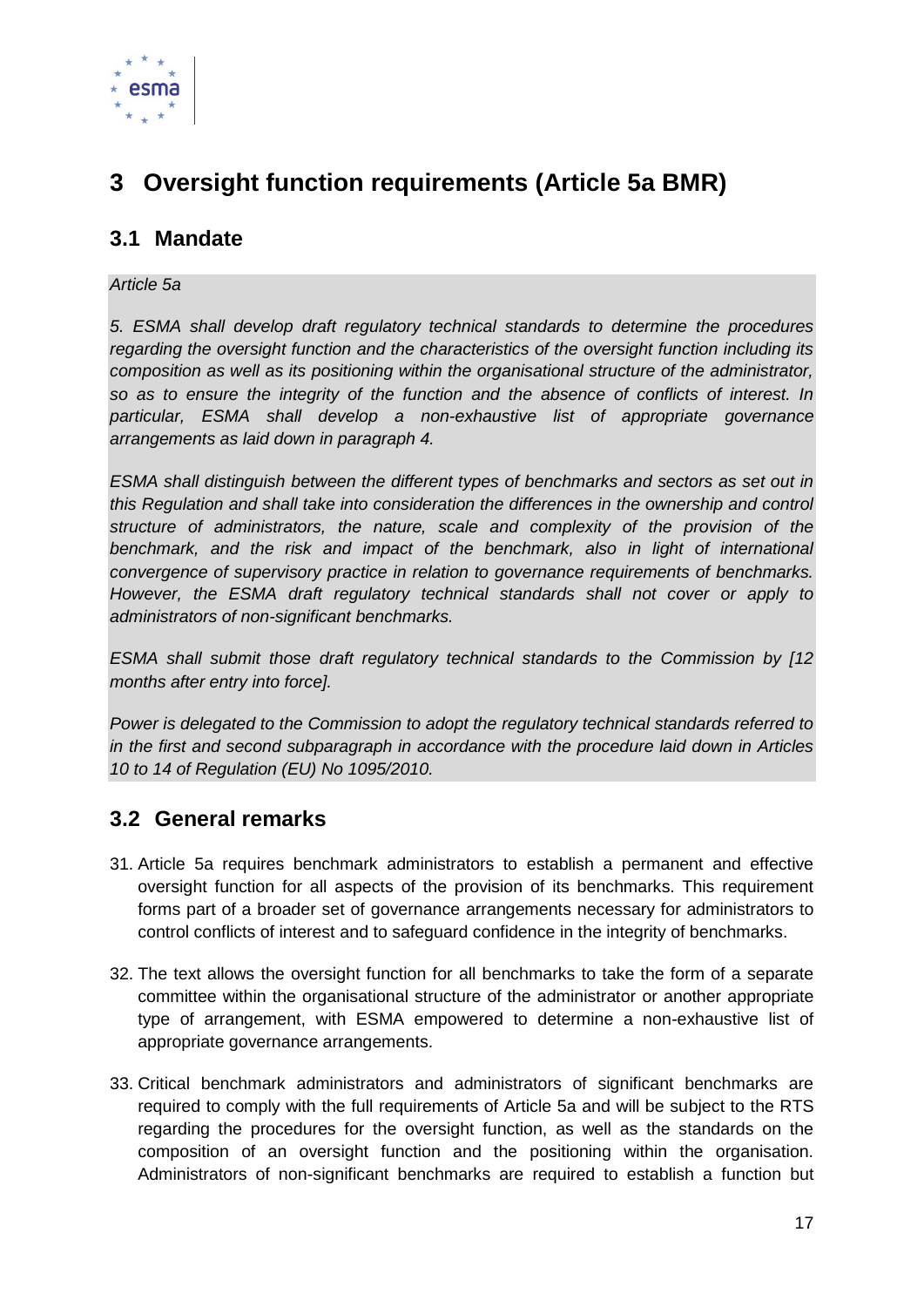# 3 Oversight function requirements (Article 5a BMR)

## 3.1 Mandate

*Article 5a*

*5. ESMA shall develop draft regulatory technical standards to determine the procedures regarding the oversight function and the characteristics of the oversight function including its composition as well as its positioning within the organisational structure of the administrator, so as to ensure the integrity of the function and the absence of conflicts of interest. In particular, ESMA shall develop a non-exhaustive list of appropriate governance arrangements as laid down in paragraph 4.*

*ESMA shall distinguish between the different types of benchmarks and sectors as set out in this Regulation and shall take into consideration the differences in the ownership and control structure of administrators, the nature, scale and complexity of the provision of the benchmark, and the risk and impact of the benchmark, also in light of international convergence of supervisory practice in relation to governance requirements of benchmarks. However, the ESMA draft regulatory technical standards shall not cover or apply to administrators of non-significant benchmarks.*

*ESMA shall submit those draft regulatory technical standards to the Commission by [12 months after entry into force].*

*Power is delegated to the Commission to adopt the regulatory technical standards referred to in the first and second subparagraph in accordance with the procedure laid down in Articles 10 to 14 of Regulation (EU) No 1095/2010.*

## 3.2 General remarks

31. Article 5a requires benchmark administrators to establish a permanent and effective oversight function for all aspects of the provision of its benchmarks. This requirement forms part of a broader set of governance arrangements necessary for administrators to control conflicts of interest and to safeguard confidence in the integrity of benchmarks.

32. The text allows the oversight function for all benchmarks to take the form of a separate committee within the organisational structure of the administrator or another appropriate type of arrangement, with ESMA empowered to determine a non-exhaustive list of appropriate governance arrangements.

33. Critical benchmark administrators and administrators of significant benchmarks are required to comply with the full requirements of Article 5a and will be subject to the RTS regarding the procedures for the oversight function, as well as the standards on the composition of an oversight function and the positioning within the organisation. Administrators of non-significant benchmarks are required to establish a function but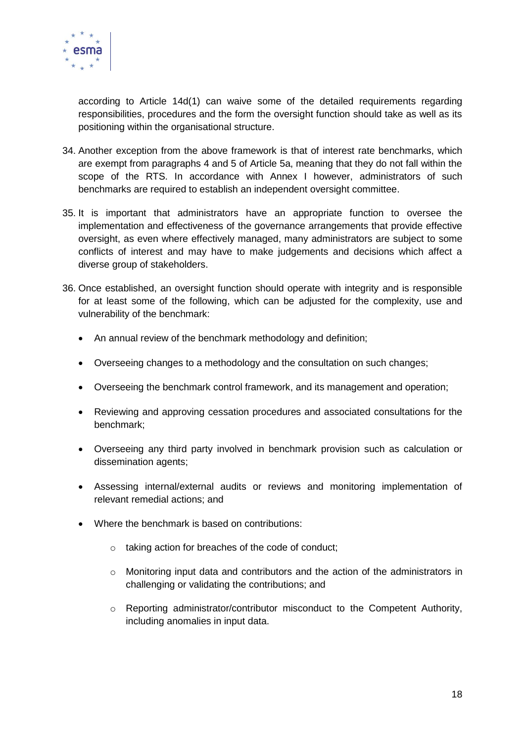according to Article 14d(1) can waive some of the detailed requirements regarding responsibilities, procedures and the form the oversight function should take as well as its positioning within the organisational structure.

34. Another exception from the above framework is that of interest rate benchmarks, which are exempt from paragraphs 4 and 5 of Article 5a, meaning that they do not fall within the scope of the RTS. In accordance with Annex I however, administrators of such benchmarks are required to establish an independent oversight committee.

35. It is important that administrators have an appropriate function to oversee the implementation and effectiveness of the governance arrangements that provide effective oversight, as even where effectively managed, many administrators are subject to some conflicts of interest and may have to make judgements and decisions which affect a diverse group of stakeholders.

36. Once established, an oversight function should operate with integrity and is responsible for at least some of the following, which can be adjusted for the complexity, use and vulnerability of the benchmark:

    - An annual review of the benchmark methodology and definition;
    - Overseeing changes to a methodology and the consultation on such changes;
    - Overseeing the benchmark control framework, and its management and operation;
    - Reviewing and approving cessation procedures and associated consultations for the benchmark;
    - Overseeing any third party involved in benchmark provision such as calculation or dissemination agents;
    - Assessing internal/external audits or reviews and monitoring implementation of relevant remedial actions; and
    - Where the benchmark is based on contributions:
        - taking action for breaches of the code of conduct;
        - Monitoring input data and contributors and the action of the administrators in challenging or validating the contributions; and
        - Reporting administrator/contributor misconduct to the Competent Authority, including anomalies in input data.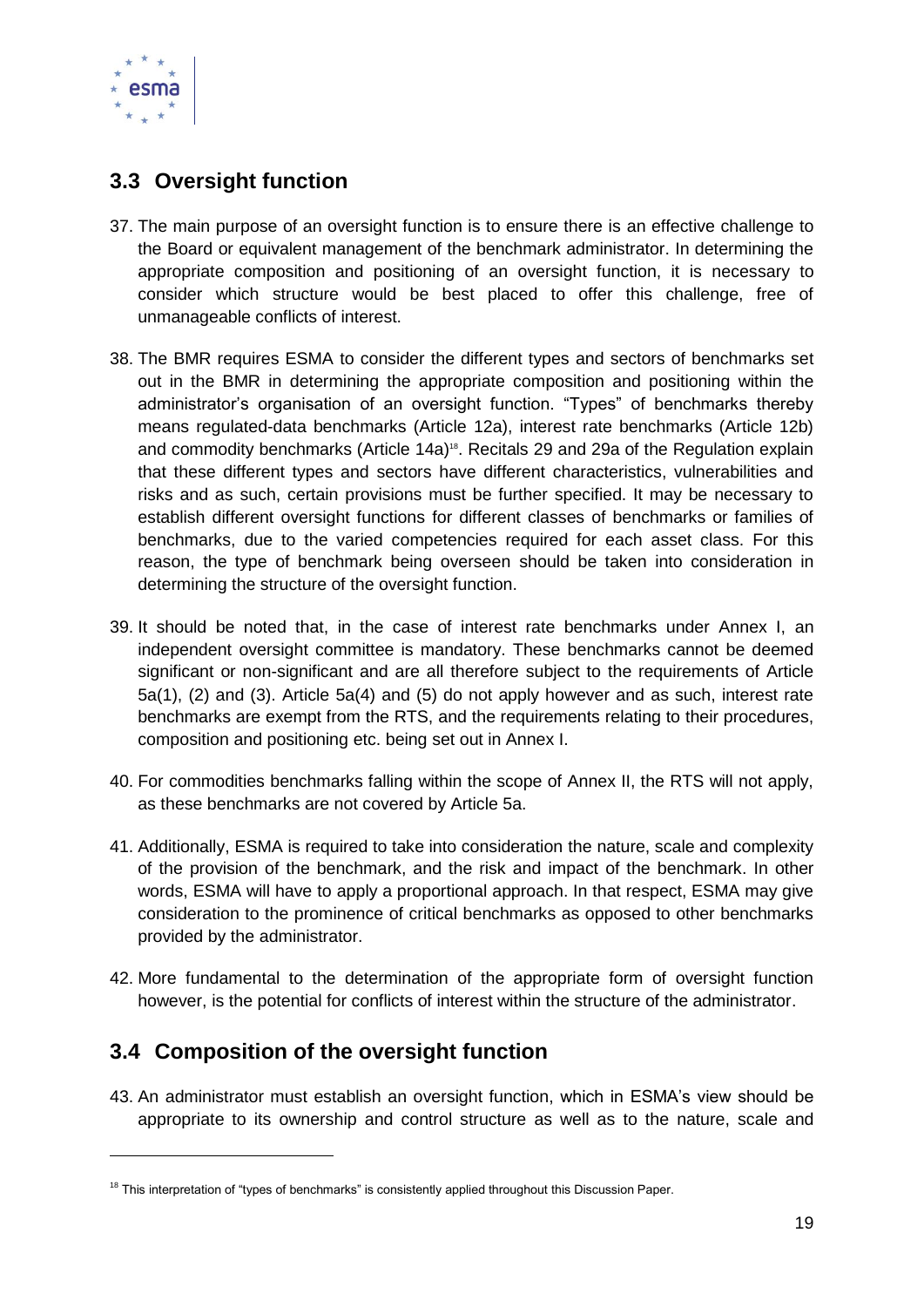## 3.3 Oversight function

37. The main purpose of an oversight function is to ensure there is an effective challenge to the Board or equivalent management of the benchmark administrator. In determining the appropriate composition and positioning of an oversight function, it is necessary to consider which structure would be best placed to offer this challenge, free of unmanageable conflicts of interest.

38. The BMR requires ESMA to consider the different types and sectors of benchmarks set out in the BMR in determining the appropriate composition and positioning within the administrator's organisation of an oversight function. "Types" of benchmarks thereby means regulated-data benchmarks (Article 12a), interest rate benchmarks (Article 12b) and commodity benchmarks (Article 14a)[18]. Recitals 29 and 29a of the Regulation explain that these different types and sectors have different characteristics, vulnerabilities and risks and as such, certain provisions must be further specified. It may be necessary to establish different oversight functions for different classes of benchmarks or families of benchmarks, due to the varied competencies required for each asset class. For this reason, the type of benchmark being overseen should be taken into consideration in determining the structure of the oversight function.

39. It should be noted that, in the case of interest rate benchmarks under Annex I, an independent oversight committee is mandatory. These benchmarks cannot be deemed significant or non-significant and are all therefore subject to the requirements of Article 5a(1), (2) and (3). Article 5a(4) and (5) do not apply however and as such, interest rate benchmarks are exempt from the RTS, and the requirements relating to their procedures, composition and positioning etc. being set out in Annex I.

40. For commodities benchmarks falling within the scope of Annex II, the RTS will not apply, as these benchmarks are not covered by Article 5a.

41. Additionally, ESMA is required to take into consideration the nature, scale and complexity of the provision of the benchmark, and the risk and impact of the benchmark. In other words, ESMA will have to apply a proportional approach. In that respect, ESMA may give consideration to the prominence of critical benchmarks as opposed to other benchmarks provided by the administrator.

42. More fundamental to the determination of the appropriate form of oversight function however, is the potential for conflicts of interest within the structure of the administrator.

## 3.4 Composition of the oversight function

43. An administrator must establish an oversight function, which in ESMA's view should be appropriate to its ownership and control structure as well as to the nature, scale and

---

[18] This interpretation of "types of benchmarks" is consistently applied throughout this Discussion Paper.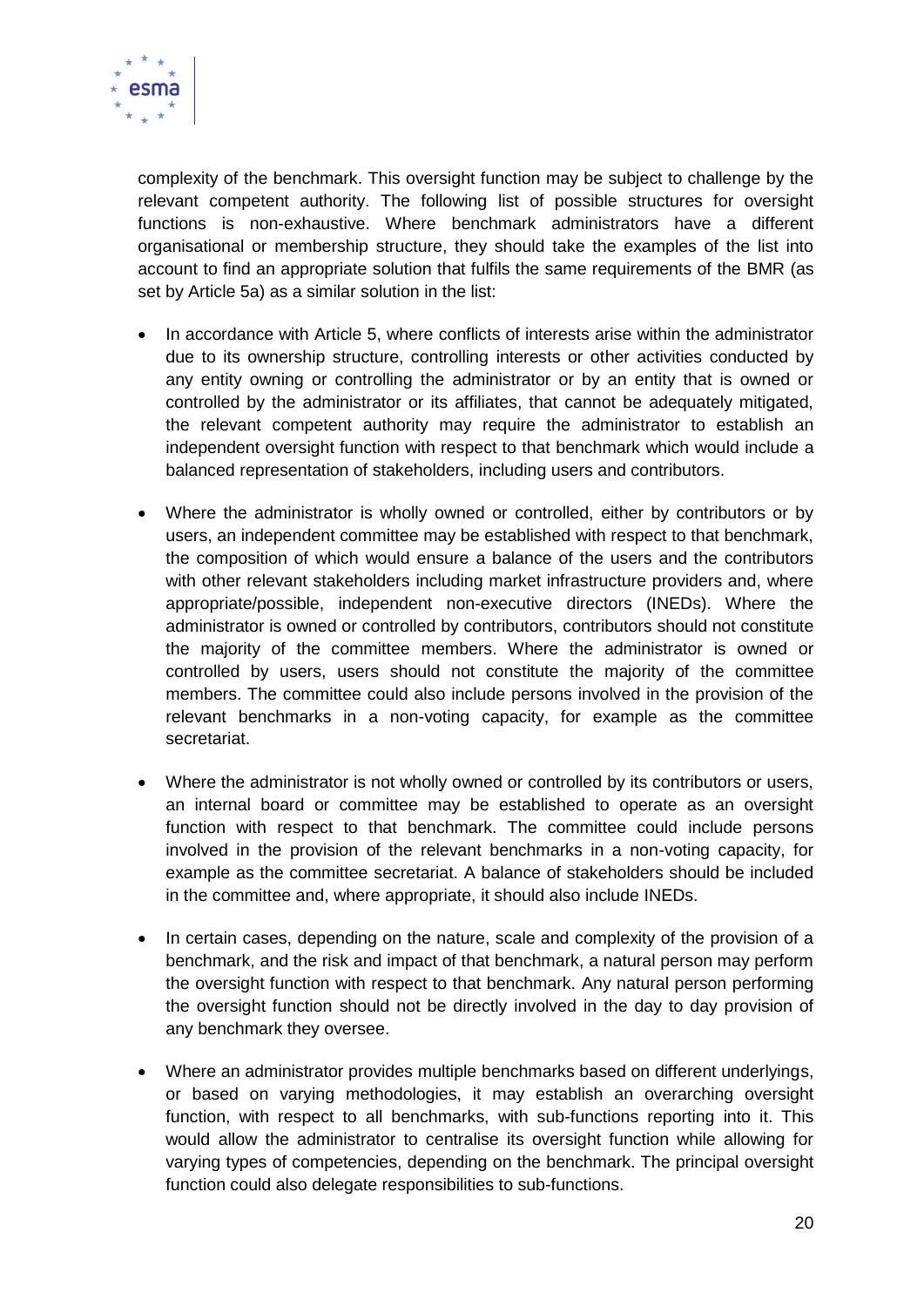complexity of the benchmark. This oversight function may be subject to challenge by the relevant competent authority. The following list of possible structures for oversight functions is non-exhaustive. Where benchmark administrators have a different organisational or membership structure, they should take the examples of the list into account to find an appropriate solution that fulfils the same requirements of the BMR (as set by Article 5a) as a similar solution in the list:

- In accordance with Article 5, where conflicts of interests arise within the administrator due to its ownership structure, controlling interests or other activities conducted by any entity owning or controlling the administrator or by an entity that is owned or controlled by the administrator or its affiliates, that cannot be adequately mitigated, the relevant competent authority may require the administrator to establish an independent oversight function with respect to that benchmark which would include a balanced representation of stakeholders, including users and contributors.

- Where the administrator is wholly owned or controlled, either by contributors or by users, an independent committee may be established with respect to that benchmark, the composition of which would ensure a balance of the users and the contributors with other relevant stakeholders including market infrastructure providers and, where appropriate/possible, independent non-executive directors (INEDs). Where the administrator is owned or controlled by contributors, contributors should not constitute the majority of the committee members. Where the administrator is owned or controlled by users, users should not constitute the majority of the committee members. The committee could also include persons involved in the provision of the relevant benchmarks in a non-voting capacity, for example as the committee secretariat.

- Where the administrator is not wholly owned or controlled by its contributors or users, an internal board or committee may be established to operate as an oversight function with respect to that benchmark. The committee could include persons involved in the provision of the relevant benchmarks in a non-voting capacity, for example as the committee secretariat. A balance of stakeholders should be included in the committee and, where appropriate, it should also include INEDs.

- In certain cases, depending on the nature, scale and complexity of the provision of a benchmark, and the risk and impact of that benchmark, a natural person may perform the oversight function with respect to that benchmark. Any natural person performing the oversight function should not be directly involved in the day to day provision of any benchmark they oversee.

- Where an administrator provides multiple benchmarks based on different underlyings, or based on varying methodologies, it may establish an overarching oversight function, with respect to all benchmarks, with sub-functions reporting into it. This would allow the administrator to centralise its oversight function while allowing for varying types of competencies, depending on the benchmark. The principal oversight function could also delegate responsibilities to sub-functions.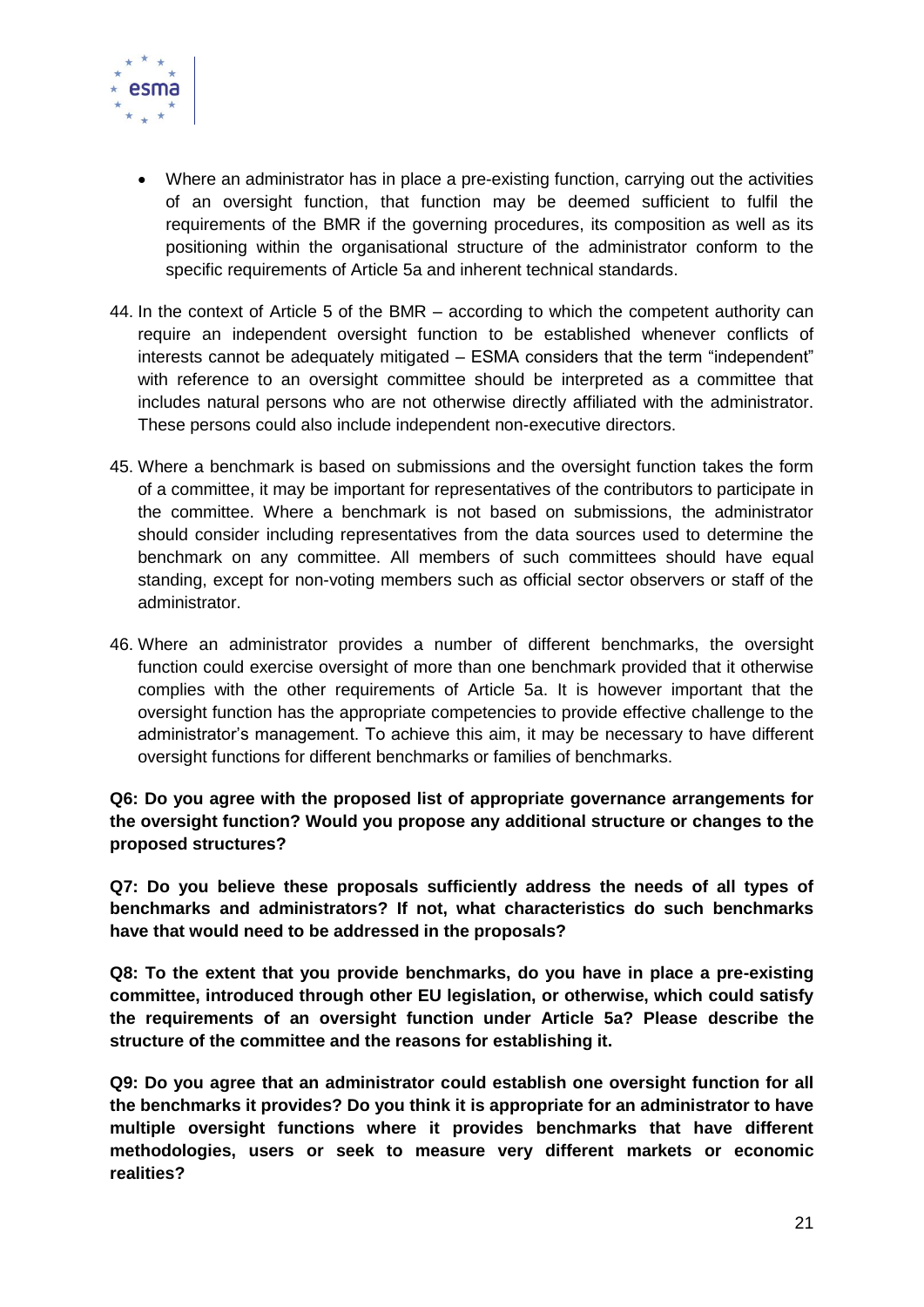- Where an administrator has in place a pre-existing function, carrying out the activities of an oversight function, that function may be deemed sufficient to fulfil the requirements of the BMR if the governing procedures, its composition as well as its positioning within the organisational structure of the administrator conform to the specific requirements of Article 5a and inherent technical standards.

44. In the context of Article 5 of the BMR – according to which the competent authority can require an independent oversight function to be established whenever conflicts of interests cannot be adequately mitigated – ESMA considers that the term "independent" with reference to an oversight committee should be interpreted as a committee that includes natural persons who are not otherwise directly affiliated with the administrator. These persons could also include independent non-executive directors.

45. Where a benchmark is based on submissions and the oversight function takes the form of a committee, it may be important for representatives of the contributors to participate in the committee. Where a benchmark is not based on submissions, the administrator should consider including representatives from the data sources used to determine the benchmark on any committee. All members of such committees should have equal standing, except for non-voting members such as official sector observers or staff of the administrator.

46. Where an administrator provides a number of different benchmarks, the oversight function could exercise oversight of more than one benchmark provided that it otherwise complies with the other requirements of Article 5a. It is however important that the oversight function has the appropriate competencies to provide effective challenge to the administrator's management. To achieve this aim, it may be necessary to have different oversight functions for different benchmarks or families of benchmarks.

**Q6: Do you agree with the proposed list of appropriate governance arrangements for the oversight function? Would you propose any additional structure or changes to the proposed structures?**

**Q7: Do you believe these proposals sufficiently address the needs of all types of benchmarks and administrators? If not, what characteristics do such benchmarks have that would need to be addressed in the proposals?**

**Q8: To the extent that you provide benchmarks, do you have in place a pre-existing committee, introduced through other EU legislation, or otherwise, which could satisfy the requirements of an oversight function under Article 5a? Please describe the structure of the committee and the reasons for establishing it.**

**Q9: Do you agree that an administrator could establish one oversight function for all the benchmarks it provides? Do you think it is appropriate for an administrator to have multiple oversight functions where it provides benchmarks that have different methodologies, users or seek to measure very different markets or economic realities?**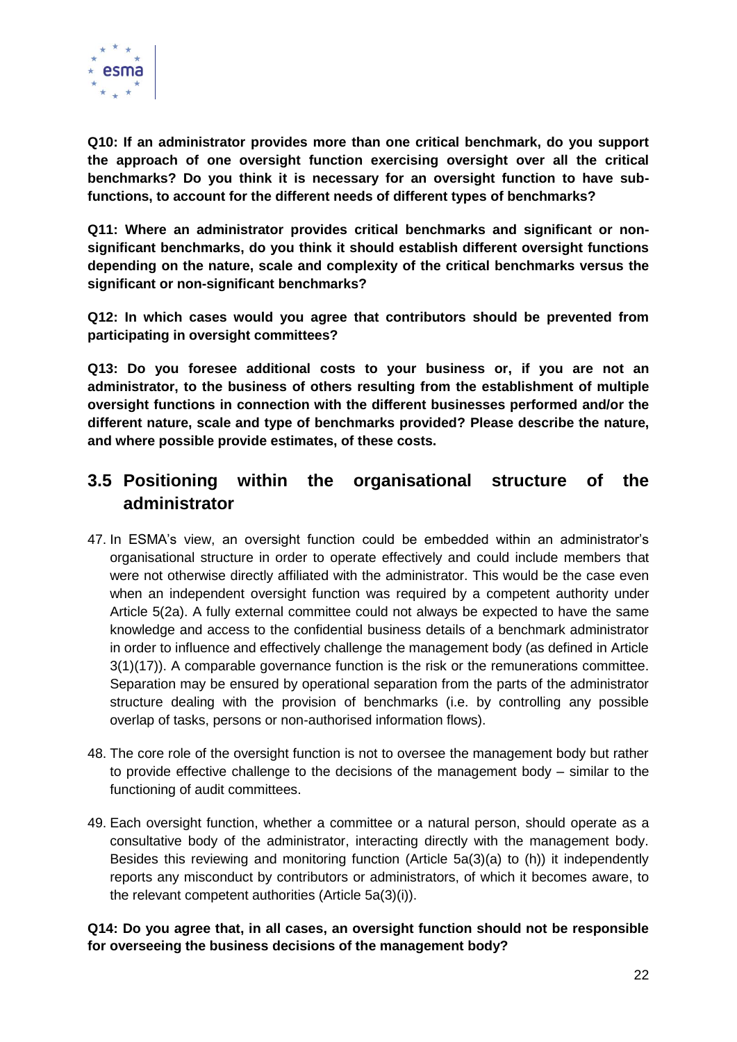**Q10: If an administrator provides more than one critical benchmark, do you support the approach of one oversight function exercising oversight over all the critical benchmarks? Do you think it is necessary for an oversight function to have sub-functions, to account for the different needs of different types of benchmarks?**

**Q11: Where an administrator provides critical benchmarks and significant or non-significant benchmarks, do you think it should establish different oversight functions depending on the nature, scale and complexity of the critical benchmarks versus the significant or non-significant benchmarks?**

**Q12: In which cases would you agree that contributors should be prevented from participating in oversight committees?**

**Q13: Do you foresee additional costs to your business or, if you are not an administrator, to the business of others resulting from the establishment of multiple oversight functions in connection with the different businesses performed and/or the different nature, scale and type of benchmarks provided? Please describe the nature, and where possible provide estimates, of these costs.**

## 3.5 Positioning within the organisational structure of the administrator

47. In ESMA's view, an oversight function could be embedded within an administrator's organisational structure in order to operate effectively and could include members that were not otherwise directly affiliated with the administrator. This would be the case even when an independent oversight function was required by a competent authority under Article 5(2a). A fully external committee could not always be expected to have the same knowledge and access to the confidential business details of a benchmark administrator in order to influence and effectively challenge the management body (as defined in Article 3(1)(17)). A comparable governance function is the risk or the remunerations committee. Separation may be ensured by operational separation from the parts of the administrator structure dealing with the provision of benchmarks (i.e. by controlling any possible overlap of tasks, persons or non-authorised information flows).

48. The core role of the oversight function is not to oversee the management body but rather to provide effective challenge to the decisions of the management body – similar to the functioning of audit committees.

49. Each oversight function, whether a committee or a natural person, should operate as a consultative body of the administrator, interacting directly with the management body. Besides this reviewing and monitoring function (Article 5a(3)(a) to (h)) it independently reports any misconduct by contributors or administrators, of which it becomes aware, to the relevant competent authorities (Article 5a(3)(i)).

**Q14: Do you agree that, in all cases, an oversight function should not be responsible for overseeing the business decisions of the management body?**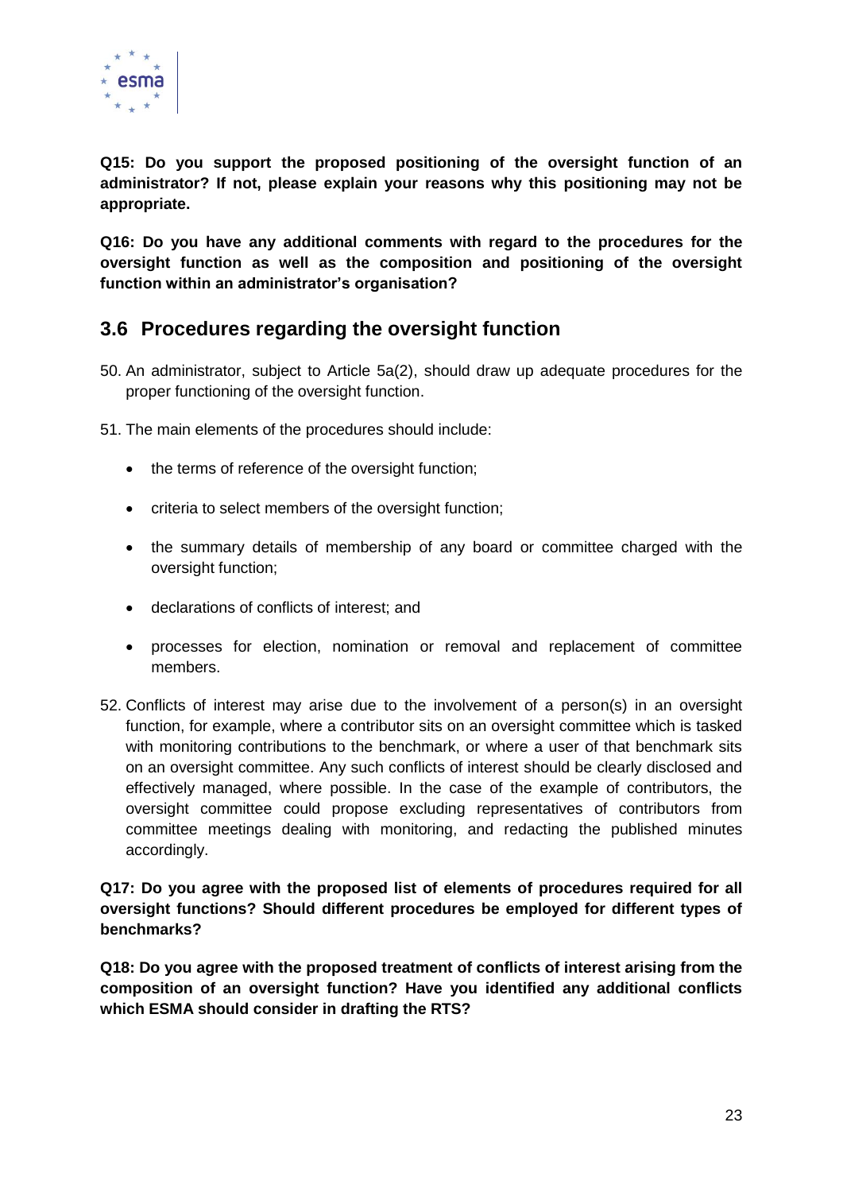**Q15: Do you support the proposed positioning of the oversight function of an administrator? If not, please explain your reasons why this positioning may not be appropriate.**

**Q16: Do you have any additional comments with regard to the procedures for the oversight function as well as the composition and positioning of the oversight function within an administrator's organisation?**

## 3.6 Procedures regarding the oversight function

50. An administrator, subject to Article 5a(2), should draw up adequate procedures for the proper functioning of the oversight function.

51. The main elements of the procedures should include:

    - the terms of reference of the oversight function;
    - criteria to select members of the oversight function;
    - the summary details of membership of any board or committee charged with the oversight function;
    - declarations of conflicts of interest; and
    - processes for election, nomination or removal and replacement of committee members.

52. Conflicts of interest may arise due to the involvement of a person(s) in an oversight function, for example, where a contributor sits on an oversight committee which is tasked with monitoring contributions to the benchmark, or where a user of that benchmark sits on an oversight committee. Any such conflicts of interest should be clearly disclosed and effectively managed, where possible. In the case of the example of contributors, the oversight committee could propose excluding representatives of contributors from committee meetings dealing with monitoring, and redacting the published minutes accordingly.

**Q17: Do you agree with the proposed list of elements of procedures required for all oversight functions? Should different procedures be employed for different types of benchmarks?**

**Q18: Do you agree with the proposed treatment of conflicts of interest arising from the composition of an oversight function? Have you identified any additional conflicts which ESMA should consider in drafting the RTS?**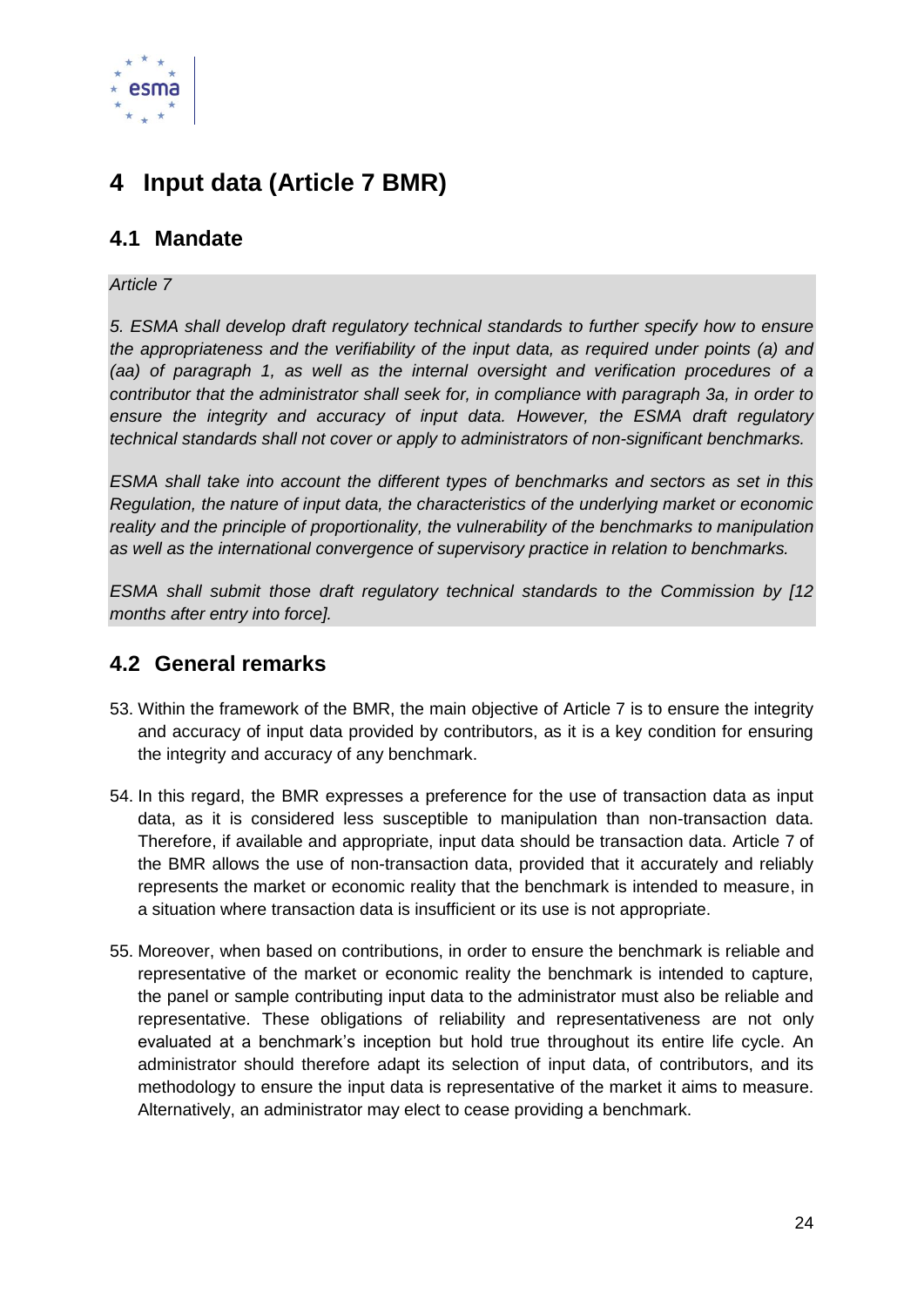# 4 Input data (Article 7 BMR)

## 4.1 Mandate

*Article 7*

*5. ESMA shall develop draft regulatory technical standards to further specify how to ensure the appropriateness and the verifiability of the input data, as required under points (a) and (aa) of paragraph 1, as well as the internal oversight and verification procedures of a contributor that the administrator shall seek for, in compliance with paragraph 3a, in order to ensure the integrity and accuracy of input data. However, the ESMA draft regulatory technical standards shall not cover or apply to administrators of non-significant benchmarks.*

*ESMA shall take into account the different types of benchmarks and sectors as set in this Regulation, the nature of input data, the characteristics of the underlying market or economic reality and the principle of proportionality, the vulnerability of the benchmarks to manipulation as well as the international convergence of supervisory practice in relation to benchmarks.*

*ESMA shall submit those draft regulatory technical standards to the Commission by [12 months after entry into force].*

## 4.2 General remarks

53. Within the framework of the BMR, the main objective of Article 7 is to ensure the integrity and accuracy of input data provided by contributors, as it is a key condition for ensuring the integrity and accuracy of any benchmark.

54. In this regard, the BMR expresses a preference for the use of transaction data as input data, as it is considered less susceptible to manipulation than non-transaction data. Therefore, if available and appropriate, input data should be transaction data. Article 7 of the BMR allows the use of non-transaction data, provided that it accurately and reliably represents the market or economic reality that the benchmark is intended to measure, in a situation where transaction data is insufficient or its use is not appropriate.

55. Moreover, when based on contributions, in order to ensure the benchmark is reliable and representative of the market or economic reality the benchmark is intended to capture, the panel or sample contributing input data to the administrator must also be reliable and representative. These obligations of reliability and representativeness are not only evaluated at a benchmark's inception but hold true throughout its entire life cycle. An administrator should therefore adapt its selection of input data, of contributors, and its methodology to ensure the input data is representative of the market it aims to measure. Alternatively, an administrator may elect to cease providing a benchmark.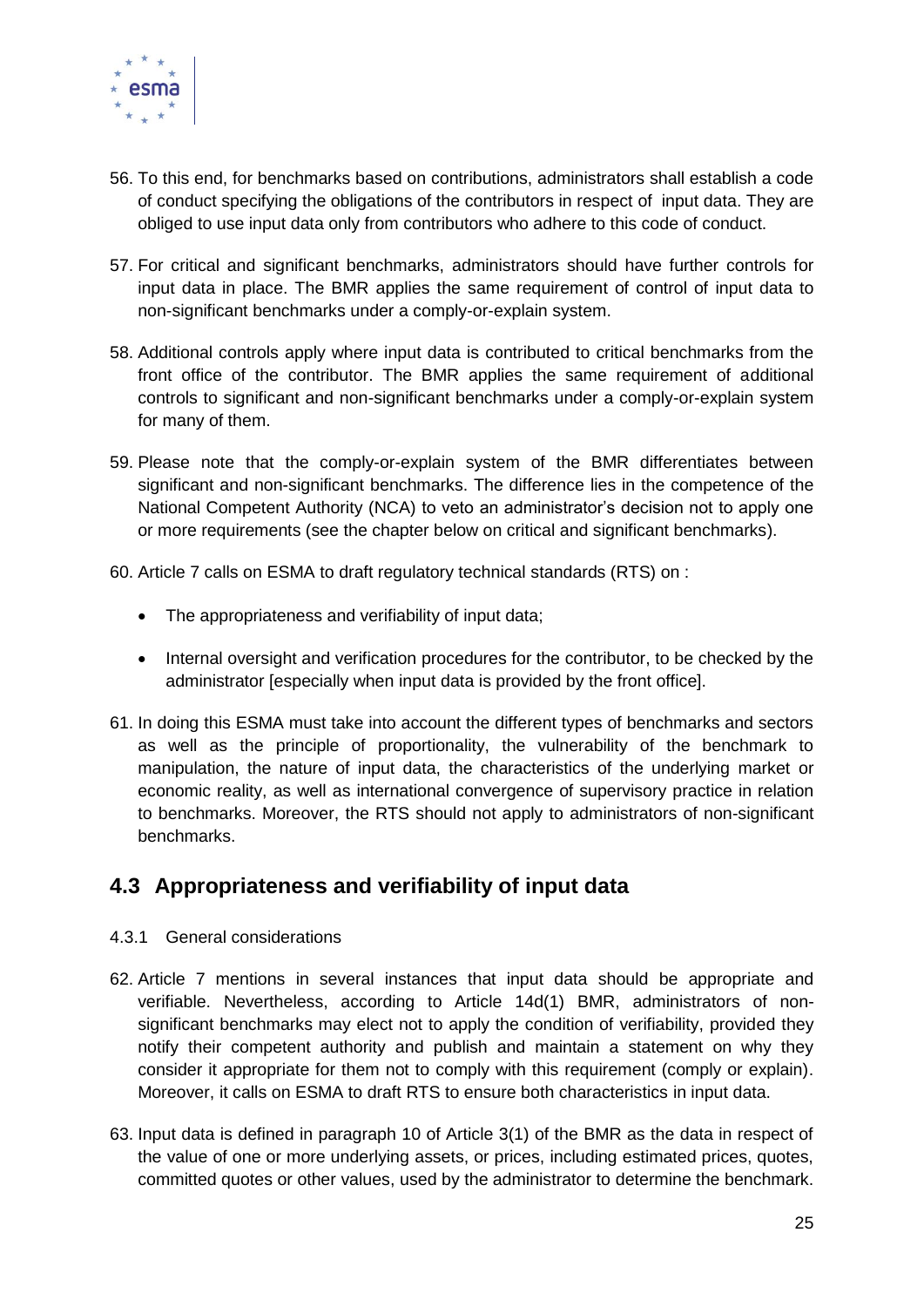56. To this end, for benchmarks based on contributions, administrators shall establish a code of conduct specifying the obligations of the contributors in respect of input data. They are obliged to use input data only from contributors who adhere to this code of conduct.

57. For critical and significant benchmarks, administrators should have further controls for input data in place. The BMR applies the same requirement of control of input data to non-significant benchmarks under a comply-or-explain system.

58. Additional controls apply where input data is contributed to critical benchmarks from the front office of the contributor. The BMR applies the same requirement of additional controls to significant and non-significant benchmarks under a comply-or-explain system for many of them.

59. Please note that the comply-or-explain system of the BMR differentiates between significant and non-significant benchmarks. The difference lies in the competence of the National Competent Authority (NCA) to veto an administrator's decision not to apply one or more requirements (see the chapter below on critical and significant benchmarks).

60. Article 7 calls on ESMA to draft regulatory technical standards (RTS) on :

    - The appropriateness and verifiability of input data;
    - Internal oversight and verification procedures for the contributor, to be checked by the administrator [especially when input data is provided by the front office].

61. In doing this ESMA must take into account the different types of benchmarks and sectors as well as the principle of proportionality, the vulnerability of the benchmark to manipulation, the nature of input data, the characteristics of the underlying market or economic reality, as well as international convergence of supervisory practice in relation to benchmarks. Moreover, the RTS should not apply to administrators of non-significant benchmarks.

## 4.3 Appropriateness and verifiability of input data

### 4.3.1 General considerations

62. Article 7 mentions in several instances that input data should be appropriate and verifiable. Nevertheless, according to Article 14d(1) BMR, administrators of non-significant benchmarks may elect not to apply the condition of verifiability, provided they notify their competent authority and publish and maintain a statement on why they consider it appropriate for them not to comply with this requirement (comply or explain). Moreover, it calls on ESMA to draft RTS to ensure both characteristics in input data.

63. Input data is defined in paragraph 10 of Article 3(1) of the BMR as the data in respect of the value of one or more underlying assets, or prices, including estimated prices, quotes, committed quotes or other values, used by the administrator to determine the benchmark.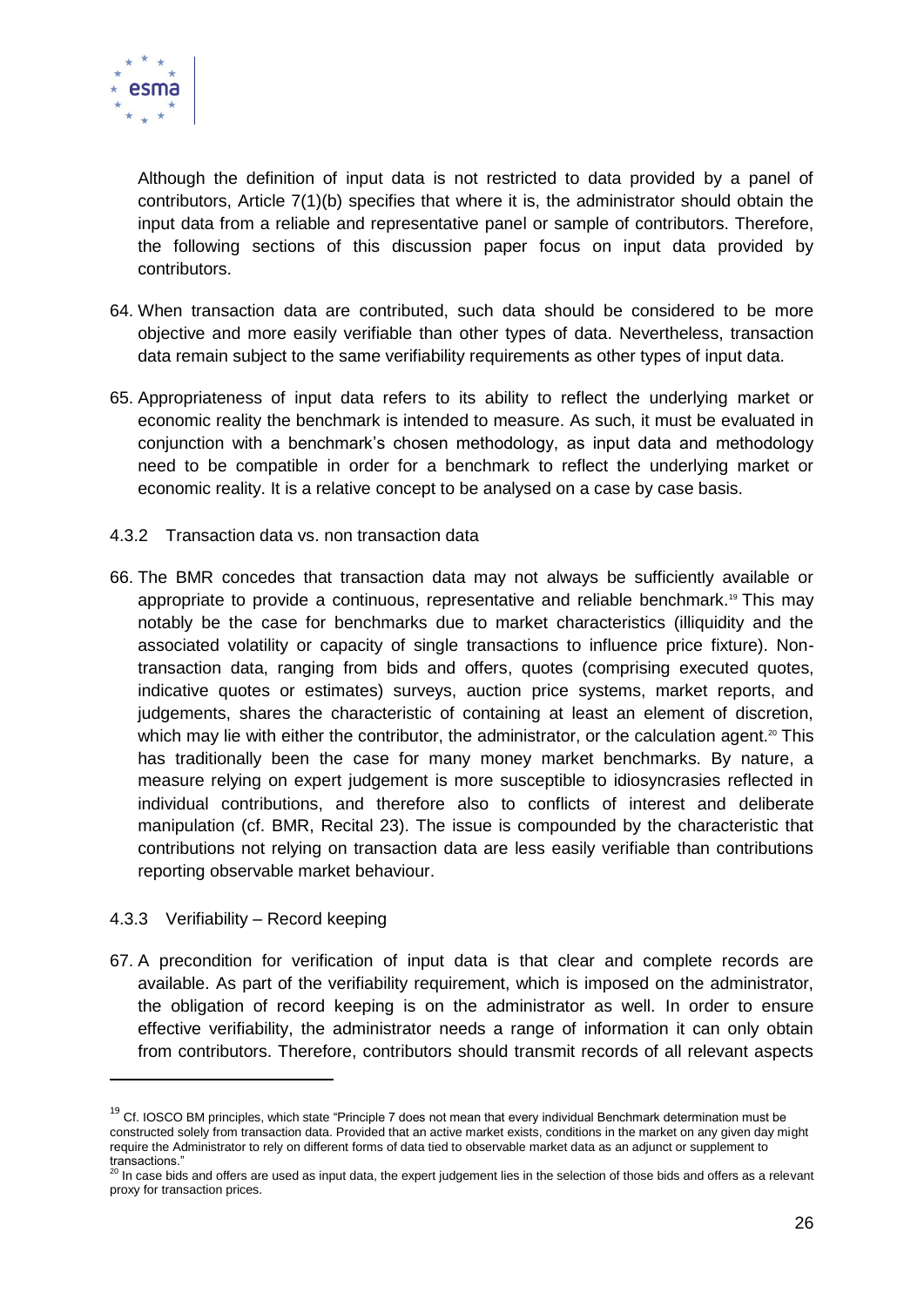Although the definition of input data is not restricted to data provided by a panel of contributors, Article 7(1)(b) specifies that where it is, the administrator should obtain the input data from a reliable and representative panel or sample of contributors. Therefore, the following sections of this discussion paper focus on input data provided by contributors.

64. When transaction data are contributed, such data should be considered to be more objective and more easily verifiable than other types of data. Nevertheless, transaction data remain subject to the same verifiability requirements as other types of input data.

65. Appropriateness of input data refers to its ability to reflect the underlying market or economic reality the benchmark is intended to measure. As such, it must be evaluated in conjunction with a benchmark's chosen methodology, as input data and methodology need to be compatible in order for a benchmark to reflect the underlying market or economic reality. It is a relative concept to be analysed on a case by case basis.

### 4.3.2 Transaction data vs. non transaction data

66. The BMR concedes that transaction data may not always be sufficiently available or appropriate to provide a continuous, representative and reliable benchmark.[19] This may notably be the case for benchmarks due to market characteristics (illiquidity and the associated volatility or capacity of single transactions to influence price fixture). Non-transaction data, ranging from bids and offers, quotes (comprising executed quotes, indicative quotes or estimates) surveys, auction price systems, market reports, and judgements, shares the characteristic of containing at least an element of discretion, which may lie with either the contributor, the administrator, or the calculation agent.[20] This has traditionally been the case for many money market benchmarks. By nature, a measure relying on expert judgement is more susceptible to idiosyncrasies reflected in individual contributions, and therefore also to conflicts of interest and deliberate manipulation (cf. BMR, Recital 23). The issue is compounded by the characteristic that contributions not relying on transaction data are less easily verifiable than contributions reporting observable market behaviour.

### 4.3.3 Verifiability – Record keeping

67. A precondition for verification of input data is that clear and complete records are available. As part of the verifiability requirement, which is imposed on the administrator, the obligation of record keeping is on the administrator as well. In order to ensure effective verifiability, the administrator needs a range of information it can only obtain from contributors. Therefore, contributors should transmit records of all relevant aspects

---

[19] Cf. IOSCO BM principles, which state "Principle 7 does not mean that every individual Benchmark determination must be constructed solely from transaction data. Provided that an active market exists, conditions in the market on any given day might require the Administrator to rely on different forms of data tied to observable market data as an adjunct or supplement to transactions."

[20] In case bids and offers are used as input data, the expert judgement lies in the selection of those bids and offers as a relevant proxy for transaction prices.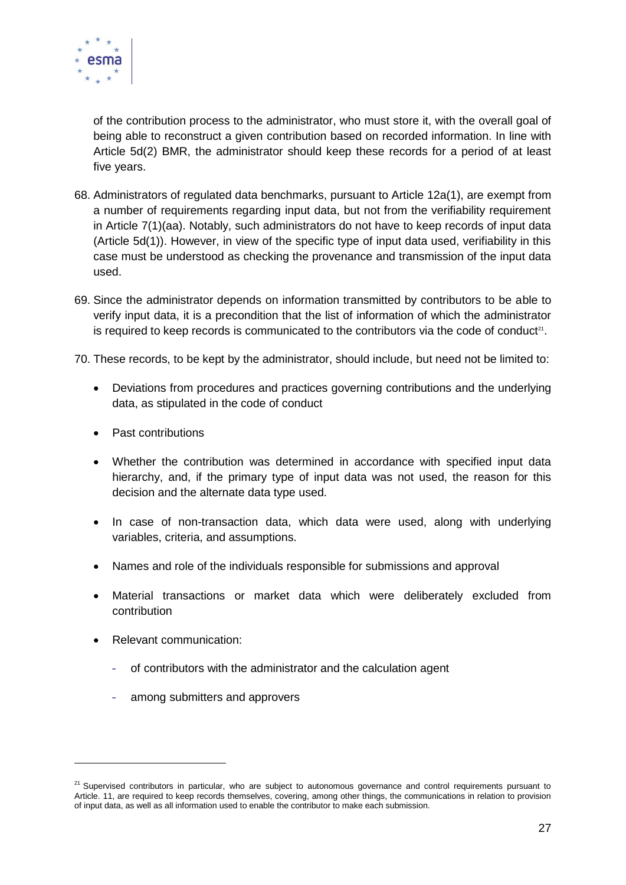of the contribution process to the administrator, who must store it, with the overall goal of being able to reconstruct a given contribution based on recorded information. In line with Article 5d(2) BMR, the administrator should keep these records for a period of at least five years.

68. Administrators of regulated data benchmarks, pursuant to Article 12a(1), are exempt from a number of requirements regarding input data, but not from the verifiability requirement in Article 7(1)(aa). Notably, such administrators do not have to keep records of input data (Article 5d(1)). However, in view of the specific type of input data used, verifiability in this case must be understood as checking the provenance and transmission of the input data used.

69. Since the administrator depends on information transmitted by contributors to be able to verify input data, it is a precondition that the list of information of which the administrator is required to keep records is communicated to the contributors via the code of conduct[21].

70. These records, to be kept by the administrator, should include, but need not be limited to:

- Deviations from procedures and practices governing contributions and the underlying data, as stipulated in the code of conduct
- Past contributions
- Whether the contribution was determined in accordance with specified input data hierarchy, and, if the primary type of input data was not used, the reason for this decision and the alternate data type used.
- In case of non-transaction data, which data were used, along with underlying variables, criteria, and assumptions.
- Names and role of the individuals responsible for submissions and approval
- Material transactions or market data which were deliberately excluded from contribution
- Relevant communication:
  - of contributors with the administrator and the calculation agent
  - among submitters and approvers

[21] Supervised contributors in particular, who are subject to autonomous governance and control requirements pursuant to Article. 11, are required to keep records themselves, covering, among other things, the communications in relation to provision of input data, as well as all information used to enable the contributor to make each submission.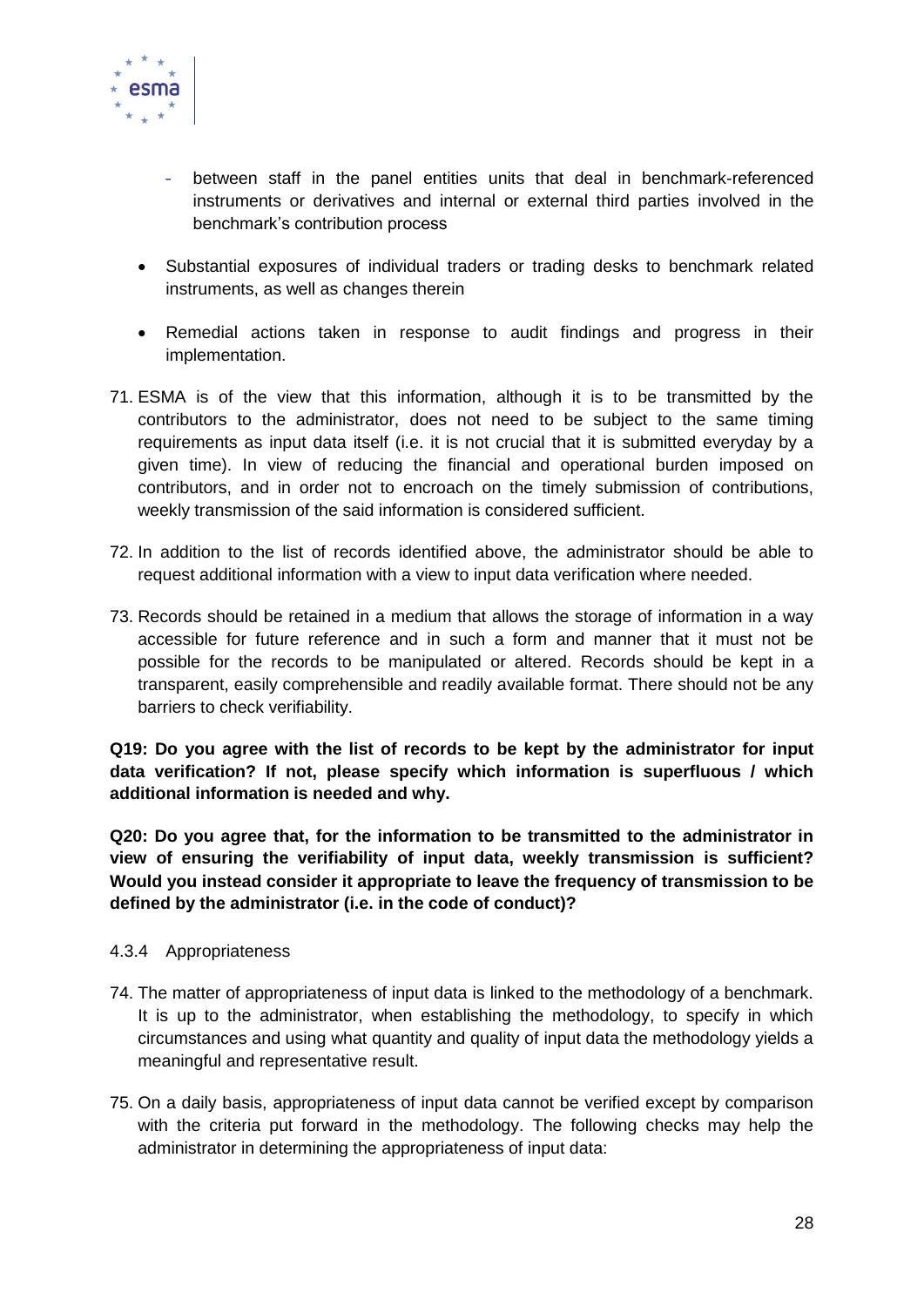- between staff in the panel entities units that deal in benchmark-referenced instruments or derivatives and internal or external third parties involved in the benchmark's contribution process

- Substantial exposures of individual traders or trading desks to benchmark related instruments, as well as changes therein

- Remedial actions taken in response to audit findings and progress in their implementation.

71. ESMA is of the view that this information, although it is to be transmitted by the contributors to the administrator, does not need to be subject to the same timing requirements as input data itself (i.e. it is not crucial that it is submitted everyday by a given time). In view of reducing the financial and operational burden imposed on contributors, and in order not to encroach on the timely submission of contributions, weekly transmission of the said information is considered sufficient.

72. In addition to the list of records identified above, the administrator should be able to request additional information with a view to input data verification where needed.

73. Records should be retained in a medium that allows the storage of information in a way accessible for future reference and in such a form and manner that it must not be possible for the records to be manipulated or altered. Records should be kept in a transparent, easily comprehensible and readily available format. There should not be any barriers to check verifiability.

**Q19: Do you agree with the list of records to be kept by the administrator for input data verification? If not, please specify which information is superfluous / which additional information is needed and why.**

**Q20: Do you agree that, for the information to be transmitted to the administrator in view of ensuring the verifiability of input data, weekly transmission is sufficient? Would you instead consider it appropriate to leave the frequency of transmission to be defined by the administrator (i.e. in the code of conduct)?**

### 4.3.4 Appropriateness

74. The matter of appropriateness of input data is linked to the methodology of a benchmark. It is up to the administrator, when establishing the methodology, to specify in which circumstances and using what quantity and quality of input data the methodology yields a meaningful and representative result.

75. On a daily basis, appropriateness of input data cannot be verified except by comparison with the criteria put forward in the methodology. The following checks may help the administrator in determining the appropriateness of input data: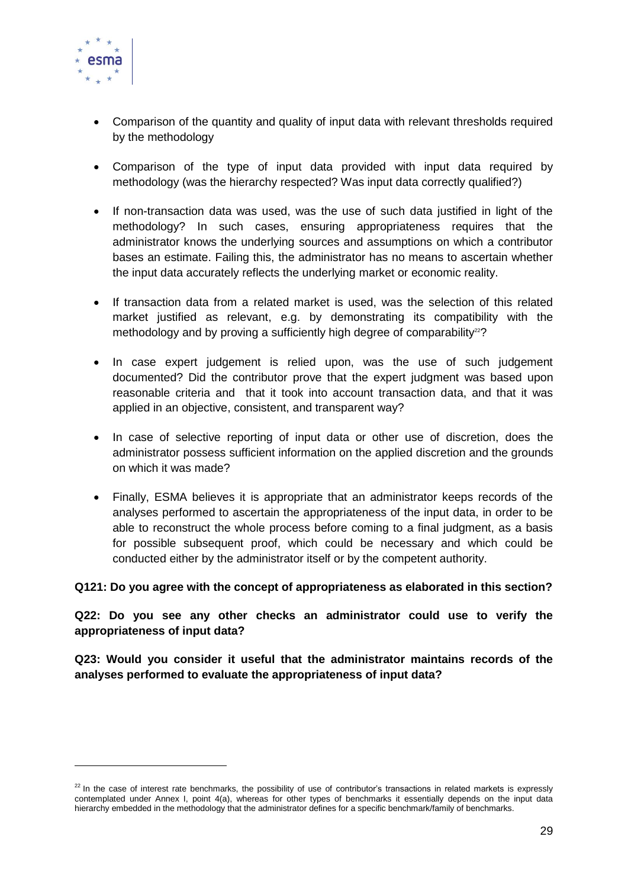- Comparison of the quantity and quality of input data with relevant thresholds required by the methodology

- Comparison of the type of input data provided with input data required by methodology (was the hierarchy respected? Was input data correctly qualified?)

- If non-transaction data was used, was the use of such data justified in light of the methodology? In such cases, ensuring appropriateness requires that the administrator knows the underlying sources and assumptions on which a contributor bases an estimate. Failing this, the administrator has no means to ascertain whether the input data accurately reflects the underlying market or economic reality.

- If transaction data from a related market is used, was the selection of this related market justified as relevant, e.g. by demonstrating its compatibility with the methodology and by proving a sufficiently high degree of comparability[22]?

- In case expert judgement is relied upon, was the use of such judgement documented? Did the contributor prove that the expert judgment was based upon reasonable criteria and that it took into account transaction data, and that it was applied in an objective, consistent, and transparent way?

- In case of selective reporting of input data or other use of discretion, does the administrator possess sufficient information on the applied discretion and the grounds on which it was made?

- Finally, ESMA believes it is appropriate that an administrator keeps records of the analyses performed to ascertain the appropriateness of the input data, in order to be able to reconstruct the whole process before coming to a final judgment, as a basis for possible subsequent proof, which could be necessary and which could be conducted either by the administrator itself or by the competent authority.

**Q121: Do you agree with the concept of appropriateness as elaborated in this section?**

**Q22: Do you see any other checks an administrator could use to verify the appropriateness of input data?**

**Q23: Would you consider it useful that the administrator maintains records of the analyses performed to evaluate the appropriateness of input data?**

---

[22] In the case of interest rate benchmarks, the possibility of use of contributor's transactions in related markets is expressly contemplated under Annex I, point 4(a), whereas for other types of benchmarks it essentially depends on the input data hierarchy embedded in the methodology that the administrator defines for a specific benchmark/family of benchmarks.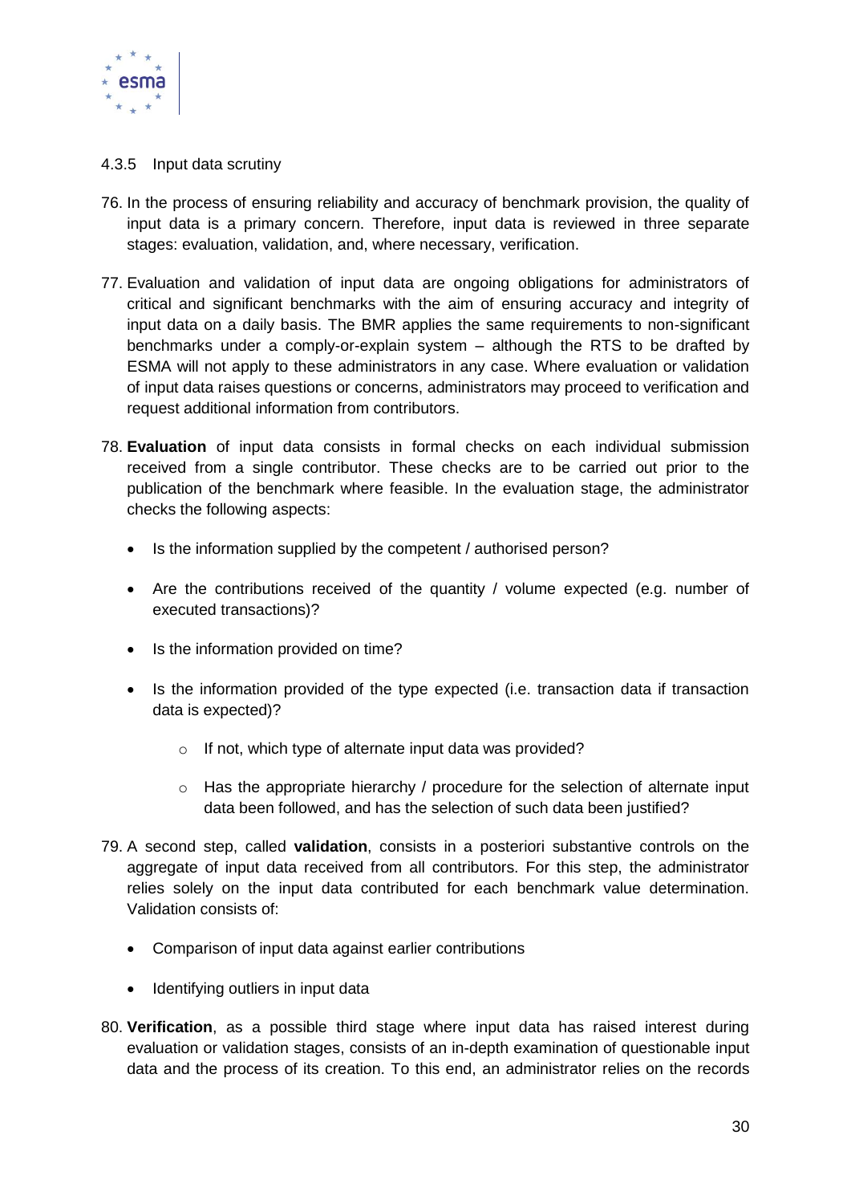#### 4.3.5 Input data scrutiny

76. In the process of ensuring reliability and accuracy of benchmark provision, the quality of input data is a primary concern. Therefore, input data is reviewed in three separate stages: evaluation, validation, and, where necessary, verification.

77. Evaluation and validation of input data are ongoing obligations for administrators of critical and significant benchmarks with the aim of ensuring accuracy and integrity of input data on a daily basis. The BMR applies the same requirements to non-significant benchmarks under a comply-or-explain system – although the RTS to be drafted by ESMA will not apply to these administrators in any case. Where evaluation or validation of input data raises questions or concerns, administrators may proceed to verification and request additional information from contributors.

78. **Evaluation** of input data consists in formal checks on each individual submission received from a single contributor. These checks are to be carried out prior to the publication of the benchmark where feasible. In the evaluation stage, the administrator checks the following aspects:

    - Is the information supplied by the competent / authorised person?
    - Are the contributions received of the quantity / volume expected (e.g. number of executed transactions)?
    - Is the information provided on time?
    - Is the information provided of the type expected (i.e. transaction data if transaction data is expected)?
        - If not, which type of alternate input data was provided?
        - Has the appropriate hierarchy / procedure for the selection of alternate input data been followed, and has the selection of such data been justified?

79. A second step, called **validation**, consists in a posteriori substantive controls on the aggregate of input data received from all contributors. For this step, the administrator relies solely on the input data contributed for each benchmark value determination. Validation consists of:

    - Comparison of input data against earlier contributions
    - Identifying outliers in input data

80. **Verification**, as a possible third stage where input data has raised interest during evaluation or validation stages, consists of an in-depth examination of questionable input data and the process of its creation. To this end, an administrator relies on the records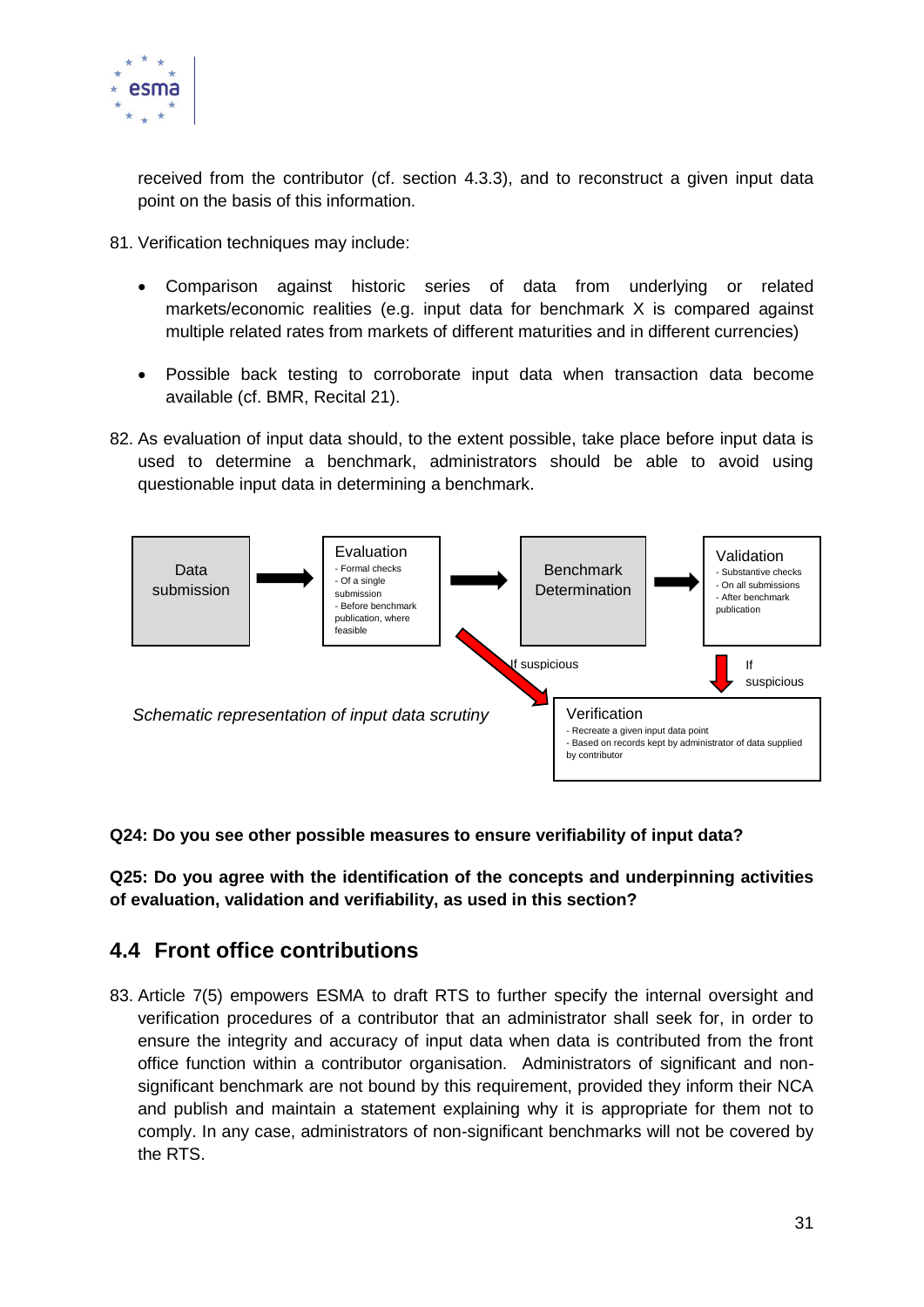received from the contributor (cf. section 4.3.3), and to reconstruct a given input data point on the basis of this information.

81. Verification techniques may include:

   - Comparison against historic series of data from underlying or related markets/economic realities (e.g. input data for benchmark X is compared against multiple related rates from markets of different maturities and in different currencies)

   - Possible back testing to corroborate input data when transaction data become available (cf. BMR, Recital 21).

82. As evaluation of input data should, to the extent possible, take place before input data is used to determine a benchmark, administrators should be able to avoid using questionable input data in determining a benchmark.

Data submission → Evaluation (- Formal checks - Of a single submission - Before benchmark publication, where feasible) → Benchmark Determination → Validation (- Substantive checks - On all submissions - After benchmark publication)

If suspicious → Verification (- Recreate a given input data point - Based on records kept by administrator of data supplied by contributor)

*Schematic representation of input data scrutiny*

**Q24: Do you see other possible measures to ensure verifiability of input data?**

**Q25: Do you agree with the identification of the concepts and underpinning activities of evaluation, validation and verifiability, as used in this section?**

## 4.4 Front office contributions

83. Article 7(5) empowers ESMA to draft RTS to further specify the internal oversight and verification procedures of a contributor that an administrator shall seek for, in order to ensure the integrity and accuracy of input data when data is contributed from the front office function within a contributor organisation. Administrators of significant and non-significant benchmark are not bound by this requirement, provided they inform their NCA and publish and maintain a statement explaining why it is appropriate for them not to comply. In any case, administrators of non-significant benchmarks will not be covered by the RTS.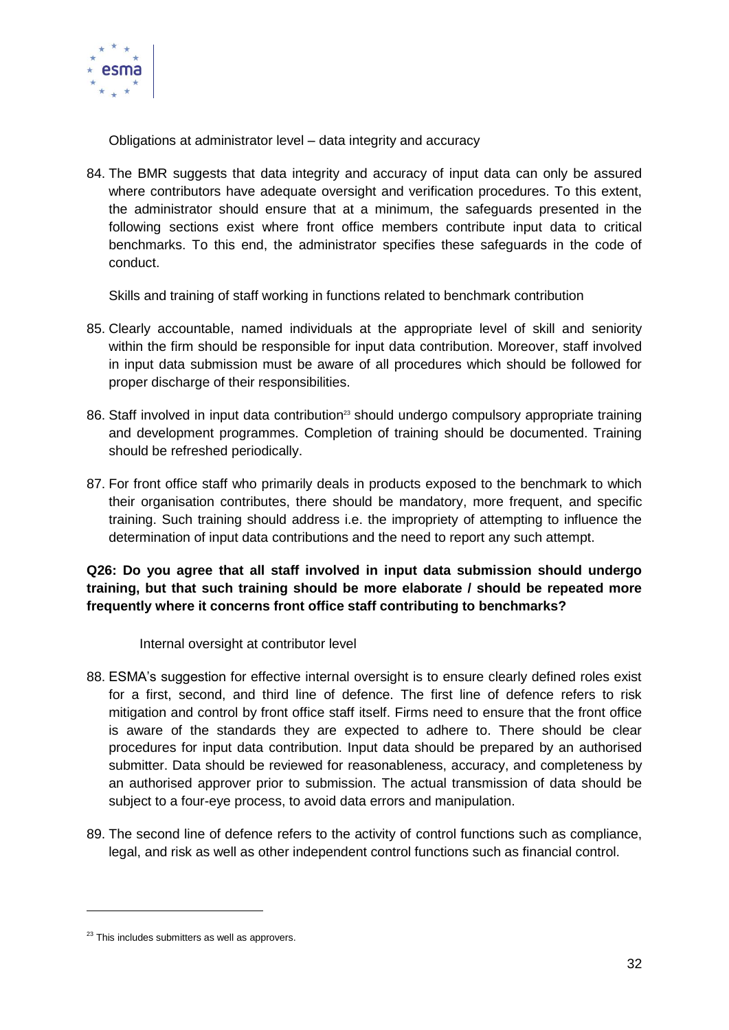Obligations at administrator level – data integrity and accuracy

84. The BMR suggests that data integrity and accuracy of input data can only be assured where contributors have adequate oversight and verification procedures. To this extent, the administrator should ensure that at a minimum, the safeguards presented in the following sections exist where front office members contribute input data to critical benchmarks. To this end, the administrator specifies these safeguards in the code of conduct.

Skills and training of staff working in functions related to benchmark contribution

85. Clearly accountable, named individuals at the appropriate level of skill and seniority within the firm should be responsible for input data contribution. Moreover, staff involved in input data submission must be aware of all procedures which should be followed for proper discharge of their responsibilities.

86. Staff involved in input data contribution[23] should undergo compulsory appropriate training and development programmes. Completion of training should be documented. Training should be refreshed periodically.

87. For front office staff who primarily deals in products exposed to the benchmark to which their organisation contributes, there should be mandatory, more frequent, and specific training. Such training should address i.e. the impropriety of attempting to influence the determination of input data contributions and the need to report any such attempt.

**Q26: Do you agree that all staff involved in input data submission should undergo training, but that such training should be more elaborate / should be repeated more frequently where it concerns front office staff contributing to benchmarks?**

Internal oversight at contributor level

88. ESMA's suggestion for effective internal oversight is to ensure clearly defined roles exist for a first, second, and third line of defence. The first line of defence refers to risk mitigation and control by front office staff itself. Firms need to ensure that the front office is aware of the standards they are expected to adhere to. There should be clear procedures for input data contribution. Input data should be prepared by an authorised submitter. Data should be reviewed for reasonableness, accuracy, and completeness by an authorised approver prior to submission. The actual transmission of data should be subject to a four-eye process, to avoid data errors and manipulation.

89. The second line of defence refers to the activity of control functions such as compliance, legal, and risk as well as other independent control functions such as financial control.

[23] This includes submitters as well as approvers.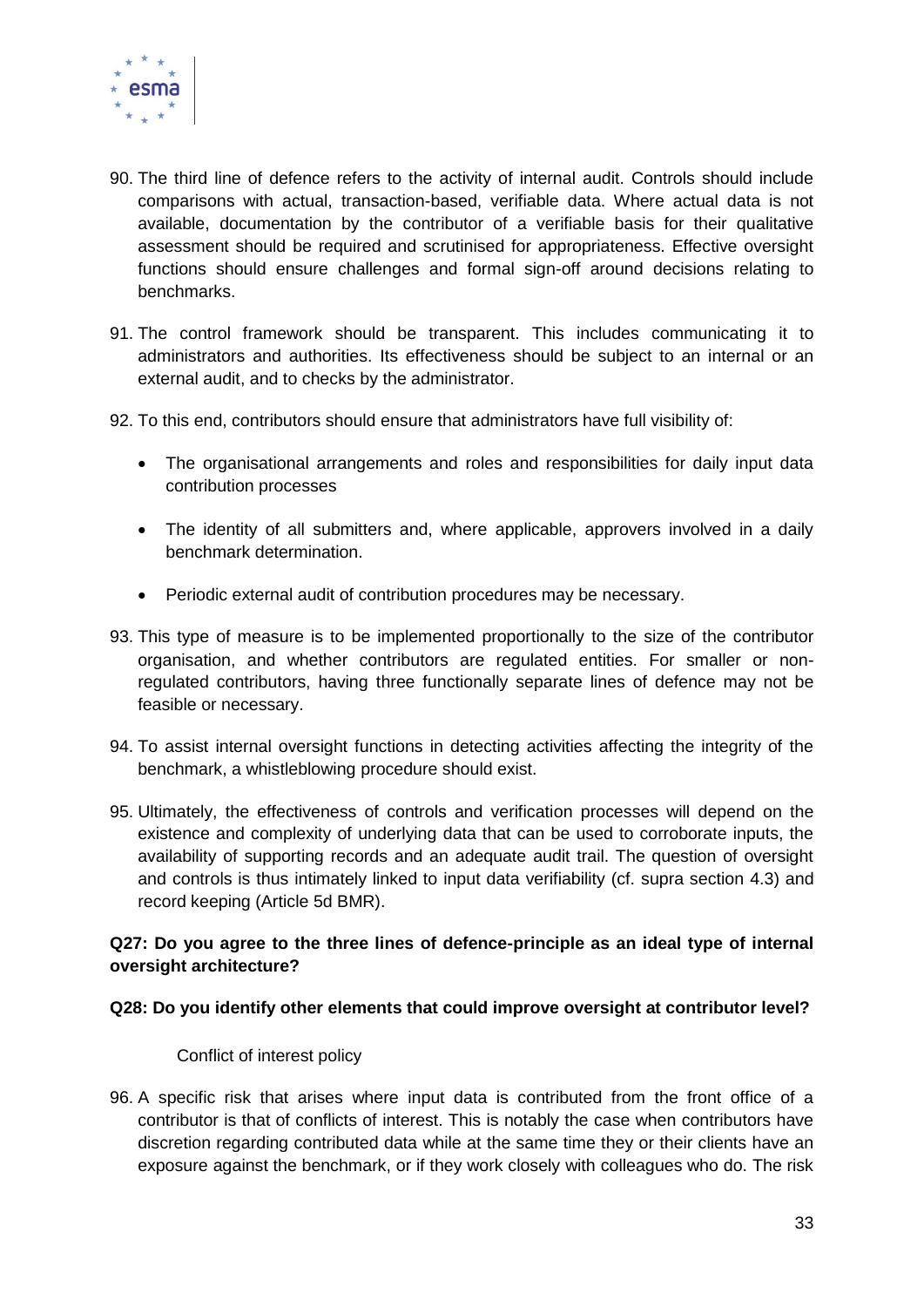90. The third line of defence refers to the activity of internal audit. Controls should include comparisons with actual, transaction-based, verifiable data. Where actual data is not available, documentation by the contributor of a verifiable basis for their qualitative assessment should be required and scrutinised for appropriateness. Effective oversight functions should ensure challenges and formal sign-off around decisions relating to benchmarks.

91. The control framework should be transparent. This includes communicating it to administrators and authorities. Its effectiveness should be subject to an internal or an external audit, and to checks by the administrator.

92. To this end, contributors should ensure that administrators have full visibility of:

    - The organisational arrangements and roles and responsibilities for daily input data contribution processes
    - The identity of all submitters and, where applicable, approvers involved in a daily benchmark determination.
    - Periodic external audit of contribution procedures may be necessary.

93. This type of measure is to be implemented proportionally to the size of the contributor organisation, and whether contributors are regulated entities. For smaller or non-regulated contributors, having three functionally separate lines of defence may not be feasible or necessary.

94. To assist internal oversight functions in detecting activities affecting the integrity of the benchmark, a whistleblowing procedure should exist.

95. Ultimately, the effectiveness of controls and verification processes will depend on the existence and complexity of underlying data that can be used to corroborate inputs, the availability of supporting records and an adequate audit trail. The question of oversight and controls is thus intimately linked to input data verifiability (cf. supra section 4.3) and record keeping (Article 5d BMR).

**Q27: Do you agree to the three lines of defence-principle as an ideal type of internal oversight architecture?**

**Q28: Do you identify other elements that could improve oversight at contributor level?**

Conflict of interest policy

96. A specific risk that arises where input data is contributed from the front office of a contributor is that of conflicts of interest. This is notably the case when contributors have discretion regarding contributed data while at the same time they or their clients have an exposure against the benchmark, or if they work closely with colleagues who do. The risk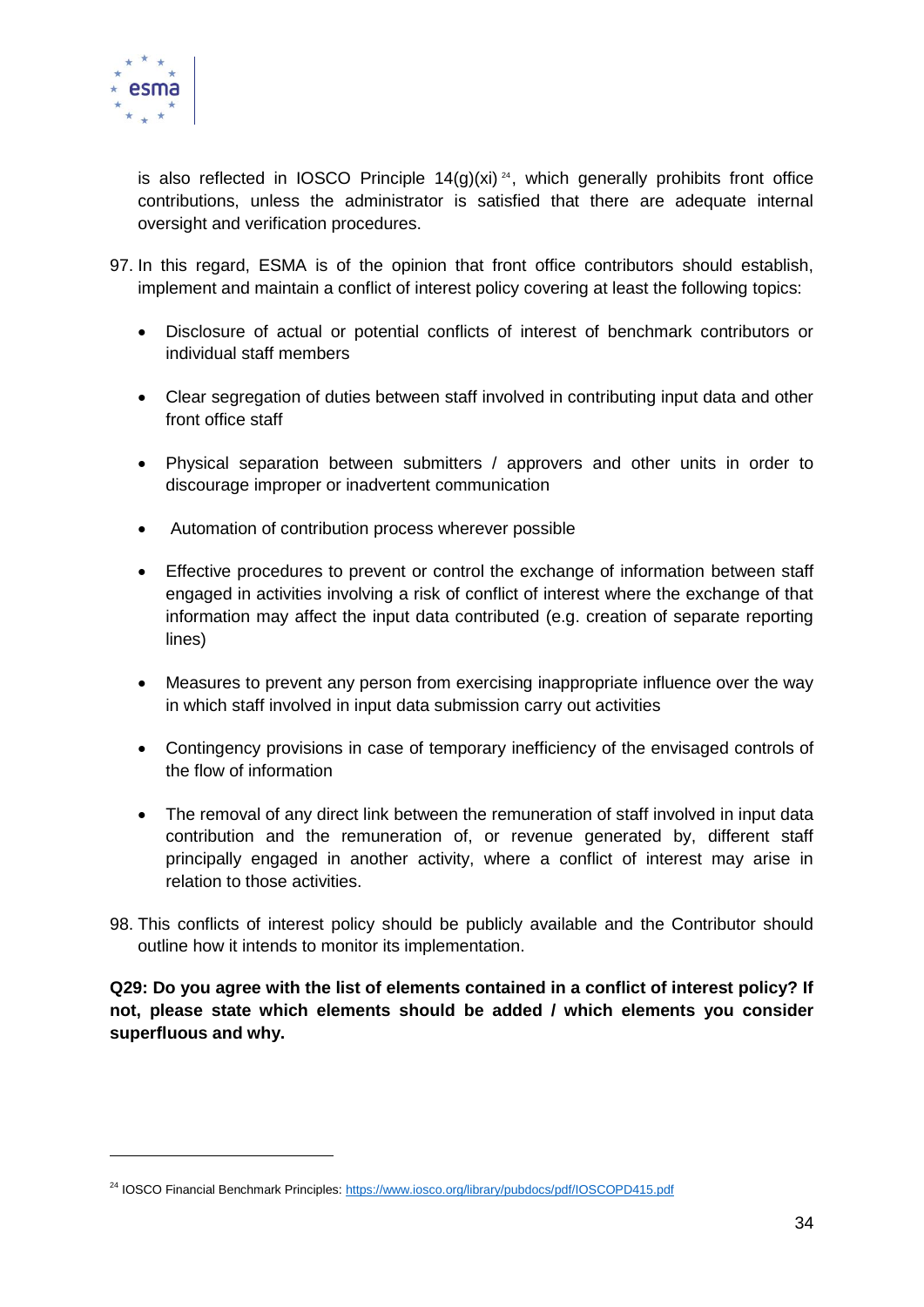is also reflected in IOSCO Principle 14(g)(xi)[24], which generally prohibits front office contributions, unless the administrator is satisfied that there are adequate internal oversight and verification procedures.

97. In this regard, ESMA is of the opinion that front office contributors should establish, implement and maintain a conflict of interest policy covering at least the following topics:

- Disclosure of actual or potential conflicts of interest of benchmark contributors or individual staff members

- Clear segregation of duties between staff involved in contributing input data and other front office staff

- Physical separation between submitters / approvers and other units in order to discourage improper or inadvertent communication

- Automation of contribution process wherever possible

- Effective procedures to prevent or control the exchange of information between staff engaged in activities involving a risk of conflict of interest where the exchange of that information may affect the input data contributed (e.g. creation of separate reporting lines)

- Measures to prevent any person from exercising inappropriate influence over the way in which staff involved in input data submission carry out activities

- Contingency provisions in case of temporary inefficiency of the envisaged controls of the flow of information

- The removal of any direct link between the remuneration of staff involved in input data contribution and the remuneration of, or revenue generated by, different staff principally engaged in another activity, where a conflict of interest may arise in relation to those activities.

98. This conflicts of interest policy should be publicly available and the Contributor should outline how it intends to monitor its implementation.

**Q29: Do you agree with the list of elements contained in a conflict of interest policy? If not, please state which elements should be added / which elements you consider superfluous and why.**

[24] IOSCO Financial Benchmark Principles: https://www.iosco.org/library/pubdocs/pdf/IOSCOPD415.pdf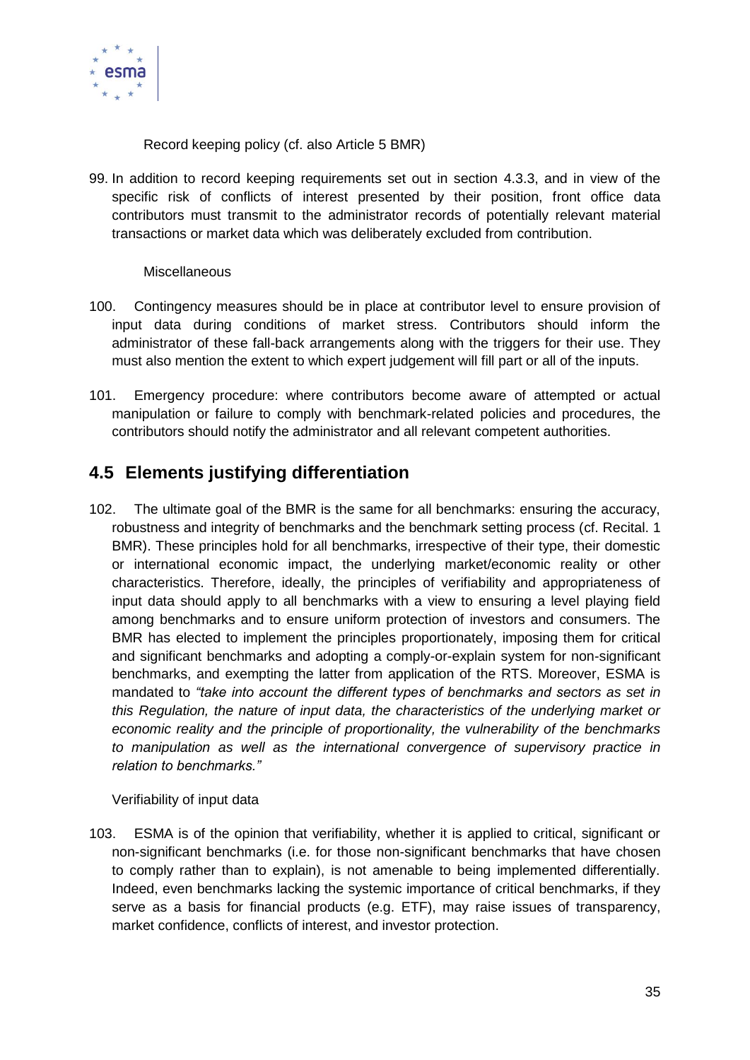Record keeping policy (cf. also Article 5 BMR)

99. In addition to record keeping requirements set out in section 4.3.3, and in view of the specific risk of conflicts of interest presented by their position, front office data contributors must transmit to the administrator records of potentially relevant material transactions or market data which was deliberately excluded from contribution.

Miscellaneous

100. Contingency measures should be in place at contributor level to ensure provision of input data during conditions of market stress. Contributors should inform the administrator of these fall-back arrangements along with the triggers for their use. They must also mention the extent to which expert judgement will fill part or all of the inputs.

101. Emergency procedure: where contributors become aware of attempted or actual manipulation or failure to comply with benchmark-related policies and procedures, the contributors should notify the administrator and all relevant competent authorities.

## 4.5 Elements justifying differentiation

102. The ultimate goal of the BMR is the same for all benchmarks: ensuring the accuracy, robustness and integrity of benchmarks and the benchmark setting process (cf. Recital. 1 BMR). These principles hold for all benchmarks, irrespective of their type, their domestic or international economic impact, the underlying market/economic reality or other characteristics. Therefore, ideally, the principles of verifiability and appropriateness of input data should apply to all benchmarks with a view to ensuring a level playing field among benchmarks and to ensure uniform protection of investors and consumers. The BMR has elected to implement the principles proportionately, imposing them for critical and significant benchmarks and adopting a comply-or-explain system for non-significant benchmarks, and exempting the latter from application of the RTS. Moreover, ESMA is mandated to *"take into account the different types of benchmarks and sectors as set in this Regulation, the nature of input data, the characteristics of the underlying market or economic reality and the principle of proportionality, the vulnerability of the benchmarks to manipulation as well as the international convergence of supervisory practice in relation to benchmarks."*

Verifiability of input data

103. ESMA is of the opinion that verifiability, whether it is applied to critical, significant or non-significant benchmarks (i.e. for those non-significant benchmarks that have chosen to comply rather than to explain), is not amenable to being implemented differentially. Indeed, even benchmarks lacking the systemic importance of critical benchmarks, if they serve as a basis for financial products (e.g. ETF), may raise issues of transparency, market confidence, conflicts of interest, and investor protection.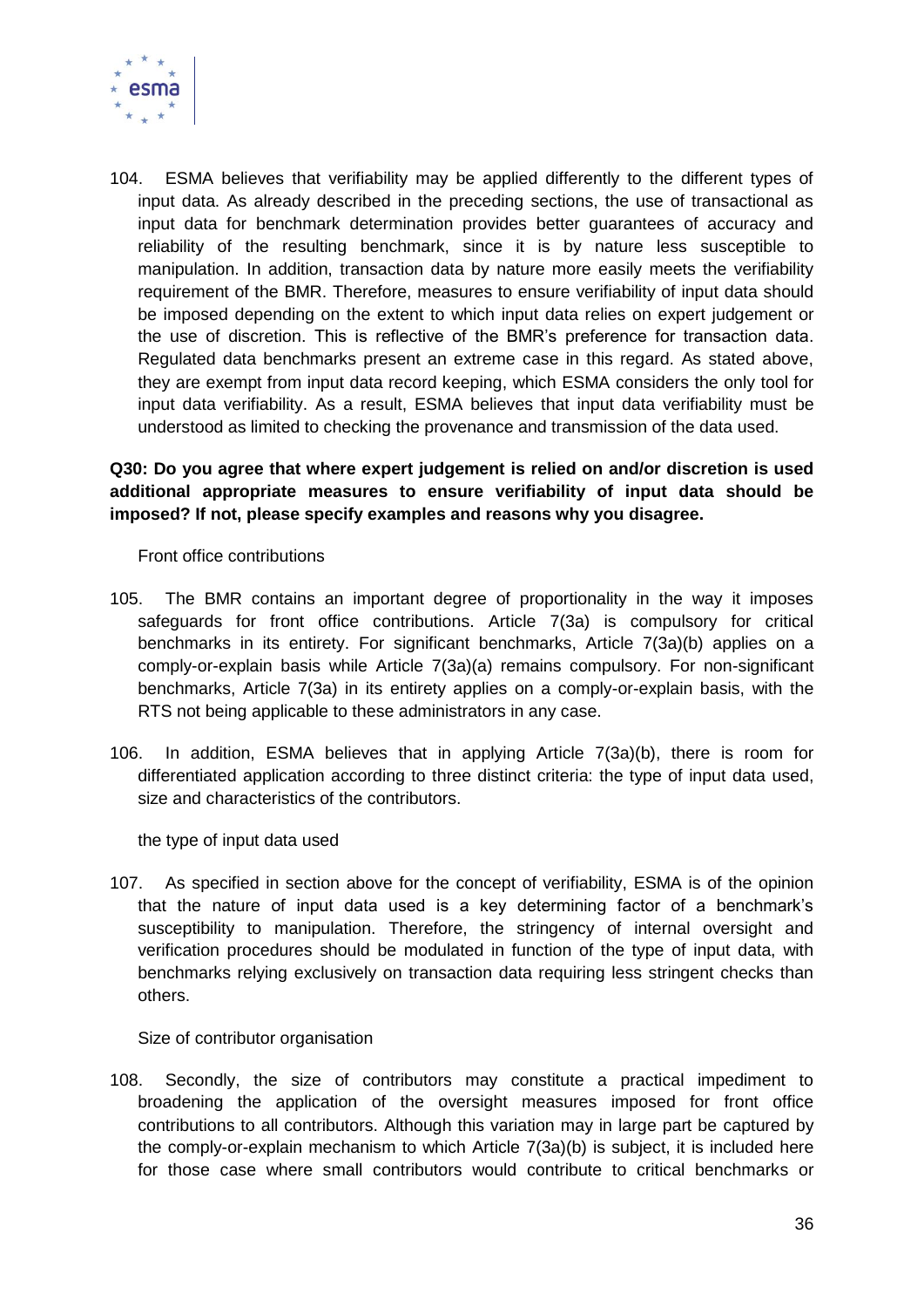104. ESMA believes that verifiability may be applied differently to the different types of input data. As already described in the preceding sections, the use of transactional as input data for benchmark determination provides better guarantees of accuracy and reliability of the resulting benchmark, since it is by nature less susceptible to manipulation. In addition, transaction data by nature more easily meets the verifiability requirement of the BMR. Therefore, measures to ensure verifiability of input data should be imposed depending on the extent to which input data relies on expert judgement or the use of discretion. This is reflective of the BMR's preference for transaction data. Regulated data benchmarks present an extreme case in this regard. As stated above, they are exempt from input data record keeping, which ESMA considers the only tool for input data verifiability. As a result, ESMA believes that input data verifiability must be understood as limited to checking the provenance and transmission of the data used.

**Q30: Do you agree that where expert judgement is relied on and/or discretion is used additional appropriate measures to ensure verifiability of input data should be imposed? If not, please specify examples and reasons why you disagree.**

Front office contributions

105. The BMR contains an important degree of proportionality in the way it imposes safeguards for front office contributions. Article 7(3a) is compulsory for critical benchmarks in its entirety. For significant benchmarks, Article 7(3a)(b) applies on a comply-or-explain basis while Article 7(3a)(a) remains compulsory. For non-significant benchmarks, Article 7(3a) in its entirety applies on a comply-or-explain basis, with the RTS not being applicable to these administrators in any case.

106. In addition, ESMA believes that in applying Article 7(3a)(b), there is room for differentiated application according to three distinct criteria: the type of input data used, size and characteristics of the contributors.

the type of input data used

107. As specified in section above for the concept of verifiability, ESMA is of the opinion that the nature of input data used is a key determining factor of a benchmark's susceptibility to manipulation. Therefore, the stringency of internal oversight and verification procedures should be modulated in function of the type of input data, with benchmarks relying exclusively on transaction data requiring less stringent checks than others.

Size of contributor organisation

108. Secondly, the size of contributors may constitute a practical impediment to broadening the application of the oversight measures imposed for front office contributions to all contributors. Although this variation may in large part be captured by the comply-or-explain mechanism to which Article 7(3a)(b) is subject, it is included here for those case where small contributors would contribute to critical benchmarks or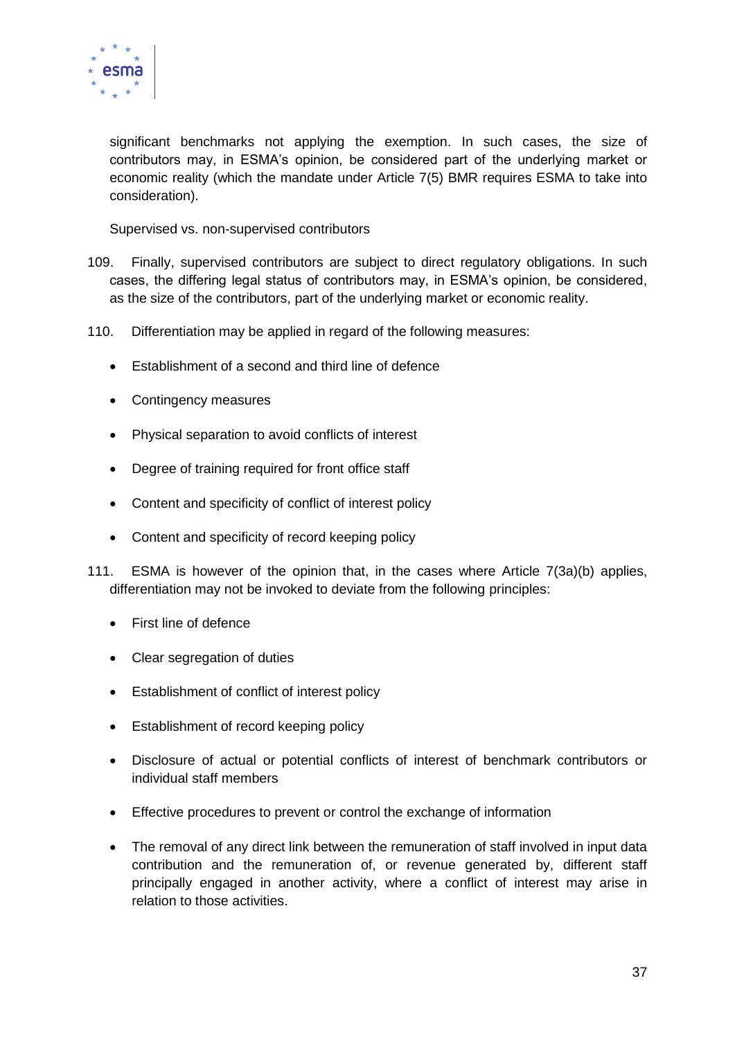significant benchmarks not applying the exemption. In such cases, the size of contributors may, in ESMA's opinion, be considered part of the underlying market or economic reality (which the mandate under Article 7(5) BMR requires ESMA to take into consideration).

Supervised vs. non-supervised contributors

109. Finally, supervised contributors are subject to direct regulatory obligations. In such cases, the differing legal status of contributors may, in ESMA's opinion, be considered, as the size of the contributors, part of the underlying market or economic reality.

110. Differentiation may be applied in regard of the following measures:

- Establishment of a second and third line of defence
- Contingency measures
- Physical separation to avoid conflicts of interest
- Degree of training required for front office staff
- Content and specificity of conflict of interest policy
- Content and specificity of record keeping policy

111. ESMA is however of the opinion that, in the cases where Article 7(3a)(b) applies, differentiation may not be invoked to deviate from the following principles:

- First line of defence
- Clear segregation of duties
- Establishment of conflict of interest policy
- Establishment of record keeping policy
- Disclosure of actual or potential conflicts of interest of benchmark contributors or individual staff members
- Effective procedures to prevent or control the exchange of information
- The removal of any direct link between the remuneration of staff involved in input data contribution and the remuneration of, or revenue generated by, different staff principally engaged in another activity, where a conflict of interest may arise in relation to those activities.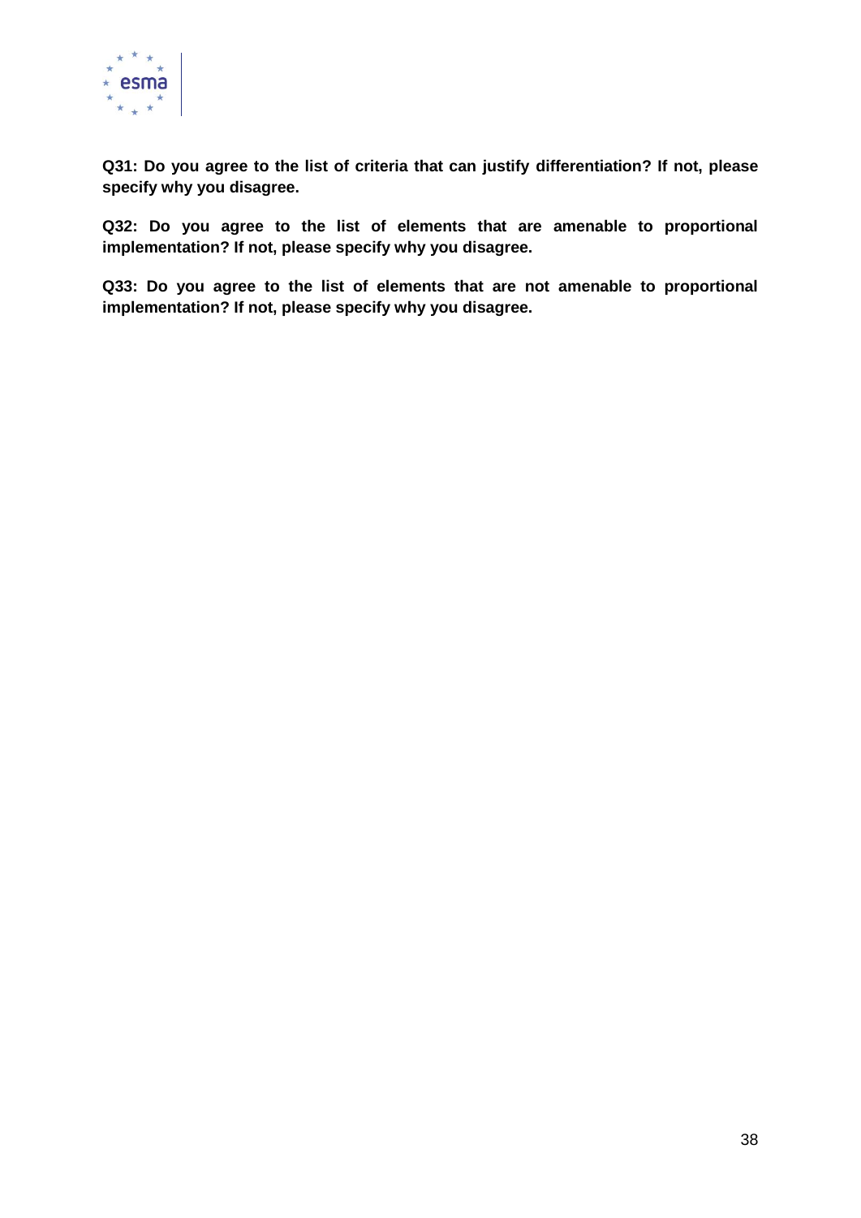**Q31: Do you agree to the list of criteria that can justify differentiation? If not, please specify why you disagree.**

**Q32: Do you agree to the list of elements that are amenable to proportional implementation? If not, please specify why you disagree.**

**Q33: Do you agree to the list of elements that are not amenable to proportional implementation? If not, please specify why you disagree.**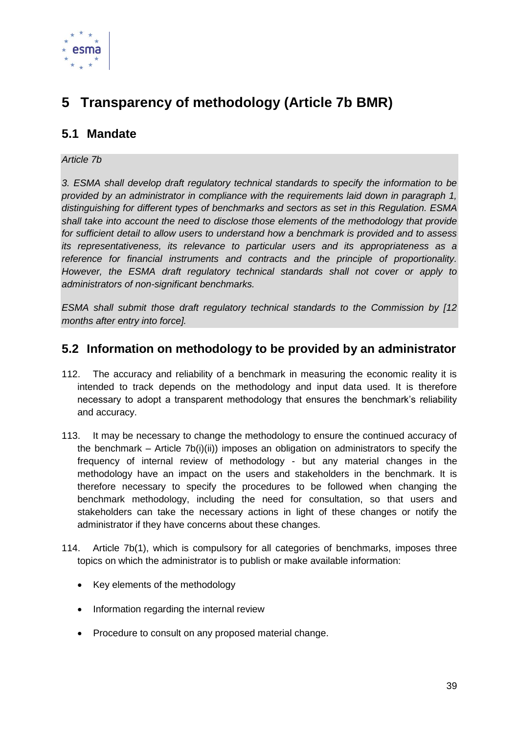# 5 Transparency of methodology (Article 7b BMR)

## 5.1 Mandate

*Article 7b*

*3. ESMA shall develop draft regulatory technical standards to specify the information to be provided by an administrator in compliance with the requirements laid down in paragraph 1, distinguishing for different types of benchmarks and sectors as set in this Regulation. ESMA shall take into account the need to disclose those elements of the methodology that provide for sufficient detail to allow users to understand how a benchmark is provided and to assess its representativeness, its relevance to particular users and its appropriateness as a reference for financial instruments and contracts and the principle of proportionality. However, the ESMA draft regulatory technical standards shall not cover or apply to administrators of non-significant benchmarks.*

*ESMA shall submit those draft regulatory technical standards to the Commission by [12 months after entry into force].*

## 5.2 Information on methodology to be provided by an administrator

112. The accuracy and reliability of a benchmark in measuring the economic reality it is intended to track depends on the methodology and input data used. It is therefore necessary to adopt a transparent methodology that ensures the benchmark's reliability and accuracy.

113. It may be necessary to change the methodology to ensure the continued accuracy of the benchmark – Article 7b(i)(ii)) imposes an obligation on administrators to specify the frequency of internal review of methodology - but any material changes in the methodology have an impact on the users and stakeholders in the benchmark. It is therefore necessary to specify the procedures to be followed when changing the benchmark methodology, including the need for consultation, so that users and stakeholders can take the necessary actions in light of these changes or notify the administrator if they have concerns about these changes.

114. Article 7b(1), which is compulsory for all categories of benchmarks, imposes three topics on which the administrator is to publish or make available information:

- Key elements of the methodology
- Information regarding the internal review
- Procedure to consult on any proposed material change.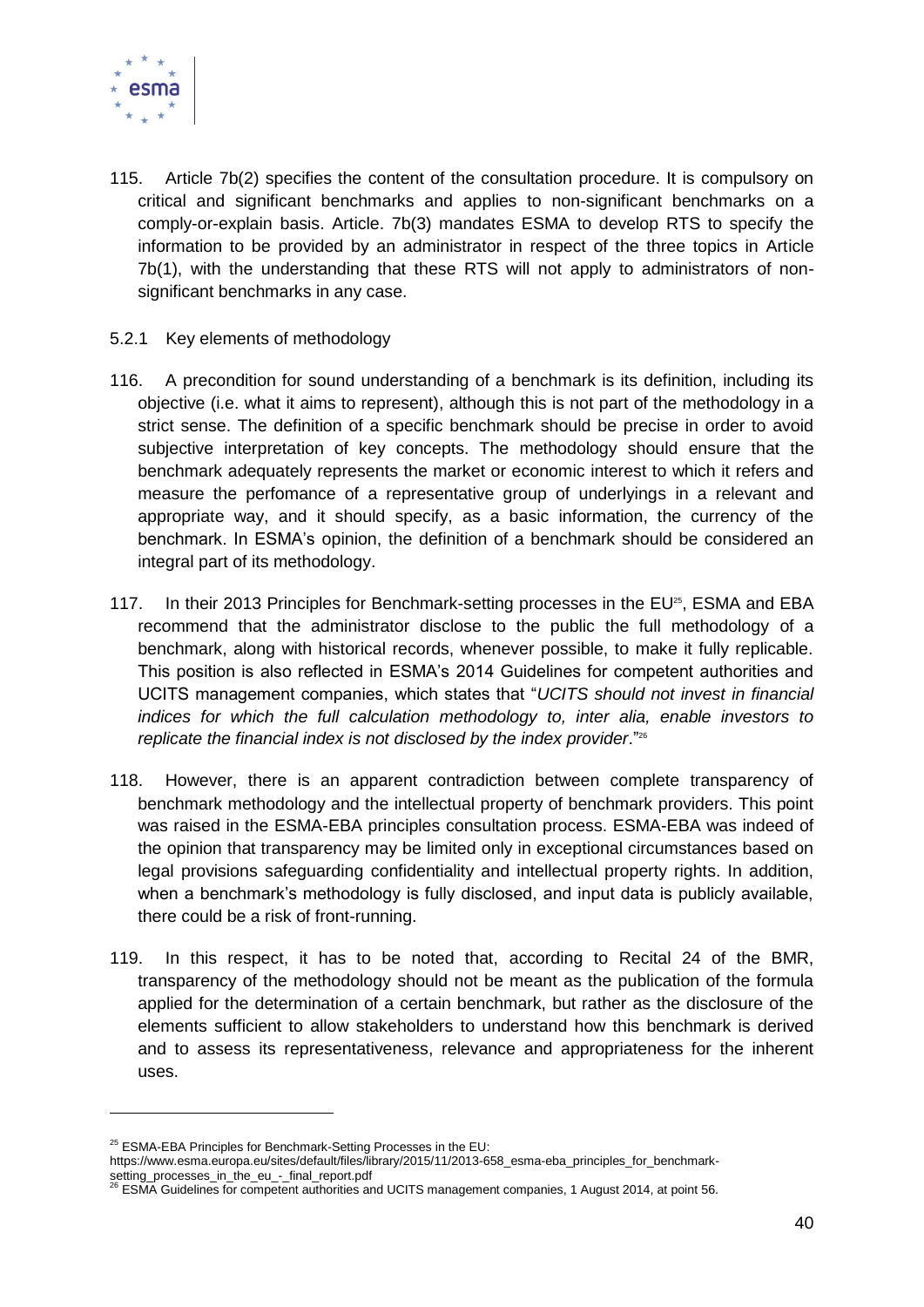115. Article 7b(2) specifies the content of the consultation procedure. It is compulsory on critical and significant benchmarks and applies to non-significant benchmarks on a comply-or-explain basis. Article. 7b(3) mandates ESMA to develop RTS to specify the information to be provided by an administrator in respect of the three topics in Article 7b(1), with the understanding that these RTS will not apply to administrators of non-significant benchmarks in any case.

### 5.2.1 Key elements of methodology

116. A precondition for sound understanding of a benchmark is its definition, including its objective (i.e. what it aims to represent), although this is not part of the methodology in a strict sense. The definition of a specific benchmark should be precise in order to avoid subjective interpretation of key concepts. The methodology should ensure that the benchmark adequately represents the market or economic interest to which it refers and measure the perfomance of a representative group of underlyings in a relevant and appropriate way, and it should specify, as a basic information, the currency of the benchmark. In ESMA's opinion, the definition of a benchmark should be considered an integral part of its methodology.

117. In their 2013 Principles for Benchmark-setting processes in the EU[25], ESMA and EBA recommend that the administrator disclose to the public the full methodology of a benchmark, along with historical records, whenever possible, to make it fully replicable. This position is also reflected in ESMA's 2014 Guidelines for competent authorities and UCITS management companies, which states that "*UCITS should not invest in financial indices for which the full calculation methodology to, inter alia, enable investors to replicate the financial index is not disclosed by the index provider*."[26]

118. However, there is an apparent contradiction between complete transparency of benchmark methodology and the intellectual property of benchmark providers. This point was raised in the ESMA-EBA principles consultation process. ESMA-EBA was indeed of the opinion that transparency may be limited only in exceptional circumstances based on legal provisions safeguarding confidentiality and intellectual property rights. In addition, when a benchmark's methodology is fully disclosed, and input data is publicly available, there could be a risk of front-running.

119. In this respect, it has to be noted that, according to Recital 24 of the BMR, transparency of the methodology should not be meant as the publication of the formula applied for the determination of a certain benchmark, but rather as the disclosure of the elements sufficient to allow stakeholders to understand how this benchmark is derived and to assess its representativeness, relevance and appropriateness for the inherent uses.

---

[25] ESMA-EBA Principles for Benchmark-Setting Processes in the EU: https://www.esma.europa.eu/sites/default/files/library/2015/11/2013-658_esma-eba_principles_for_benchmark-setting_processes_in_the_eu_-_final_report.pdf

[26] ESMA Guidelines for competent authorities and UCITS management companies, 1 August 2014, at point 56.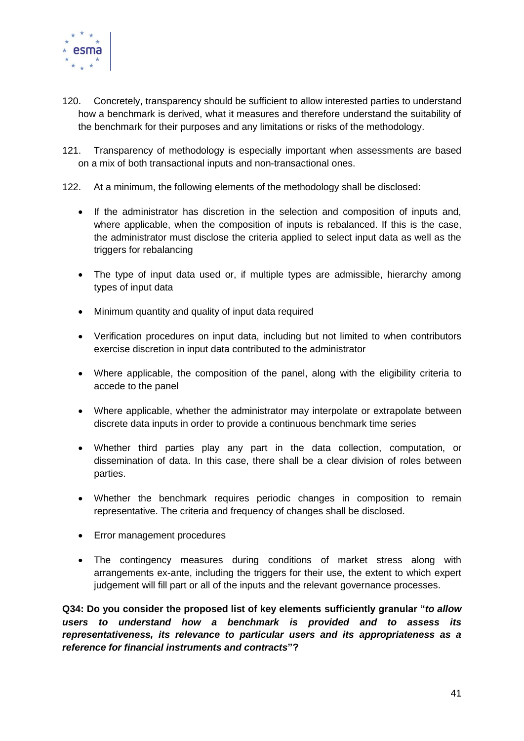120. Concretely, transparency should be sufficient to allow interested parties to understand how a benchmark is derived, what it measures and therefore understand the suitability of the benchmark for their purposes and any limitations or risks of the methodology.

121. Transparency of methodology is especially important when assessments are based on a mix of both transactional inputs and non-transactional ones.

122. At a minimum, the following elements of the methodology shall be disclosed:

- If the administrator has discretion in the selection and composition of inputs and, where applicable, when the composition of inputs is rebalanced. If this is the case, the administrator must disclose the criteria applied to select input data as well as the triggers for rebalancing
- The type of input data used or, if multiple types are admissible, hierarchy among types of input data
- Minimum quantity and quality of input data required
- Verification procedures on input data, including but not limited to when contributors exercise discretion in input data contributed to the administrator
- Where applicable, the composition of the panel, along with the eligibility criteria to accede to the panel
- Where applicable, whether the administrator may interpolate or extrapolate between discrete data inputs in order to provide a continuous benchmark time series
- Whether third parties play any part in the data collection, computation, or dissemination of data. In this case, there shall be a clear division of roles between parties.
- Whether the benchmark requires periodic changes in composition to remain representative. The criteria and frequency of changes shall be disclosed.
- Error management procedures
- The contingency measures during conditions of market stress along with arrangements ex-ante, including the triggers for their use, the extent to which expert judgement will fill part or all of the inputs and the relevant governance processes.

**Q34: Do you consider the proposed list of key elements sufficiently granular "*to allow users to understand how a benchmark is provided and to assess its representativeness, its relevance to particular users and its appropriateness as a reference for financial instruments and contracts*"?**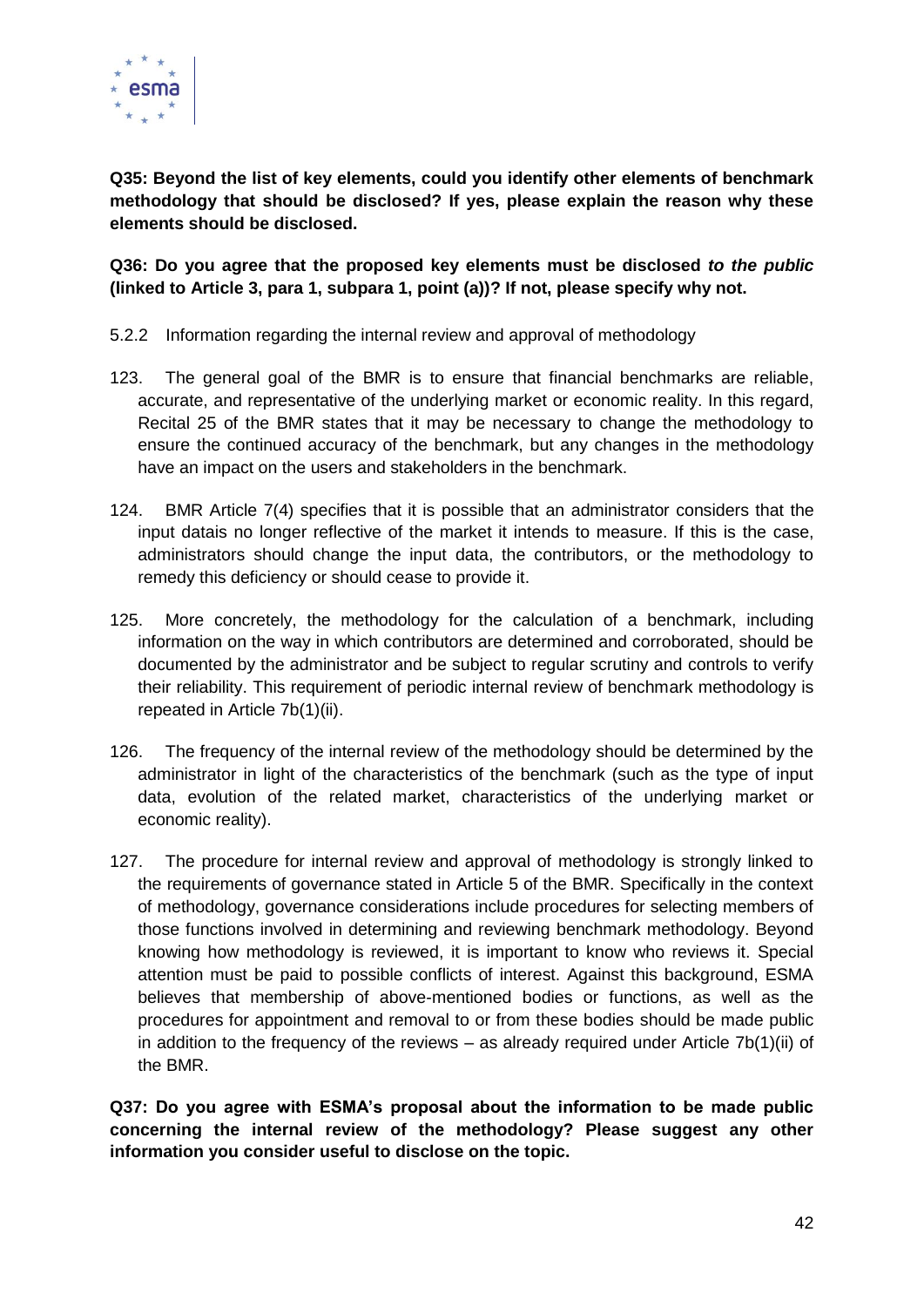**Q35: Beyond the list of key elements, could you identify other elements of benchmark methodology that should be disclosed? If yes, please explain the reason why these elements should be disclosed.**

**Q36: Do you agree that the proposed key elements must be disclosed *to the public* (linked to Article 3, para 1, subpara 1, point (a))? If not, please specify why not.**

### 5.2.2 Information regarding the internal review and approval of methodology

123. The general goal of the BMR is to ensure that financial benchmarks are reliable, accurate, and representative of the underlying market or economic reality. In this regard, Recital 25 of the BMR states that it may be necessary to change the methodology to ensure the continued accuracy of the benchmark, but any changes in the methodology have an impact on the users and stakeholders in the benchmark.

124. BMR Article 7(4) specifies that it is possible that an administrator considers that the input datais no longer reflective of the market it intends to measure. If this is the case, administrators should change the input data, the contributors, or the methodology to remedy this deficiency or should cease to provide it.

125. More concretely, the methodology for the calculation of a benchmark, including information on the way in which contributors are determined and corroborated, should be documented by the administrator and be subject to regular scrutiny and controls to verify their reliability. This requirement of periodic internal review of benchmark methodology is repeated in Article 7b(1)(ii).

126. The frequency of the internal review of the methodology should be determined by the administrator in light of the characteristics of the benchmark (such as the type of input data, evolution of the related market, characteristics of the underlying market or economic reality).

127. The procedure for internal review and approval of methodology is strongly linked to the requirements of governance stated in Article 5 of the BMR. Specifically in the context of methodology, governance considerations include procedures for selecting members of those functions involved in determining and reviewing benchmark methodology. Beyond knowing how methodology is reviewed, it is important to know who reviews it. Special attention must be paid to possible conflicts of interest. Against this background, ESMA believes that membership of above-mentioned bodies or functions, as well as the procedures for appointment and removal to or from these bodies should be made public in addition to the frequency of the reviews – as already required under Article 7b(1)(ii) of the BMR.

**Q37: Do you agree with ESMA's proposal about the information to be made public concerning the internal review of the methodology? Please suggest any other information you consider useful to disclose on the topic.**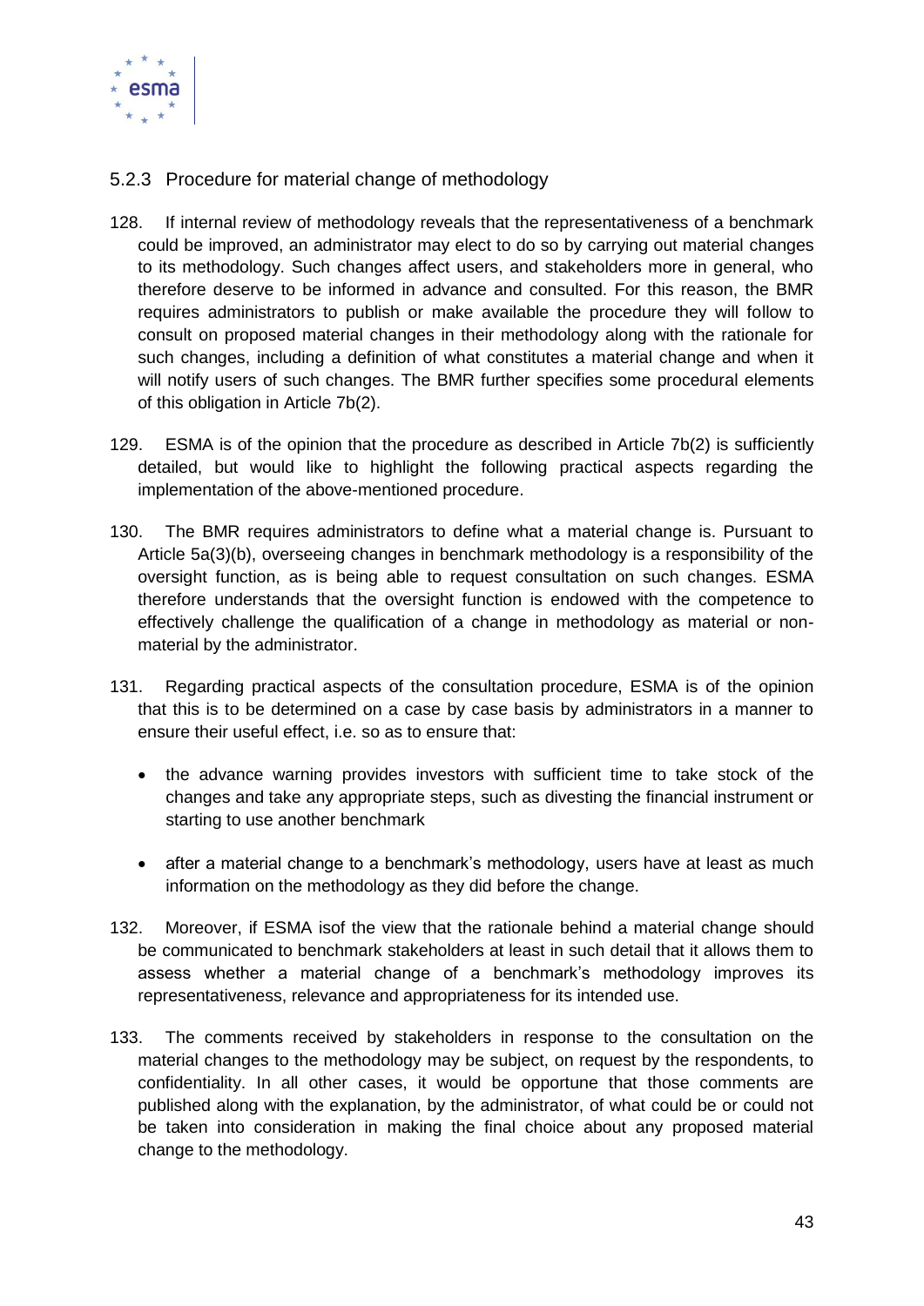### 5.2.3 Procedure for material change of methodology

128. If internal review of methodology reveals that the representativeness of a benchmark could be improved, an administrator may elect to do so by carrying out material changes to its methodology. Such changes affect users, and stakeholders more in general, who therefore deserve to be informed in advance and consulted. For this reason, the BMR requires administrators to publish or make available the procedure they will follow to consult on proposed material changes in their methodology along with the rationale for such changes, including a definition of what constitutes a material change and when it will notify users of such changes. The BMR further specifies some procedural elements of this obligation in Article 7b(2).

129. ESMA is of the opinion that the procedure as described in Article 7b(2) is sufficiently detailed, but would like to highlight the following practical aspects regarding the implementation of the above-mentioned procedure.

130. The BMR requires administrators to define what a material change is. Pursuant to Article 5a(3)(b), overseeing changes in benchmark methodology is a responsibility of the oversight function, as is being able to request consultation on such changes. ESMA therefore understands that the oversight function is endowed with the competence to effectively challenge the qualification of a change in methodology as material or non-material by the administrator.

131. Regarding practical aspects of the consultation procedure, ESMA is of the opinion that this is to be determined on a case by case basis by administrators in a manner to ensure their useful effect, i.e. so as to ensure that:

- the advance warning provides investors with sufficient time to take stock of the changes and take any appropriate steps, such as divesting the financial instrument or starting to use another benchmark

- after a material change to a benchmark's methodology, users have at least as much information on the methodology as they did before the change.

132. Moreover, if ESMA isof the view that the rationale behind a material change should be communicated to benchmark stakeholders at least in such detail that it allows them to assess whether a material change of a benchmark's methodology improves its representativeness, relevance and appropriateness for its intended use.

133. The comments received by stakeholders in response to the consultation on the material changes to the methodology may be subject, on request by the respondents, to confidentiality. In all other cases, it would be opportune that those comments are published along with the explanation, by the administrator, of what could be or could not be taken into consideration in making the final choice about any proposed material change to the methodology.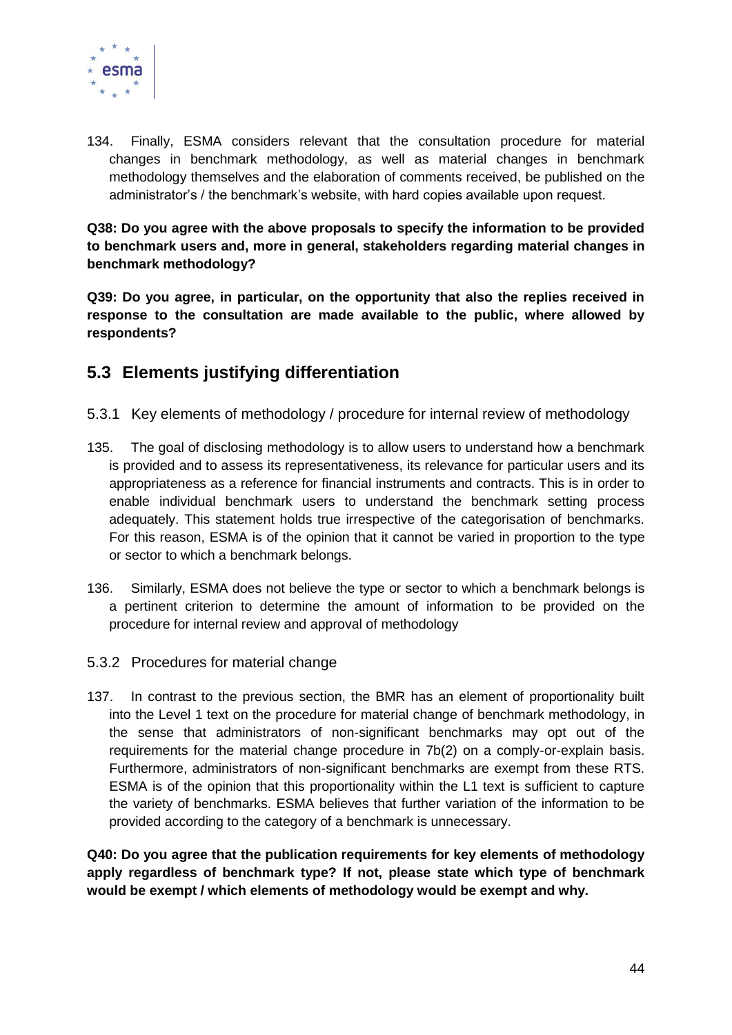134. Finally, ESMA considers relevant that the consultation procedure for material changes in benchmark methodology, as well as material changes in benchmark methodology themselves and the elaboration of comments received, be published on the administrator's / the benchmark's website, with hard copies available upon request.

**Q38: Do you agree with the above proposals to specify the information to be provided to benchmark users and, more in general, stakeholders regarding material changes in benchmark methodology?**

**Q39: Do you agree, in particular, on the opportunity that also the replies received in response to the consultation are made available to the public, where allowed by respondents?**

## 5.3 Elements justifying differentiation

### 5.3.1 Key elements of methodology / procedure for internal review of methodology

135. The goal of disclosing methodology is to allow users to understand how a benchmark is provided and to assess its representativeness, its relevance for particular users and its appropriateness as a reference for financial instruments and contracts. This is in order to enable individual benchmark users to understand the benchmark setting process adequately. This statement holds true irrespective of the categorisation of benchmarks. For this reason, ESMA is of the opinion that it cannot be varied in proportion to the type or sector to which a benchmark belongs.

136. Similarly, ESMA does not believe the type or sector to which a benchmark belongs is a pertinent criterion to determine the amount of information to be provided on the procedure for internal review and approval of methodology

### 5.3.2 Procedures for material change

137. In contrast to the previous section, the BMR has an element of proportionality built into the Level 1 text on the procedure for material change of benchmark methodology, in the sense that administrators of non-significant benchmarks may opt out of the requirements for the material change procedure in 7b(2) on a comply-or-explain basis. Furthermore, administrators of non-significant benchmarks are exempt from these RTS. ESMA is of the opinion that this proportionality within the L1 text is sufficient to capture the variety of benchmarks. ESMA believes that further variation of the information to be provided according to the category of a benchmark is unnecessary.

**Q40: Do you agree that the publication requirements for key elements of methodology apply regardless of benchmark type? If not, please state which type of benchmark would be exempt / which elements of methodology would be exempt and why.**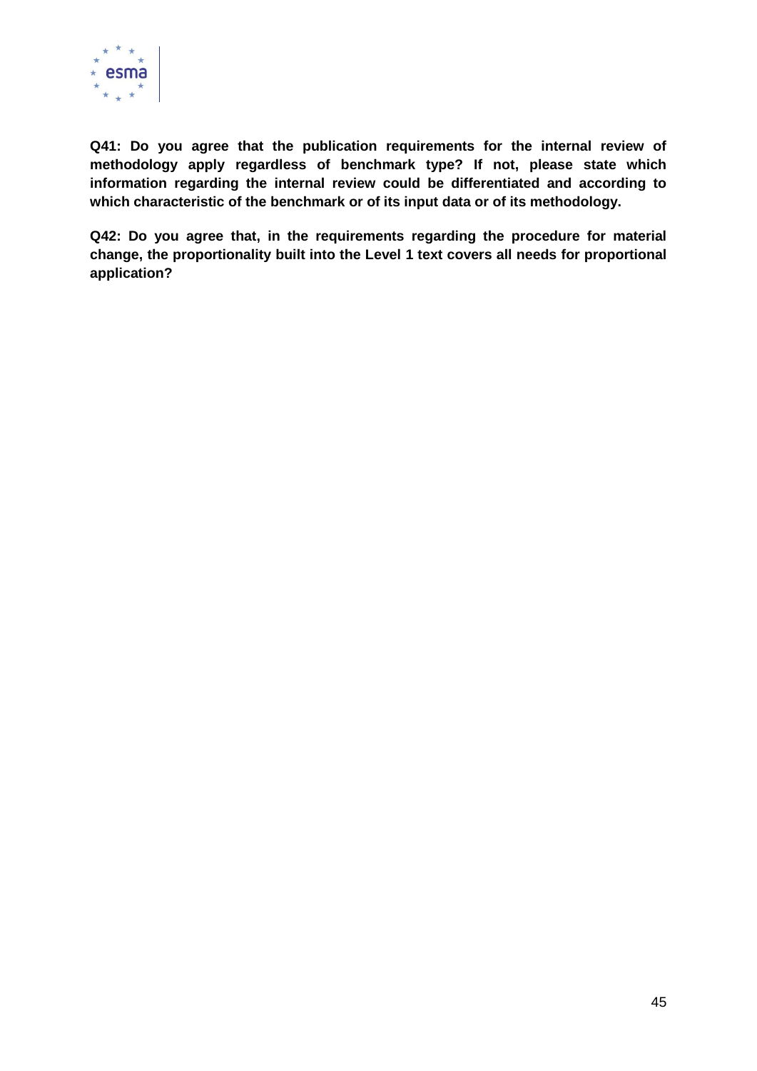**Q41: Do you agree that the publication requirements for the internal review of methodology apply regardless of benchmark type? If not, please state which information regarding the internal review could be differentiated and according to which characteristic of the benchmark or of its input data or of its methodology.**

**Q42: Do you agree that, in the requirements regarding the procedure for material change, the proportionality built into the Level 1 text covers all needs for proportional application?**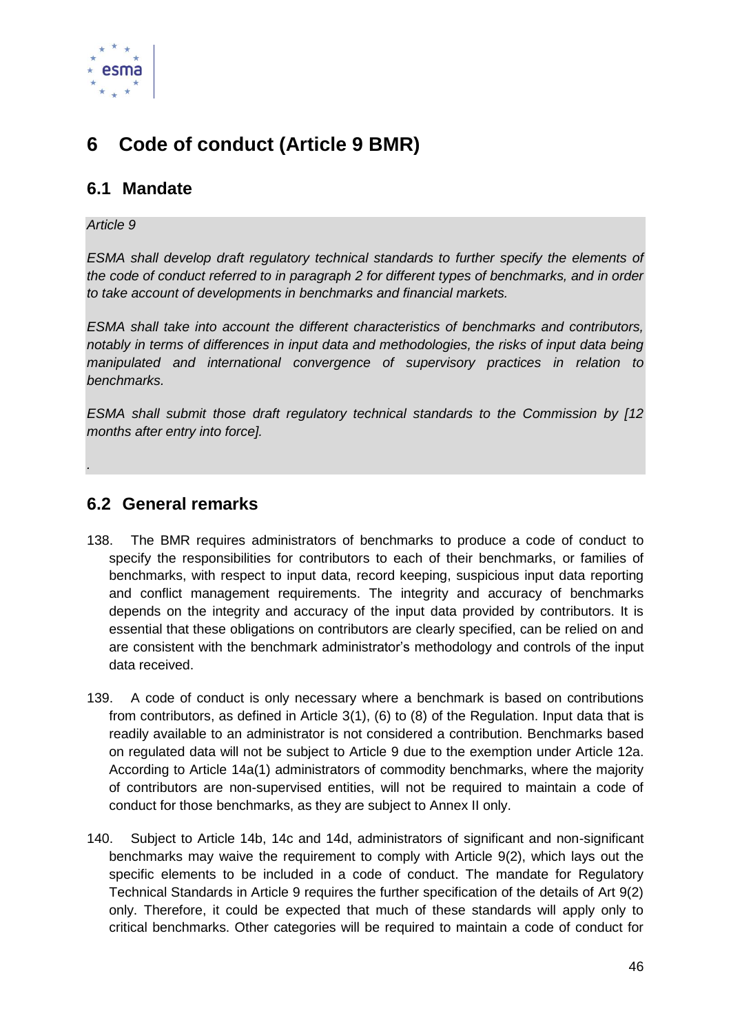# 6 Code of conduct (Article 9 BMR)

## 6.1 Mandate

*Article 9*

*ESMA shall develop draft regulatory technical standards to further specify the elements of the code of conduct referred to in paragraph 2 for different types of benchmarks, and in order to take account of developments in benchmarks and financial markets.*

*ESMA shall take into account the different characteristics of benchmarks and contributors, notably in terms of differences in input data and methodologies, the risks of input data being manipulated and international convergence of supervisory practices in relation to benchmarks.*

*ESMA shall submit those draft regulatory technical standards to the Commission by [12 months after entry into force].*

*.*

## 6.2 General remarks

138. The BMR requires administrators of benchmarks to produce a code of conduct to specify the responsibilities for contributors to each of their benchmarks, or families of benchmarks, with respect to input data, record keeping, suspicious input data reporting and conflict management requirements. The integrity and accuracy of benchmarks depends on the integrity and accuracy of the input data provided by contributors. It is essential that these obligations on contributors are clearly specified, can be relied on and are consistent with the benchmark administrator's methodology and controls of the input data received.

139. A code of conduct is only necessary where a benchmark is based on contributions from contributors, as defined in Article 3(1), (6) to (8) of the Regulation. Input data that is readily available to an administrator is not considered a contribution. Benchmarks based on regulated data will not be subject to Article 9 due to the exemption under Article 12a. According to Article 14a(1) administrators of commodity benchmarks, where the majority of contributors are non-supervised entities, will not be required to maintain a code of conduct for those benchmarks, as they are subject to Annex II only.

140. Subject to Article 14b, 14c and 14d, administrators of significant and non-significant benchmarks may waive the requirement to comply with Article 9(2), which lays out the specific elements to be included in a code of conduct. The mandate for Regulatory Technical Standards in Article 9 requires the further specification of the details of Art 9(2) only. Therefore, it could be expected that much of these standards will apply only to critical benchmarks. Other categories will be required to maintain a code of conduct for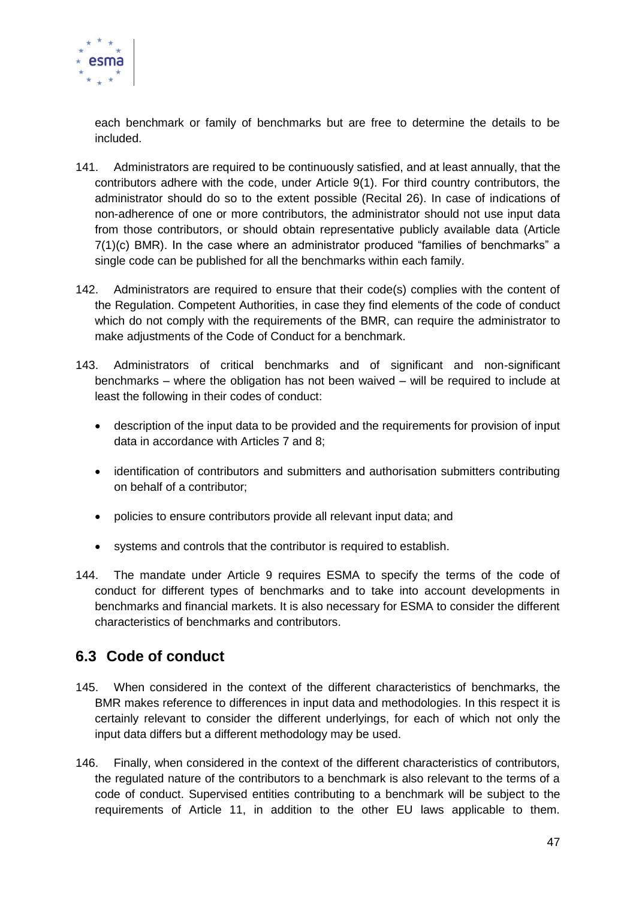each benchmark or family of benchmarks but are free to determine the details to be included.

141. Administrators are required to be continuously satisfied, and at least annually, that the contributors adhere with the code, under Article 9(1). For third country contributors, the administrator should do so to the extent possible (Recital 26). In case of indications of non-adherence of one or more contributors, the administrator should not use input data from those contributors, or should obtain representative publicly available data (Article 7(1)(c) BMR). In the case where an administrator produced "families of benchmarks" a single code can be published for all the benchmarks within each family.

142. Administrators are required to ensure that their code(s) complies with the content of the Regulation. Competent Authorities, in case they find elements of the code of conduct which do not comply with the requirements of the BMR, can require the administrator to make adjustments of the Code of Conduct for a benchmark.

143. Administrators of critical benchmarks and of significant and non-significant benchmarks – where the obligation has not been waived – will be required to include at least the following in their codes of conduct:

- description of the input data to be provided and the requirements for provision of input data in accordance with Articles 7 and 8;
- identification of contributors and submitters and authorisation submitters contributing on behalf of a contributor;
- policies to ensure contributors provide all relevant input data; and
- systems and controls that the contributor is required to establish.

144. The mandate under Article 9 requires ESMA to specify the terms of the code of conduct for different types of benchmarks and to take into account developments in benchmarks and financial markets. It is also necessary for ESMA to consider the different characteristics of benchmarks and contributors.

## 6.3 Code of conduct

145. When considered in the context of the different characteristics of benchmarks, the BMR makes reference to differences in input data and methodologies. In this respect it is certainly relevant to consider the different underlyings, for each of which not only the input data differs but a different methodology may be used.

146. Finally, when considered in the context of the different characteristics of contributors, the regulated nature of the contributors to a benchmark is also relevant to the terms of a code of conduct. Supervised entities contributing to a benchmark will be subject to the requirements of Article 11, in addition to the other EU laws applicable to them.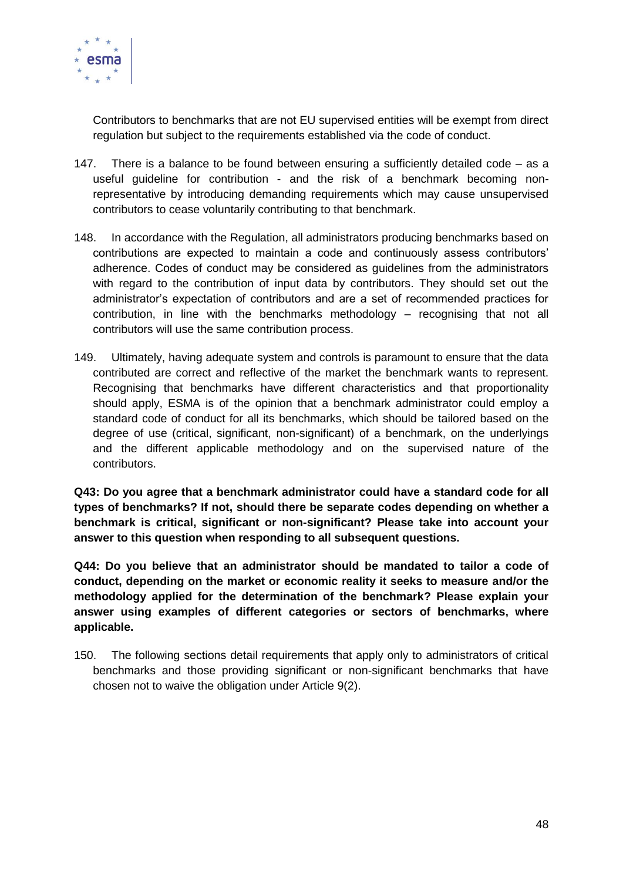Contributors to benchmarks that are not EU supervised entities will be exempt from direct regulation but subject to the requirements established via the code of conduct.

147. There is a balance to be found between ensuring a sufficiently detailed code – as a useful guideline for contribution - and the risk of a benchmark becoming non-representative by introducing demanding requirements which may cause unsupervised contributors to cease voluntarily contributing to that benchmark.

148. In accordance with the Regulation, all administrators producing benchmarks based on contributions are expected to maintain a code and continuously assess contributors' adherence. Codes of conduct may be considered as guidelines from the administrators with regard to the contribution of input data by contributors. They should set out the administrator's expectation of contributors and are a set of recommended practices for contribution, in line with the benchmarks methodology – recognising that not all contributors will use the same contribution process.

149. Ultimately, having adequate system and controls is paramount to ensure that the data contributed are correct and reflective of the market the benchmark wants to represent. Recognising that benchmarks have different characteristics and that proportionality should apply, ESMA is of the opinion that a benchmark administrator could employ a standard code of conduct for all its benchmarks, which should be tailored based on the degree of use (critical, significant, non-significant) of a benchmark, on the underlyings and the different applicable methodology and on the supervised nature of the contributors.

**Q43: Do you agree that a benchmark administrator could have a standard code for all types of benchmarks? If not, should there be separate codes depending on whether a benchmark is critical, significant or non-significant? Please take into account your answer to this question when responding to all subsequent questions.**

**Q44: Do you believe that an administrator should be mandated to tailor a code of conduct, depending on the market or economic reality it seeks to measure and/or the methodology applied for the determination of the benchmark? Please explain your answer using examples of different categories or sectors of benchmarks, where applicable.**

150. The following sections detail requirements that apply only to administrators of critical benchmarks and those providing significant or non-significant benchmarks that have chosen not to waive the obligation under Article 9(2).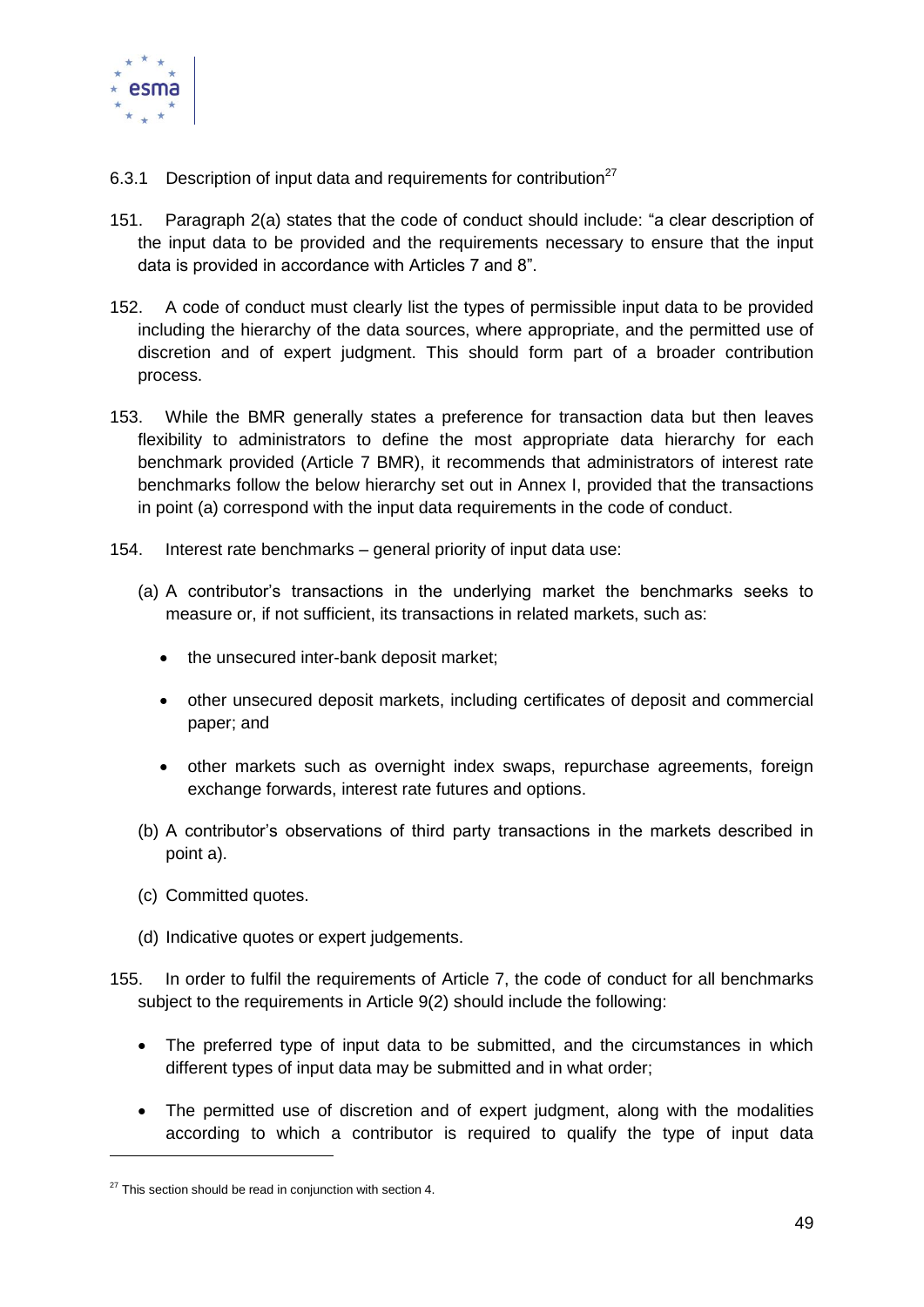### 6.3.1 Description of input data and requirements for contribution[27]

151. Paragraph 2(a) states that the code of conduct should include: "a clear description of the input data to be provided and the requirements necessary to ensure that the input data is provided in accordance with Articles 7 and 8".

152. A code of conduct must clearly list the types of permissible input data to be provided including the hierarchy of the data sources, where appropriate, and the permitted use of discretion and of expert judgment. This should form part of a broader contribution process.

153. While the BMR generally states a preference for transaction data but then leaves flexibility to administrators to define the most appropriate data hierarchy for each benchmark provided (Article 7 BMR), it recommends that administrators of interest rate benchmarks follow the below hierarchy set out in Annex I, provided that the transactions in point (a) correspond with the input data requirements in the code of conduct.

154. Interest rate benchmarks – general priority of input data use:

(a) A contributor's transactions in the underlying market the benchmarks seeks to measure or, if not sufficient, its transactions in related markets, such as:

- the unsecured inter-bank deposit market;
- other unsecured deposit markets, including certificates of deposit and commercial paper; and
- other markets such as overnight index swaps, repurchase agreements, foreign exchange forwards, interest rate futures and options.

(b) A contributor's observations of third party transactions in the markets described in point a).

(c) Committed quotes.

(d) Indicative quotes or expert judgements.

155. In order to fulfil the requirements of Article 7, the code of conduct for all benchmarks subject to the requirements in Article 9(2) should include the following:

- The preferred type of input data to be submitted, and the circumstances in which different types of input data may be submitted and in what order;
- The permitted use of discretion and of expert judgment, along with the modalities according to which a contributor is required to qualify the type of input data

[27] This section should be read in conjunction with section 4.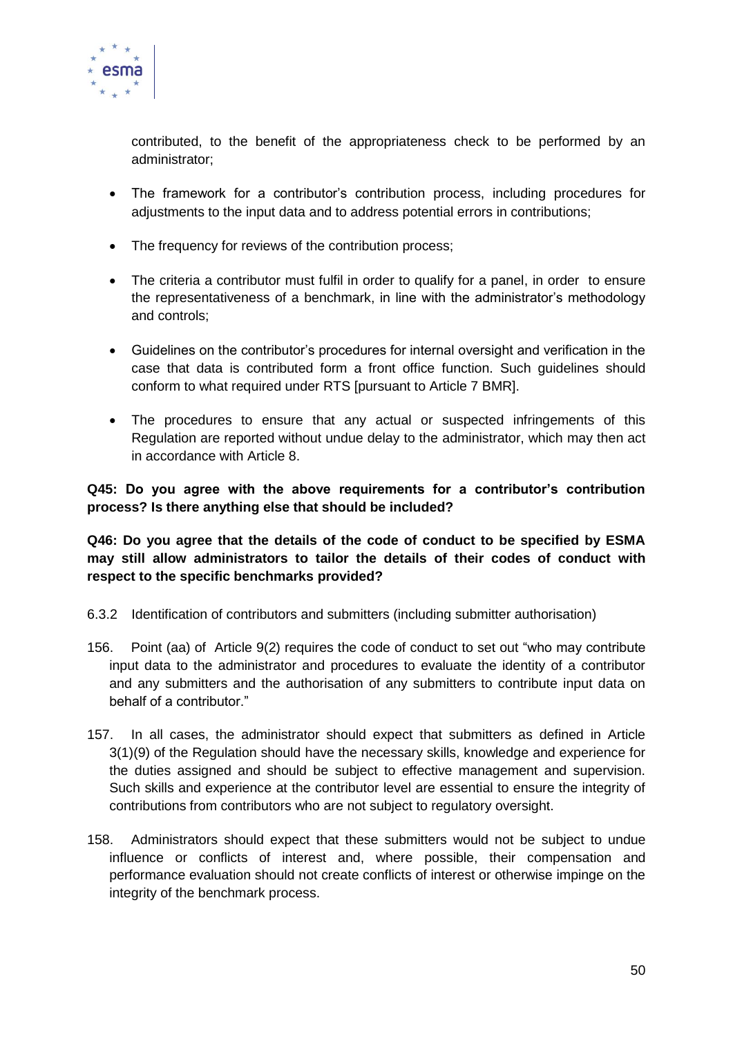contributed, to the benefit of the appropriateness check to be performed by an administrator;

- The framework for a contributor's contribution process, including procedures for adjustments to the input data and to address potential errors in contributions;
- The frequency for reviews of the contribution process;
- The criteria a contributor must fulfil in order to qualify for a panel, in order to ensure the representativeness of a benchmark, in line with the administrator's methodology and controls;
- Guidelines on the contributor's procedures for internal oversight and verification in the case that data is contributed form a front office function. Such guidelines should conform to what required under RTS [pursuant to Article 7 BMR].
- The procedures to ensure that any actual or suspected infringements of this Regulation are reported without undue delay to the administrator, which may then act in accordance with Article 8.

**Q45: Do you agree with the above requirements for a contributor's contribution process? Is there anything else that should be included?**

**Q46: Do you agree that the details of the code of conduct to be specified by ESMA may still allow administrators to tailor the details of their codes of conduct with respect to the specific benchmarks provided?**

6.3.2 Identification of contributors and submitters (including submitter authorisation)

156. Point (aa) of Article 9(2) requires the code of conduct to set out "who may contribute input data to the administrator and procedures to evaluate the identity of a contributor and any submitters and the authorisation of any submitters to contribute input data on behalf of a contributor."

157. In all cases, the administrator should expect that submitters as defined in Article 3(1)(9) of the Regulation should have the necessary skills, knowledge and experience for the duties assigned and should be subject to effective management and supervision. Such skills and experience at the contributor level are essential to ensure the integrity of contributions from contributors who are not subject to regulatory oversight.

158. Administrators should expect that these submitters would not be subject to undue influence or conflicts of interest and, where possible, their compensation and performance evaluation should not create conflicts of interest or otherwise impinge on the integrity of the benchmark process.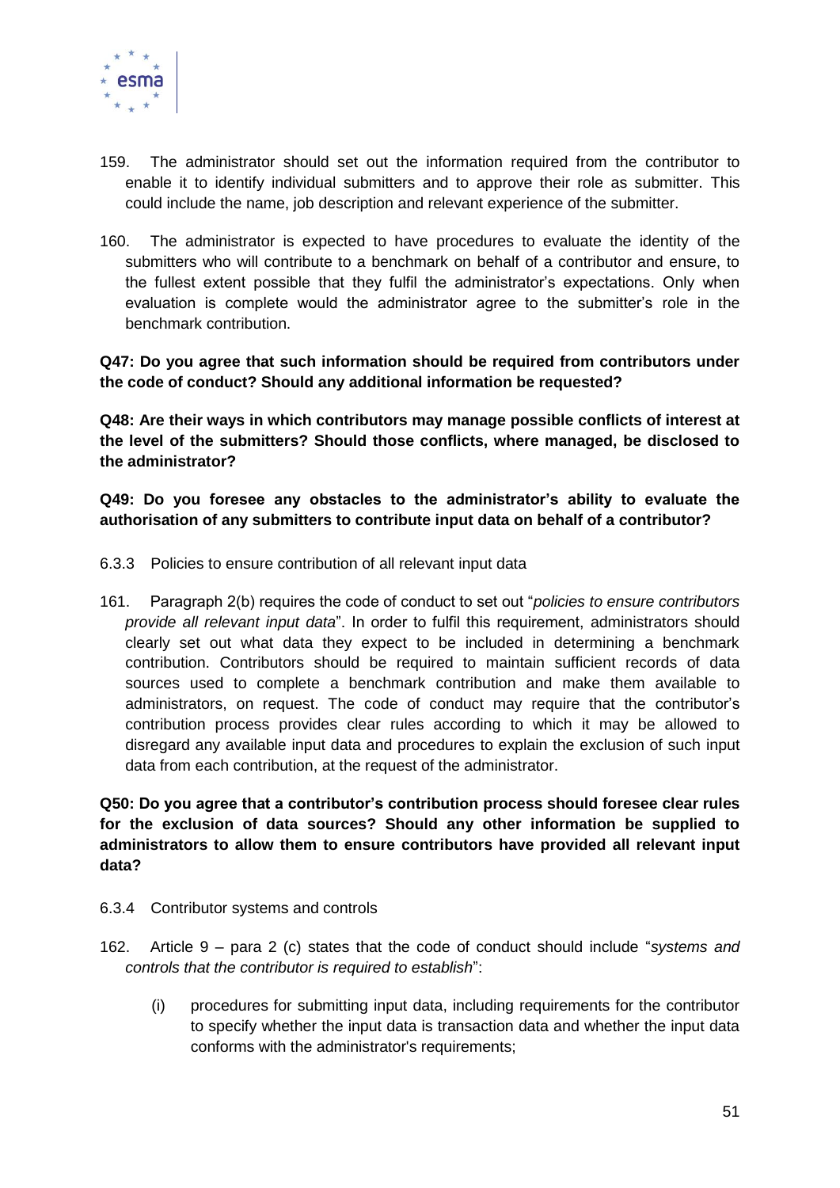159. The administrator should set out the information required from the contributor to enable it to identify individual submitters and to approve their role as submitter. This could include the name, job description and relevant experience of the submitter.

160. The administrator is expected to have procedures to evaluate the identity of the submitters who will contribute to a benchmark on behalf of a contributor and ensure, to the fullest extent possible that they fulfil the administrator's expectations. Only when evaluation is complete would the administrator agree to the submitter's role in the benchmark contribution.

**Q47: Do you agree that such information should be required from contributors under the code of conduct? Should any additional information be requested?**

**Q48: Are their ways in which contributors may manage possible conflicts of interest at the level of the submitters? Should those conflicts, where managed, be disclosed to the administrator?**

**Q49: Do you foresee any obstacles to the administrator's ability to evaluate the authorisation of any submitters to contribute input data on behalf of a contributor?**

### 6.3.3 Policies to ensure contribution of all relevant input data

161. Paragraph 2(b) requires the code of conduct to set out "*policies to ensure contributors provide all relevant input data*". In order to fulfil this requirement, administrators should clearly set out what data they expect to be included in determining a benchmark contribution. Contributors should be required to maintain sufficient records of data sources used to complete a benchmark contribution and make them available to administrators, on request. The code of conduct may require that the contributor's contribution process provides clear rules according to which it may be allowed to disregard any available input data and procedures to explain the exclusion of such input data from each contribution, at the request of the administrator.

**Q50: Do you agree that a contributor's contribution process should foresee clear rules for the exclusion of data sources? Should any other information be supplied to administrators to allow them to ensure contributors have provided all relevant input data?**

### 6.3.4 Contributor systems and controls

162. Article 9 – para 2 (c) states that the code of conduct should include "*systems and controls that the contributor is required to establish*":

   (i) procedures for submitting input data, including requirements for the contributor to specify whether the input data is transaction data and whether the input data conforms with the administrator's requirements;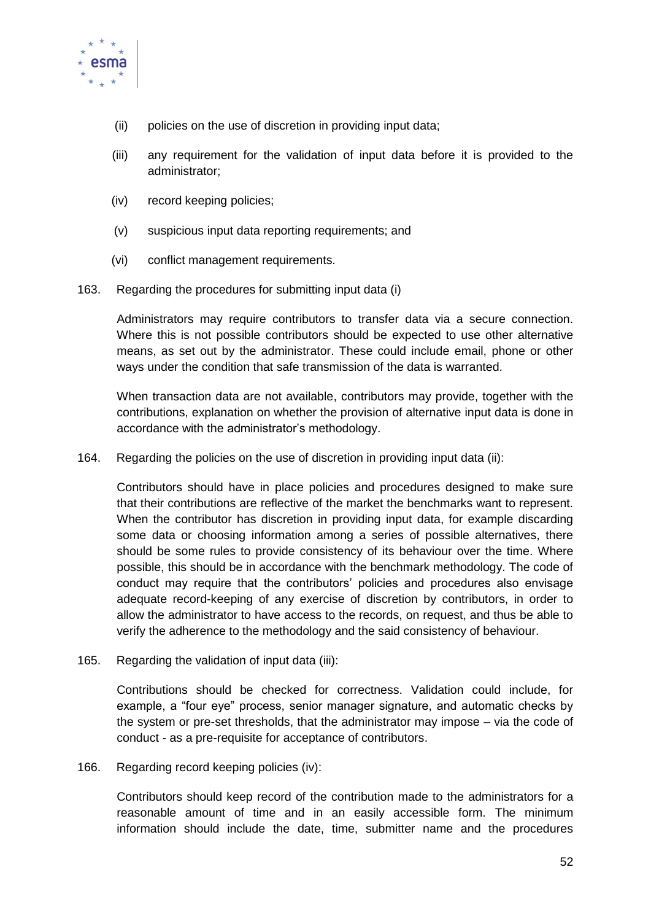(ii) policies on the use of discretion in providing input data;

(iii) any requirement for the validation of input data before it is provided to the administrator;

(iv) record keeping policies;

(v) suspicious input data reporting requirements; and

(vi) conflict management requirements.

163. Regarding the procedures for submitting input data (i)

Administrators may require contributors to transfer data via a secure connection. Where this is not possible contributors should be expected to use other alternative means, as set out by the administrator. These could include email, phone or other ways under the condition that safe transmission of the data is warranted.

When transaction data are not available, contributors may provide, together with the contributions, explanation on whether the provision of alternative input data is done in accordance with the administrator's methodology.

164. Regarding the policies on the use of discretion in providing input data (ii):

Contributors should have in place policies and procedures designed to make sure that their contributions are reflective of the market the benchmarks want to represent. When the contributor has discretion in providing input data, for example discarding some data or choosing information among a series of possible alternatives, there should be some rules to provide consistency of its behaviour over the time. Where possible, this should be in accordance with the benchmark methodology. The code of conduct may require that the contributors' policies and procedures also envisage adequate record-keeping of any exercise of discretion by contributors, in order to allow the administrator to have access to the records, on request, and thus be able to verify the adherence to the methodology and the said consistency of behaviour.

165. Regarding the validation of input data (iii):

Contributions should be checked for correctness. Validation could include, for example, a "four eye" process, senior manager signature, and automatic checks by the system or pre-set thresholds, that the administrator may impose – via the code of conduct - as a pre-requisite for acceptance of contributors.

166. Regarding record keeping policies (iv):

Contributors should keep record of the contribution made to the administrators for a reasonable amount of time and in an easily accessible form. The minimum information should include the date, time, submitter name and the procedures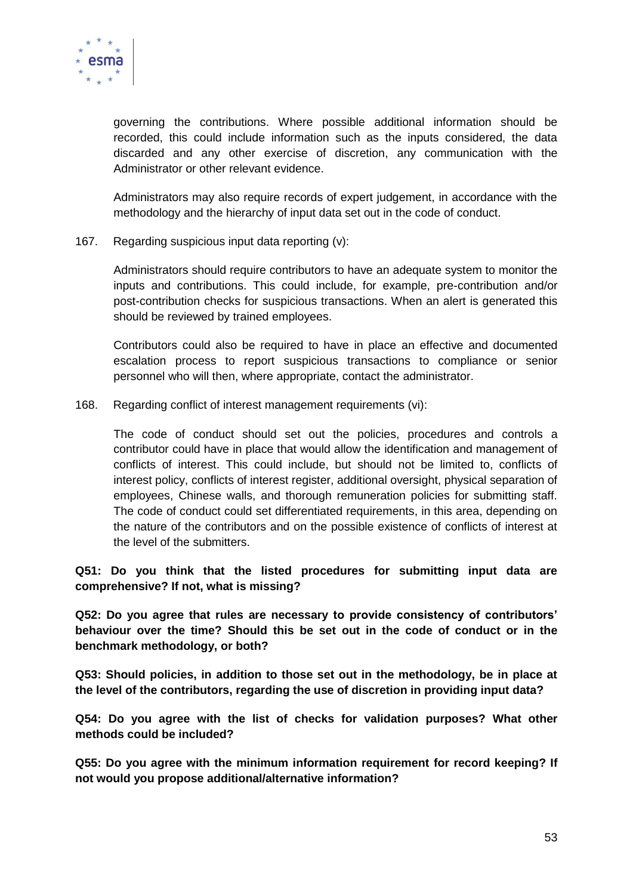governing the contributions. Where possible additional information should be recorded, this could include information such as the inputs considered, the data discarded and any other exercise of discretion, any communication with the Administrator or other relevant evidence.

Administrators may also require records of expert judgement, in accordance with the methodology and the hierarchy of input data set out in the code of conduct.

167. Regarding suspicious input data reporting (v):

Administrators should require contributors to have an adequate system to monitor the inputs and contributions. This could include, for example, pre-contribution and/or post-contribution checks for suspicious transactions. When an alert is generated this should be reviewed by trained employees.

Contributors could also be required to have in place an effective and documented escalation process to report suspicious transactions to compliance or senior personnel who will then, where appropriate, contact the administrator.

168. Regarding conflict of interest management requirements (vi):

The code of conduct should set out the policies, procedures and controls a contributor could have in place that would allow the identification and management of conflicts of interest. This could include, but should not be limited to, conflicts of interest policy, conflicts of interest register, additional oversight, physical separation of employees, Chinese walls, and thorough remuneration policies for submitting staff. The code of conduct could set differentiated requirements, in this area, depending on the nature of the contributors and on the possible existence of conflicts of interest at the level of the submitters.

**Q51: Do you think that the listed procedures for submitting input data are comprehensive? If not, what is missing?**

**Q52: Do you agree that rules are necessary to provide consistency of contributors' behaviour over the time? Should this be set out in the code of conduct or in the benchmark methodology, or both?**

**Q53: Should policies, in addition to those set out in the methodology, be in place at the level of the contributors, regarding the use of discretion in providing input data?**

**Q54: Do you agree with the list of checks for validation purposes? What other methods could be included?**

**Q55: Do you agree with the minimum information requirement for record keeping? If not would you propose additional/alternative information?**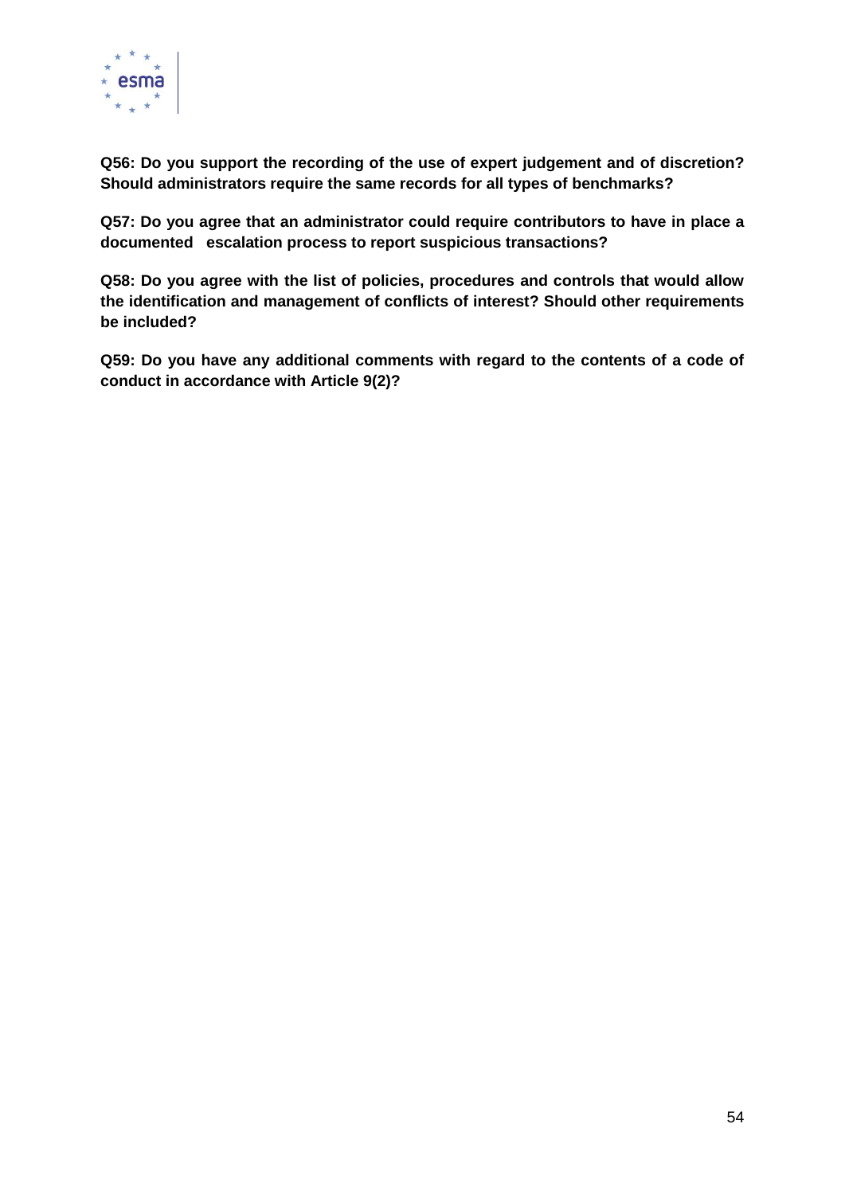**Q56: Do you support the recording of the use of expert judgement and of discretion? Should administrators require the same records for all types of benchmarks?**

**Q57: Do you agree that an administrator could require contributors to have in place a documented escalation process to report suspicious transactions?**

**Q58: Do you agree with the list of policies, procedures and controls that would allow the identification and management of conflicts of interest? Should other requirements be included?**

**Q59: Do you have any additional comments with regard to the contents of a code of conduct in accordance with Article 9(2)?**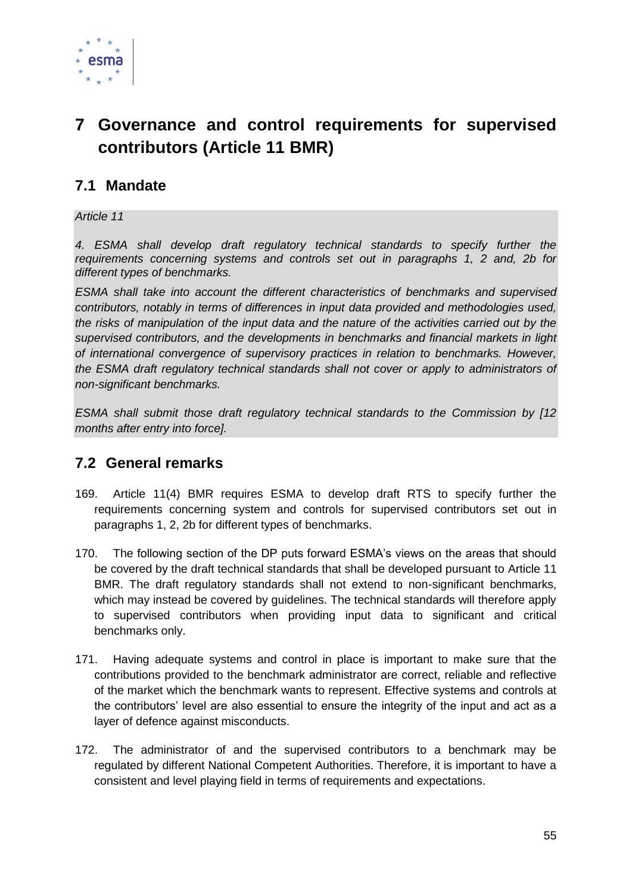# 7 Governance and control requirements for supervised contributors (Article 11 BMR)

## 7.1 Mandate

*Article 11*

*4. ESMA shall develop draft regulatory technical standards to specify further the requirements concerning systems and controls set out in paragraphs 1, 2 and, 2b for different types of benchmarks.*

*ESMA shall take into account the different characteristics of benchmarks and supervised contributors, notably in terms of differences in input data provided and methodologies used, the risks of manipulation of the input data and the nature of the activities carried out by the supervised contributors, and the developments in benchmarks and financial markets in light of international convergence of supervisory practices in relation to benchmarks. However, the ESMA draft regulatory technical standards shall not cover or apply to administrators of non-significant benchmarks.*

*ESMA shall submit those draft regulatory technical standards to the Commission by [12 months after entry into force].*

## 7.2 General remarks

169. Article 11(4) BMR requires ESMA to develop draft RTS to specify further the requirements concerning system and controls for supervised contributors set out in paragraphs 1, 2, 2b for different types of benchmarks.

170. The following section of the DP puts forward ESMA's views on the areas that should be covered by the draft technical standards that shall be developed pursuant to Article 11 BMR. The draft regulatory standards shall not extend to non-significant benchmarks, which may instead be covered by guidelines. The technical standards will therefore apply to supervised contributors when providing input data to significant and critical benchmarks only.

171. Having adequate systems and control in place is important to make sure that the contributions provided to the benchmark administrator are correct, reliable and reflective of the market which the benchmark wants to represent. Effective systems and controls at the contributors' level are also essential to ensure the integrity of the input and act as a layer of defence against misconducts.

172. The administrator of and the supervised contributors to a benchmark may be regulated by different National Competent Authorities. Therefore, it is important to have a consistent and level playing field in terms of requirements and expectations.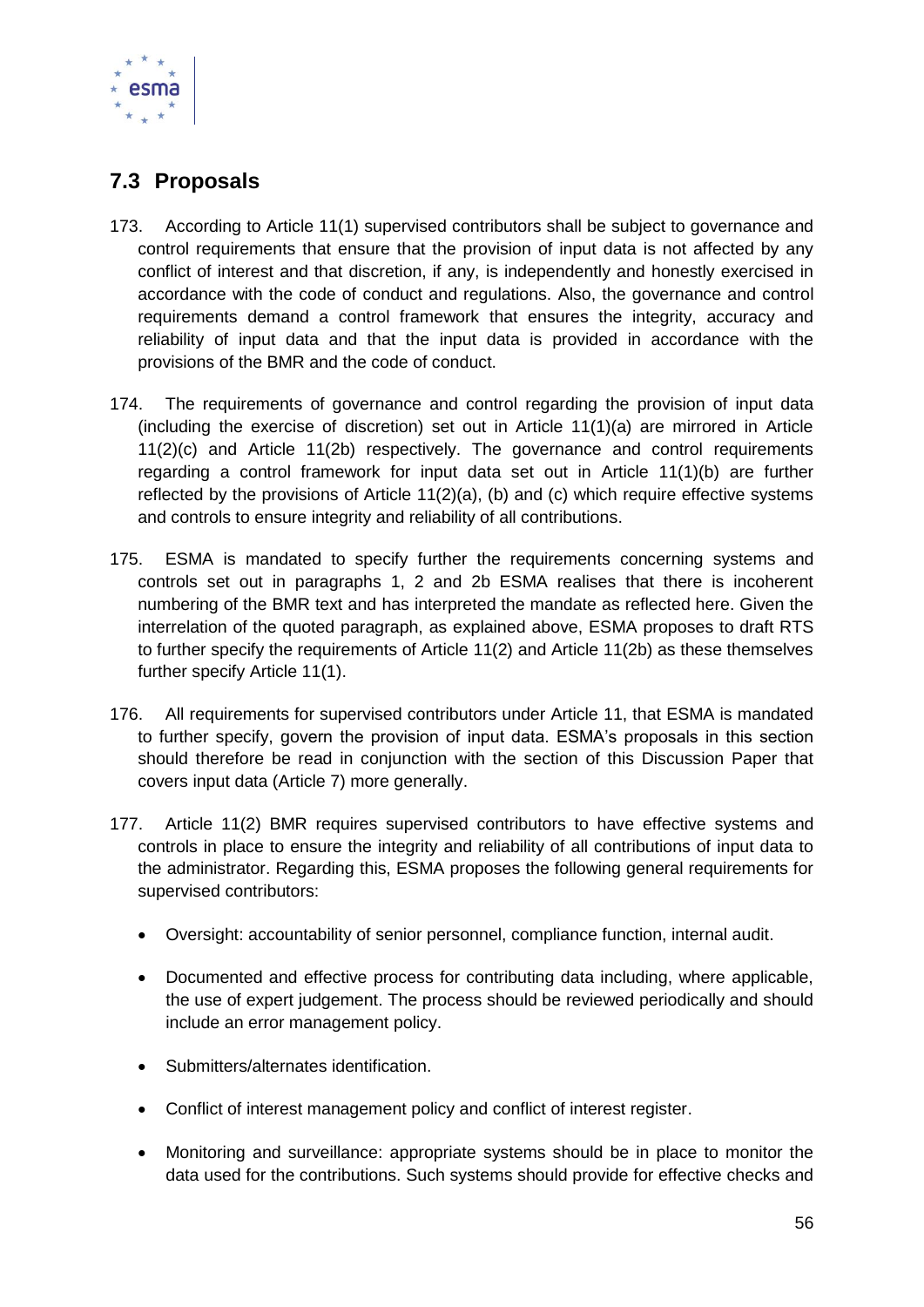## 7.3 Proposals

173. According to Article 11(1) supervised contributors shall be subject to governance and control requirements that ensure that the provision of input data is not affected by any conflict of interest and that discretion, if any, is independently and honestly exercised in accordance with the code of conduct and regulations. Also, the governance and control requirements demand a control framework that ensures the integrity, accuracy and reliability of input data and that the input data is provided in accordance with the provisions of the BMR and the code of conduct.

174. The requirements of governance and control regarding the provision of input data (including the exercise of discretion) set out in Article 11(1)(a) are mirrored in Article 11(2)(c) and Article 11(2b) respectively. The governance and control requirements regarding a control framework for input data set out in Article 11(1)(b) are further reflected by the provisions of Article 11(2)(a), (b) and (c) which require effective systems and controls to ensure integrity and reliability of all contributions.

175. ESMA is mandated to specify further the requirements concerning systems and controls set out in paragraphs 1, 2 and 2b ESMA realises that there is incoherent numbering of the BMR text and has interpreted the mandate as reflected here. Given the interrelation of the quoted paragraph, as explained above, ESMA proposes to draft RTS to further specify the requirements of Article 11(2) and Article 11(2b) as these themselves further specify Article 11(1).

176. All requirements for supervised contributors under Article 11, that ESMA is mandated to further specify, govern the provision of input data. ESMA's proposals in this section should therefore be read in conjunction with the section of this Discussion Paper that covers input data (Article 7) more generally.

177. Article 11(2) BMR requires supervised contributors to have effective systems and controls in place to ensure the integrity and reliability of all contributions of input data to the administrator. Regarding this, ESMA proposes the following general requirements for supervised contributors:

- Oversight: accountability of senior personnel, compliance function, internal audit.
- Documented and effective process for contributing data including, where applicable, the use of expert judgement. The process should be reviewed periodically and should include an error management policy.
- Submitters/alternates identification.
- Conflict of interest management policy and conflict of interest register.
- Monitoring and surveillance: appropriate systems should be in place to monitor the data used for the contributions. Such systems should provide for effective checks and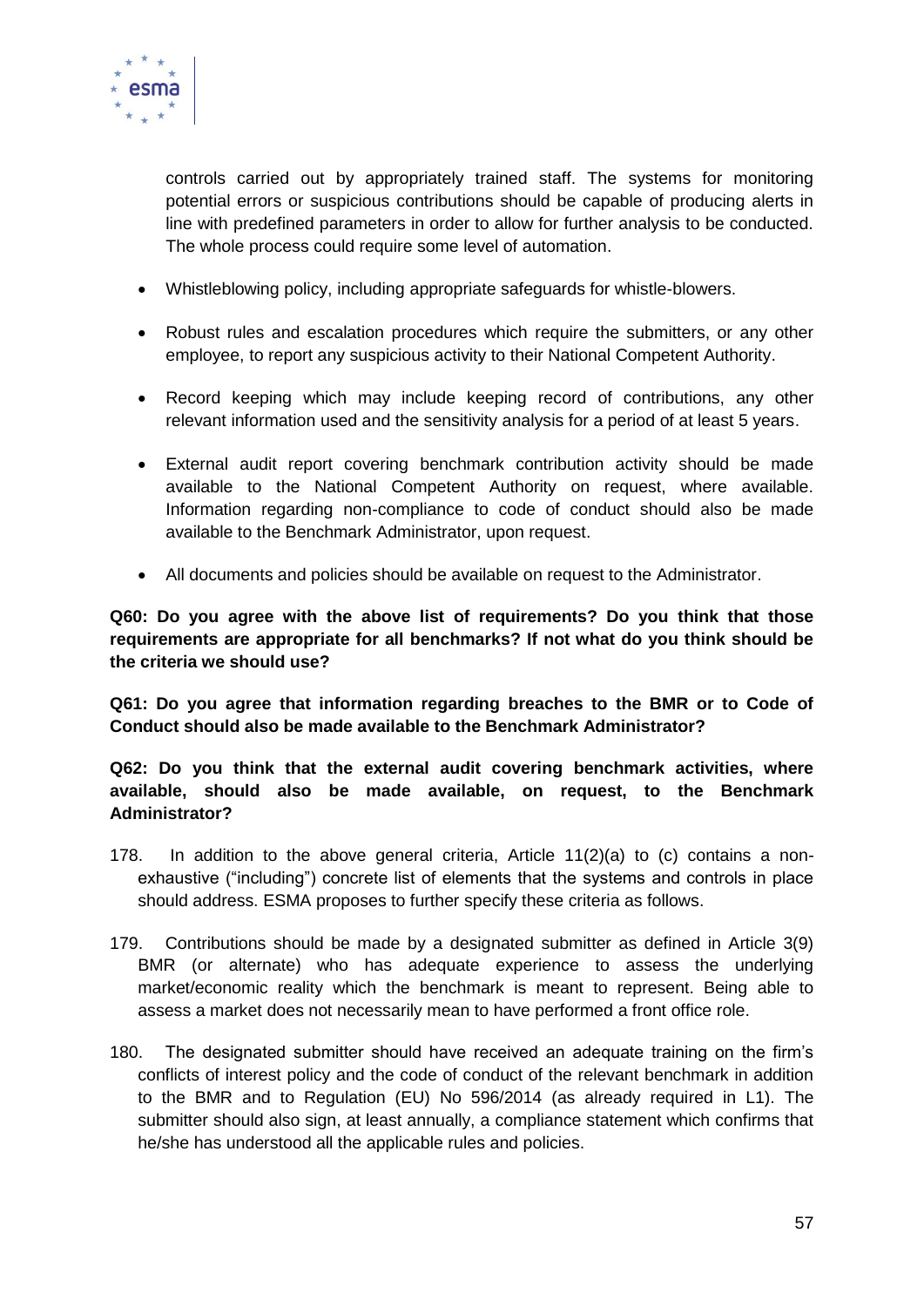controls carried out by appropriately trained staff. The systems for monitoring potential errors or suspicious contributions should be capable of producing alerts in line with predefined parameters in order to allow for further analysis to be conducted. The whole process could require some level of automation.

- Whistleblowing policy, including appropriate safeguards for whistle-blowers.
- Robust rules and escalation procedures which require the submitters, or any other employee, to report any suspicious activity to their National Competent Authority.
- Record keeping which may include keeping record of contributions, any other relevant information used and the sensitivity analysis for a period of at least 5 years.
- External audit report covering benchmark contribution activity should be made available to the National Competent Authority on request, where available. Information regarding non-compliance to code of conduct should also be made available to the Benchmark Administrator, upon request.
- All documents and policies should be available on request to the Administrator.

**Q60: Do you agree with the above list of requirements? Do you think that those requirements are appropriate for all benchmarks? If not what do you think should be the criteria we should use?**

**Q61: Do you agree that information regarding breaches to the BMR or to Code of Conduct should also be made available to the Benchmark Administrator?**

**Q62: Do you think that the external audit covering benchmark activities, where available, should also be made available, on request, to the Benchmark Administrator?**

178. In addition to the above general criteria, Article 11(2)(a) to (c) contains a non-exhaustive ("including") concrete list of elements that the systems and controls in place should address. ESMA proposes to further specify these criteria as follows.

179. Contributions should be made by a designated submitter as defined in Article 3(9) BMR (or alternate) who has adequate experience to assess the underlying market/economic reality which the benchmark is meant to represent. Being able to assess a market does not necessarily mean to have performed a front office role.

180. The designated submitter should have received an adequate training on the firm's conflicts of interest policy and the code of conduct of the relevant benchmark in addition to the BMR and to Regulation (EU) No 596/2014 (as already required in L1). The submitter should also sign, at least annually, a compliance statement which confirms that he/she has understood all the applicable rules and policies.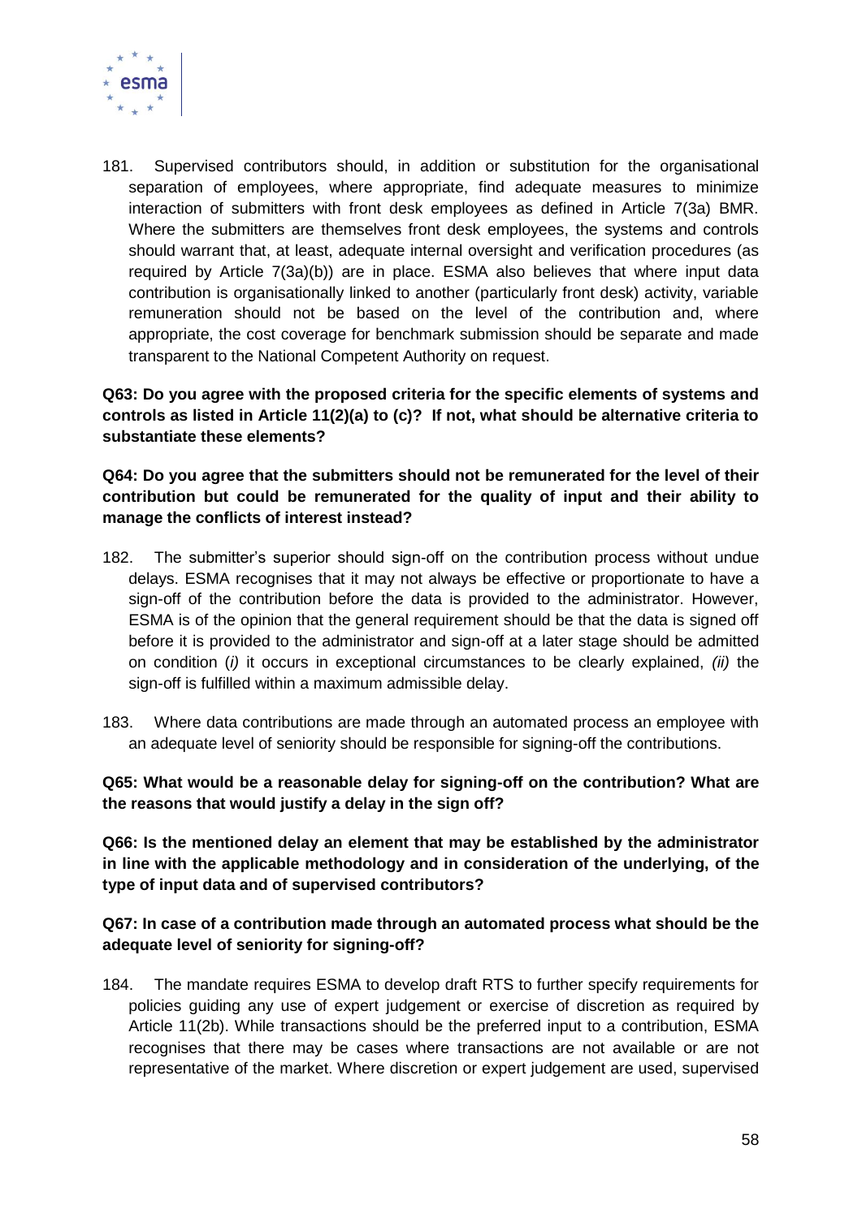181. Supervised contributors should, in addition or substitution for the organisational separation of employees, where appropriate, find adequate measures to minimize interaction of submitters with front desk employees as defined in Article 7(3a) BMR. Where the submitters are themselves front desk employees, the systems and controls should warrant that, at least, adequate internal oversight and verification procedures (as required by Article 7(3a)(b)) are in place. ESMA also believes that where input data contribution is organisationally linked to another (particularly front desk) activity, variable remuneration should not be based on the level of the contribution and, where appropriate, the cost coverage for benchmark submission should be separate and made transparent to the National Competent Authority on request.

**Q63: Do you agree with the proposed criteria for the specific elements of systems and controls as listed in Article 11(2)(a) to (c)? If not, what should be alternative criteria to substantiate these elements?**

**Q64: Do you agree that the submitters should not be remunerated for the level of their contribution but could be remunerated for the quality of input and their ability to manage the conflicts of interest instead?**

182. The submitter's superior should sign-off on the contribution process without undue delays. ESMA recognises that it may not always be effective or proportionate to have a sign-off of the contribution before the data is provided to the administrator. However, ESMA is of the opinion that the general requirement should be that the data is signed off before it is provided to the administrator and sign-off at a later stage should be admitted on condition (*i)* it occurs in exceptional circumstances to be clearly explained, *(ii)* the sign-off is fulfilled within a maximum admissible delay.

183. Where data contributions are made through an automated process an employee with an adequate level of seniority should be responsible for signing-off the contributions.

**Q65: What would be a reasonable delay for signing-off on the contribution? What are the reasons that would justify a delay in the sign off?**

**Q66: Is the mentioned delay an element that may be established by the administrator in line with the applicable methodology and in consideration of the underlying, of the type of input data and of supervised contributors?**

**Q67: In case of a contribution made through an automated process what should be the adequate level of seniority for signing-off?**

184. The mandate requires ESMA to develop draft RTS to further specify requirements for policies guiding any use of expert judgement or exercise of discretion as required by Article 11(2b). While transactions should be the preferred input to a contribution, ESMA recognises that there may be cases where transactions are not available or are not representative of the market. Where discretion or expert judgement are used, supervised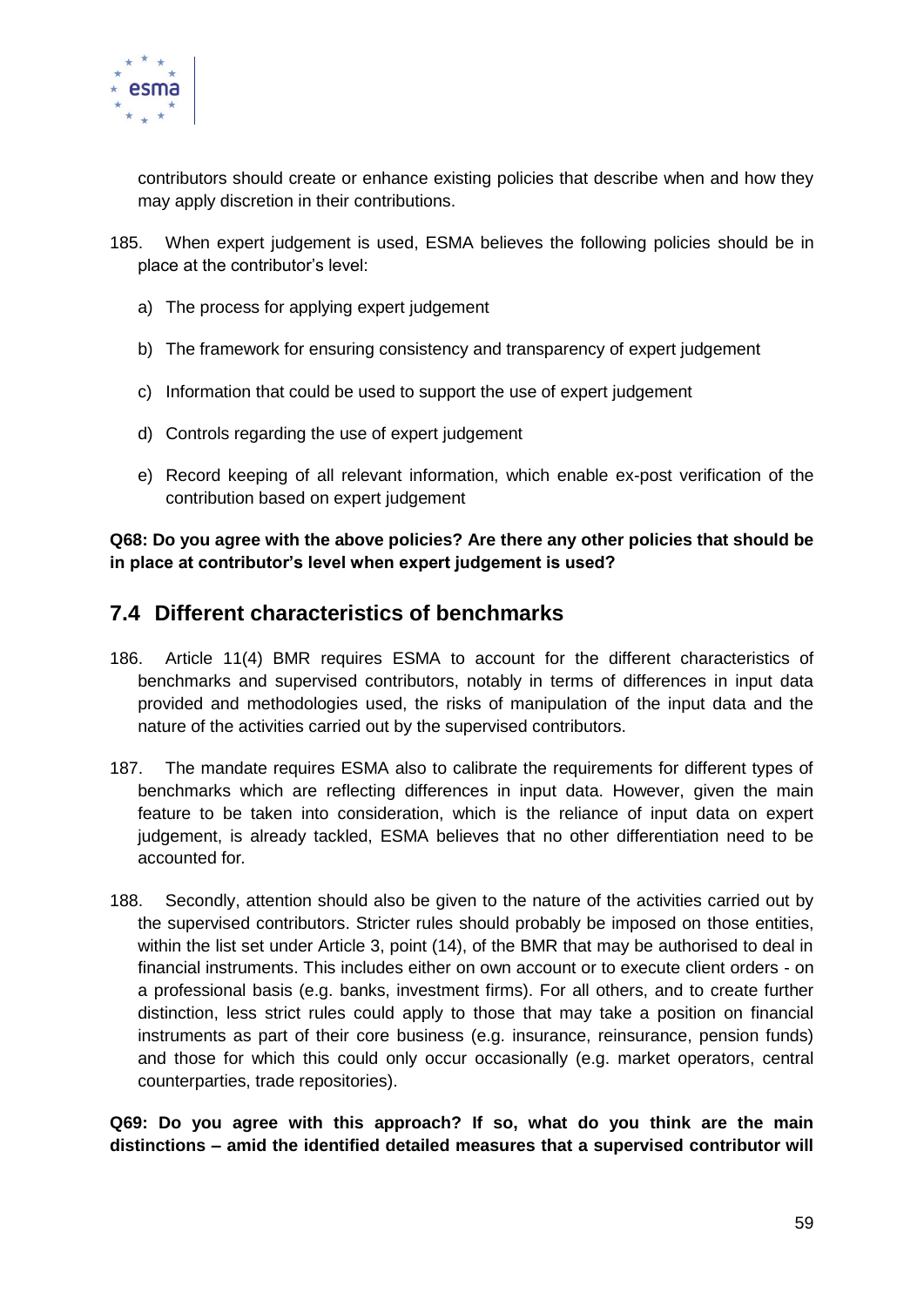contributors should create or enhance existing policies that describe when and how they may apply discretion in their contributions.

185. When expert judgement is used, ESMA believes the following policies should be in place at the contributor's level:

a) The process for applying expert judgement

b) The framework for ensuring consistency and transparency of expert judgement

c) Information that could be used to support the use of expert judgement

d) Controls regarding the use of expert judgement

e) Record keeping of all relevant information, which enable ex-post verification of the contribution based on expert judgement

**Q68: Do you agree with the above policies? Are there any other policies that should be in place at contributor's level when expert judgement is used?**

## 7.4 Different characteristics of benchmarks

186. Article 11(4) BMR requires ESMA to account for the different characteristics of benchmarks and supervised contributors, notably in terms of differences in input data provided and methodologies used, the risks of manipulation of the input data and the nature of the activities carried out by the supervised contributors.

187. The mandate requires ESMA also to calibrate the requirements for different types of benchmarks which are reflecting differences in input data. However, given the main feature to be taken into consideration, which is the reliance of input data on expert judgement, is already tackled, ESMA believes that no other differentiation need to be accounted for.

188. Secondly, attention should also be given to the nature of the activities carried out by the supervised contributors. Stricter rules should probably be imposed on those entities, within the list set under Article 3, point (14), of the BMR that may be authorised to deal in financial instruments. This includes either on own account or to execute client orders - on a professional basis (e.g. banks, investment firms). For all others, and to create further distinction, less strict rules could apply to those that may take a position on financial instruments as part of their core business (e.g. insurance, reinsurance, pension funds) and those for which this could only occur occasionally (e.g. market operators, central counterparties, trade repositories).

**Q69: Do you agree with this approach? If so, what do you think are the main distinctions – amid the identified detailed measures that a supervised contributor will**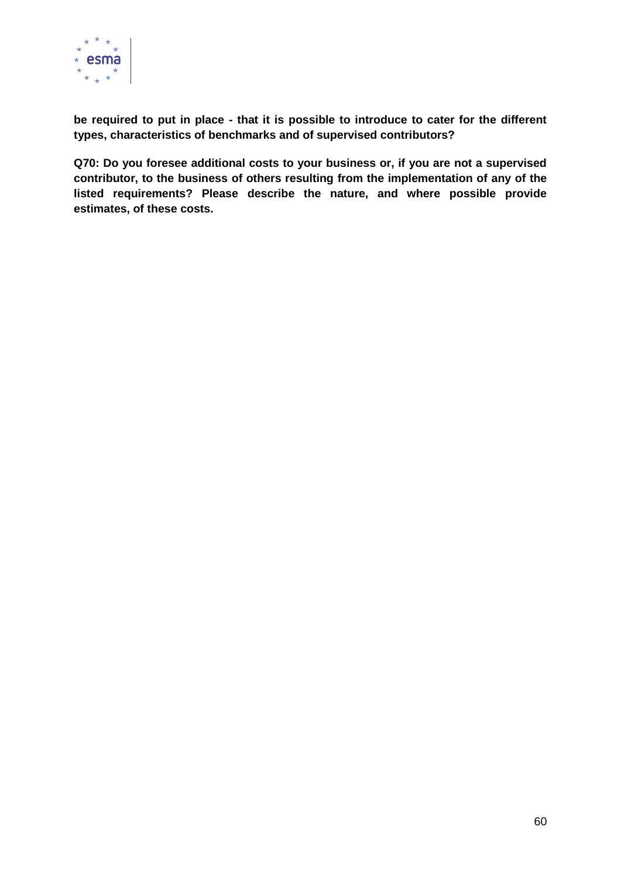**be required to put in place - that it is possible to introduce to cater for the different types, characteristics of benchmarks and of supervised contributors?**

**Q70: Do you foresee additional costs to your business or, if you are not a supervised contributor, to the business of others resulting from the implementation of any of the listed requirements? Please describe the nature, and where possible provide estimates, of these costs.**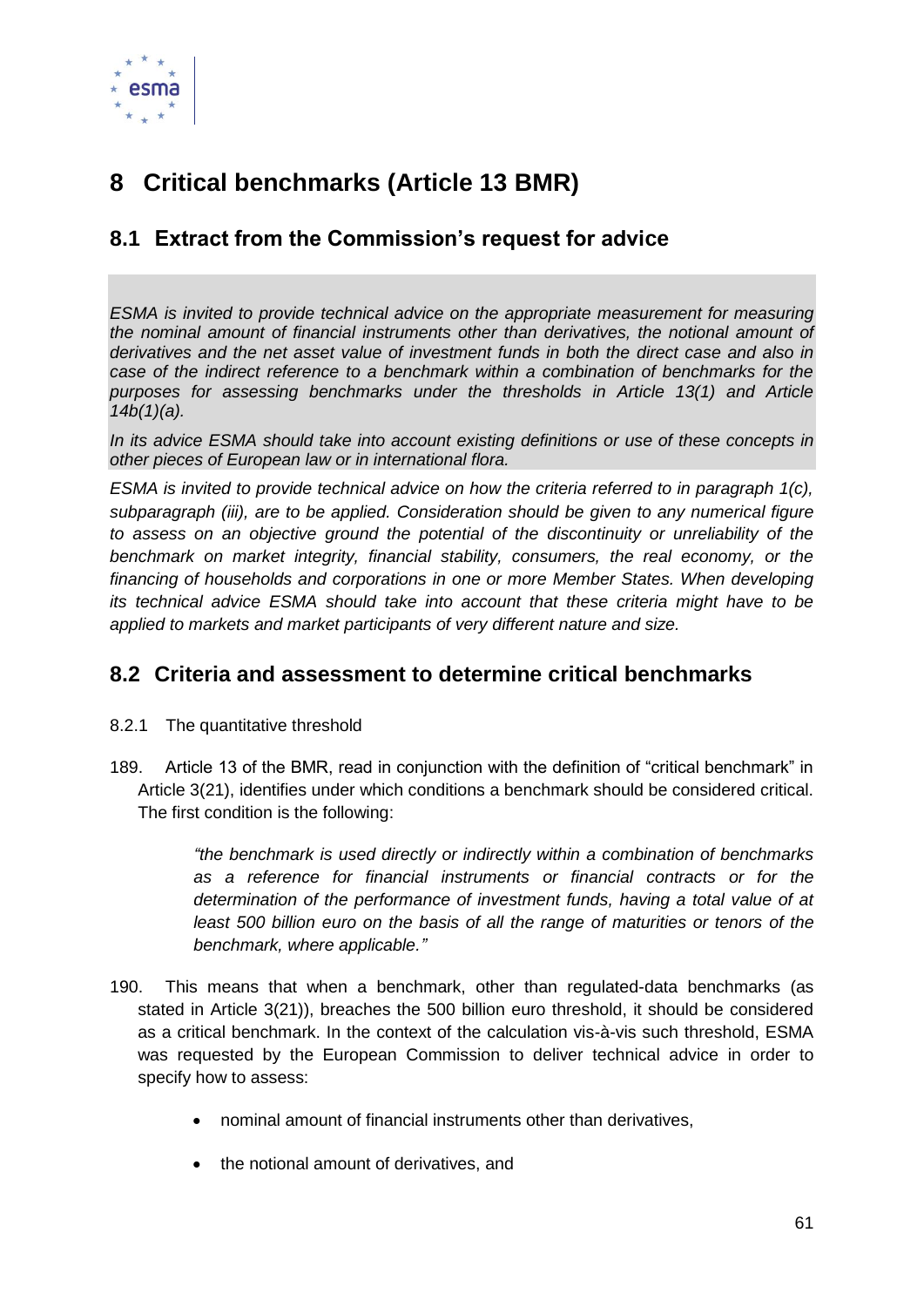# 8 Critical benchmarks (Article 13 BMR)

## 8.1 Extract from the Commission's request for advice

*ESMA is invited to provide technical advice on the appropriate measurement for measuring the nominal amount of financial instruments other than derivatives, the notional amount of derivatives and the net asset value of investment funds in both the direct case and also in case of the indirect reference to a benchmark within a combination of benchmarks for the purposes for assessing benchmarks under the thresholds in Article 13(1) and Article 14b(1)(a).*

*In its advice ESMA should take into account existing definitions or use of these concepts in other pieces of European law or in international flora.*

*ESMA is invited to provide technical advice on how the criteria referred to in paragraph 1(c), subparagraph (iii), are to be applied. Consideration should be given to any numerical figure to assess on an objective ground the potential of the discontinuity or unreliability of the benchmark on market integrity, financial stability, consumers, the real economy, or the financing of households and corporations in one or more Member States. When developing its technical advice ESMA should take into account that these criteria might have to be applied to markets and market participants of very different nature and size.*

## 8.2 Criteria and assessment to determine critical benchmarks

### 8.2.1 The quantitative threshold

189. Article 13 of the BMR, read in conjunction with the definition of "critical benchmark" in Article 3(21), identifies under which conditions a benchmark should be considered critical. The first condition is the following:

> *"the benchmark is used directly or indirectly within a combination of benchmarks as a reference for financial instruments or financial contracts or for the determination of the performance of investment funds, having a total value of at least 500 billion euro on the basis of all the range of maturities or tenors of the benchmark, where applicable."*

190. This means that when a benchmark, other than regulated-data benchmarks (as stated in Article 3(21)), breaches the 500 billion euro threshold, it should be considered as a critical benchmark. In the context of the calculation vis-à-vis such threshold, ESMA was requested by the European Commission to deliver technical advice in order to specify how to assess:

- nominal amount of financial instruments other than derivatives,
- the notional amount of derivatives, and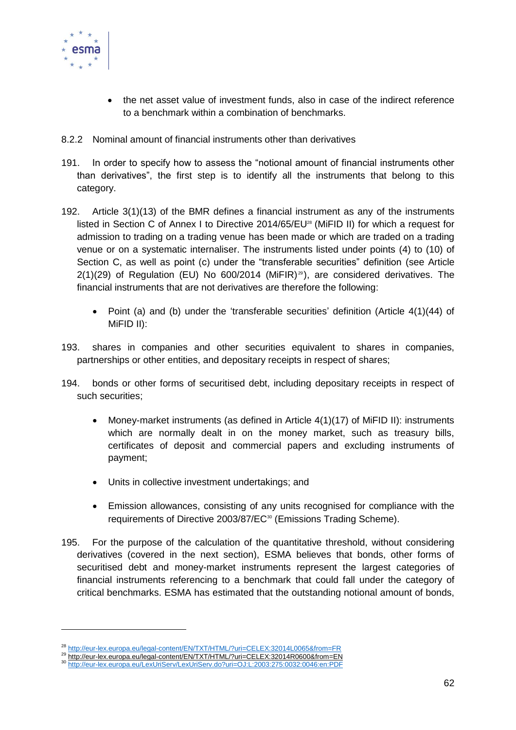- the net asset value of investment funds, also in case of the indirect reference to a benchmark within a combination of benchmarks.

### 8.2.2 Nominal amount of financial instruments other than derivatives

191. In order to specify how to assess the "notional amount of financial instruments other than derivatives", the first step is to identify all the instruments that belong to this category.

192. Article 3(1)(13) of the BMR defines a financial instrument as any of the instruments listed in Section C of Annex I to Directive 2014/65/EU[28] (MiFID II) for which a request for admission to trading on a trading venue has been made or which are traded on a trading venue or on a systematic internaliser. The instruments listed under points (4) to (10) of Section C, as well as point (c) under the "transferable securities" definition (see Article 2(1)(29) of Regulation (EU) No 600/2014 (MiFIR)[29]), are considered derivatives. The financial instruments that are not derivatives are therefore the following:

   - Point (a) and (b) under the 'transferable securities' definition (Article 4(1)(44) of MiFID II):

193. shares in companies and other securities equivalent to shares in companies, partnerships or other entities, and depositary receipts in respect of shares;

194. bonds or other forms of securitised debt, including depositary receipts in respect of such securities;

   - Money-market instruments (as defined in Article 4(1)(17) of MiFID II): instruments which are normally dealt in on the money market, such as treasury bills, certificates of deposit and commercial papers and excluding instruments of payment;

   - Units in collective investment undertakings; and

   - Emission allowances, consisting of any units recognised for compliance with the requirements of Directive 2003/87/EC[30] (Emissions Trading Scheme).

195. For the purpose of the calculation of the quantitative threshold, without considering derivatives (covered in the next section), ESMA believes that bonds, other forms of securitised debt and money-market instruments represent the largest categories of financial instruments referencing to a benchmark that could fall under the category of critical benchmarks. ESMA has estimated that the outstanding notional amount of bonds,

---

[28] http://eur-lex.europa.eu/legal-content/EN/TXT/HTML/?uri=CELEX:32014L0065&from=FR

[29] http://eur-lex.europa.eu/legal-content/EN/TXT/HTML/?uri=CELEX:32014R0600&from=EN

[30] http://eur-lex.europa.eu/LexUriServ/LexUriServ.do?uri=OJ:L:2003:275:0032:0046:en:PDF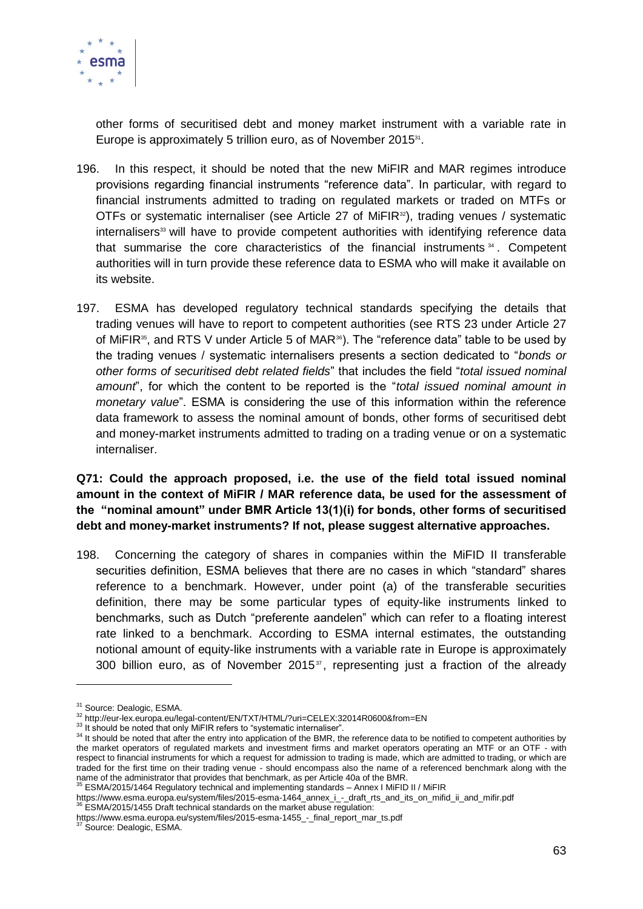other forms of securitised debt and money market instrument with a variable rate in Europe is approximately 5 trillion euro, as of November 2015[31].

196. In this respect, it should be noted that the new MiFIR and MAR regimes introduce provisions regarding financial instruments "reference data". In particular, with regard to financial instruments admitted to trading on regulated markets or traded on MTFs or OTFs or systematic internaliser (see Article 27 of MiFIR[32]), trading venues / systematic internalisers[33] will have to provide competent authorities with identifying reference data that summarise the core characteristics of the financial instruments[34]. Competent authorities will in turn provide these reference data to ESMA who will make it available on its website.

197. ESMA has developed regulatory technical standards specifying the details that trading venues will have to report to competent authorities (see RTS 23 under Article 27 of MiFIR[35], and RTS V under Article 5 of MAR[36]). The "reference data" table to be used by the trading venues / systematic internalisers presents a section dedicated to "*bonds or other forms of securitised debt related fields*" that includes the field "*total issued nominal amount*", for which the content to be reported is the "*total issued nominal amount in monetary value*". ESMA is considering the use of this information within the reference data framework to assess the nominal amount of bonds, other forms of securitised debt and money-market instruments admitted to trading on a trading venue or on a systematic internaliser.

**Q71: Could the approach proposed, i.e. the use of the field total issued nominal amount in the context of MiFIR / MAR reference data, be used for the assessment of the "nominal amount" under BMR Article 13(1)(i) for bonds, other forms of securitised debt and money-market instruments? If not, please suggest alternative approaches.**

198. Concerning the category of shares in companies within the MiFID II transferable securities definition, ESMA believes that there are no cases in which "standard" shares reference to a benchmark. However, under point (a) of the transferable securities definition, there may be some particular types of equity-like instruments linked to benchmarks, such as Dutch "preferente aandelen" which can refer to a floating interest rate linked to a benchmark. According to ESMA internal estimates, the outstanding notional amount of equity-like instruments with a variable rate in Europe is approximately 300 billion euro, as of November 2015[37], representing just a fraction of the already

---

[31] Source: Dealogic, ESMA.

[32] http://eur-lex.europa.eu/legal-content/EN/TXT/HTML/?uri=CELEX:32014R0600&from=EN

[33] It should be noted that only MiFIR refers to "systematic internaliser".

[34] It should be noted that after the entry into application of the BMR, the reference data to be notified to competent authorities by the market operators of regulated markets and investment firms and market operators operating an MTF or an OTF - with respect to financial instruments for which a request for admission to trading is made, which are admitted to trading, or which are traded for the first time on their trading venue - should encompass also the name of a referenced benchmark along with the name of the administrator that provides that benchmark, as per Article 40a of the BMR.

[35] ESMA/2015/1464 Regulatory technical and implementing standards – Annex I MiFID II / MiFIR https://www.esma.europa.eu/system/files/2015-esma-1464_annex_i_-_draft_rts_and_its_on_mifid_ii_and_mifir.pdf

[36] ESMA/2015/1455 Draft technical standards on the market abuse regulation: https://www.esma.europa.eu/system/files/2015-esma-1455_-_final_report_mar_ts.pdf

[37] Source: Dealogic, ESMA.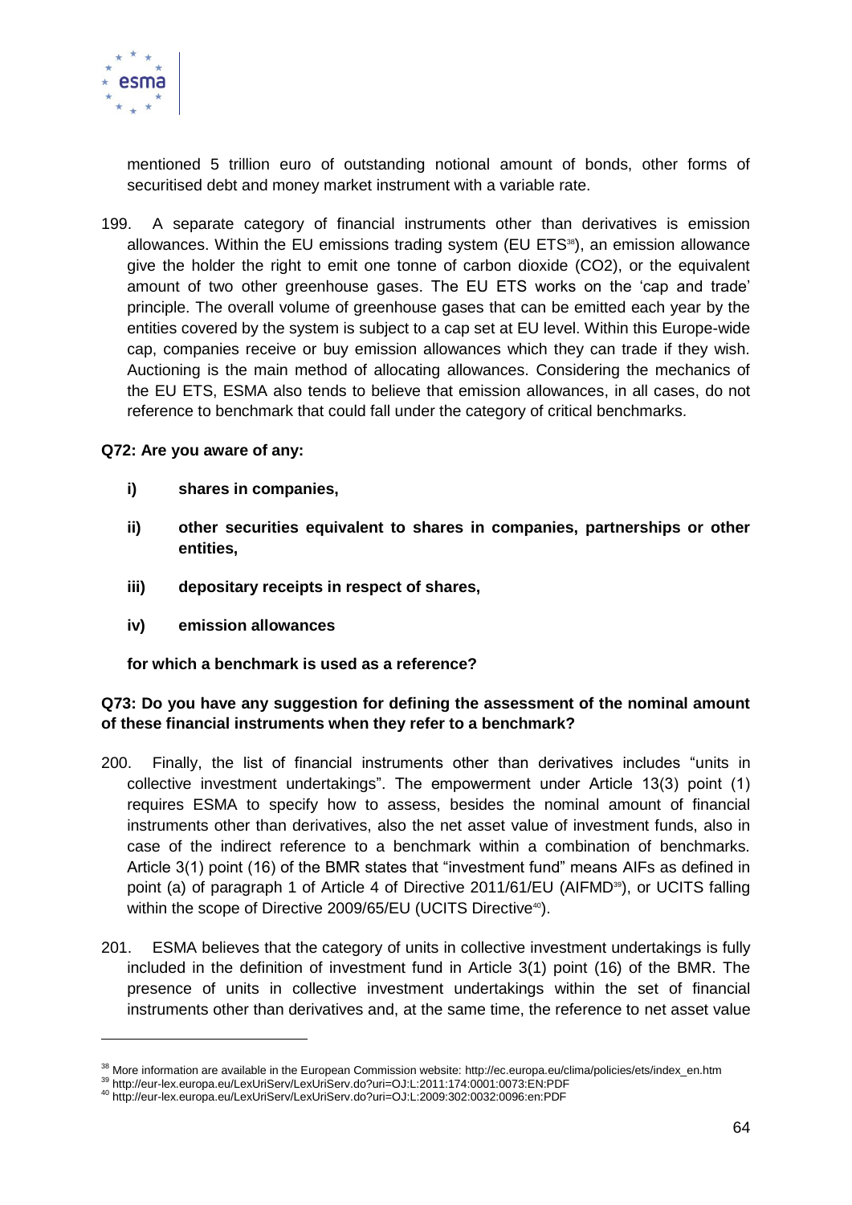mentioned 5 trillion euro of outstanding notional amount of bonds, other forms of securitised debt and money market instrument with a variable rate.

199. A separate category of financial instruments other than derivatives is emission allowances. Within the EU emissions trading system (EU ETS[38]), an emission allowance give the holder the right to emit one tonne of carbon dioxide ($CO_2$), or the equivalent amount of two other greenhouse gases. The EU ETS works on the 'cap and trade' principle. The overall volume of greenhouse gases that can be emitted each year by the entities covered by the system is subject to a cap set at EU level. Within this Europe-wide cap, companies receive or buy emission allowances which they can trade if they wish. Auctioning is the main method of allocating allowances. Considering the mechanics of the EU ETS, ESMA also tends to believe that emission allowances, in all cases, do not reference to benchmark that could fall under the category of critical benchmarks.

**Q72: Are you aware of any:**

- **i) shares in companies,**
- **ii) other securities equivalent to shares in companies, partnerships or other entities,**
- **iii) depositary receipts in respect of shares,**
- **iv) emission allowances**

**for which a benchmark is used as a reference?**

**Q73: Do you have any suggestion for defining the assessment of the nominal amount of these financial instruments when they refer to a benchmark?**

200. Finally, the list of financial instruments other than derivatives includes "units in collective investment undertakings". The empowerment under Article 13(3) point (1) requires ESMA to specify how to assess, besides the nominal amount of financial instruments other than derivatives, also the net asset value of investment funds, also in case of the indirect reference to a benchmark within a combination of benchmarks. Article 3(1) point (16) of the BMR states that "investment fund" means AIFs as defined in point (a) of paragraph 1 of Article 4 of Directive 2011/61/EU (AIFMD[39]), or UCITS falling within the scope of Directive 2009/65/EU (UCITS Directive[40]).

201. ESMA believes that the category of units in collective investment undertakings is fully included in the definition of investment fund in Article 3(1) point (16) of the BMR. The presence of units in collective investment undertakings within the set of financial instruments other than derivatives and, at the same time, the reference to net asset value

---

[38] More information are available in the European Commission website: http://ec.europa.eu/clima/policies/ets/index_en.htm

[39] http://eur-lex.europa.eu/LexUriServ/LexUriServ.do?uri=OJ:L:2011:174:0001:0073:EN:PDF

[40] http://eur-lex.europa.eu/LexUriServ/LexUriServ.do?uri=OJ:L:2009:302:0032:0096:en:PDF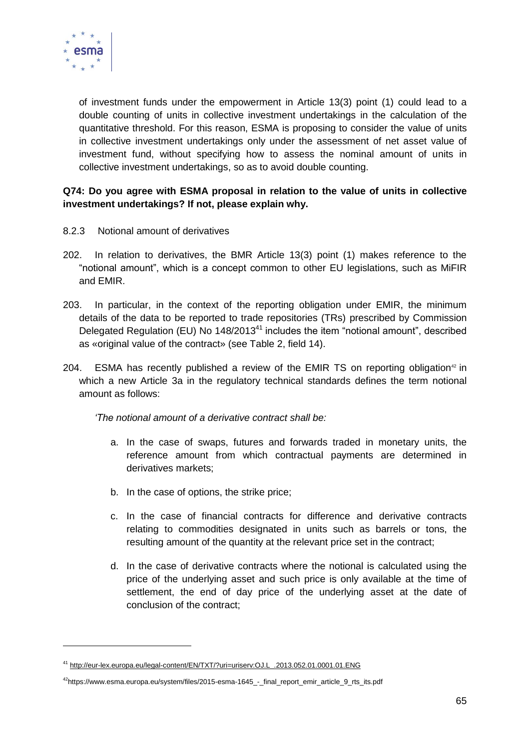of investment funds under the empowerment in Article 13(3) point (1) could lead to a double counting of units in collective investment undertakings in the calculation of the quantitative threshold. For this reason, ESMA is proposing to consider the value of units in collective investment undertakings only under the assessment of net asset value of investment fund, without specifying how to assess the nominal amount of units in collective investment undertakings, so as to avoid double counting.

**Q74: Do you agree with ESMA proposal in relation to the value of units in collective investment undertakings? If not, please explain why.**

8.2.3 Notional amount of derivatives

202. In relation to derivatives, the BMR Article 13(3) point (1) makes reference to the "notional amount", which is a concept common to other EU legislations, such as MiFIR and EMIR.

203. In particular, in the context of the reporting obligation under EMIR, the minimum details of the data to be reported to trade repositories (TRs) prescribed by Commission Delegated Regulation (EU) No 148/2013[41] includes the item "notional amount", described as «original value of the contract» (see Table 2, field 14).

204. ESMA has recently published a review of the EMIR TS on reporting obligation[42] in which a new Article 3a in the regulatory technical standards defines the term notional amount as follows:

*'The notional amount of a derivative contract shall be:*

a. In the case of swaps, futures and forwards traded in monetary units, the reference amount from which contractual payments are determined in derivatives markets;

b. In the case of options, the strike price;

c. In the case of financial contracts for difference and derivative contracts relating to commodities designated in units such as barrels or tons, the resulting amount of the quantity at the relevant price set in the contract;

d. In the case of derivative contracts where the notional is calculated using the price of the underlying asset and such price is only available at the time of settlement, the end of day price of the underlying asset at the date of conclusion of the contract;

---

[41] http://eur-lex.europa.eu/legal-content/EN/TXT/?uri=uriserv:OJ.L_.2013.052.01.0001.01.ENG

[42] https://www.esma.europa.eu/system/files/2015-esma-1645_-_final_report_emir_article_9_rts_its.pdf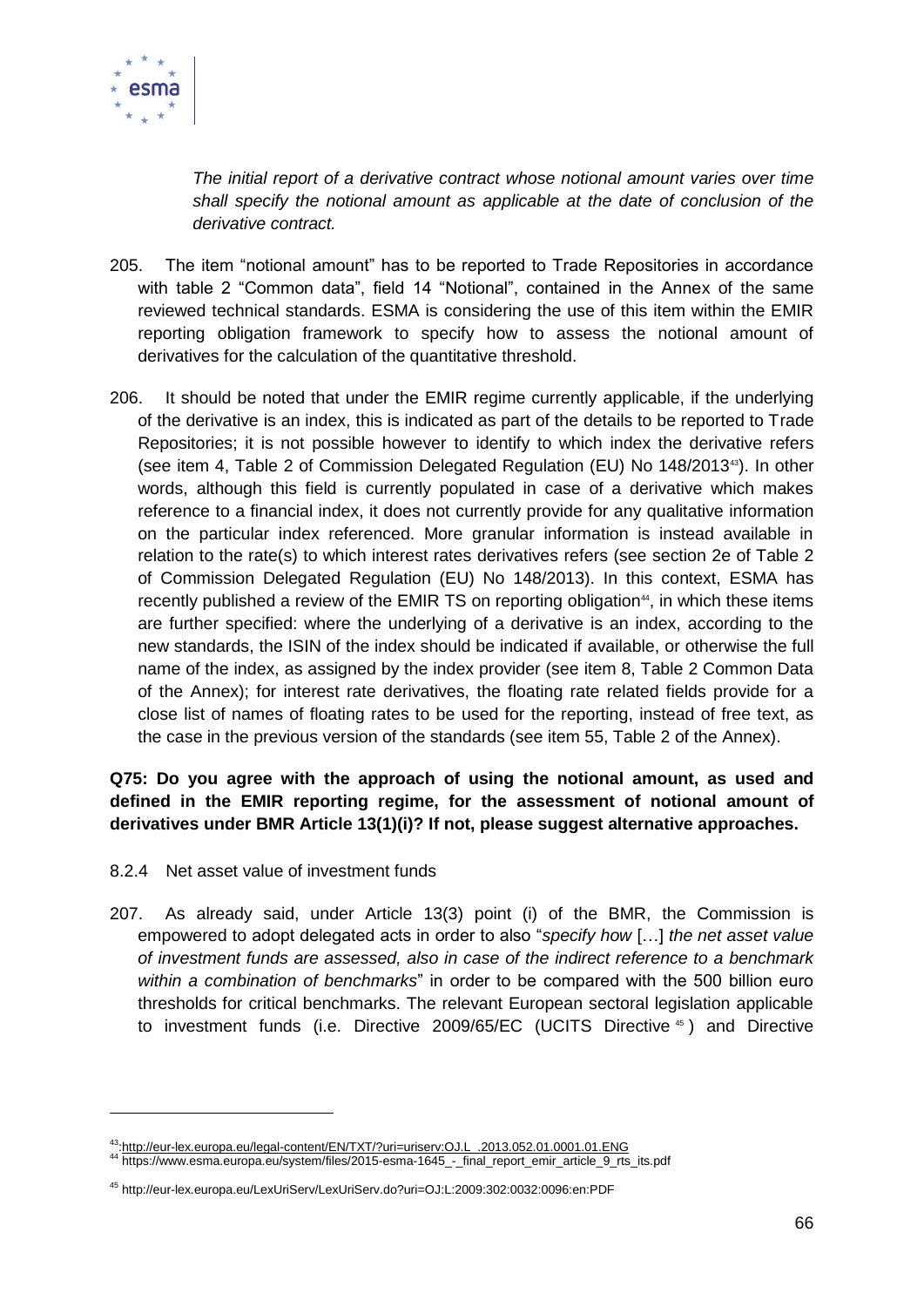*The initial report of a derivative contract whose notional amount varies over time shall specify the notional amount as applicable at the date of conclusion of the derivative contract.*

205. The item "notional amount" has to be reported to Trade Repositories in accordance with table 2 "Common data", field 14 "Notional", contained in the Annex of the same reviewed technical standards. ESMA is considering the use of this item within the EMIR reporting obligation framework to specify how to assess the notional amount of derivatives for the calculation of the quantitative threshold.

206. It should be noted that under the EMIR regime currently applicable, if the underlying of the derivative is an index, this is indicated as part of the details to be reported to Trade Repositories; it is not possible however to identify to which index the derivative refers (see item 4, Table 2 of Commission Delegated Regulation (EU) No 148/2013[43]). In other words, although this field is currently populated in case of a derivative which makes reference to a financial index, it does not currently provide for any qualitative information on the particular index referenced. More granular information is instead available in relation to the rate(s) to which interest rates derivatives refers (see section 2e of Table 2 of Commission Delegated Regulation (EU) No 148/2013). In this context, ESMA has recently published a review of the EMIR TS on reporting obligation[44], in which these items are further specified: where the underlying of a derivative is an index, according to the new standards, the ISIN of the index should be indicated if available, or otherwise the full name of the index, as assigned by the index provider (see item 8, Table 2 Common Data of the Annex); for interest rate derivatives, the floating rate related fields provide for a close list of names of floating rates to be used for the reporting, instead of free text, as the case in the previous version of the standards (see item 55, Table 2 of the Annex).

**Q75: Do you agree with the approach of using the notional amount, as used and defined in the EMIR reporting regime, for the assessment of notional amount of derivatives under BMR Article 13(1)(i)? If not, please suggest alternative approaches.**

### 8.2.4 Net asset value of investment funds

207. As already said, under Article 13(3) point (i) of the BMR, the Commission is empowered to adopt delegated acts in order to also "*specify how* […] *the net asset value of investment funds are assessed, also in case of the indirect reference to a benchmark within a combination of benchmarks*" in order to be compared with the 500 billion euro thresholds for critical benchmarks. The relevant European sectoral legislation applicable to investment funds (i.e. Directive 2009/65/EC (UCITS Directive[45]) and Directive

---

[43] http://eur-lex.europa.eu/legal-content/EN/TXT/?uri=uriserv:OJ.L_.2013.052.01.0001.01.ENG

[44] https://www.esma.europa.eu/system/files/2015-esma-1645_-_final_report_emir_article_9_rts_its.pdf

[45] http://eur-lex.europa.eu/LexUriServ/LexUriServ.do?uri=OJ:L:2009:302:0032:0096:en:PDF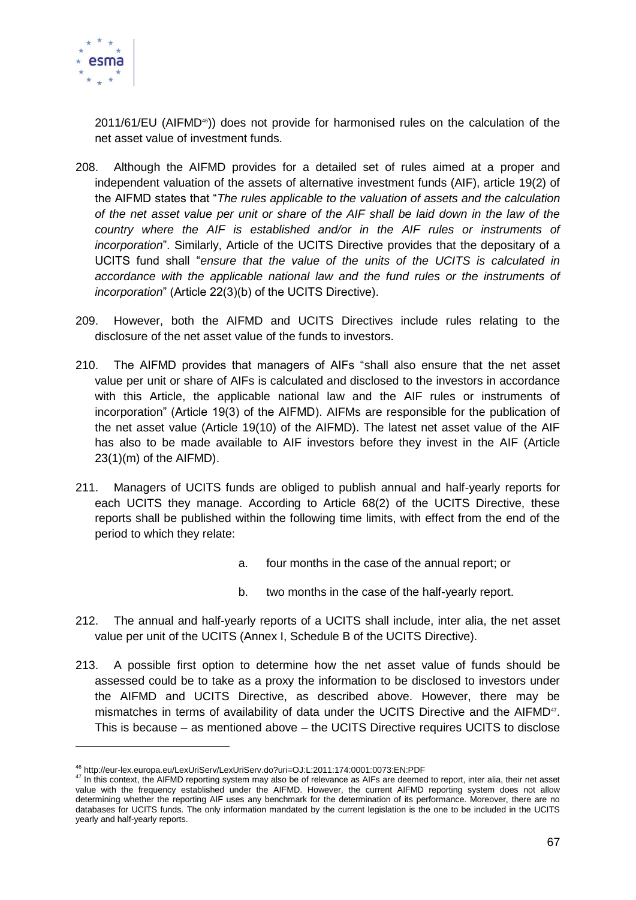2011/61/EU (AIFMD[46])) does not provide for harmonised rules on the calculation of the net asset value of investment funds.

208. Although the AIFMD provides for a detailed set of rules aimed at a proper and independent valuation of the assets of alternative investment funds (AIF), article 19(2) of the AIFMD states that "*The rules applicable to the valuation of assets and the calculation of the net asset value per unit or share of the AIF shall be laid down in the law of the country where the AIF is established and/or in the AIF rules or instruments of incorporation*". Similarly, Article of the UCITS Directive provides that the depositary of a UCITS fund shall "*ensure that the value of the units of the UCITS is calculated in accordance with the applicable national law and the fund rules or the instruments of incorporation*" (Article 22(3)(b) of the UCITS Directive).

209. However, both the AIFMD and UCITS Directives include rules relating to the disclosure of the net asset value of the funds to investors.

210. The AIFMD provides that managers of AIFs "shall also ensure that the net asset value per unit or share of AIFs is calculated and disclosed to the investors in accordance with this Article, the applicable national law and the AIF rules or instruments of incorporation" (Article 19(3) of the AIFMD). AIFMs are responsible for the publication of the net asset value (Article 19(10) of the AIFMD). The latest net asset value of the AIF has also to be made available to AIF investors before they invest in the AIF (Article 23(1)(m) of the AIFMD).

211. Managers of UCITS funds are obliged to publish annual and half-yearly reports for each UCITS they manage. According to Article 68(2) of the UCITS Directive, these reports shall be published within the following time limits, with effect from the end of the period to which they relate:

a. four months in the case of the annual report; or

b. two months in the case of the half-yearly report.

212. The annual and half-yearly reports of a UCITS shall include, inter alia, the net asset value per unit of the UCITS (Annex I, Schedule B of the UCITS Directive).

213. A possible first option to determine how the net asset value of funds should be assessed could be to take as a proxy the information to be disclosed to investors under the AIFMD and UCITS Directive, as described above. However, there may be mismatches in terms of availability of data under the UCITS Directive and the AIFMD[47]. This is because – as mentioned above – the UCITS Directive requires UCITS to disclose

[46] http://eur-lex.europa.eu/LexUriServ/LexUriServ.do?uri=OJ:L:2011:174:0001:0073:EN:PDF

[47] In this context, the AIFMD reporting system may also be of relevance as AIFs are deemed to report, inter alia, their net asset value with the frequency established under the AIFMD. However, the current AIFMD reporting system does not allow determining whether the reporting AIF uses any benchmark for the determination of its performance. Moreover, there are no databases for UCITS funds. The only information mandated by the current legislation is the one to be included in the UCITS yearly and half-yearly reports.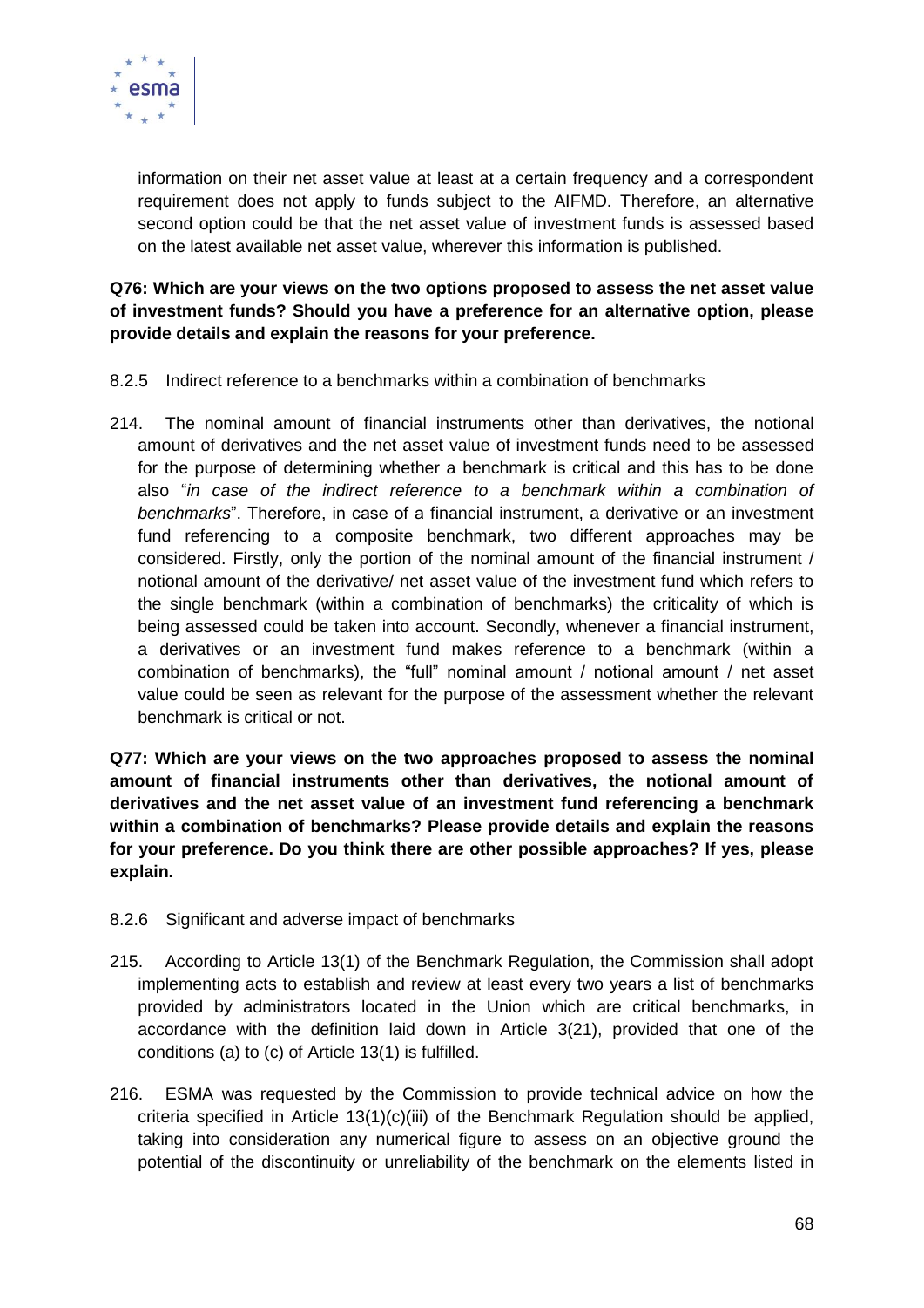information on their net asset value at least at a certain frequency and a correspondent requirement does not apply to funds subject to the AIFMD. Therefore, an alternative second option could be that the net asset value of investment funds is assessed based on the latest available net asset value, wherever this information is published.

**Q76: Which are your views on the two options proposed to assess the net asset value of investment funds? Should you have a preference for an alternative option, please provide details and explain the reasons for your preference.**

### 8.2.5 Indirect reference to a benchmarks within a combination of benchmarks

214. The nominal amount of financial instruments other than derivatives, the notional amount of derivatives and the net asset value of investment funds need to be assessed for the purpose of determining whether a benchmark is critical and this has to be done also "*in case of the indirect reference to a benchmark within a combination of benchmarks*". Therefore, in case of a financial instrument, a derivative or an investment fund referencing to a composite benchmark, two different approaches may be considered. Firstly, only the portion of the nominal amount of the financial instrument / notional amount of the derivative/ net asset value of the investment fund which refers to the single benchmark (within a combination of benchmarks) the criticality of which is being assessed could be taken into account. Secondly, whenever a financial instrument, a derivatives or an investment fund makes reference to a benchmark (within a combination of benchmarks), the "full" nominal amount / notional amount / net asset value could be seen as relevant for the purpose of the assessment whether the relevant benchmark is critical or not.

**Q77: Which are your views on the two approaches proposed to assess the nominal amount of financial instruments other than derivatives, the notional amount of derivatives and the net asset value of an investment fund referencing a benchmark within a combination of benchmarks? Please provide details and explain the reasons for your preference. Do you think there are other possible approaches? If yes, please explain.**

### 8.2.6 Significant and adverse impact of benchmarks

215. According to Article 13(1) of the Benchmark Regulation, the Commission shall adopt implementing acts to establish and review at least every two years a list of benchmarks provided by administrators located in the Union which are critical benchmarks, in accordance with the definition laid down in Article 3(21), provided that one of the conditions (a) to (c) of Article 13(1) is fulfilled.

216. ESMA was requested by the Commission to provide technical advice on how the criteria specified in Article 13(1)(c)(iii) of the Benchmark Regulation should be applied, taking into consideration any numerical figure to assess on an objective ground the potential of the discontinuity or unreliability of the benchmark on the elements listed in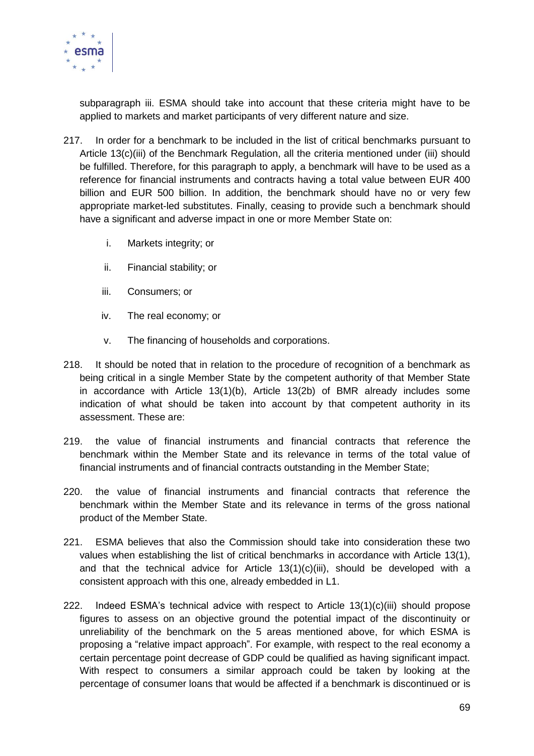subparagraph iii. ESMA should take into account that these criteria might have to be applied to markets and market participants of very different nature and size.

217. In order for a benchmark to be included in the list of critical benchmarks pursuant to Article 13(c)(iii) of the Benchmark Regulation, all the criteria mentioned under (iii) should be fulfilled. Therefore, for this paragraph to apply, a benchmark will have to be used as a reference for financial instruments and contracts having a total value between EUR 400 billion and EUR 500 billion. In addition, the benchmark should have no or very few appropriate market-led substitutes. Finally, ceasing to provide such a benchmark should have a significant and adverse impact in one or more Member State on:

   i. Markets integrity; or

   ii. Financial stability; or

   iii. Consumers; or

   iv. The real economy; or

   v. The financing of households and corporations.

218. It should be noted that in relation to the procedure of recognition of a benchmark as being critical in a single Member State by the competent authority of that Member State in accordance with Article 13(1)(b), Article 13(2b) of BMR already includes some indication of what should be taken into account by that competent authority in its assessment. These are:

219. the value of financial instruments and financial contracts that reference the benchmark within the Member State and its relevance in terms of the total value of financial instruments and of financial contracts outstanding in the Member State;

220. the value of financial instruments and financial contracts that reference the benchmark within the Member State and its relevance in terms of the gross national product of the Member State.

221. ESMA believes that also the Commission should take into consideration these two values when establishing the list of critical benchmarks in accordance with Article 13(1), and that the technical advice for Article 13(1)(c)(iii), should be developed with a consistent approach with this one, already embedded in L1.

222. Indeed ESMA's technical advice with respect to Article 13(1)(c)(iii) should propose figures to assess on an objective ground the potential impact of the discontinuity or unreliability of the benchmark on the 5 areas mentioned above, for which ESMA is proposing a "relative impact approach". For example, with respect to the real economy a certain percentage point decrease of GDP could be qualified as having significant impact. With respect to consumers a similar approach could be taken by looking at the percentage of consumer loans that would be affected if a benchmark is discontinued or is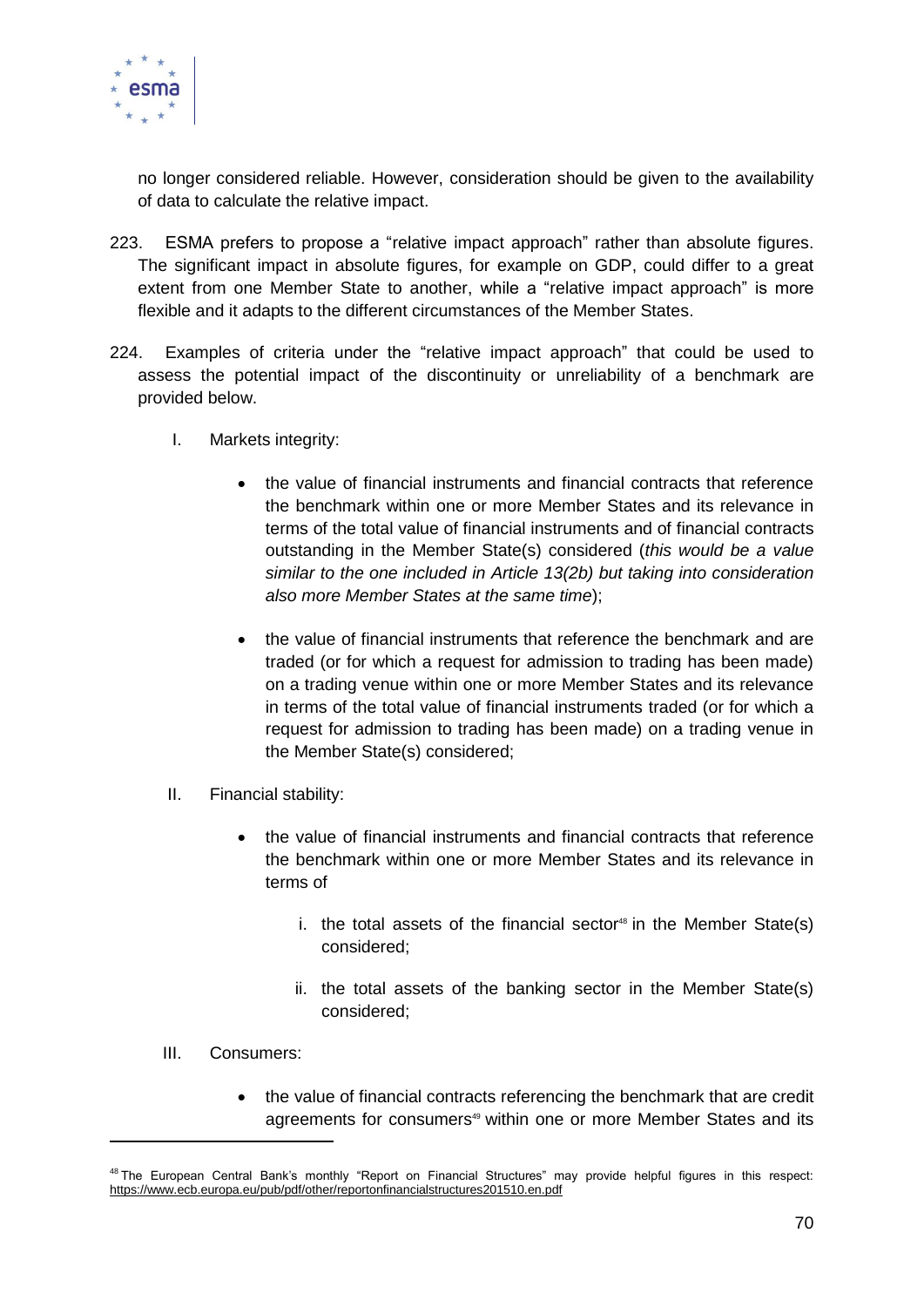no longer considered reliable. However, consideration should be given to the availability of data to calculate the relative impact.

223. ESMA prefers to propose a "relative impact approach" rather than absolute figures. The significant impact in absolute figures, for example on GDP, could differ to a great extent from one Member State to another, while a "relative impact approach" is more flexible and it adapts to the different circumstances of the Member States.

224. Examples of criteria under the "relative impact approach" that could be used to assess the potential impact of the discontinuity or unreliability of a benchmark are provided below.

I. Markets integrity:

- the value of financial instruments and financial contracts that reference the benchmark within one or more Member States and its relevance in terms of the total value of financial instruments and of financial contracts outstanding in the Member State(s) considered (*this would be a value similar to the one included in Article 13(2b) but taking into consideration also more Member States at the same time*);

- the value of financial instruments that reference the benchmark and are traded (or for which a request for admission to trading has been made) on a trading venue within one or more Member States and its relevance in terms of the total value of financial instruments traded (or for which a request for admission to trading has been made) on a trading venue in the Member State(s) considered;

II. Financial stability:

- the value of financial instruments and financial contracts that reference the benchmark within one or more Member States and its relevance in terms of

  i. the total assets of the financial sector[48] in the Member State(s) considered;

  ii. the total assets of the banking sector in the Member State(s) considered;

III. Consumers:

- the value of financial contracts referencing the benchmark that are credit agreements for consumers[49] within one or more Member States and its

---

[48] The European Central Bank's monthly "Report on Financial Structures" may provide helpful figures in this respect: https://www.ecb.europa.eu/pub/pdf/other/reportonfinancialstructures201510.en.pdf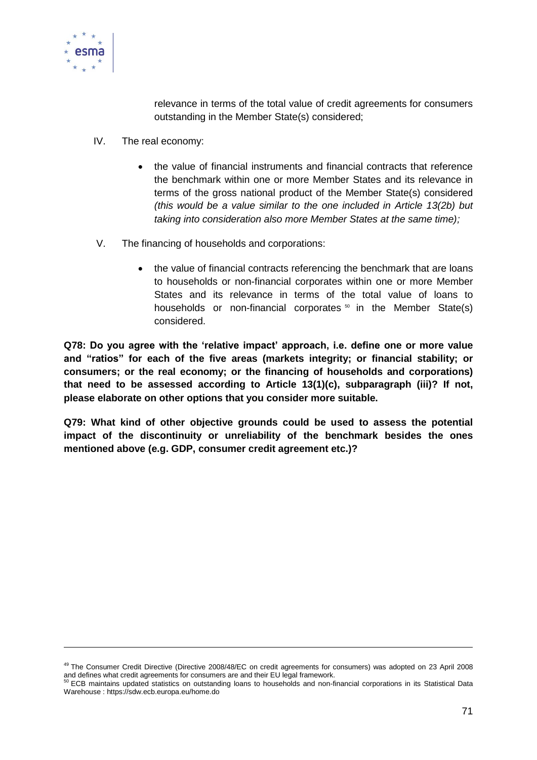relevance in terms of the total value of credit agreements for consumers outstanding in the Member State(s) considered;

IV. The real economy:

- the value of financial instruments and financial contracts that reference the benchmark within one or more Member States and its relevance in terms of the gross national product of the Member State(s) considered *(this would be a value similar to the one included in Article 13(2b) but taking into consideration also more Member States at the same time);*

V. The financing of households and corporations:

- the value of financial contracts referencing the benchmark that are loans to households or non-financial corporates within one or more Member States and its relevance in terms of the total value of loans to households or non-financial corporates [50] in the Member State(s) considered.

**Q78: Do you agree with the 'relative impact' approach, i.e. define one or more value and "ratios" for each of the five areas (markets integrity; or financial stability; or consumers; or the real economy; or the financing of households and corporations) that need to be assessed according to Article 13(1)(c), subparagraph (iii)? If not, please elaborate on other options that you consider more suitable.**

**Q79: What kind of other objective grounds could be used to assess the potential impact of the discontinuity or unreliability of the benchmark besides the ones mentioned above (e.g. GDP, consumer credit agreement etc.)?**

---

[49] The Consumer Credit Directive (Directive 2008/48/EC on credit agreements for consumers) was adopted on 23 April 2008 and defines what credit agreements for consumers are and their EU legal framework.

[50] ECB maintains updated statistics on outstanding loans to households and non-financial corporations in its Statistical Data Warehouse : https://sdw.ecb.europa.eu/home.do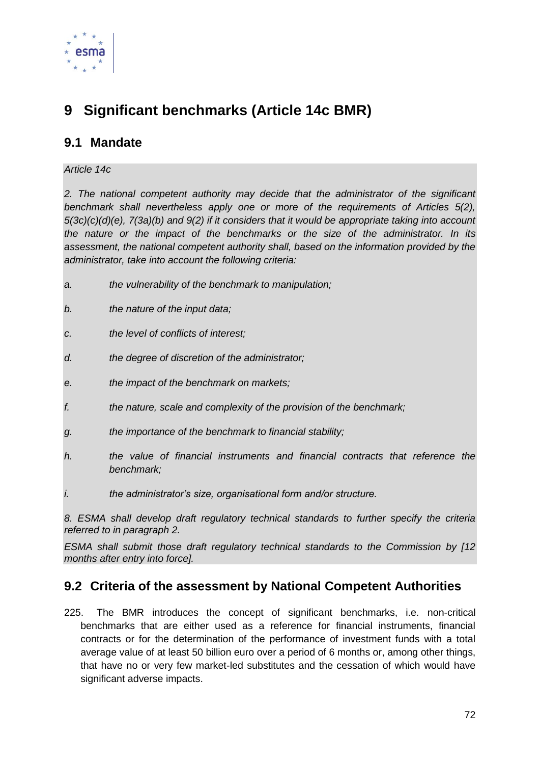# 9 Significant benchmarks (Article 14c BMR)

## 9.1 Mandate

*Article 14c*

*2. The national competent authority may decide that the administrator of the significant benchmark shall nevertheless apply one or more of the requirements of Articles 5(2), 5(3c)(c)(d)(e), 7(3a)(b) and 9(2) if it considers that it would be appropriate taking into account the nature or the impact of the benchmarks or the size of the administrator. In its assessment, the national competent authority shall, based on the information provided by the administrator, take into account the following criteria:*

*a. the vulnerability of the benchmark to manipulation;*

*b. the nature of the input data;*

*c. the level of conflicts of interest;*

*d. the degree of discretion of the administrator;*

*e. the impact of the benchmark on markets;*

*f. the nature, scale and complexity of the provision of the benchmark;*

*g. the importance of the benchmark to financial stability;*

*h. the value of financial instruments and financial contracts that reference the benchmark;*

*i. the administrator's size, organisational form and/or structure.*

*8. ESMA shall develop draft regulatory technical standards to further specify the criteria referred to in paragraph 2.*

*ESMA shall submit those draft regulatory technical standards to the Commission by [12 months after entry into force].*

## 9.2 Criteria of the assessment by National Competent Authorities

225. The BMR introduces the concept of significant benchmarks, i.e. non-critical benchmarks that are either used as a reference for financial instruments, financial contracts or for the determination of the performance of investment funds with a total average value of at least 50 billion euro over a period of 6 months or, among other things, that have no or very few market-led substitutes and the cessation of which would have significant adverse impacts.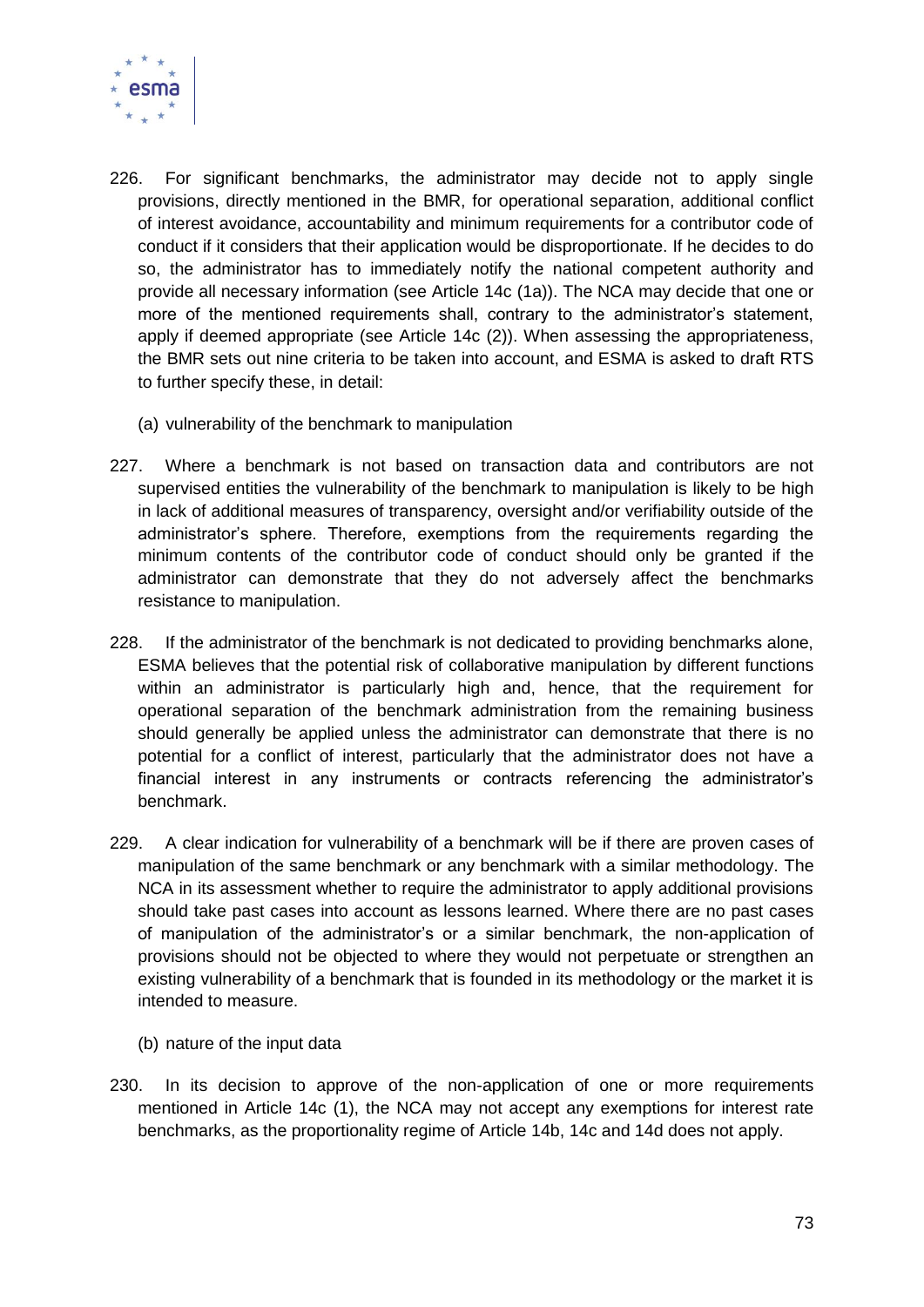226. For significant benchmarks, the administrator may decide not to apply single provisions, directly mentioned in the BMR, for operational separation, additional conflict of interest avoidance, accountability and minimum requirements for a contributor code of conduct if it considers that their application would be disproportionate. If he decides to do so, the administrator has to immediately notify the national competent authority and provide all necessary information (see Article 14c (1a)). The NCA may decide that one or more of the mentioned requirements shall, contrary to the administrator's statement, apply if deemed appropriate (see Article 14c (2)). When assessing the appropriateness, the BMR sets out nine criteria to be taken into account, and ESMA is asked to draft RTS to further specify these, in detail:

(a) vulnerability of the benchmark to manipulation

227. Where a benchmark is not based on transaction data and contributors are not supervised entities the vulnerability of the benchmark to manipulation is likely to be high in lack of additional measures of transparency, oversight and/or verifiability outside of the administrator's sphere. Therefore, exemptions from the requirements regarding the minimum contents of the contributor code of conduct should only be granted if the administrator can demonstrate that they do not adversely affect the benchmarks resistance to manipulation.

228. If the administrator of the benchmark is not dedicated to providing benchmarks alone, ESMA believes that the potential risk of collaborative manipulation by different functions within an administrator is particularly high and, hence, that the requirement for operational separation of the benchmark administration from the remaining business should generally be applied unless the administrator can demonstrate that there is no potential for a conflict of interest, particularly that the administrator does not have a financial interest in any instruments or contracts referencing the administrator's benchmark.

229. A clear indication for vulnerability of a benchmark will be if there are proven cases of manipulation of the same benchmark or any benchmark with a similar methodology. The NCA in its assessment whether to require the administrator to apply additional provisions should take past cases into account as lessons learned. Where there are no past cases of manipulation of the administrator's or a similar benchmark, the non-application of provisions should not be objected to where they would not perpetuate or strengthen an existing vulnerability of a benchmark that is founded in its methodology or the market it is intended to measure.

(b) nature of the input data

230. In its decision to approve of the non-application of one or more requirements mentioned in Article 14c (1), the NCA may not accept any exemptions for interest rate benchmarks, as the proportionality regime of Article 14b, 14c and 14d does not apply.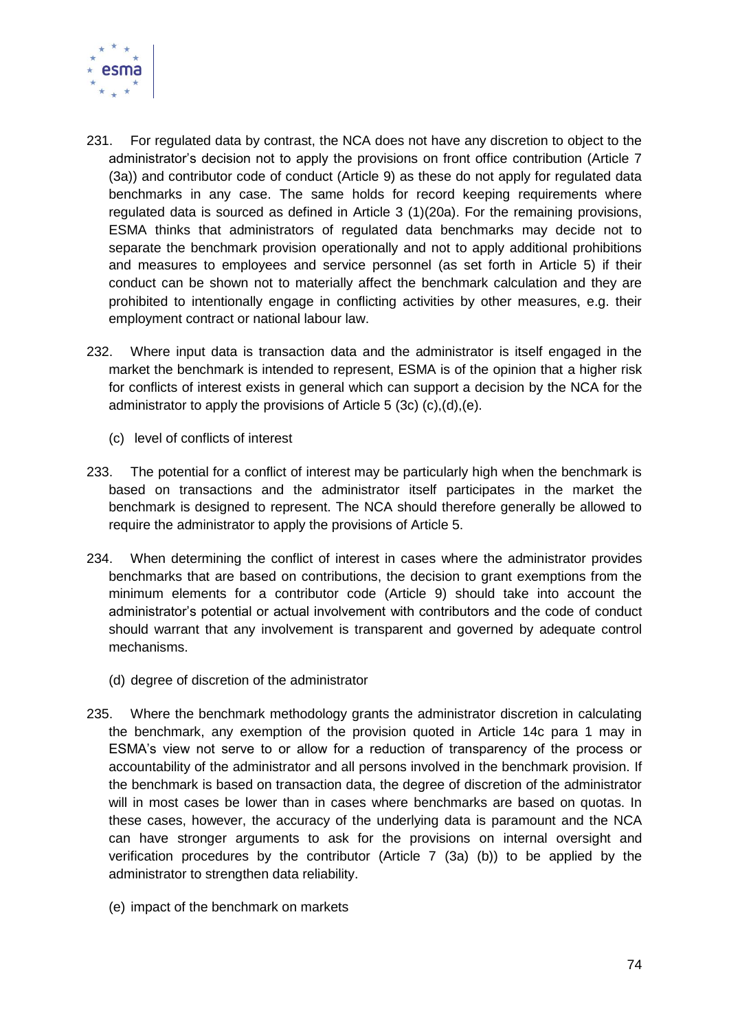231. For regulated data by contrast, the NCA does not have any discretion to object to the administrator's decision not to apply the provisions on front office contribution (Article 7 (3a)) and contributor code of conduct (Article 9) as these do not apply for regulated data benchmarks in any case. The same holds for record keeping requirements where regulated data is sourced as defined in Article 3 (1)(20a). For the remaining provisions, ESMA thinks that administrators of regulated data benchmarks may decide not to separate the benchmark provision operationally and not to apply additional prohibitions and measures to employees and service personnel (as set forth in Article 5) if their conduct can be shown not to materially affect the benchmark calculation and they are prohibited to intentionally engage in conflicting activities by other measures, e.g. their employment contract or national labour law.

232. Where input data is transaction data and the administrator is itself engaged in the market the benchmark is intended to represent, ESMA is of the opinion that a higher risk for conflicts of interest exists in general which can support a decision by the NCA for the administrator to apply the provisions of Article 5 (3c) (c),(d),(e).

(c) level of conflicts of interest

233. The potential for a conflict of interest may be particularly high when the benchmark is based on transactions and the administrator itself participates in the market the benchmark is designed to represent. The NCA should therefore generally be allowed to require the administrator to apply the provisions of Article 5.

234. When determining the conflict of interest in cases where the administrator provides benchmarks that are based on contributions, the decision to grant exemptions from the minimum elements for a contributor code (Article 9) should take into account the administrator's potential or actual involvement with contributors and the code of conduct should warrant that any involvement is transparent and governed by adequate control mechanisms.

(d) degree of discretion of the administrator

235. Where the benchmark methodology grants the administrator discretion in calculating the benchmark, any exemption of the provision quoted in Article 14c para 1 may in ESMA's view not serve to or allow for a reduction of transparency of the process or accountability of the administrator and all persons involved in the benchmark provision. If the benchmark is based on transaction data, the degree of discretion of the administrator will in most cases be lower than in cases where benchmarks are based on quotas. In these cases, however, the accuracy of the underlying data is paramount and the NCA can have stronger arguments to ask for the provisions on internal oversight and verification procedures by the contributor (Article 7 (3a) (b)) to be applied by the administrator to strengthen data reliability.

(e) impact of the benchmark on markets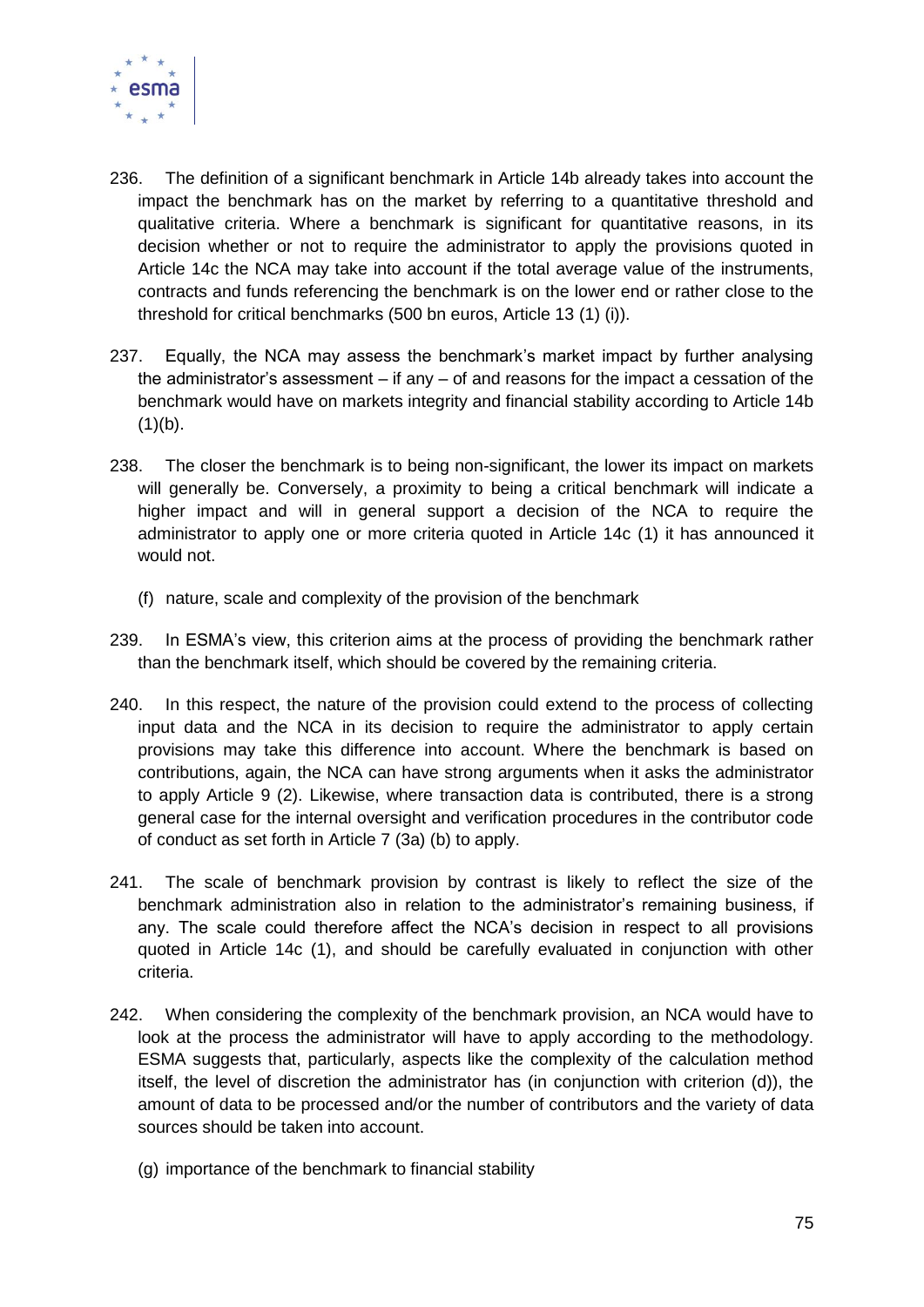236. The definition of a significant benchmark in Article 14b already takes into account the impact the benchmark has on the market by referring to a quantitative threshold and qualitative criteria. Where a benchmark is significant for quantitative reasons, in its decision whether or not to require the administrator to apply the provisions quoted in Article 14c the NCA may take into account if the total average value of the instruments, contracts and funds referencing the benchmark is on the lower end or rather close to the threshold for critical benchmarks (500 bn euros, Article 13 (1) (i)).

237. Equally, the NCA may assess the benchmark's market impact by further analysing the administrator's assessment – if any – of and reasons for the impact a cessation of the benchmark would have on markets integrity and financial stability according to Article 14b (1)(b).

238. The closer the benchmark is to being non-significant, the lower its impact on markets will generally be. Conversely, a proximity to being a critical benchmark will indicate a higher impact and will in general support a decision of the NCA to require the administrator to apply one or more criteria quoted in Article 14c (1) it has announced it would not.

(f) nature, scale and complexity of the provision of the benchmark

239. In ESMA's view, this criterion aims at the process of providing the benchmark rather than the benchmark itself, which should be covered by the remaining criteria.

240. In this respect, the nature of the provision could extend to the process of collecting input data and the NCA in its decision to require the administrator to apply certain provisions may take this difference into account. Where the benchmark is based on contributions, again, the NCA can have strong arguments when it asks the administrator to apply Article 9 (2). Likewise, where transaction data is contributed, there is a strong general case for the internal oversight and verification procedures in the contributor code of conduct as set forth in Article 7 (3a) (b) to apply.

241. The scale of benchmark provision by contrast is likely to reflect the size of the benchmark administration also in relation to the administrator's remaining business, if any. The scale could therefore affect the NCA's decision in respect to all provisions quoted in Article 14c (1), and should be carefully evaluated in conjunction with other criteria.

242. When considering the complexity of the benchmark provision, an NCA would have to look at the process the administrator will have to apply according to the methodology. ESMA suggests that, particularly, aspects like the complexity of the calculation method itself, the level of discretion the administrator has (in conjunction with criterion (d)), the amount of data to be processed and/or the number of contributors and the variety of data sources should be taken into account.

(g) importance of the benchmark to financial stability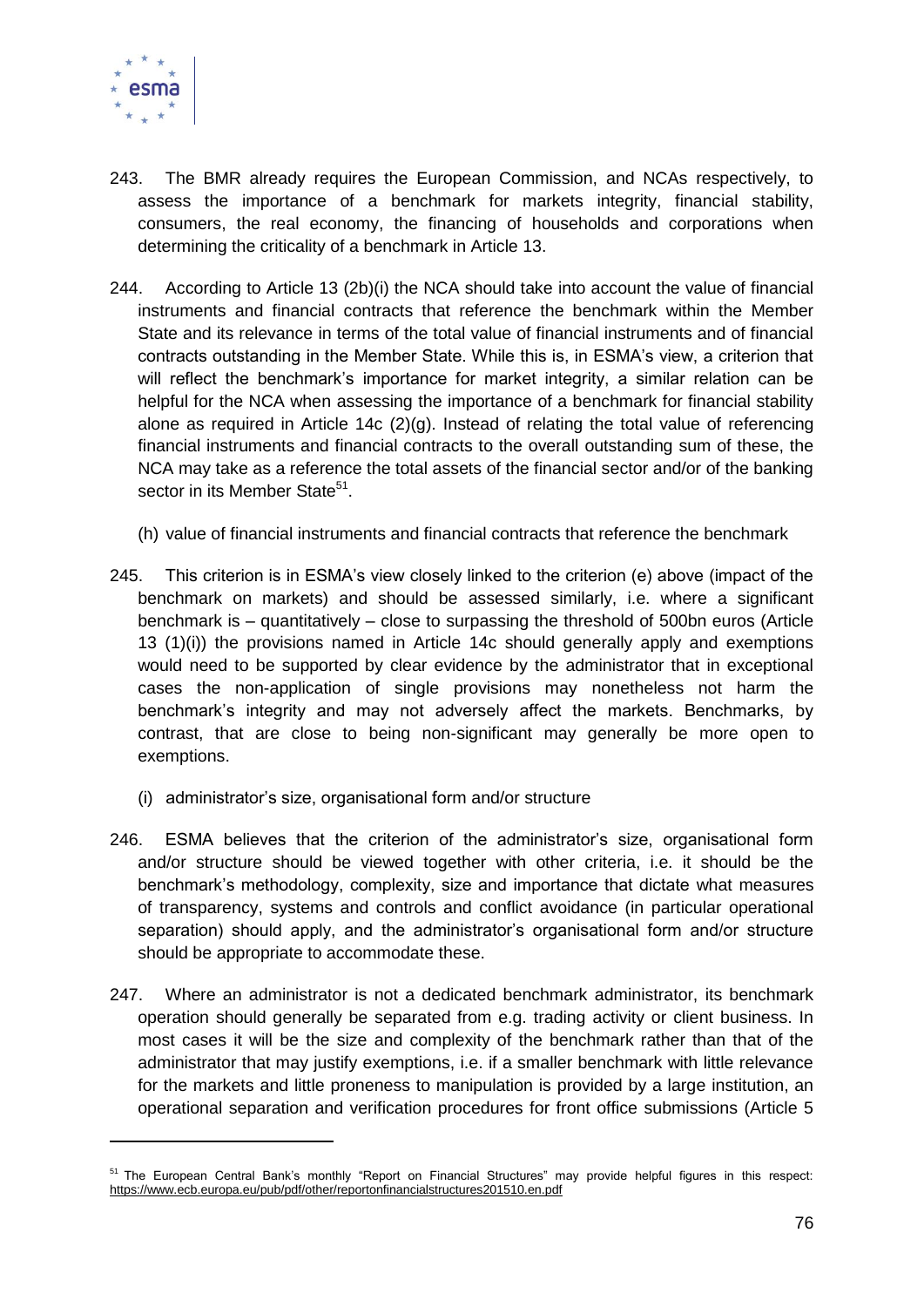243. The BMR already requires the European Commission, and NCAs respectively, to assess the importance of a benchmark for markets integrity, financial stability, consumers, the real economy, the financing of households and corporations when determining the criticality of a benchmark in Article 13.

244. According to Article 13 (2b)(i) the NCA should take into account the value of financial instruments and financial contracts that reference the benchmark within the Member State and its relevance in terms of the total value of financial instruments and of financial contracts outstanding in the Member State. While this is, in ESMA's view, a criterion that will reflect the benchmark's importance for market integrity, a similar relation can be helpful for the NCA when assessing the importance of a benchmark for financial stability alone as required in Article 14c (2)(g). Instead of relating the total value of referencing financial instruments and financial contracts to the overall outstanding sum of these, the NCA may take as a reference the total assets of the financial sector and/or of the banking sector in its Member State[51].

(h) value of financial instruments and financial contracts that reference the benchmark

245. This criterion is in ESMA's view closely linked to the criterion (e) above (impact of the benchmark on markets) and should be assessed similarly, i.e. where a significant benchmark is – quantitatively – close to surpassing the threshold of 500bn euros (Article 13 (1)(i)) the provisions named in Article 14c should generally apply and exemptions would need to be supported by clear evidence by the administrator that in exceptional cases the non-application of single provisions may nonetheless not harm the benchmark's integrity and may not adversely affect the markets. Benchmarks, by contrast, that are close to being non-significant may generally be more open to exemptions.

(i) administrator's size, organisational form and/or structure

246. ESMA believes that the criterion of the administrator's size, organisational form and/or structure should be viewed together with other criteria, i.e. it should be the benchmark's methodology, complexity, size and importance that dictate what measures of transparency, systems and controls and conflict avoidance (in particular operational separation) should apply, and the administrator's organisational form and/or structure should be appropriate to accommodate these.

247. Where an administrator is not a dedicated benchmark administrator, its benchmark operation should generally be separated from e.g. trading activity or client business. In most cases it will be the size and complexity of the benchmark rather than that of the administrator that may justify exemptions, i.e. if a smaller benchmark with little relevance for the markets and little proneness to manipulation is provided by a large institution, an operational separation and verification procedures for front office submissions (Article 5

[51] The European Central Bank's monthly "Report on Financial Structures" may provide helpful figures in this respect: https://www.ecb.europa.eu/pub/pdf/other/reportonfinancialstructures201510.en.pdf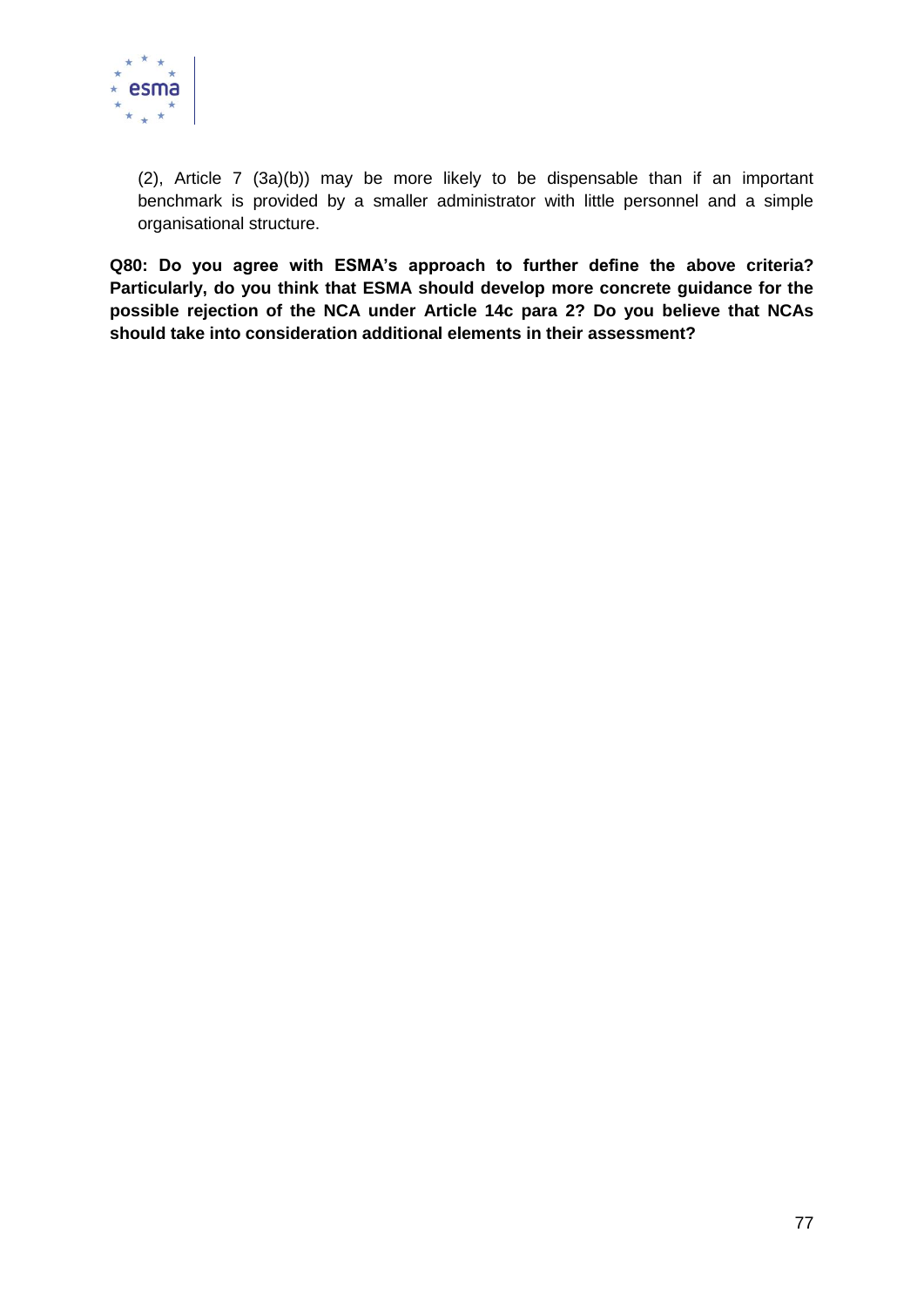(2), Article 7 (3a)(b)) may be more likely to be dispensable than if an important benchmark is provided by a smaller administrator with little personnel and a simple organisational structure.

**Q80: Do you agree with ESMA's approach to further define the above criteria? Particularly, do you think that ESMA should develop more concrete guidance for the possible rejection of the NCA under Article 14c para 2? Do you believe that NCAs should take into consideration additional elements in their assessment?**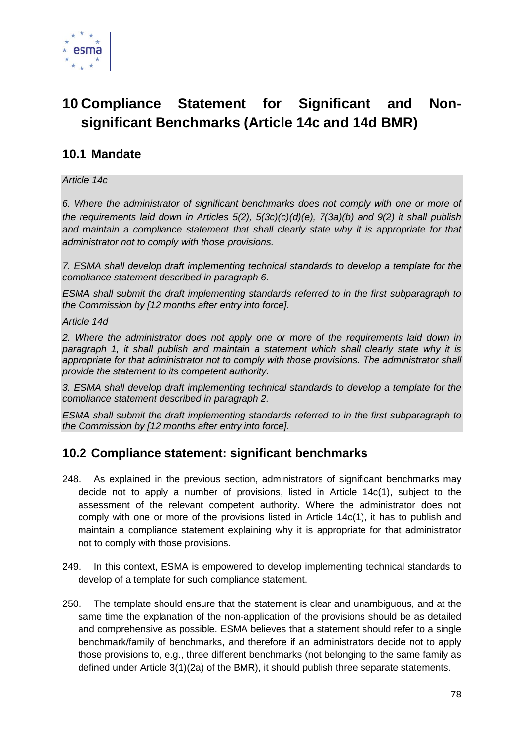# 10 Compliance Statement for Significant and Non-significant Benchmarks (Article 14c and 14d BMR)

## 10.1 Mandate

*Article 14c*

*6. Where the administrator of significant benchmarks does not comply with one or more of the requirements laid down in Articles 5(2), 5(3c)(c)(d)(e), 7(3a)(b) and 9(2) it shall publish and maintain a compliance statement that shall clearly state why it is appropriate for that administrator not to comply with those provisions.*

*7. ESMA shall develop draft implementing technical standards to develop a template for the compliance statement described in paragraph 6.*

*ESMA shall submit the draft implementing standards referred to in the first subparagraph to the Commission by [12 months after entry into force].*

*Article 14d*

*2. Where the administrator does not apply one or more of the requirements laid down in paragraph 1, it shall publish and maintain a statement which shall clearly state why it is appropriate for that administrator not to comply with those provisions. The administrator shall provide the statement to its competent authority.*

*3. ESMA shall develop draft implementing technical standards to develop a template for the compliance statement described in paragraph 2.*

*ESMA shall submit the draft implementing standards referred to in the first subparagraph to the Commission by [12 months after entry into force].*

## 10.2 Compliance statement: significant benchmarks

248. As explained in the previous section, administrators of significant benchmarks may decide not to apply a number of provisions, listed in Article 14c(1), subject to the assessment of the relevant competent authority. Where the administrator does not comply with one or more of the provisions listed in Article 14c(1), it has to publish and maintain a compliance statement explaining why it is appropriate for that administrator not to comply with those provisions.

249. In this context, ESMA is empowered to develop implementing technical standards to develop of a template for such compliance statement.

250. The template should ensure that the statement is clear and unambiguous, and at the same time the explanation of the non-application of the provisions should be as detailed and comprehensive as possible. ESMA believes that a statement should refer to a single benchmark/family of benchmarks, and therefore if an administrators decide not to apply those provisions to, e.g., three different benchmarks (not belonging to the same family as defined under Article 3(1)(2a) of the BMR), it should publish three separate statements.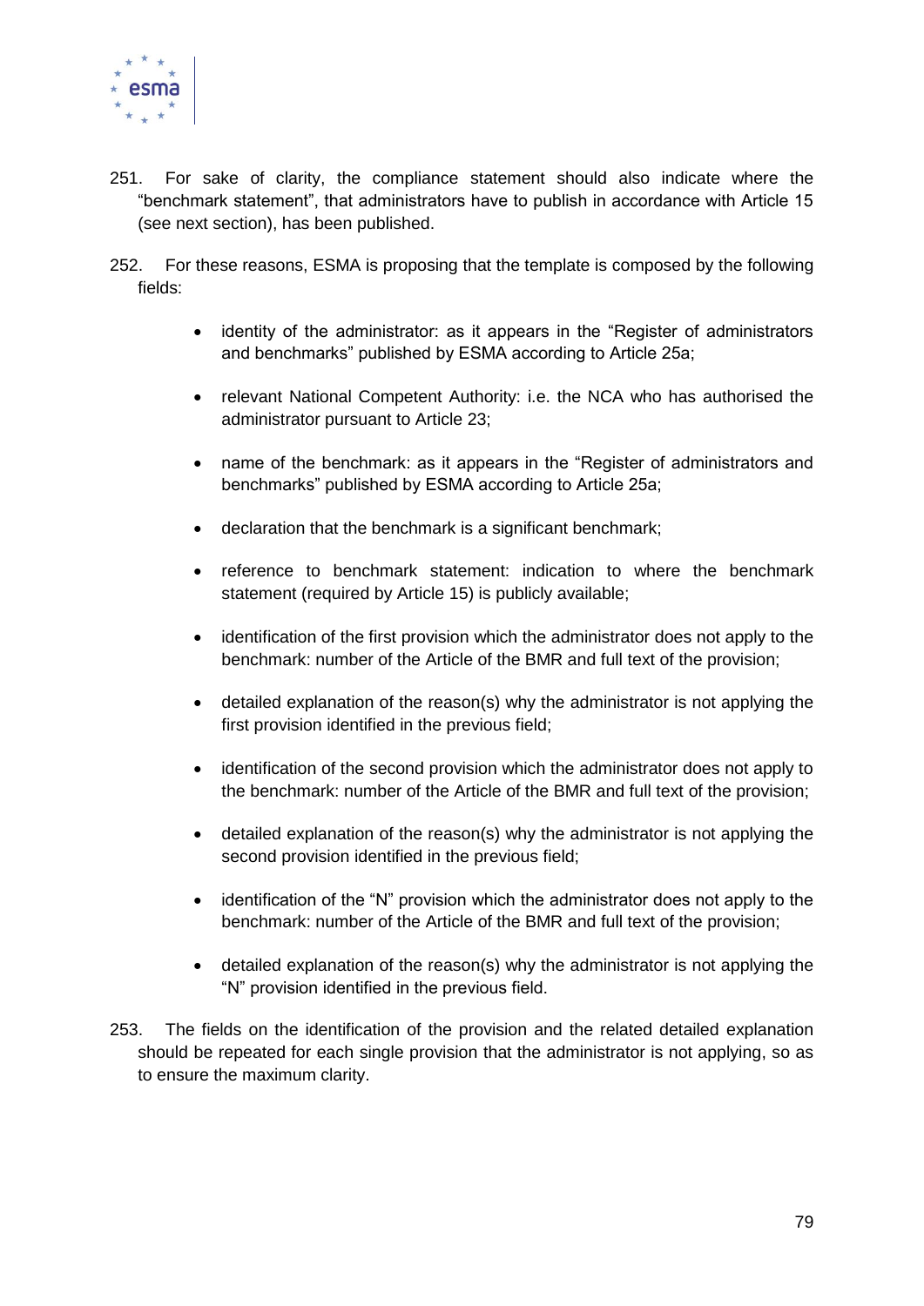251. For sake of clarity, the compliance statement should also indicate where the "benchmark statement", that administrators have to publish in accordance with Article 15 (see next section), has been published.

252. For these reasons, ESMA is proposing that the template is composed by the following fields:

- identity of the administrator: as it appears in the "Register of administrators and benchmarks" published by ESMA according to Article 25a;
- relevant National Competent Authority: i.e. the NCA who has authorised the administrator pursuant to Article 23;
- name of the benchmark: as it appears in the "Register of administrators and benchmarks" published by ESMA according to Article 25a;
- declaration that the benchmark is a significant benchmark;
- reference to benchmark statement: indication to where the benchmark statement (required by Article 15) is publicly available;
- identification of the first provision which the administrator does not apply to the benchmark: number of the Article of the BMR and full text of the provision;
- detailed explanation of the reason(s) why the administrator is not applying the first provision identified in the previous field;
- identification of the second provision which the administrator does not apply to the benchmark: number of the Article of the BMR and full text of the provision;
- detailed explanation of the reason(s) why the administrator is not applying the second provision identified in the previous field;
- identification of the "N" provision which the administrator does not apply to the benchmark: number of the Article of the BMR and full text of the provision;
- detailed explanation of the reason(s) why the administrator is not applying the "N" provision identified in the previous field.

253. The fields on the identification of the provision and the related detailed explanation should be repeated for each single provision that the administrator is not applying, so as to ensure the maximum clarity.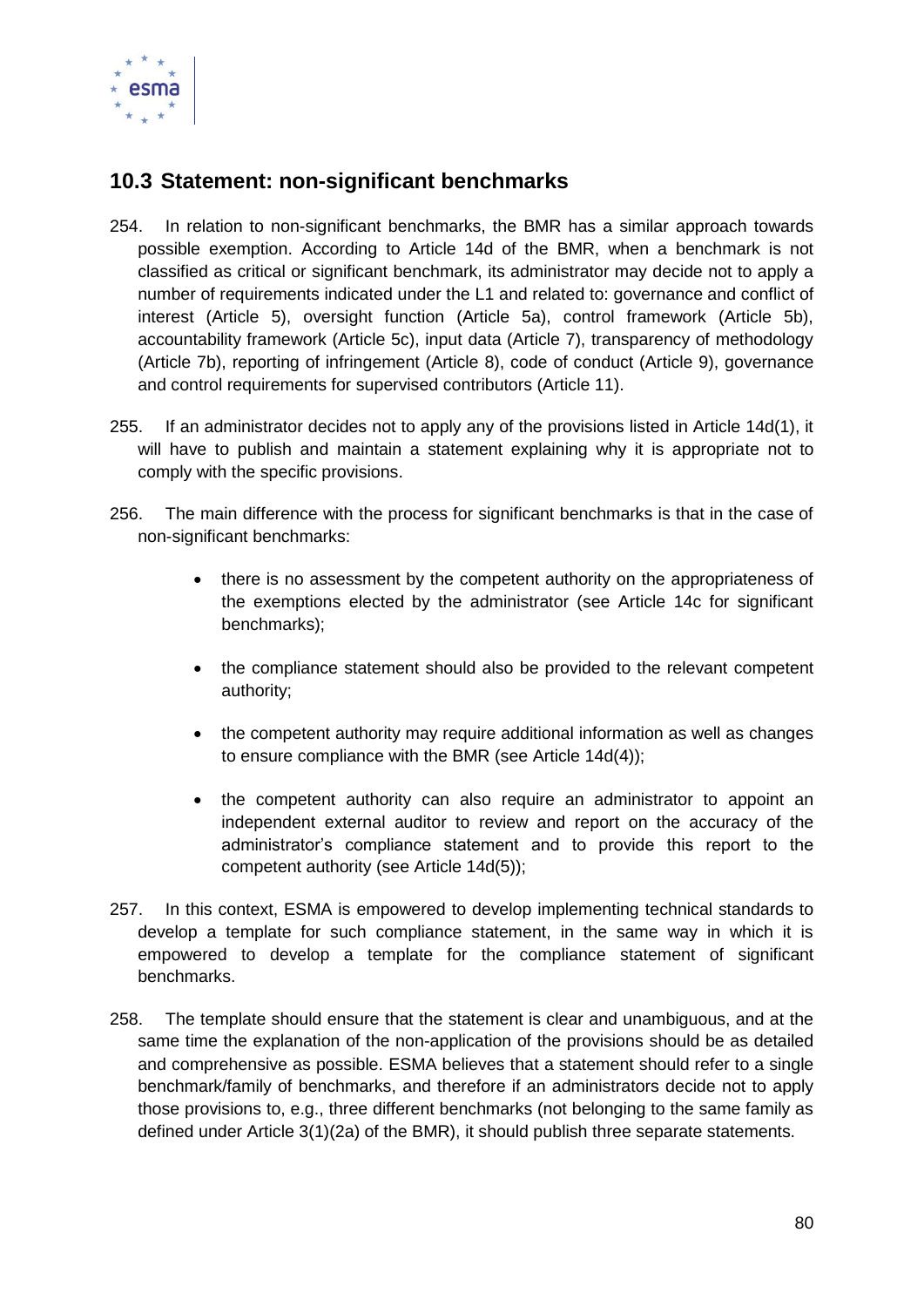## 10.3 Statement: non-significant benchmarks

254. In relation to non-significant benchmarks, the BMR has a similar approach towards possible exemption. According to Article 14d of the BMR, when a benchmark is not classified as critical or significant benchmark, its administrator may decide not to apply a number of requirements indicated under the L1 and related to: governance and conflict of interest (Article 5), oversight function (Article 5a), control framework (Article 5b), accountability framework (Article 5c), input data (Article 7), transparency of methodology (Article 7b), reporting of infringement (Article 8), code of conduct (Article 9), governance and control requirements for supervised contributors (Article 11).

255. If an administrator decides not to apply any of the provisions listed in Article 14d(1), it will have to publish and maintain a statement explaining why it is appropriate not to comply with the specific provisions.

256. The main difference with the process for significant benchmarks is that in the case of non-significant benchmarks:

- there is no assessment by the competent authority on the appropriateness of the exemptions elected by the administrator (see Article 14c for significant benchmarks);
- the compliance statement should also be provided to the relevant competent authority;
- the competent authority may require additional information as well as changes to ensure compliance with the BMR (see Article 14d(4));
- the competent authority can also require an administrator to appoint an independent external auditor to review and report on the accuracy of the administrator's compliance statement and to provide this report to the competent authority (see Article 14d(5));

257. In this context, ESMA is empowered to develop implementing technical standards to develop a template for such compliance statement, in the same way in which it is empowered to develop a template for the compliance statement of significant benchmarks.

258. The template should ensure that the statement is clear and unambiguous, and at the same time the explanation of the non-application of the provisions should be as detailed and comprehensive as possible. ESMA believes that a statement should refer to a single benchmark/family of benchmarks, and therefore if an administrators decide not to apply those provisions to, e.g., three different benchmarks (not belonging to the same family as defined under Article 3(1)(2a) of the BMR), it should publish three separate statements.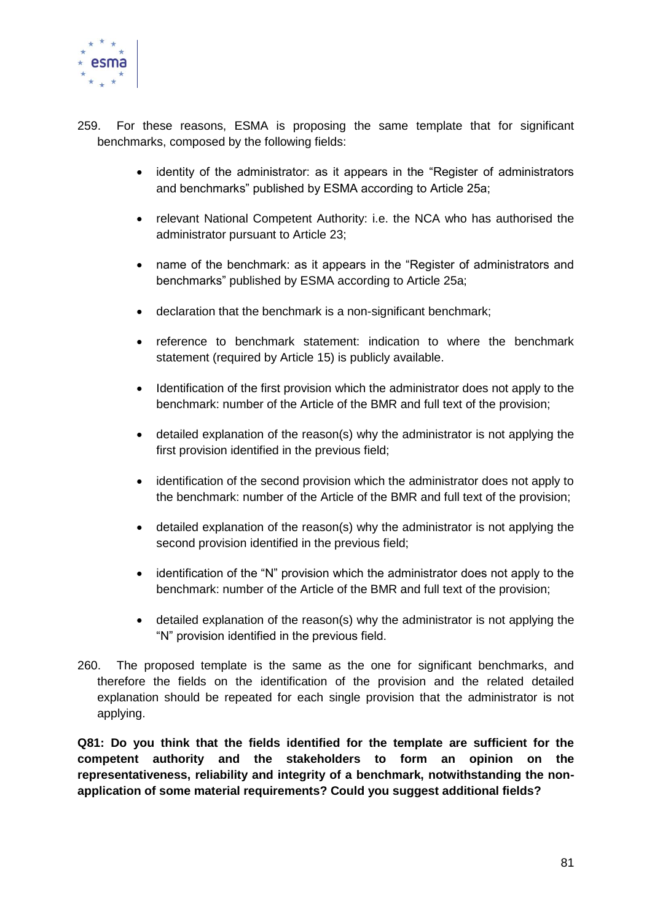259. For these reasons, ESMA is proposing the same template that for significant benchmarks, composed by the following fields:

- identity of the administrator: as it appears in the "Register of administrators and benchmarks" published by ESMA according to Article 25a;
- relevant National Competent Authority: i.e. the NCA who has authorised the administrator pursuant to Article 23;
- name of the benchmark: as it appears in the "Register of administrators and benchmarks" published by ESMA according to Article 25a;
- declaration that the benchmark is a non-significant benchmark;
- reference to benchmark statement: indication to where the benchmark statement (required by Article 15) is publicly available.
- Identification of the first provision which the administrator does not apply to the benchmark: number of the Article of the BMR and full text of the provision;
- detailed explanation of the reason(s) why the administrator is not applying the first provision identified in the previous field;
- identification of the second provision which the administrator does not apply to the benchmark: number of the Article of the BMR and full text of the provision;
- detailed explanation of the reason(s) why the administrator is not applying the second provision identified in the previous field;
- identification of the "N" provision which the administrator does not apply to the benchmark: number of the Article of the BMR and full text of the provision;
- detailed explanation of the reason(s) why the administrator is not applying the "N" provision identified in the previous field.

260. The proposed template is the same as the one for significant benchmarks, and therefore the fields on the identification of the provision and the related detailed explanation should be repeated for each single provision that the administrator is not applying.

**Q81: Do you think that the fields identified for the template are sufficient for the competent authority and the stakeholders to form an opinion on the representativeness, reliability and integrity of a benchmark, notwithstanding the non-application of some material requirements? Could you suggest additional fields?**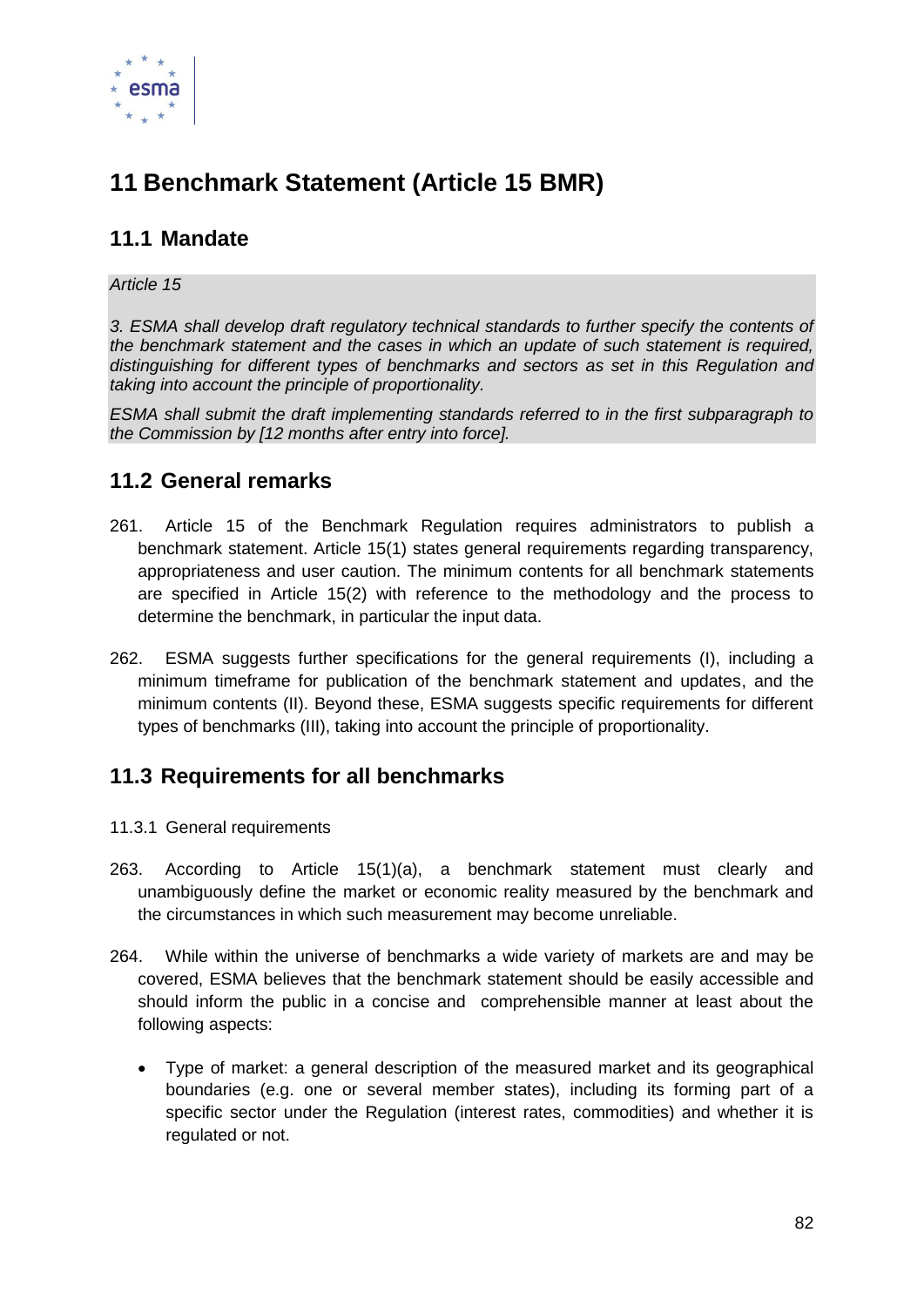# 11 Benchmark Statement (Article 15 BMR)

## 11.1 Mandate

*Article 15*

*3. ESMA shall develop draft regulatory technical standards to further specify the contents of the benchmark statement and the cases in which an update of such statement is required, distinguishing for different types of benchmarks and sectors as set in this Regulation and taking into account the principle of proportionality.*

*ESMA shall submit the draft implementing standards referred to in the first subparagraph to the Commission by [12 months after entry into force].*

## 11.2 General remarks

261. Article 15 of the Benchmark Regulation requires administrators to publish a benchmark statement. Article 15(1) states general requirements regarding transparency, appropriateness and user caution. The minimum contents for all benchmark statements are specified in Article 15(2) with reference to the methodology and the process to determine the benchmark, in particular the input data.

262. ESMA suggests further specifications for the general requirements (I), including a minimum timeframe for publication of the benchmark statement and updates, and the minimum contents (II). Beyond these, ESMA suggests specific requirements for different types of benchmarks (III), taking into account the principle of proportionality.

## 11.3 Requirements for all benchmarks

### 11.3.1 General requirements

263. According to Article 15(1)(a), a benchmark statement must clearly and unambiguously define the market or economic reality measured by the benchmark and the circumstances in which such measurement may become unreliable.

264. While within the universe of benchmarks a wide variety of markets are and may be covered, ESMA believes that the benchmark statement should be easily accessible and should inform the public in a concise and comprehensible manner at least about the following aspects:

- Type of market: a general description of the measured market and its geographical boundaries (e.g. one or several member states), including its forming part of a specific sector under the Regulation (interest rates, commodities) and whether it is regulated or not.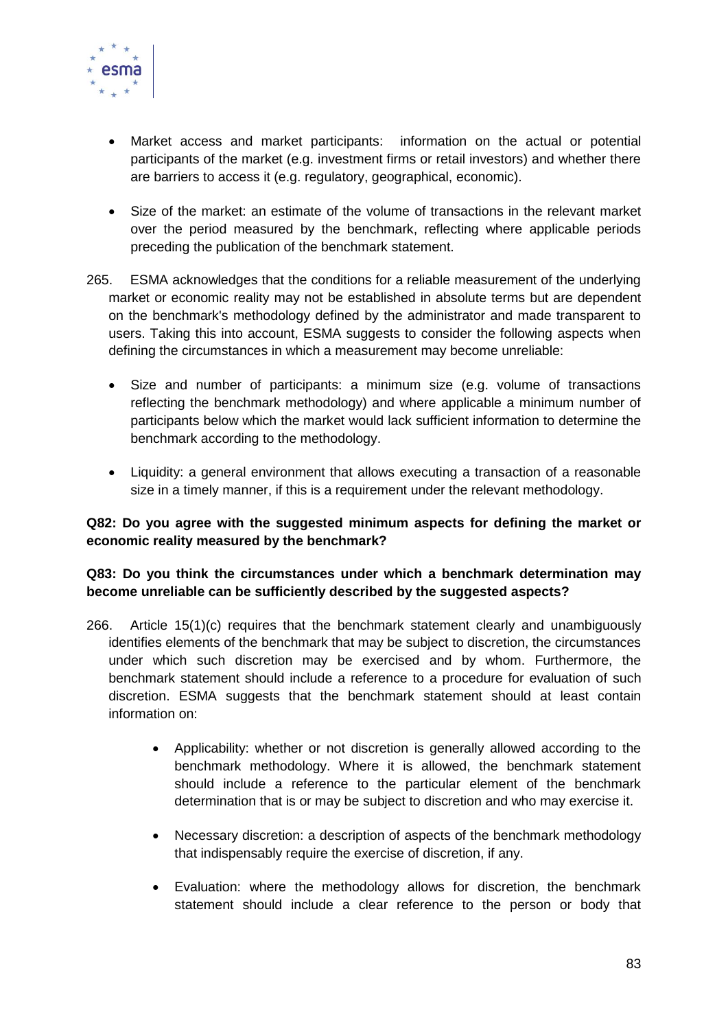- Market access and market participants: information on the actual or potential participants of the market (e.g. investment firms or retail investors) and whether there are barriers to access it (e.g. regulatory, geographical, economic).

- Size of the market: an estimate of the volume of transactions in the relevant market over the period measured by the benchmark, reflecting where applicable periods preceding the publication of the benchmark statement.

265. ESMA acknowledges that the conditions for a reliable measurement of the underlying market or economic reality may not be established in absolute terms but are dependent on the benchmark's methodology defined by the administrator and made transparent to users. Taking this into account, ESMA suggests to consider the following aspects when defining the circumstances in which a measurement may become unreliable:

- Size and number of participants: a minimum size (e.g. volume of transactions reflecting the benchmark methodology) and where applicable a minimum number of participants below which the market would lack sufficient information to determine the benchmark according to the methodology.

- Liquidity: a general environment that allows executing a transaction of a reasonable size in a timely manner, if this is a requirement under the relevant methodology.

**Q82: Do you agree with the suggested minimum aspects for defining the market or economic reality measured by the benchmark?**

**Q83: Do you think the circumstances under which a benchmark determination may become unreliable can be sufficiently described by the suggested aspects?**

266. Article 15(1)(c) requires that the benchmark statement clearly and unambiguously identifies elements of the benchmark that may be subject to discretion, the circumstances under which such discretion may be exercised and by whom. Furthermore, the benchmark statement should include a reference to a procedure for evaluation of such discretion. ESMA suggests that the benchmark statement should at least contain information on:

  - Applicability: whether or not discretion is generally allowed according to the benchmark methodology. Where it is allowed, the benchmark statement should include a reference to the particular element of the benchmark determination that is or may be subject to discretion and who may exercise it.

  - Necessary discretion: a description of aspects of the benchmark methodology that indispensably require the exercise of discretion, if any.

  - Evaluation: where the methodology allows for discretion, the benchmark statement should include a clear reference to the person or body that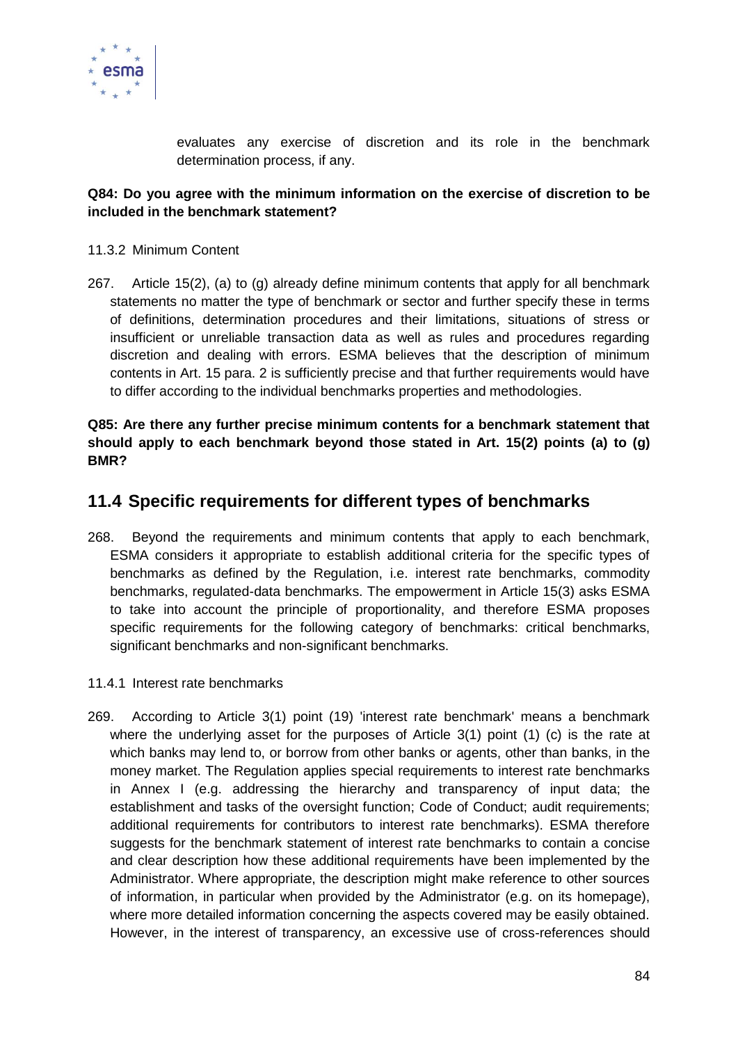evaluates any exercise of discretion and its role in the benchmark determination process, if any.

**Q84: Do you agree with the minimum information on the exercise of discretion to be included in the benchmark statement?**

11.3.2 Minimum Content

267. Article 15(2), (a) to (g) already define minimum contents that apply for all benchmark statements no matter the type of benchmark or sector and further specify these in terms of definitions, determination procedures and their limitations, situations of stress or insufficient or unreliable transaction data as well as rules and procedures regarding discretion and dealing with errors. ESMA believes that the description of minimum contents in Art. 15 para. 2 is sufficiently precise and that further requirements would have to differ according to the individual benchmarks properties and methodologies.

**Q85: Are there any further precise minimum contents for a benchmark statement that should apply to each benchmark beyond those stated in Art. 15(2) points (a) to (g) BMR?**

## 11.4 Specific requirements for different types of benchmarks

268. Beyond the requirements and minimum contents that apply to each benchmark, ESMA considers it appropriate to establish additional criteria for the specific types of benchmarks as defined by the Regulation, i.e. interest rate benchmarks, commodity benchmarks, regulated-data benchmarks. The empowerment in Article 15(3) asks ESMA to take into account the principle of proportionality, and therefore ESMA proposes specific requirements for the following category of benchmarks: critical benchmarks, significant benchmarks and non-significant benchmarks.

11.4.1 Interest rate benchmarks

269. According to Article 3(1) point (19) 'interest rate benchmark' means a benchmark where the underlying asset for the purposes of Article 3(1) point (1) (c) is the rate at which banks may lend to, or borrow from other banks or agents, other than banks, in the money market. The Regulation applies special requirements to interest rate benchmarks in Annex I (e.g. addressing the hierarchy and transparency of input data; the establishment and tasks of the oversight function; Code of Conduct; audit requirements; additional requirements for contributors to interest rate benchmarks). ESMA therefore suggests for the benchmark statement of interest rate benchmarks to contain a concise and clear description how these additional requirements have been implemented by the Administrator. Where appropriate, the description might make reference to other sources of information, in particular when provided by the Administrator (e.g. on its homepage), where more detailed information concerning the aspects covered may be easily obtained. However, in the interest of transparency, an excessive use of cross-references should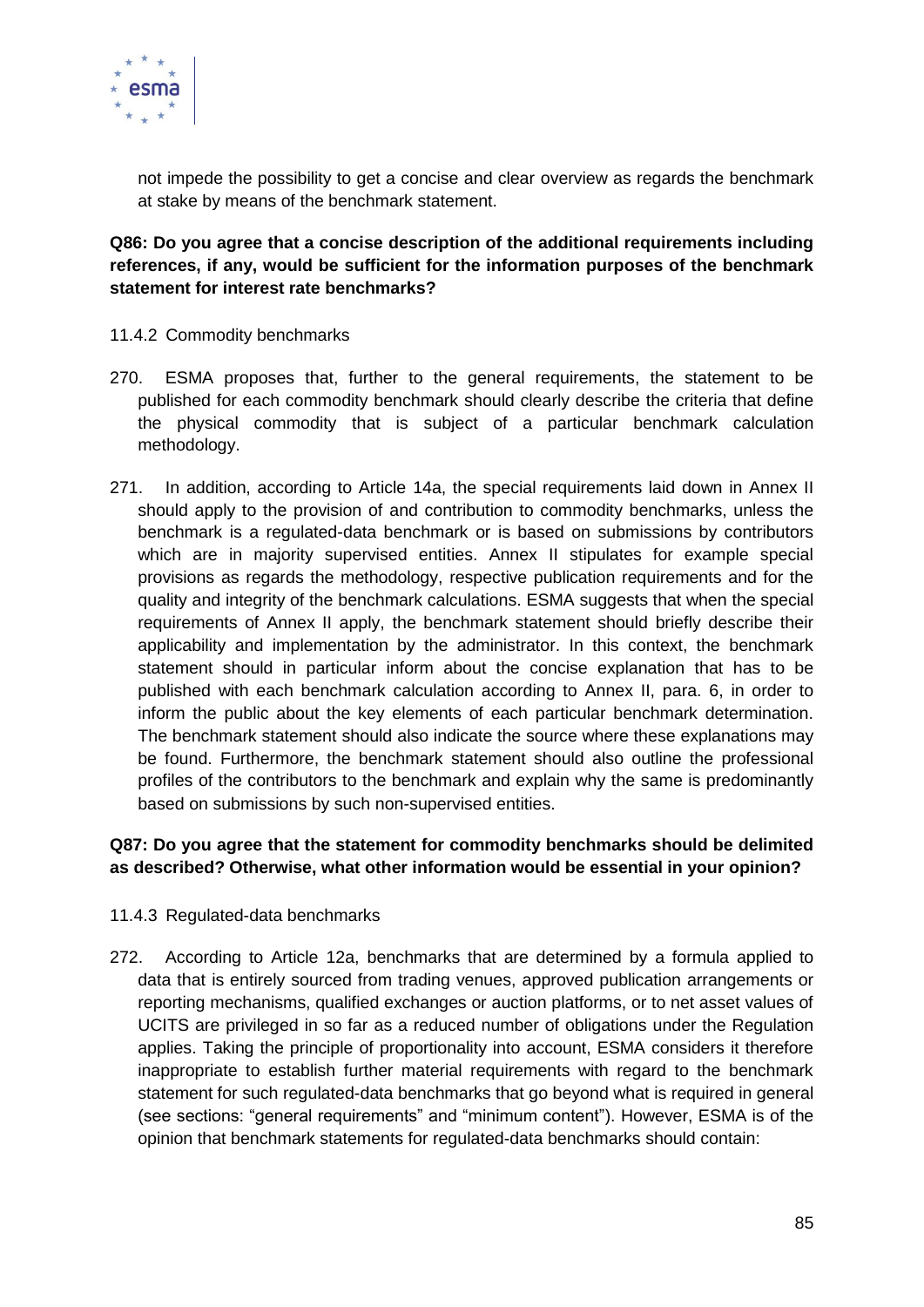not impede the possibility to get a concise and clear overview as regards the benchmark at stake by means of the benchmark statement.

**Q86: Do you agree that a concise description of the additional requirements including references, if any, would be sufficient for the information purposes of the benchmark statement for interest rate benchmarks?**

### 11.4.2 Commodity benchmarks

270. ESMA proposes that, further to the general requirements, the statement to be published for each commodity benchmark should clearly describe the criteria that define the physical commodity that is subject of a particular benchmark calculation methodology.

271. In addition, according to Article 14a, the special requirements laid down in Annex II should apply to the provision of and contribution to commodity benchmarks, unless the benchmark is a regulated-data benchmark or is based on submissions by contributors which are in majority supervised entities. Annex II stipulates for example special provisions as regards the methodology, respective publication requirements and for the quality and integrity of the benchmark calculations. ESMA suggests that when the special requirements of Annex II apply, the benchmark statement should briefly describe their applicability and implementation by the administrator. In this context, the benchmark statement should in particular inform about the concise explanation that has to be published with each benchmark calculation according to Annex II, para. 6, in order to inform the public about the key elements of each particular benchmark determination. The benchmark statement should also indicate the source where these explanations may be found. Furthermore, the benchmark statement should also outline the professional profiles of the contributors to the benchmark and explain why the same is predominantly based on submissions by such non-supervised entities.

**Q87: Do you agree that the statement for commodity benchmarks should be delimited as described? Otherwise, what other information would be essential in your opinion?**

### 11.4.3 Regulated-data benchmarks

272. According to Article 12a, benchmarks that are determined by a formula applied to data that is entirely sourced from trading venues, approved publication arrangements or reporting mechanisms, qualified exchanges or auction platforms, or to net asset values of UCITS are privileged in so far as a reduced number of obligations under the Regulation applies. Taking the principle of proportionality into account, ESMA considers it therefore inappropriate to establish further material requirements with regard to the benchmark statement for such regulated-data benchmarks that go beyond what is required in general (see sections: "general requirements" and "minimum content"). However, ESMA is of the opinion that benchmark statements for regulated-data benchmarks should contain: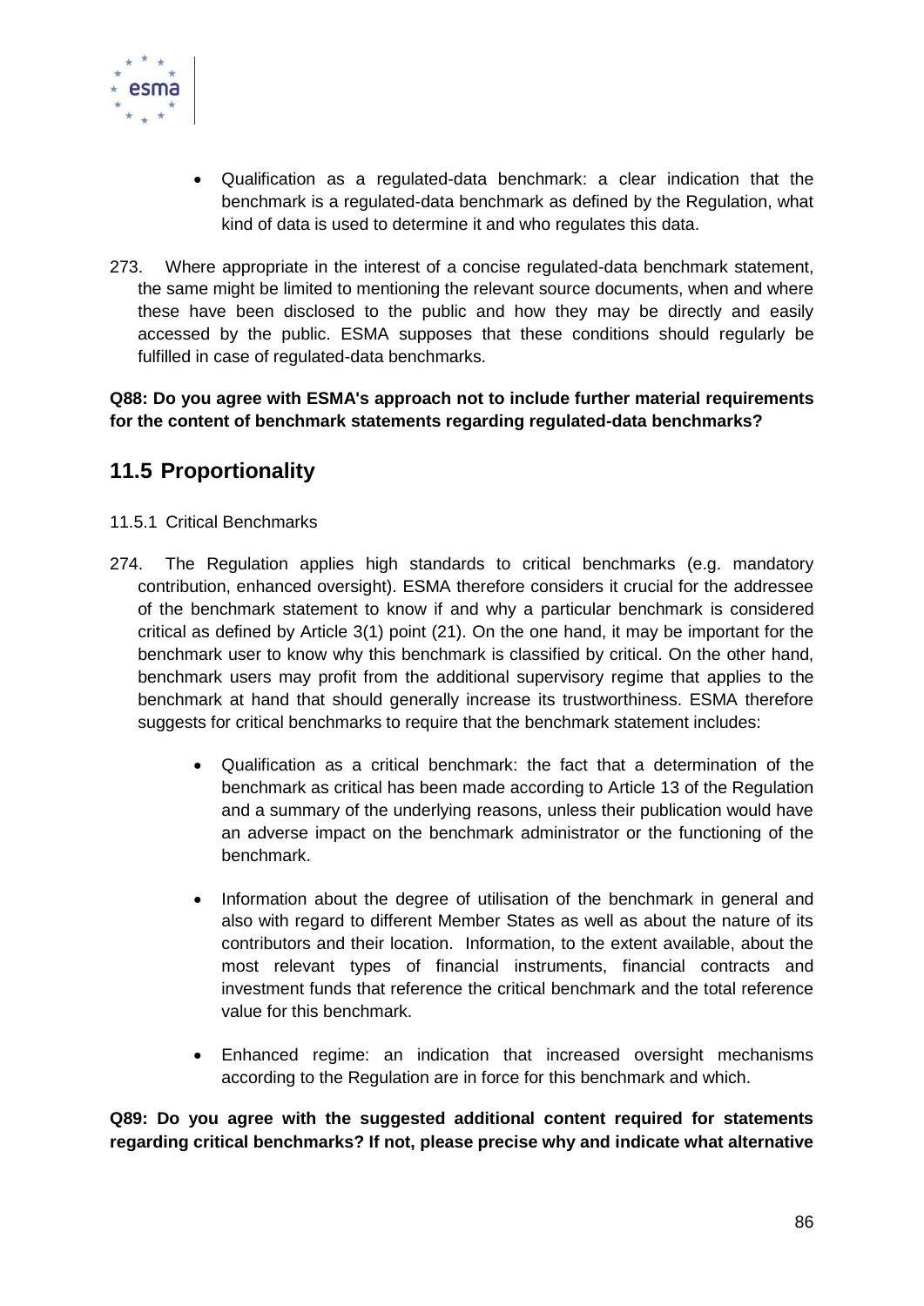- Qualification as a regulated-data benchmark: a clear indication that the benchmark is a regulated-data benchmark as defined by the Regulation, what kind of data is used to determine it and who regulates this data.

273. Where appropriate in the interest of a concise regulated-data benchmark statement, the same might be limited to mentioning the relevant source documents, when and where these have been disclosed to the public and how they may be directly and easily accessed by the public. ESMA supposes that these conditions should regularly be fulfilled in case of regulated-data benchmarks.

**Q88: Do you agree with ESMA's approach not to include further material requirements for the content of benchmark statements regarding regulated-data benchmarks?**

## 11.5 Proportionality

### 11.5.1 Critical Benchmarks

274. The Regulation applies high standards to critical benchmarks (e.g. mandatory contribution, enhanced oversight). ESMA therefore considers it crucial for the addressee of the benchmark statement to know if and why a particular benchmark is considered critical as defined by Article 3(1) point (21). On the one hand, it may be important for the benchmark user to know why this benchmark is classified by critical. On the other hand, benchmark users may profit from the additional supervisory regime that applies to the benchmark at hand that should generally increase its trustworthiness. ESMA therefore suggests for critical benchmarks to require that the benchmark statement includes:

- Qualification as a critical benchmark: the fact that a determination of the benchmark as critical has been made according to Article 13 of the Regulation and a summary of the underlying reasons, unless their publication would have an adverse impact on the benchmark administrator or the functioning of the benchmark.

- Information about the degree of utilisation of the benchmark in general and also with regard to different Member States as well as about the nature of its contributors and their location. Information, to the extent available, about the most relevant types of financial instruments, financial contracts and investment funds that reference the critical benchmark and the total reference value for this benchmark.

- Enhanced regime: an indication that increased oversight mechanisms according to the Regulation are in force for this benchmark and which.

**Q89: Do you agree with the suggested additional content required for statements regarding critical benchmarks? If not, please precise why and indicate what alternative**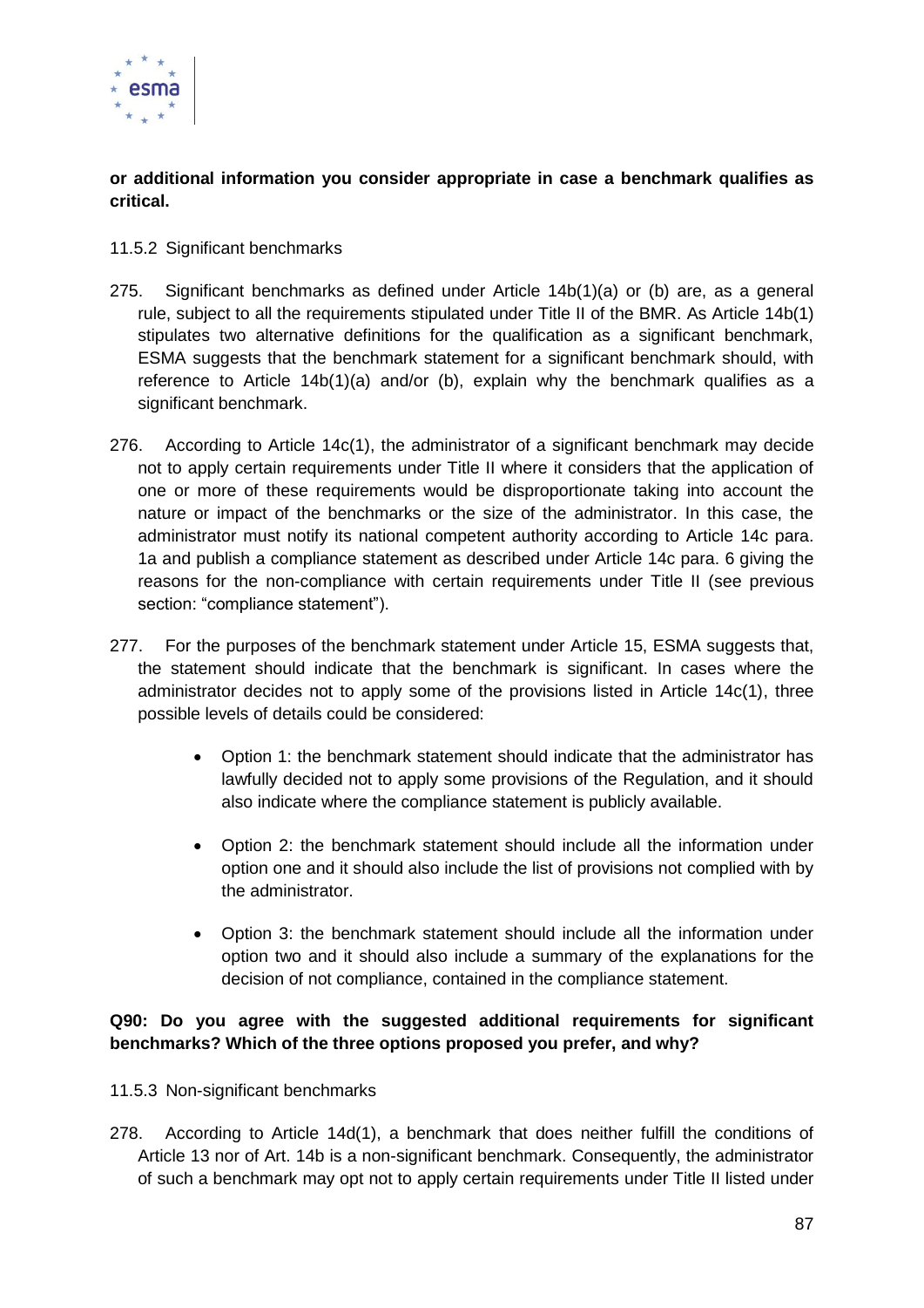**or additional information you consider appropriate in case a benchmark qualifies as critical.**

11.5.2 Significant benchmarks

275. Significant benchmarks as defined under Article 14b(1)(a) or (b) are, as a general rule, subject to all the requirements stipulated under Title II of the BMR. As Article 14b(1) stipulates two alternative definitions for the qualification as a significant benchmark, ESMA suggests that the benchmark statement for a significant benchmark should, with reference to Article 14b(1)(a) and/or (b), explain why the benchmark qualifies as a significant benchmark.

276. According to Article 14c(1), the administrator of a significant benchmark may decide not to apply certain requirements under Title II where it considers that the application of one or more of these requirements would be disproportionate taking into account the nature or impact of the benchmarks or the size of the administrator. In this case, the administrator must notify its national competent authority according to Article 14c para. 1a and publish a compliance statement as described under Article 14c para. 6 giving the reasons for the non-compliance with certain requirements under Title II (see previous section: "compliance statement").

277. For the purposes of the benchmark statement under Article 15, ESMA suggests that, the statement should indicate that the benchmark is significant. In cases where the administrator decides not to apply some of the provisions listed in Article 14c(1), three possible levels of details could be considered:

- Option 1: the benchmark statement should indicate that the administrator has lawfully decided not to apply some provisions of the Regulation, and it should also indicate where the compliance statement is publicly available.

- Option 2: the benchmark statement should include all the information under option one and it should also include the list of provisions not complied with by the administrator.

- Option 3: the benchmark statement should include all the information under option two and it should also include a summary of the explanations for the decision of not compliance, contained in the compliance statement.

**Q90: Do you agree with the suggested additional requirements for significant benchmarks? Which of the three options proposed you prefer, and why?**

11.5.3 Non-significant benchmarks

278. According to Article 14d(1), a benchmark that does neither fulfill the conditions of Article 13 nor of Art. 14b is a non-significant benchmark. Consequently, the administrator of such a benchmark may opt not to apply certain requirements under Title II listed under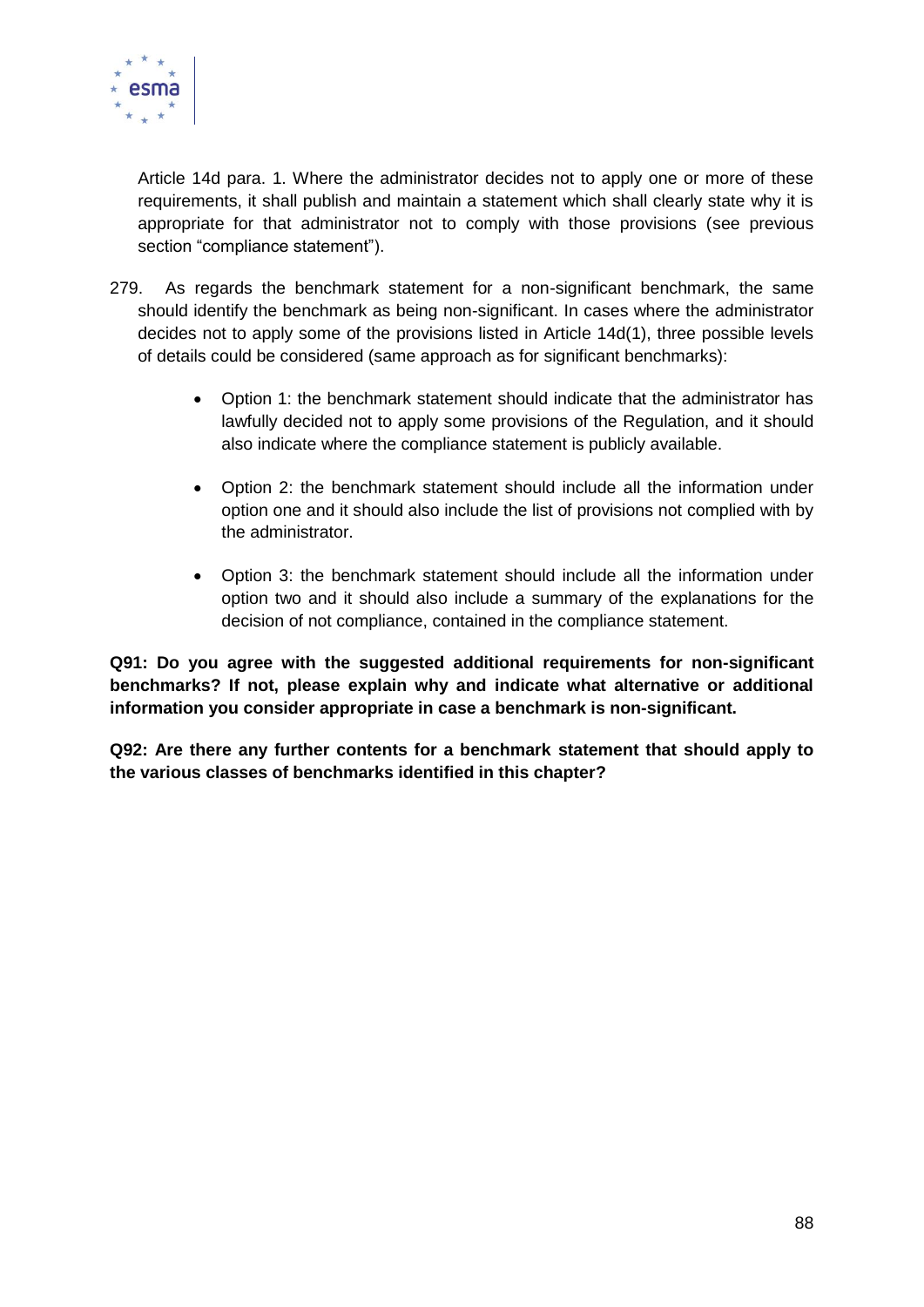Article 14d para. 1. Where the administrator decides not to apply one or more of these requirements, it shall publish and maintain a statement which shall clearly state why it is appropriate for that administrator not to comply with those provisions (see previous section "compliance statement").

279. As regards the benchmark statement for a non-significant benchmark, the same should identify the benchmark as being non-significant. In cases where the administrator decides not to apply some of the provisions listed in Article 14d(1), three possible levels of details could be considered (same approach as for significant benchmarks):

- Option 1: the benchmark statement should indicate that the administrator has lawfully decided not to apply some provisions of the Regulation, and it should also indicate where the compliance statement is publicly available.

- Option 2: the benchmark statement should include all the information under option one and it should also include the list of provisions not complied with by the administrator.

- Option 3: the benchmark statement should include all the information under option two and it should also include a summary of the explanations for the decision of not compliance, contained in the compliance statement.

**Q91: Do you agree with the suggested additional requirements for non-significant benchmarks? If not, please explain why and indicate what alternative or additional information you consider appropriate in case a benchmark is non-significant.**

**Q92: Are there any further contents for a benchmark statement that should apply to the various classes of benchmarks identified in this chapter?**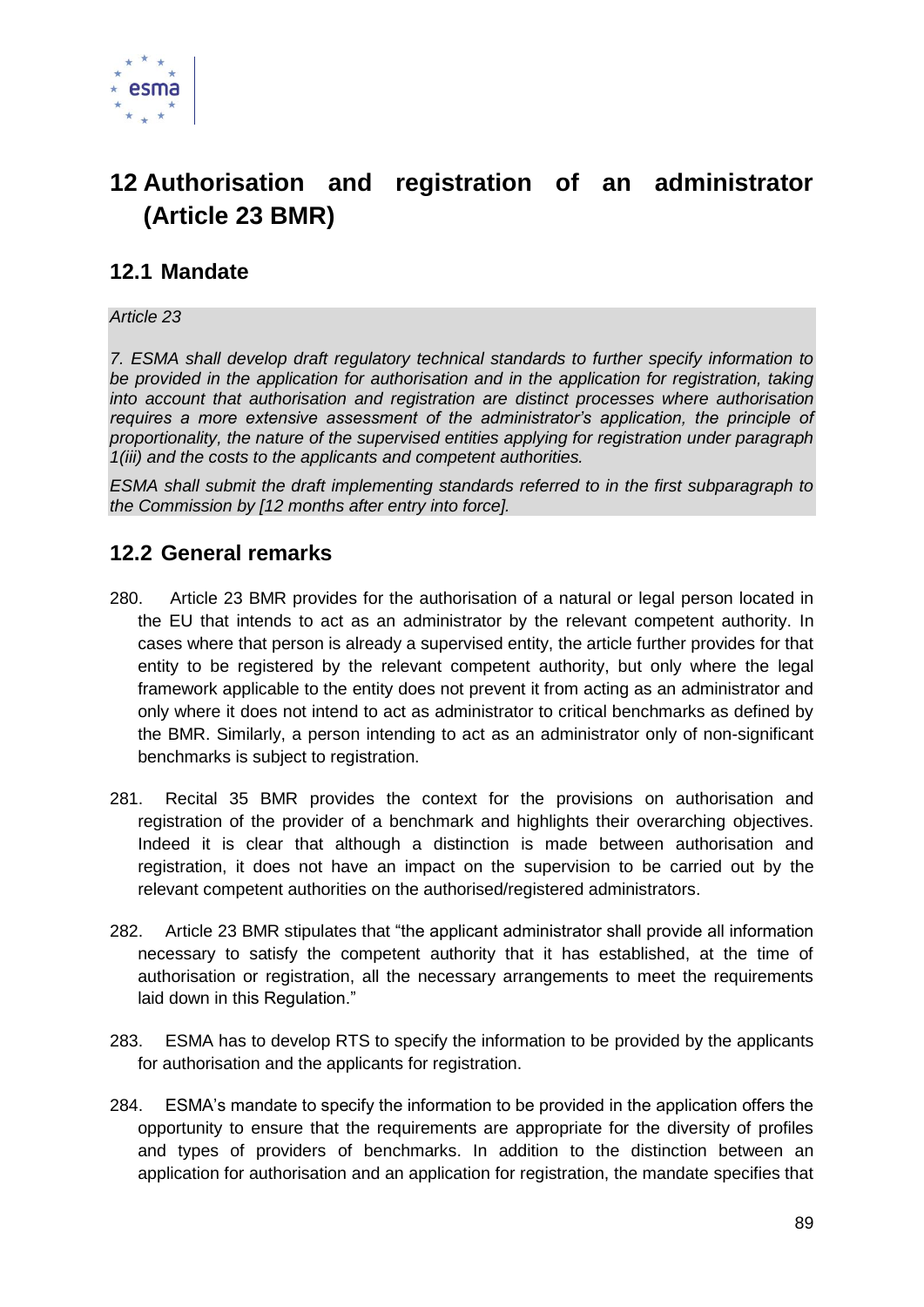# 12 Authorisation and registration of an administrator (Article 23 BMR)

## 12.1 Mandate

*Article 23*

*7. ESMA shall develop draft regulatory technical standards to further specify information to be provided in the application for authorisation and in the application for registration, taking into account that authorisation and registration are distinct processes where authorisation requires a more extensive assessment of the administrator's application, the principle of proportionality, the nature of the supervised entities applying for registration under paragraph 1(iii) and the costs to the applicants and competent authorities.*

*ESMA shall submit the draft implementing standards referred to in the first subparagraph to the Commission by [12 months after entry into force].*

## 12.2 General remarks

280. Article 23 BMR provides for the authorisation of a natural or legal person located in the EU that intends to act as an administrator by the relevant competent authority. In cases where that person is already a supervised entity, the article further provides for that entity to be registered by the relevant competent authority, but only where the legal framework applicable to the entity does not prevent it from acting as an administrator and only where it does not intend to act as administrator to critical benchmarks as defined by the BMR. Similarly, a person intending to act as an administrator only of non-significant benchmarks is subject to registration.

281. Recital 35 BMR provides the context for the provisions on authorisation and registration of the provider of a benchmark and highlights their overarching objectives. Indeed it is clear that although a distinction is made between authorisation and registration, it does not have an impact on the supervision to be carried out by the relevant competent authorities on the authorised/registered administrators.

282. Article 23 BMR stipulates that "the applicant administrator shall provide all information necessary to satisfy the competent authority that it has established, at the time of authorisation or registration, all the necessary arrangements to meet the requirements laid down in this Regulation."

283. ESMA has to develop RTS to specify the information to be provided by the applicants for authorisation and the applicants for registration.

284. ESMA's mandate to specify the information to be provided in the application offers the opportunity to ensure that the requirements are appropriate for the diversity of profiles and types of providers of benchmarks. In addition to the distinction between an application for authorisation and an application for registration, the mandate specifies that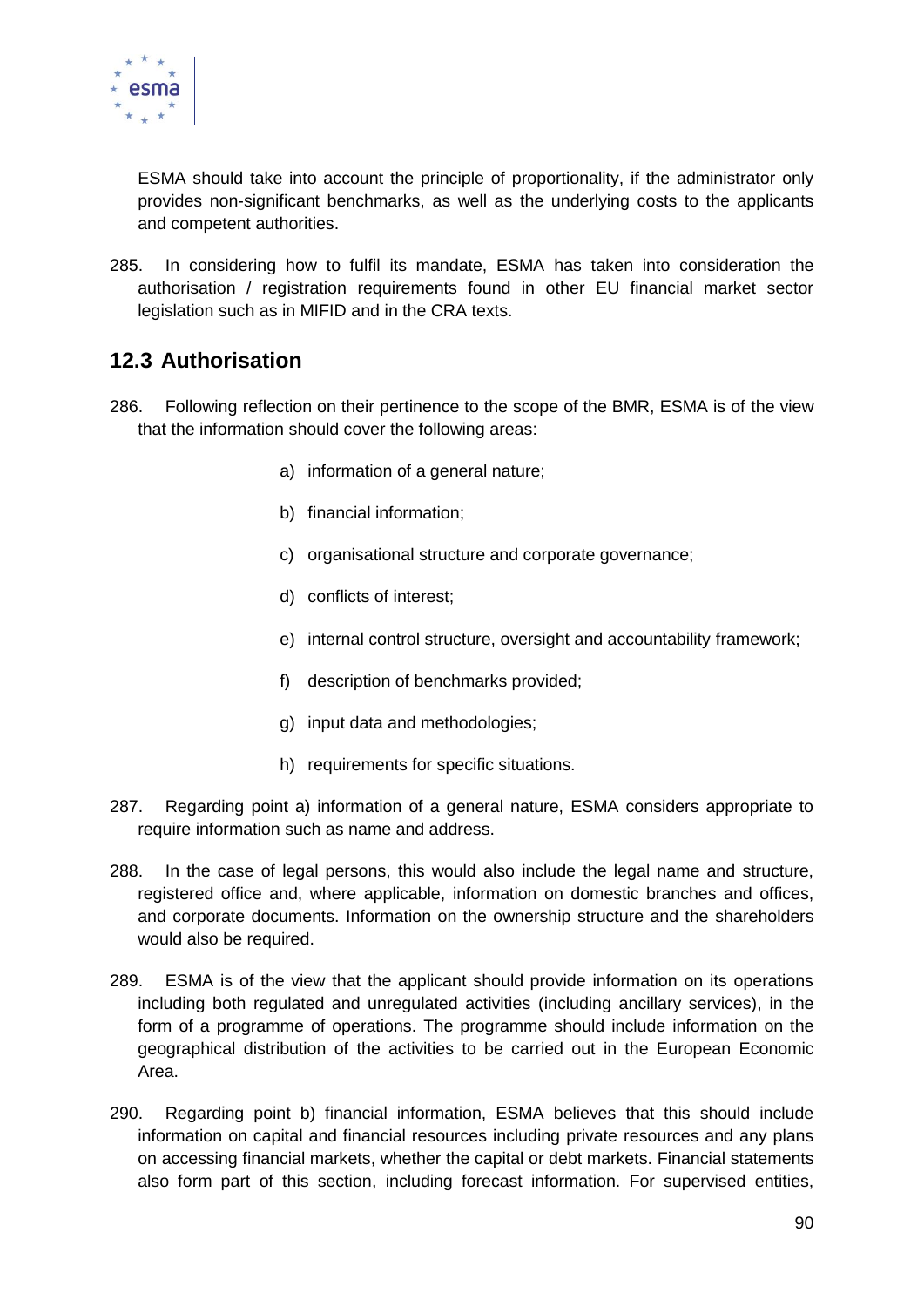ESMA should take into account the principle of proportionality, if the administrator only provides non-significant benchmarks, as well as the underlying costs to the applicants and competent authorities.

285. In considering how to fulfil its mandate, ESMA has taken into consideration the authorisation / registration requirements found in other EU financial market sector legislation such as in MIFID and in the CRA texts.

## 12.3 Authorisation

286. Following reflection on their pertinence to the scope of the BMR, ESMA is of the view that the information should cover the following areas:

a) information of a general nature;

b) financial information;

c) organisational structure and corporate governance;

d) conflicts of interest;

e) internal control structure, oversight and accountability framework;

f) description of benchmarks provided;

g) input data and methodologies;

h) requirements for specific situations.

287. Regarding point a) information of a general nature, ESMA considers appropriate to require information such as name and address.

288. In the case of legal persons, this would also include the legal name and structure, registered office and, where applicable, information on domestic branches and offices, and corporate documents. Information on the ownership structure and the shareholders would also be required.

289. ESMA is of the view that the applicant should provide information on its operations including both regulated and unregulated activities (including ancillary services), in the form of a programme of operations. The programme should include information on the geographical distribution of the activities to be carried out in the European Economic Area.

290. Regarding point b) financial information, ESMA believes that this should include information on capital and financial resources including private resources and any plans on accessing financial markets, whether the capital or debt markets. Financial statements also form part of this section, including forecast information. For supervised entities,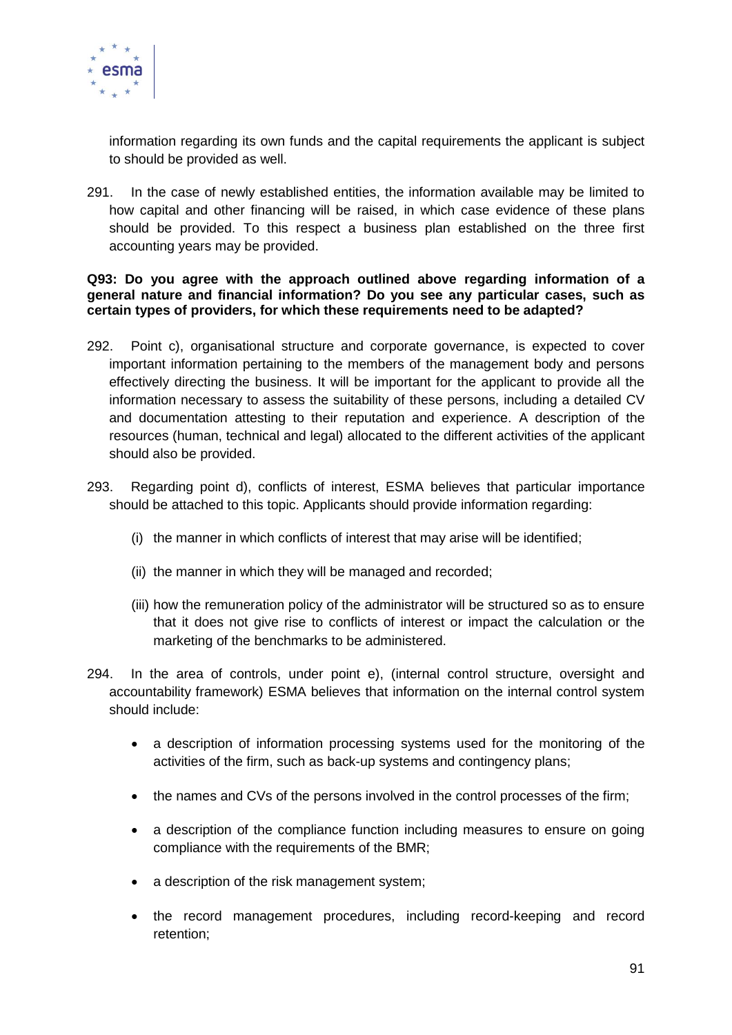information regarding its own funds and the capital requirements the applicant is subject to should be provided as well.

291. In the case of newly established entities, the information available may be limited to how capital and other financing will be raised, in which case evidence of these plans should be provided. To this respect a business plan established on the three first accounting years may be provided.

**Q93: Do you agree with the approach outlined above regarding information of a general nature and financial information? Do you see any particular cases, such as certain types of providers, for which these requirements need to be adapted?**

292. Point c), organisational structure and corporate governance, is expected to cover important information pertaining to the members of the management body and persons effectively directing the business. It will be important for the applicant to provide all the information necessary to assess the suitability of these persons, including a detailed CV and documentation attesting to their reputation and experience. A description of the resources (human, technical and legal) allocated to the different activities of the applicant should also be provided.

293. Regarding point d), conflicts of interest, ESMA believes that particular importance should be attached to this topic. Applicants should provide information regarding:

(i) the manner in which conflicts of interest that may arise will be identified;

(ii) the manner in which they will be managed and recorded;

(iii) how the remuneration policy of the administrator will be structured so as to ensure that it does not give rise to conflicts of interest or impact the calculation or the marketing of the benchmarks to be administered.

294. In the area of controls, under point e), (internal control structure, oversight and accountability framework) ESMA believes that information on the internal control system should include:

- a description of information processing systems used for the monitoring of the activities of the firm, such as back-up systems and contingency plans;
- the names and CVs of the persons involved in the control processes of the firm;
- a description of the compliance function including measures to ensure on going compliance with the requirements of the BMR;
- a description of the risk management system;
- the record management procedures, including record-keeping and record retention;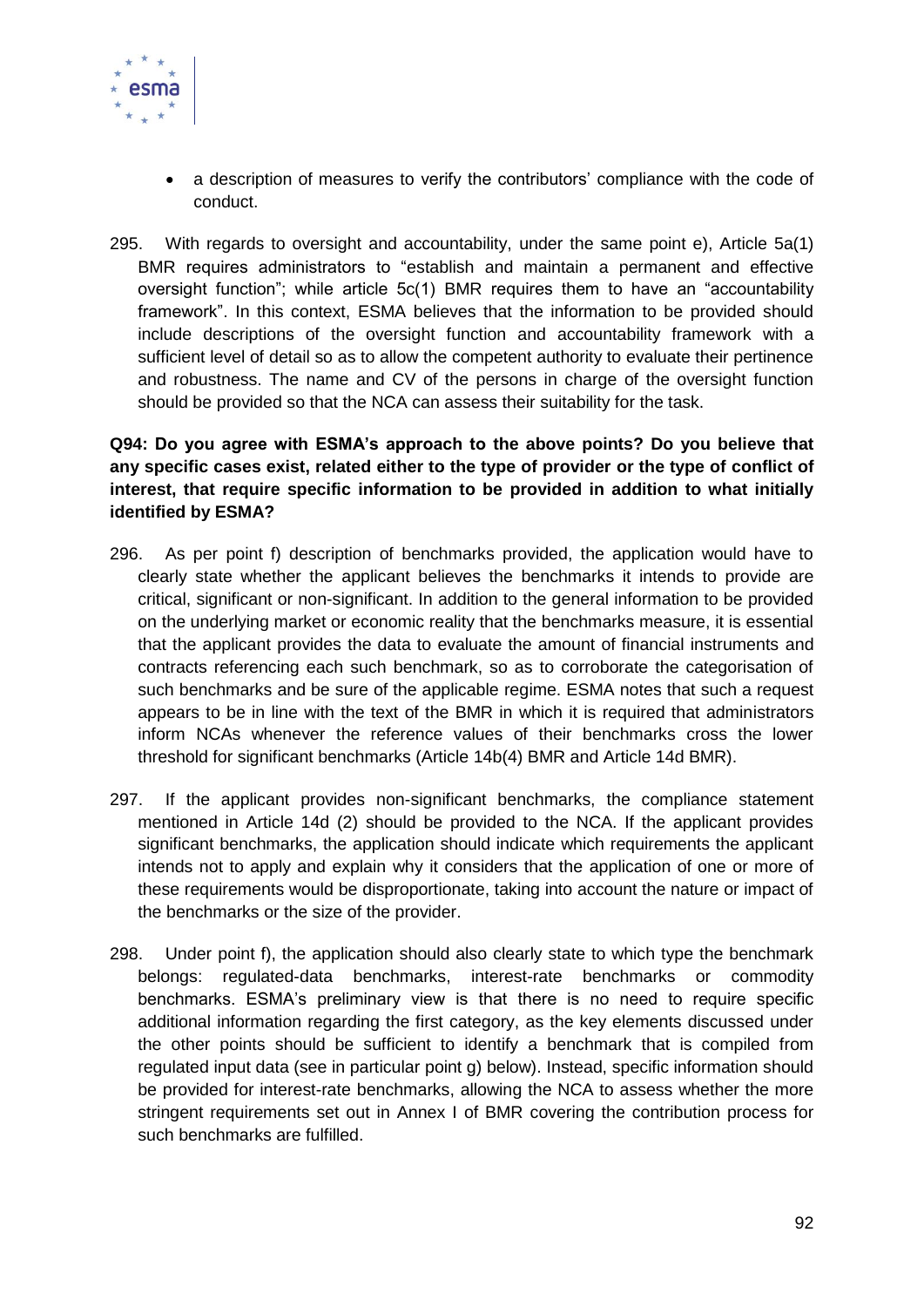- a description of measures to verify the contributors' compliance with the code of conduct.

295. With regards to oversight and accountability, under the same point e), Article 5a(1) BMR requires administrators to "establish and maintain a permanent and effective oversight function"; while article 5c(1) BMR requires them to have an "accountability framework". In this context, ESMA believes that the information to be provided should include descriptions of the oversight function and accountability framework with a sufficient level of detail so as to allow the competent authority to evaluate their pertinence and robustness. The name and CV of the persons in charge of the oversight function should be provided so that the NCA can assess their suitability for the task.

**Q94: Do you agree with ESMA's approach to the above points? Do you believe that any specific cases exist, related either to the type of provider or the type of conflict of interest, that require specific information to be provided in addition to what initially identified by ESMA?**

296. As per point f) description of benchmarks provided, the application would have to clearly state whether the applicant believes the benchmarks it intends to provide are critical, significant or non-significant. In addition to the general information to be provided on the underlying market or economic reality that the benchmarks measure, it is essential that the applicant provides the data to evaluate the amount of financial instruments and contracts referencing each such benchmark, so as to corroborate the categorisation of such benchmarks and be sure of the applicable regime. ESMA notes that such a request appears to be in line with the text of the BMR in which it is required that administrators inform NCAs whenever the reference values of their benchmarks cross the lower threshold for significant benchmarks (Article 14b(4) BMR and Article 14d BMR).

297. If the applicant provides non-significant benchmarks, the compliance statement mentioned in Article 14d (2) should be provided to the NCA. If the applicant provides significant benchmarks, the application should indicate which requirements the applicant intends not to apply and explain why it considers that the application of one or more of these requirements would be disproportionate, taking into account the nature or impact of the benchmarks or the size of the provider.

298. Under point f), the application should also clearly state to which type the benchmark belongs: regulated-data benchmarks, interest-rate benchmarks or commodity benchmarks. ESMA's preliminary view is that there is no need to require specific additional information regarding the first category, as the key elements discussed under the other points should be sufficient to identify a benchmark that is compiled from regulated input data (see in particular point g) below). Instead, specific information should be provided for interest-rate benchmarks, allowing the NCA to assess whether the more stringent requirements set out in Annex I of BMR covering the contribution process for such benchmarks are fulfilled.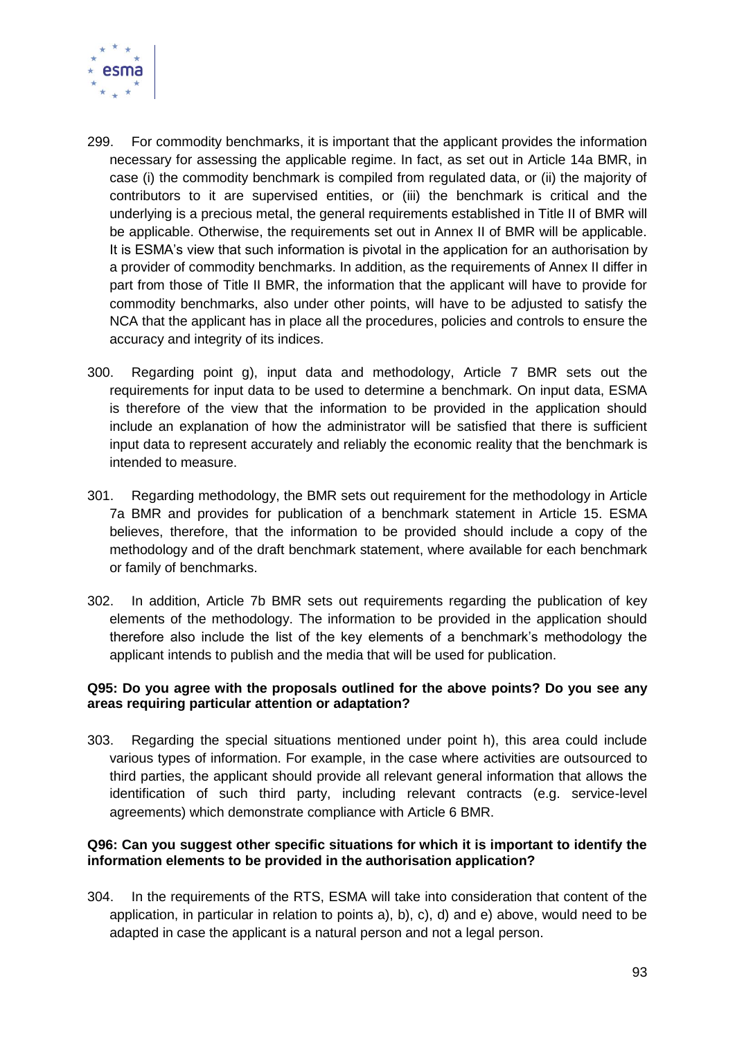299. For commodity benchmarks, it is important that the applicant provides the information necessary for assessing the applicable regime. In fact, as set out in Article 14a BMR, in case (i) the commodity benchmark is compiled from regulated data, or (ii) the majority of contributors to it are supervised entities, or (iii) the benchmark is critical and the underlying is a precious metal, the general requirements established in Title II of BMR will be applicable. Otherwise, the requirements set out in Annex II of BMR will be applicable. It is ESMA's view that such information is pivotal in the application for an authorisation by a provider of commodity benchmarks. In addition, as the requirements of Annex II differ in part from those of Title II BMR, the information that the applicant will have to provide for commodity benchmarks, also under other points, will have to be adjusted to satisfy the NCA that the applicant has in place all the procedures, policies and controls to ensure the accuracy and integrity of its indices.

300. Regarding point g), input data and methodology, Article 7 BMR sets out the requirements for input data to be used to determine a benchmark. On input data, ESMA is therefore of the view that the information to be provided in the application should include an explanation of how the administrator will be satisfied that there is sufficient input data to represent accurately and reliably the economic reality that the benchmark is intended to measure.

301. Regarding methodology, the BMR sets out requirement for the methodology in Article 7a BMR and provides for publication of a benchmark statement in Article 15. ESMA believes, therefore, that the information to be provided should include a copy of the methodology and of the draft benchmark statement, where available for each benchmark or family of benchmarks.

302. In addition, Article 7b BMR sets out requirements regarding the publication of key elements of the methodology. The information to be provided in the application should therefore also include the list of the key elements of a benchmark's methodology the applicant intends to publish and the media that will be used for publication.

**Q95: Do you agree with the proposals outlined for the above points? Do you see any areas requiring particular attention or adaptation?**

303. Regarding the special situations mentioned under point h), this area could include various types of information. For example, in the case where activities are outsourced to third parties, the applicant should provide all relevant general information that allows the identification of such third party, including relevant contracts (e.g. service-level agreements) which demonstrate compliance with Article 6 BMR.

**Q96: Can you suggest other specific situations for which it is important to identify the information elements to be provided in the authorisation application?**

304. In the requirements of the RTS, ESMA will take into consideration that content of the application, in particular in relation to points a), b), c), d) and e) above, would need to be adapted in case the applicant is a natural person and not a legal person.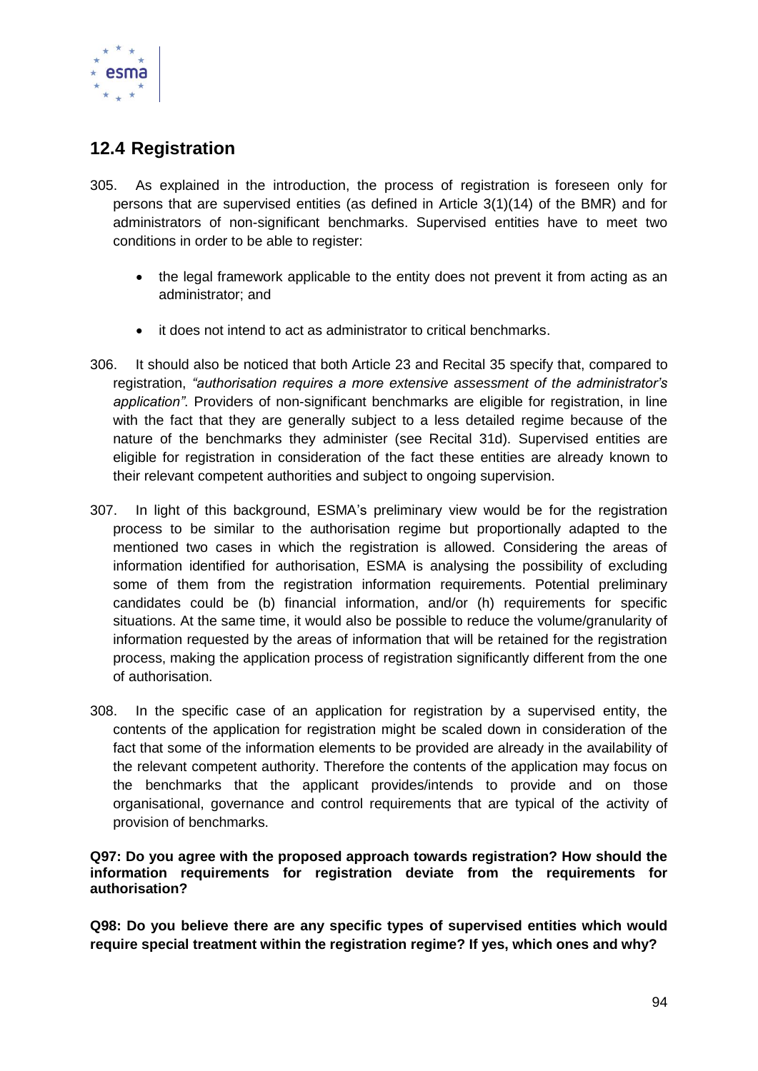## 12.4 Registration

305. As explained in the introduction, the process of registration is foreseen only for persons that are supervised entities (as defined in Article 3(1)(14) of the BMR) and for administrators of non-significant benchmarks. Supervised entities have to meet two conditions in order to be able to register:

    - the legal framework applicable to the entity does not prevent it from acting as an administrator; and

    - it does not intend to act as administrator to critical benchmarks.

306. It should also be noticed that both Article 23 and Recital 35 specify that, compared to registration, *"authorisation requires a more extensive assessment of the administrator's application"*. Providers of non-significant benchmarks are eligible for registration, in line with the fact that they are generally subject to a less detailed regime because of the nature of the benchmarks they administer (see Recital 31d). Supervised entities are eligible for registration in consideration of the fact these entities are already known to their relevant competent authorities and subject to ongoing supervision.

307. In light of this background, ESMA's preliminary view would be for the registration process to be similar to the authorisation regime but proportionally adapted to the mentioned two cases in which the registration is allowed. Considering the areas of information identified for authorisation, ESMA is analysing the possibility of excluding some of them from the registration information requirements. Potential preliminary candidates could be (b) financial information, and/or (h) requirements for specific situations. At the same time, it would also be possible to reduce the volume/granularity of information requested by the areas of information that will be retained for the registration process, making the application process of registration significantly different from the one of authorisation.

308. In the specific case of an application for registration by a supervised entity, the contents of the application for registration might be scaled down in consideration of the fact that some of the information elements to be provided are already in the availability of the relevant competent authority. Therefore the contents of the application may focus on the benchmarks that the applicant provides/intends to provide and on those organisational, governance and control requirements that are typical of the activity of provision of benchmarks.

**Q97: Do you agree with the proposed approach towards registration? How should the information requirements for registration deviate from the requirements for authorisation?**

**Q98: Do you believe there are any specific types of supervised entities which would require special treatment within the registration regime? If yes, which ones and why?**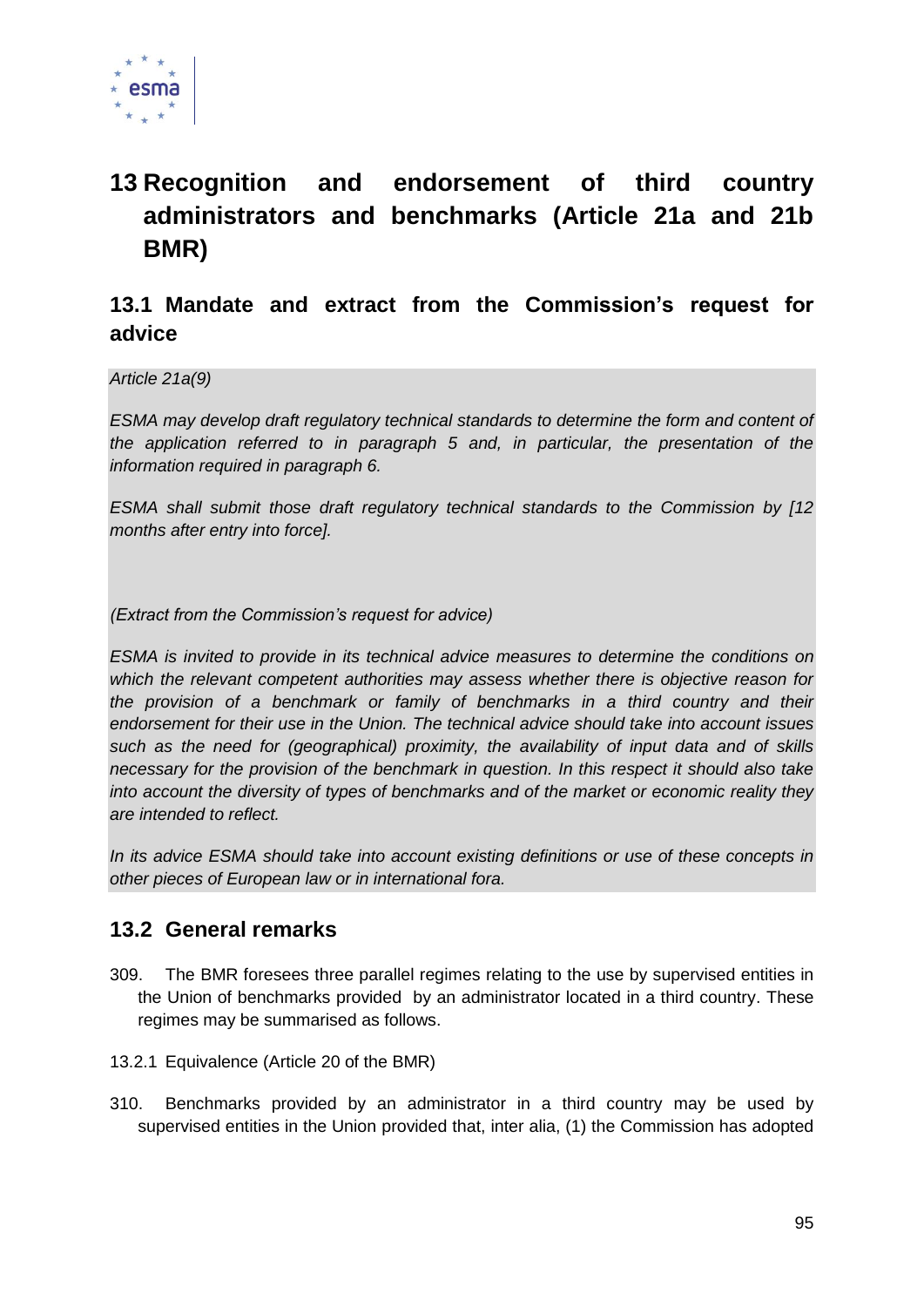# 13 Recognition and endorsement of third country administrators and benchmarks (Article 21a and 21b BMR)

## 13.1 Mandate and extract from the Commission's request for advice

*Article 21a(9)*

*ESMA may develop draft regulatory technical standards to determine the form and content of the application referred to in paragraph 5 and, in particular, the presentation of the information required in paragraph 6.*

*ESMA shall submit those draft regulatory technical standards to the Commission by [12 months after entry into force].*

*(Extract from the Commission's request for advice)*

*ESMA is invited to provide in its technical advice measures to determine the conditions on which the relevant competent authorities may assess whether there is objective reason for the provision of a benchmark or family of benchmarks in a third country and their endorsement for their use in the Union. The technical advice should take into account issues such as the need for (geographical) proximity, the availability of input data and of skills necessary for the provision of the benchmark in question. In this respect it should also take into account the diversity of types of benchmarks and of the market or economic reality they are intended to reflect.*

*In its advice ESMA should take into account existing definitions or use of these concepts in other pieces of European law or in international fora.*

## 13.2 General remarks

309. The BMR foresees three parallel regimes relating to the use by supervised entities in the Union of benchmarks provided by an administrator located in a third country. These regimes may be summarised as follows.

### 13.2.1 Equivalence (Article 20 of the BMR)

310. Benchmarks provided by an administrator in a third country may be used by supervised entities in the Union provided that, inter alia, (1) the Commission has adopted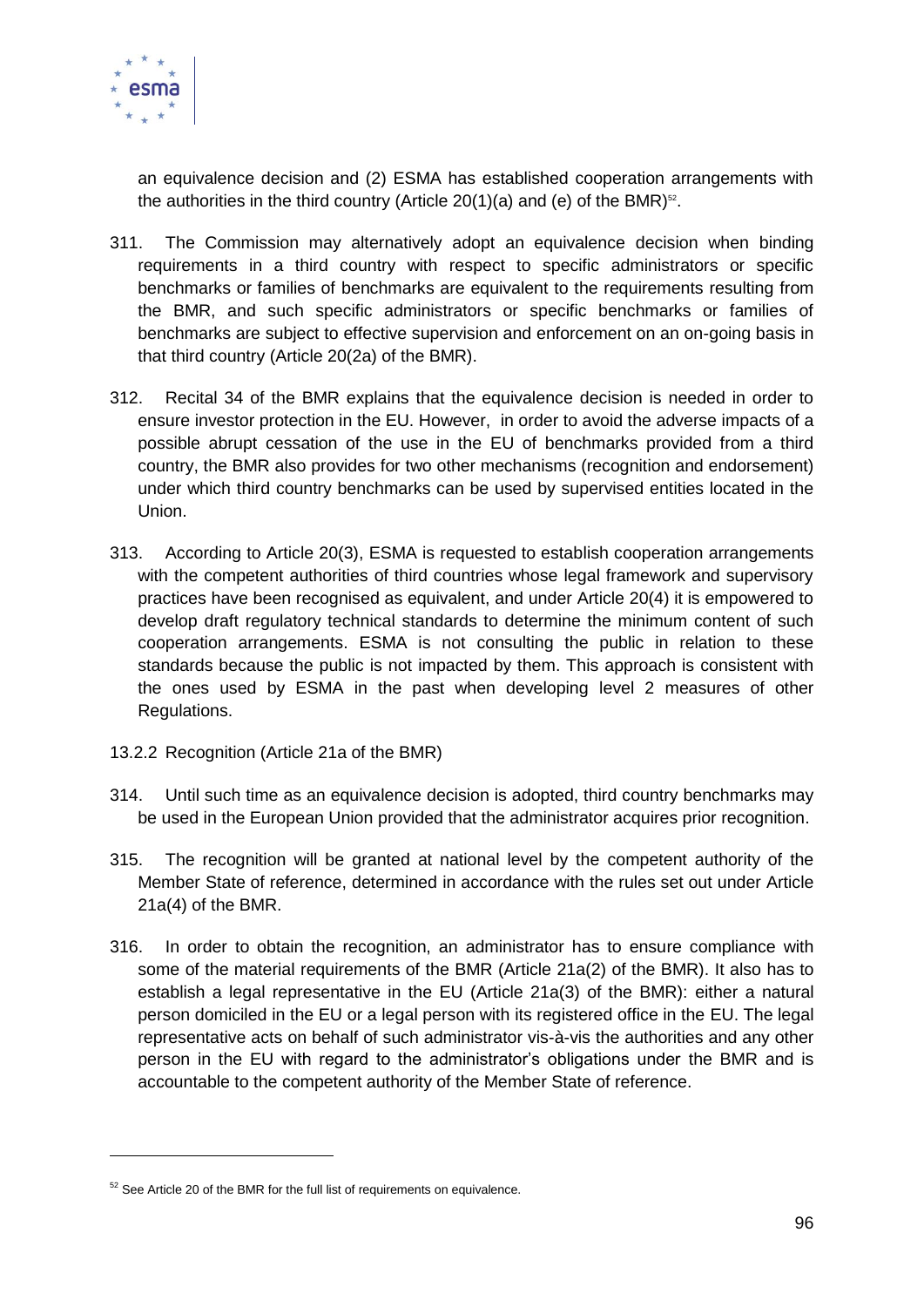an equivalence decision and (2) ESMA has established cooperation arrangements with the authorities in the third country (Article 20(1)(a) and (e) of the BMR)[52].

311. The Commission may alternatively adopt an equivalence decision when binding requirements in a third country with respect to specific administrators or specific benchmarks or families of benchmarks are equivalent to the requirements resulting from the BMR, and such specific administrators or specific benchmarks or families of benchmarks are subject to effective supervision and enforcement on an on-going basis in that third country (Article 20(2a) of the BMR).

312. Recital 34 of the BMR explains that the equivalence decision is needed in order to ensure investor protection in the EU. However, in order to avoid the adverse impacts of a possible abrupt cessation of the use in the EU of benchmarks provided from a third country, the BMR also provides for two other mechanisms (recognition and endorsement) under which third country benchmarks can be used by supervised entities located in the Union.

313. According to Article 20(3), ESMA is requested to establish cooperation arrangements with the competent authorities of third countries whose legal framework and supervisory practices have been recognised as equivalent, and under Article 20(4) it is empowered to develop draft regulatory technical standards to determine the minimum content of such cooperation arrangements. ESMA is not consulting the public in relation to these standards because the public is not impacted by them. This approach is consistent with the ones used by ESMA in the past when developing level 2 measures of other Regulations.

### 13.2.2 Recognition (Article 21a of the BMR)

314. Until such time as an equivalence decision is adopted, third country benchmarks may be used in the European Union provided that the administrator acquires prior recognition.

315. The recognition will be granted at national level by the competent authority of the Member State of reference, determined in accordance with the rules set out under Article 21a(4) of the BMR.

316. In order to obtain the recognition, an administrator has to ensure compliance with some of the material requirements of the BMR (Article 21a(2) of the BMR). It also has to establish a legal representative in the EU (Article 21a(3) of the BMR): either a natural person domiciled in the EU or a legal person with its registered office in the EU. The legal representative acts on behalf of such administrator vis-à-vis the authorities and any other person in the EU with regard to the administrator's obligations under the BMR and is accountable to the competent authority of the Member State of reference.

[52] See Article 20 of the BMR for the full list of requirements on equivalence.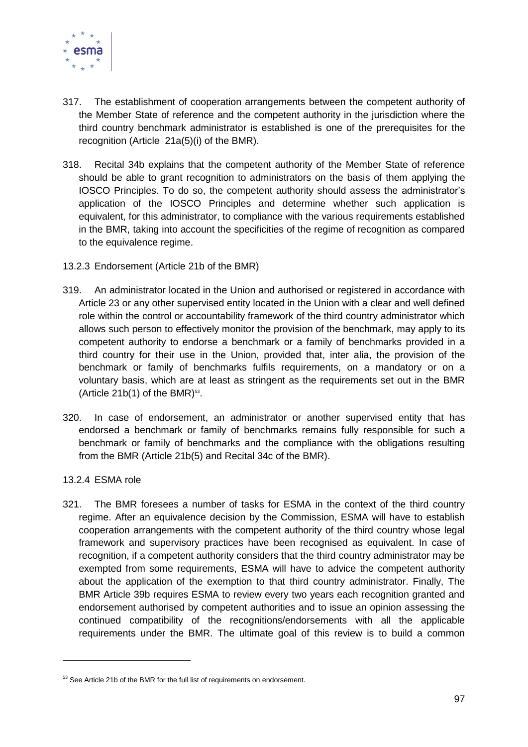317. The establishment of cooperation arrangements between the competent authority of the Member State of reference and the competent authority in the jurisdiction where the third country benchmark administrator is established is one of the prerequisites for the recognition (Article 21a(5)(i) of the BMR).

318. Recital 34b explains that the competent authority of the Member State of reference should be able to grant recognition to administrators on the basis of them applying the IOSCO Principles. To do so, the competent authority should assess the administrator's application of the IOSCO Principles and determine whether such application is equivalent, for this administrator, to compliance with the various requirements established in the BMR, taking into account the specificities of the regime of recognition as compared to the equivalence regime.

### 13.2.3 Endorsement (Article 21b of the BMR)

319. An administrator located in the Union and authorised or registered in accordance with Article 23 or any other supervised entity located in the Union with a clear and well defined role within the control or accountability framework of the third country administrator which allows such person to effectively monitor the provision of the benchmark, may apply to its competent authority to endorse a benchmark or a family of benchmarks provided in a third country for their use in the Union, provided that, inter alia, the provision of the benchmark or family of benchmarks fulfils requirements, on a mandatory or on a voluntary basis, which are at least as stringent as the requirements set out in the BMR (Article 21b(1) of the BMR)[53].

320. In case of endorsement, an administrator or another supervised entity that has endorsed a benchmark or family of benchmarks remains fully responsible for such a benchmark or family of benchmarks and the compliance with the obligations resulting from the BMR (Article 21b(5) and Recital 34c of the BMR).

### 13.2.4 ESMA role

321. The BMR foresees a number of tasks for ESMA in the context of the third country regime. After an equivalence decision by the Commission, ESMA will have to establish cooperation arrangements with the competent authority of the third country whose legal framework and supervisory practices have been recognised as equivalent. In case of recognition, if a competent authority considers that the third country administrator may be exempted from some requirements, ESMA will have to advice the competent authority about the application of the exemption to that third country administrator. Finally, The BMR Article 39b requires ESMA to review every two years each recognition granted and endorsement authorised by competent authorities and to issue an opinion assessing the continued compatibility of the recognitions/endorsements with all the applicable requirements under the BMR. The ultimate goal of this review is to build a common

---

[53] See Article 21b of the BMR for the full list of requirements on endorsement.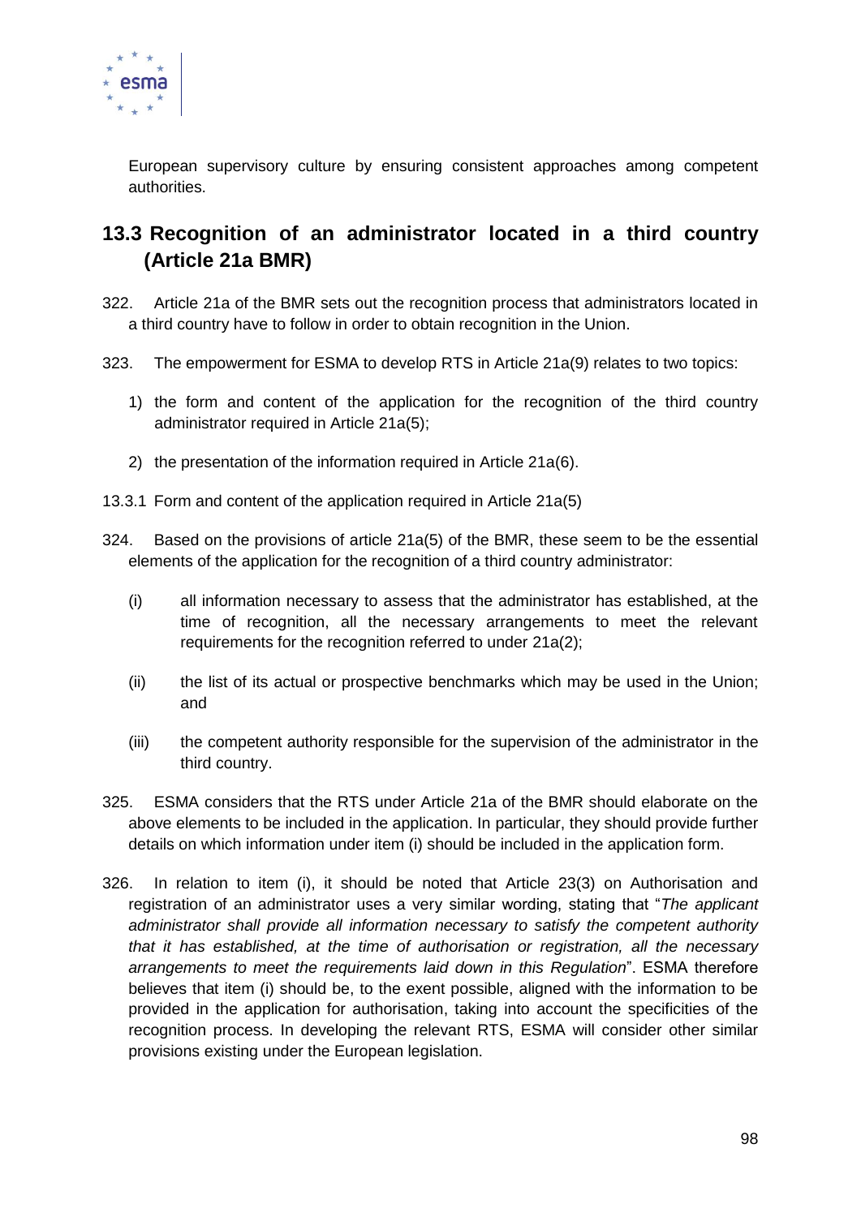European supervisory culture by ensuring consistent approaches among competent authorities.

## 13.3 Recognition of an administrator located in a third country (Article 21a BMR)

322. Article 21a of the BMR sets out the recognition process that administrators located in a third country have to follow in order to obtain recognition in the Union.

323. The empowerment for ESMA to develop RTS in Article 21a(9) relates to two topics:

1) the form and content of the application for the recognition of the third country administrator required in Article 21a(5);
2) the presentation of the information required in Article 21a(6).

### 13.3.1 Form and content of the application required in Article 21a(5)

324. Based on the provisions of article 21a(5) of the BMR, these seem to be the essential elements of the application for the recognition of a third country administrator:

(i) all information necessary to assess that the administrator has established, at the time of recognition, all the necessary arrangements to meet the relevant requirements for the recognition referred to under 21a(2);

(ii) the list of its actual or prospective benchmarks which may be used in the Union; and

(iii) the competent authority responsible for the supervision of the administrator in the third country.

325. ESMA considers that the RTS under Article 21a of the BMR should elaborate on the above elements to be included in the application. In particular, they should provide further details on which information under item (i) should be included in the application form.

326. In relation to item (i), it should be noted that Article 23(3) on Authorisation and registration of an administrator uses a very similar wording, stating that "*The applicant administrator shall provide all information necessary to satisfy the competent authority that it has established, at the time of authorisation or registration, all the necessary arrangements to meet the requirements laid down in this Regulation*". ESMA therefore believes that item (i) should be, to the exent possible, aligned with the information to be provided in the application for authorisation, taking into account the specificities of the recognition process. In developing the relevant RTS, ESMA will consider other similar provisions existing under the European legislation.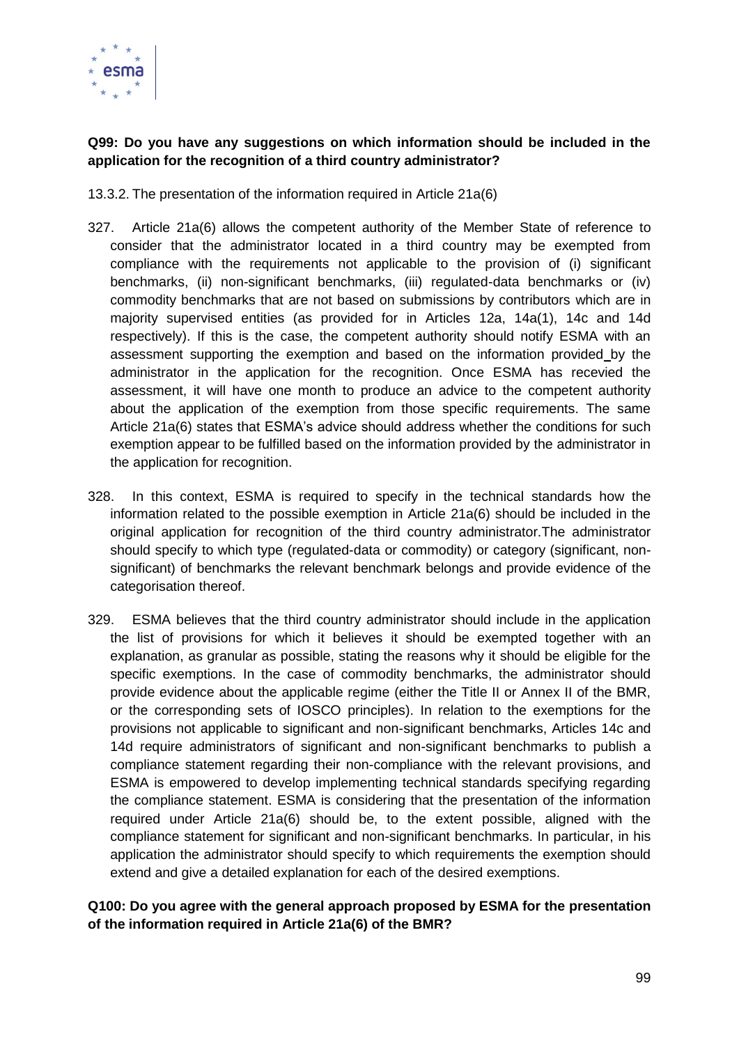**Q99: Do you have any suggestions on which information should be included in the application for the recognition of a third country administrator?**

13.3.2. The presentation of the information required in Article 21a(6)

327. Article 21a(6) allows the competent authority of the Member State of reference to consider that the administrator located in a third country may be exempted from compliance with the requirements not applicable to the provision of (i) significant benchmarks, (ii) non-significant benchmarks, (iii) regulated-data benchmarks or (iv) commodity benchmarks that are not based on submissions by contributors which are in majority supervised entities (as provided for in Articles 12a, 14a(1), 14c and 14d respectively). If this is the case, the competent authority should notify ESMA with an assessment supporting the exemption and based on the information provided by the administrator in the application for the recognition. Once ESMA has recevied the assessment, it will have one month to produce an advice to the competent authority about the application of the exemption from those specific requirements. The same Article 21a(6) states that ESMA's advice should address whether the conditions for such exemption appear to be fulfilled based on the information provided by the administrator in the application for recognition.

328. In this context, ESMA is required to specify in the technical standards how the information related to the possible exemption in Article 21a(6) should be included in the original application for recognition of the third country administrator.The administrator should specify to which type (regulated-data or commodity) or category (significant, non-significant) of benchmarks the relevant benchmark belongs and provide evidence of the categorisation thereof.

329. ESMA believes that the third country administrator should include in the application the list of provisions for which it believes it should be exempted together with an explanation, as granular as possible, stating the reasons why it should be eligible for the specific exemptions. In the case of commodity benchmarks, the administrator should provide evidence about the applicable regime (either the Title II or Annex II of the BMR, or the corresponding sets of IOSCO principles). In relation to the exemptions for the provisions not applicable to significant and non-significant benchmarks, Articles 14c and 14d require administrators of significant and non-significant benchmarks to publish a compliance statement regarding their non-compliance with the relevant provisions, and ESMA is empowered to develop implementing technical standards specifying regarding the compliance statement. ESMA is considering that the presentation of the information required under Article 21a(6) should be, to the extent possible, aligned with the compliance statement for significant and non-significant benchmarks. In particular, in his application the administrator should specify to which requirements the exemption should extend and give a detailed explanation for each of the desired exemptions.

**Q100: Do you agree with the general approach proposed by ESMA for the presentation of the information required in Article 21a(6) of the BMR?**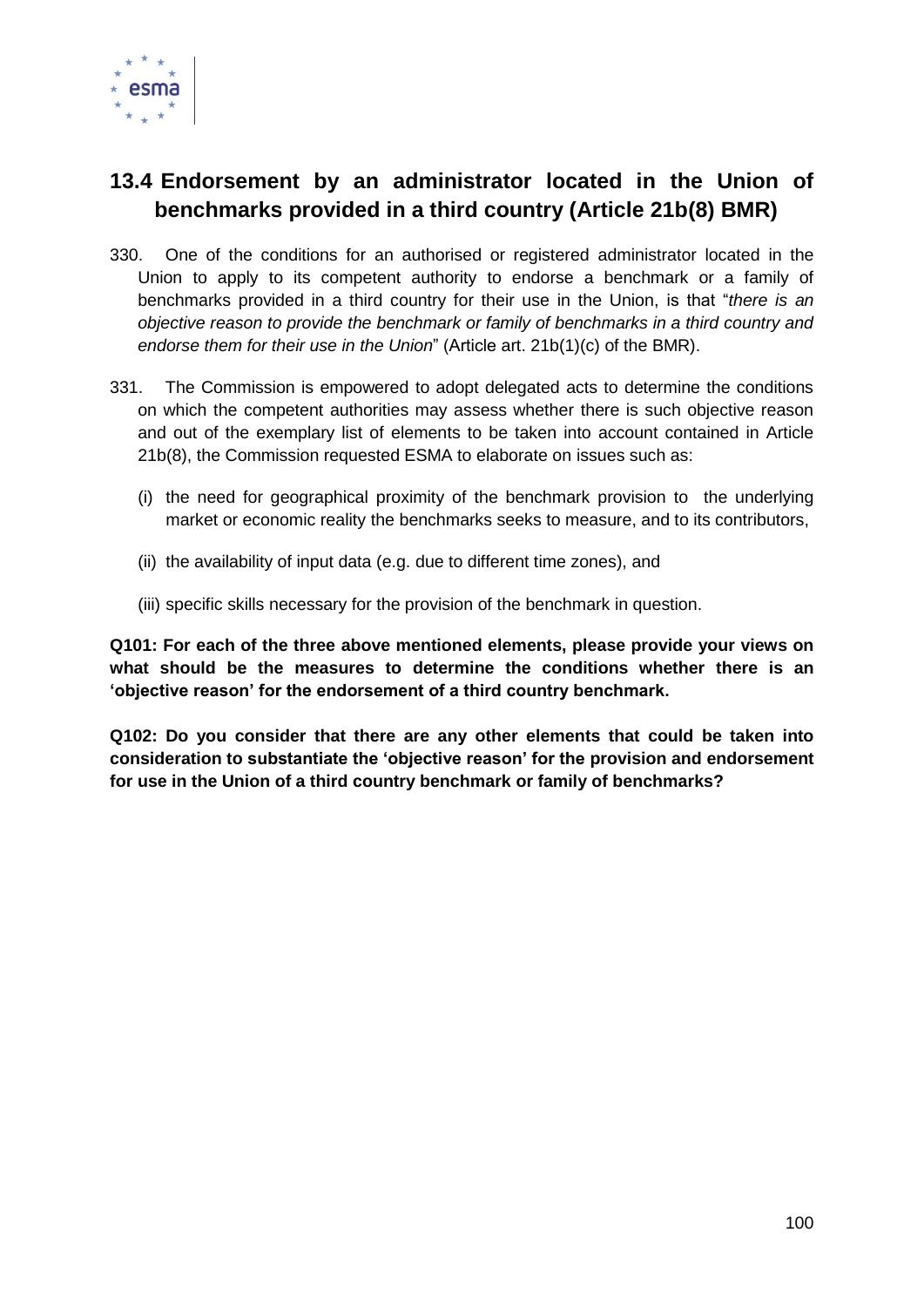## 13.4 Endorsement by an administrator located in the Union of benchmarks provided in a third country (Article 21b(8) BMR)

330. One of the conditions for an authorised or registered administrator located in the Union to apply to its competent authority to endorse a benchmark or a family of benchmarks provided in a third country for their use in the Union, is that "*there is an objective reason to provide the benchmark or family of benchmarks in a third country and endorse them for their use in the Union*" (Article art. 21b(1)(c) of the BMR).

331. The Commission is empowered to adopt delegated acts to determine the conditions on which the competent authorities may assess whether there is such objective reason and out of the exemplary list of elements to be taken into account contained in Article 21b(8), the Commission requested ESMA to elaborate on issues such as:

   (i) the need for geographical proximity of the benchmark provision to the underlying market or economic reality the benchmarks seeks to measure, and to its contributors,

   (ii) the availability of input data (e.g. due to different time zones), and

   (iii) specific skills necessary for the provision of the benchmark in question.

**Q101: For each of the three above mentioned elements, please provide your views on what should be the measures to determine the conditions whether there is an 'objective reason' for the endorsement of a third country benchmark.**

**Q102: Do you consider that there are any other elements that could be taken into consideration to substantiate the 'objective reason' for the provision and endorsement for use in the Union of a third country benchmark or family of benchmarks?**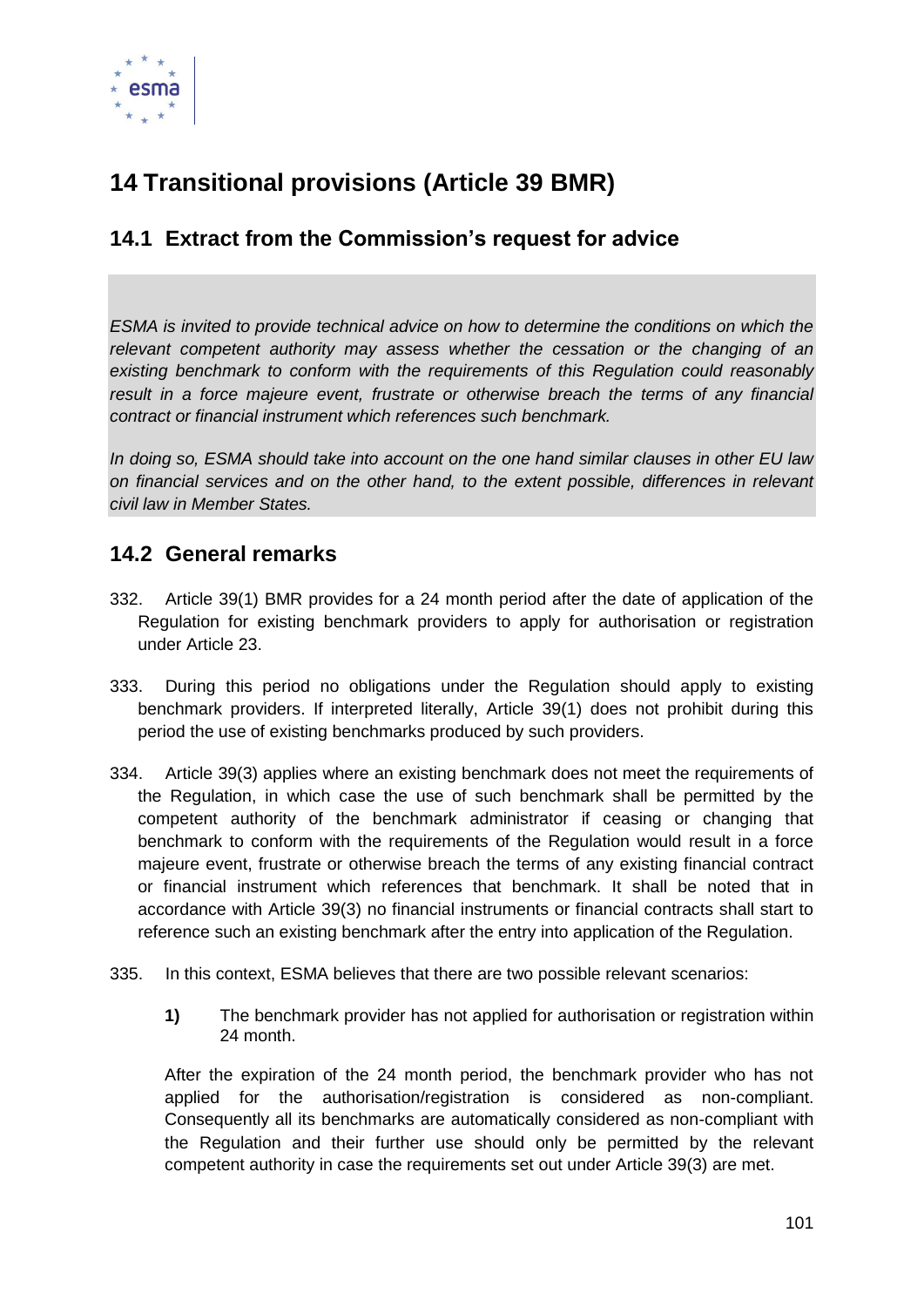# 14 Transitional provisions (Article 39 BMR)

## 14.1 Extract from the Commission's request for advice

*ESMA is invited to provide technical advice on how to determine the conditions on which the relevant competent authority may assess whether the cessation or the changing of an existing benchmark to conform with the requirements of this Regulation could reasonably result in a force majeure event, frustrate or otherwise breach the terms of any financial contract or financial instrument which references such benchmark.*

*In doing so, ESMA should take into account on the one hand similar clauses in other EU law on financial services and on the other hand, to the extent possible, differences in relevant civil law in Member States.*

## 14.2 General remarks

332. Article 39(1) BMR provides for a 24 month period after the date of application of the Regulation for existing benchmark providers to apply for authorisation or registration under Article 23.

333. During this period no obligations under the Regulation should apply to existing benchmark providers. If interpreted literally, Article 39(1) does not prohibit during this period the use of existing benchmarks produced by such providers.

334. Article 39(3) applies where an existing benchmark does not meet the requirements of the Regulation, in which case the use of such benchmark shall be permitted by the competent authority of the benchmark administrator if ceasing or changing that benchmark to conform with the requirements of the Regulation would result in a force majeure event, frustrate or otherwise breach the terms of any existing financial contract or financial instrument which references that benchmark. It shall be noted that in accordance with Article 39(3) no financial instruments or financial contracts shall start to reference such an existing benchmark after the entry into application of the Regulation.

335. In this context, ESMA believes that there are two possible relevant scenarios:

**1)** The benchmark provider has not applied for authorisation or registration within 24 month.

After the expiration of the 24 month period, the benchmark provider who has not applied for the authorisation/registration is considered as non-compliant. Consequently all its benchmarks are automatically considered as non-compliant with the Regulation and their further use should only be permitted by the relevant competent authority in case the requirements set out under Article 39(3) are met.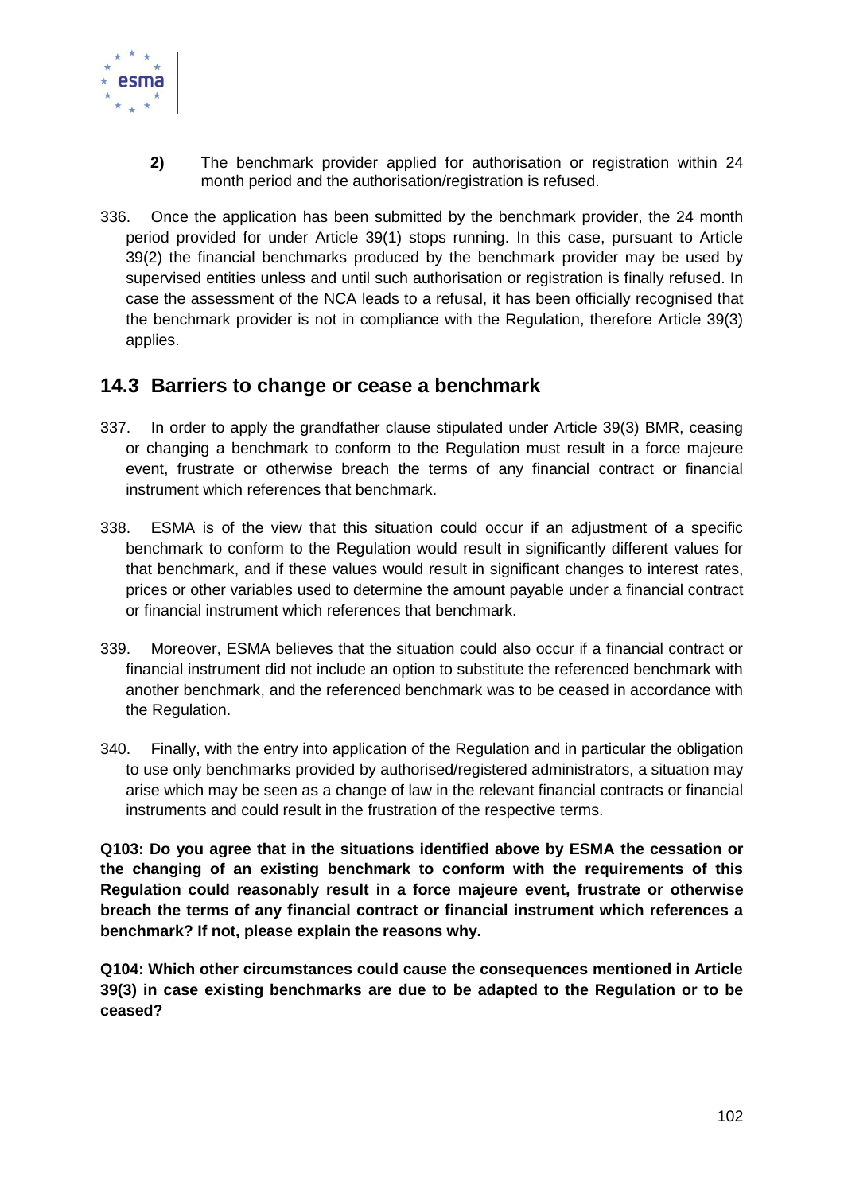2) The benchmark provider applied for authorisation or registration within 24 month period and the authorisation/registration is refused.

336. Once the application has been submitted by the benchmark provider, the 24 month period provided for under Article 39(1) stops running. In this case, pursuant to Article 39(2) the financial benchmarks produced by the benchmark provider may be used by supervised entities unless and until such authorisation or registration is finally refused. In case the assessment of the NCA leads to a refusal, it has been officially recognised that the benchmark provider is not in compliance with the Regulation, therefore Article 39(3) applies.

## 14.3 Barriers to change or cease a benchmark

337. In order to apply the grandfather clause stipulated under Article 39(3) BMR, ceasing or changing a benchmark to conform to the Regulation must result in a force majeure event, frustrate or otherwise breach the terms of any financial contract or financial instrument which references that benchmark.

338. ESMA is of the view that this situation could occur if an adjustment of a specific benchmark to conform to the Regulation would result in significantly different values for that benchmark, and if these values would result in significant changes to interest rates, prices or other variables used to determine the amount payable under a financial contract or financial instrument which references that benchmark.

339. Moreover, ESMA believes that the situation could also occur if a financial contract or financial instrument did not include an option to substitute the referenced benchmark with another benchmark, and the referenced benchmark was to be ceased in accordance with the Regulation.

340. Finally, with the entry into application of the Regulation and in particular the obligation to use only benchmarks provided by authorised/registered administrators, a situation may arise which may be seen as a change of law in the relevant financial contracts or financial instruments and could result in the frustration of the respective terms.

**Q103: Do you agree that in the situations identified above by ESMA the cessation or the changing of an existing benchmark to conform with the requirements of this Regulation could reasonably result in a force majeure event, frustrate or otherwise breach the terms of any financial contract or financial instrument which references a benchmark? If not, please explain the reasons why.**

**Q104: Which other circumstances could cause the consequences mentioned in Article 39(3) in case existing benchmarks are due to be adapted to the Regulation or to be ceased?**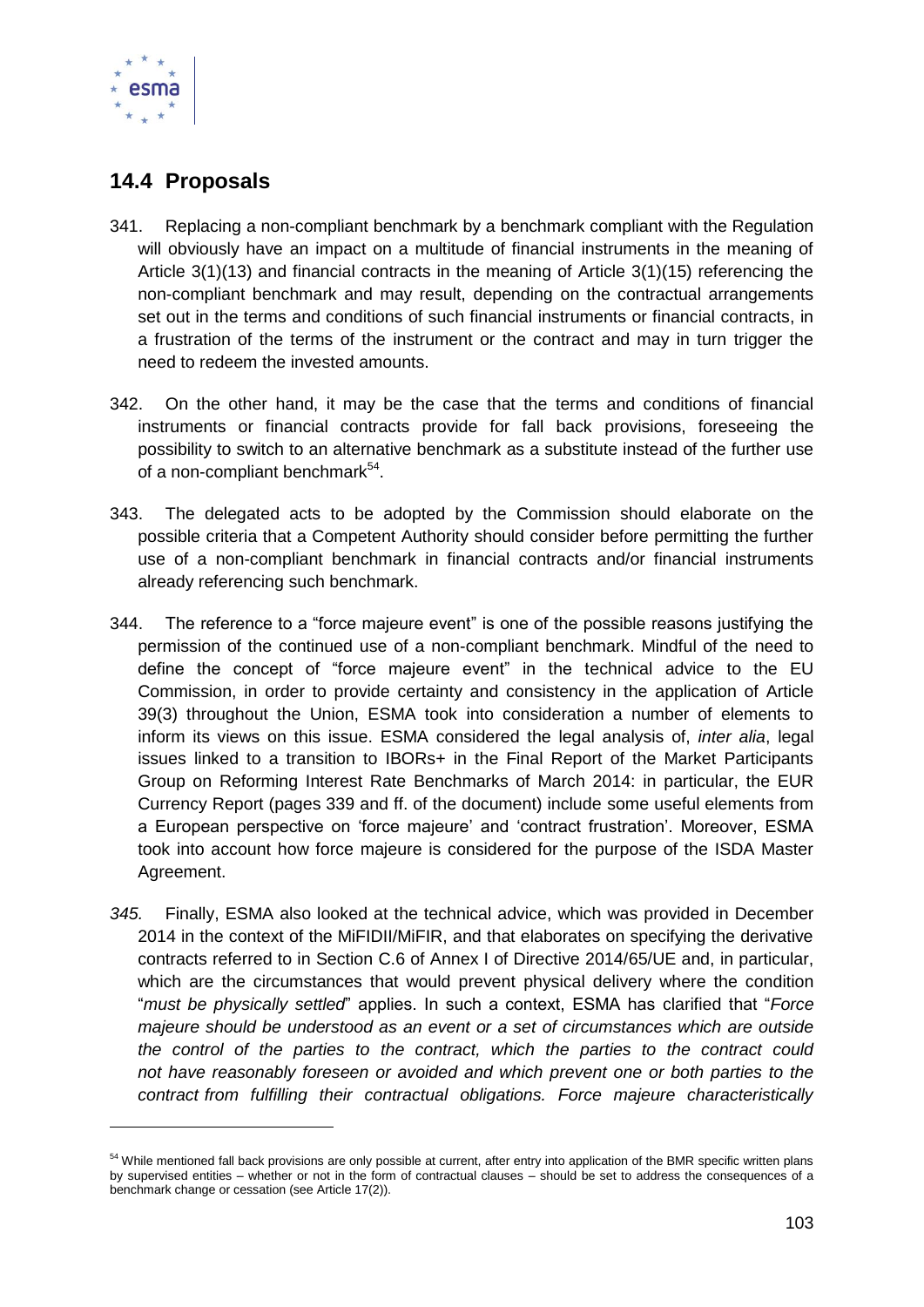## 14.4 Proposals

341. Replacing a non-compliant benchmark by a benchmark compliant with the Regulation will obviously have an impact on a multitude of financial instruments in the meaning of Article 3(1)(13) and financial contracts in the meaning of Article 3(1)(15) referencing the non-compliant benchmark and may result, depending on the contractual arrangements set out in the terms and conditions of such financial instruments or financial contracts, in a frustration of the terms of the instrument or the contract and may in turn trigger the need to redeem the invested amounts.

342. On the other hand, it may be the case that the terms and conditions of financial instruments or financial contracts provide for fall back provisions, foreseeing the possibility to switch to an alternative benchmark as a substitute instead of the further use of a non-compliant benchmark[54].

343. The delegated acts to be adopted by the Commission should elaborate on the possible criteria that a Competent Authority should consider before permitting the further use of a non-compliant benchmark in financial contracts and/or financial instruments already referencing such benchmark.

344. The reference to a "force majeure event" is one of the possible reasons justifying the permission of the continued use of a non-compliant benchmark. Mindful of the need to define the concept of "force majeure event" in the technical advice to the EU Commission, in order to provide certainty and consistency in the application of Article 39(3) throughout the Union, ESMA took into consideration a number of elements to inform its views on this issue. ESMA considered the legal analysis of, *inter alia*, legal issues linked to a transition to IBORs+ in the Final Report of the Market Participants Group on Reforming Interest Rate Benchmarks of March 2014: in particular, the EUR Currency Report (pages 339 and ff. of the document) include some useful elements from a European perspective on 'force majeure' and 'contract frustration'. Moreover, ESMA took into account how force majeure is considered for the purpose of the ISDA Master Agreement.

*345.* Finally, ESMA also looked at the technical advice, which was provided in December 2014 in the context of the MiFIDII/MiFIR, and that elaborates on specifying the derivative contracts referred to in Section C.6 of Annex I of Directive 2014/65/UE and, in particular, which are the circumstances that would prevent physical delivery where the condition "*must be physically settled*" applies. In such a context, ESMA has clarified that "*Force majeure should be understood as an event or a set of circumstances which are outside the control of the parties to the contract, which the parties to the contract could not have reasonably foreseen or avoided and which prevent one or both parties to the contract from fulfilling their contractual obligations. Force majeure characteristically*

---

[54] While mentioned fall back provisions are only possible at current, after entry into application of the BMR specific written plans by supervised entities – whether or not in the form of contractual clauses – should be set to address the consequences of a benchmark change or cessation (see Article 17(2)).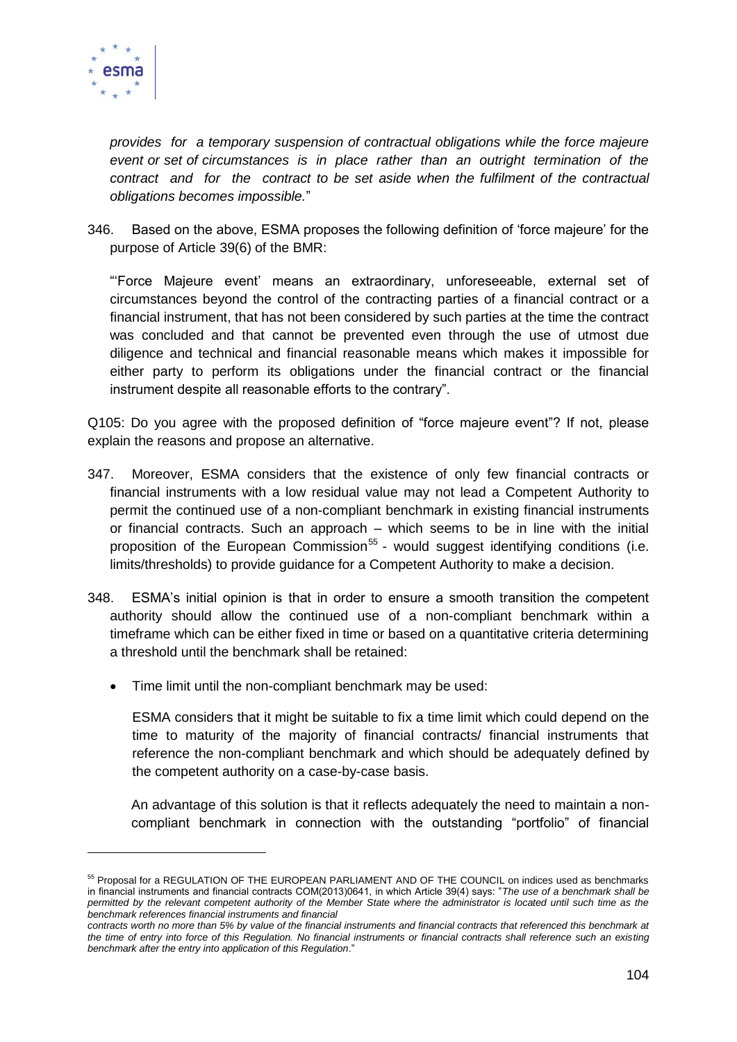*provides for a temporary suspension of contractual obligations while the force majeure event or set of circumstances is in place rather than an outright termination of the contract and for the contract to be set aside when the fulfilment of the contractual obligations becomes impossible.*"

346. Based on the above, ESMA proposes the following definition of 'force majeure' for the purpose of Article 39(6) of the BMR:

"'Force Majeure event' means an extraordinary, unforeseeable, external set of circumstances beyond the control of the contracting parties of a financial contract or a financial instrument, that has not been considered by such parties at the time the contract was concluded and that cannot be prevented even through the use of utmost due diligence and technical and financial reasonable means which makes it impossible for either party to perform its obligations under the financial contract or the financial instrument despite all reasonable efforts to the contrary".

Q105: Do you agree with the proposed definition of "force majeure event"? If not, please explain the reasons and propose an alternative.

347. Moreover, ESMA considers that the existence of only few financial contracts or financial instruments with a low residual value may not lead a Competent Authority to permit the continued use of a non-compliant benchmark in existing financial instruments or financial contracts. Such an approach – which seems to be in line with the initial proposition of the European Commission[55] - would suggest identifying conditions (i.e. limits/thresholds) to provide guidance for a Competent Authority to make a decision.

348. ESMA's initial opinion is that in order to ensure a smooth transition the competent authority should allow the continued use of a non-compliant benchmark within a timeframe which can be either fixed in time or based on a quantitative criteria determining a threshold until the benchmark shall be retained:

- Time limit until the non-compliant benchmark may be used:

  ESMA considers that it might be suitable to fix a time limit which could depend on the time to maturity of the majority of financial contracts/ financial instruments that reference the non-compliant benchmark and which should be adequately defined by the competent authority on a case-by-case basis.

  An advantage of this solution is that it reflects adequately the need to maintain a non-compliant benchmark in connection with the outstanding "portfolio" of financial

---

[55] Proposal for a REGULATION OF THE EUROPEAN PARLIAMENT AND OF THE COUNCIL on indices used as benchmarks in financial instruments and financial contracts COM(2013)0641, in which Article 39(4) says: "*The use of a benchmark shall be permitted by the relevant competent authority of the Member State where the administrator is located until such time as the benchmark references financial instruments and financial contracts worth no more than 5% by value of the financial instruments and financial contracts that referenced this benchmark at the time of entry into force of this Regulation. No financial instruments or financial contracts shall reference such an existing benchmark after the entry into application of this Regulation*."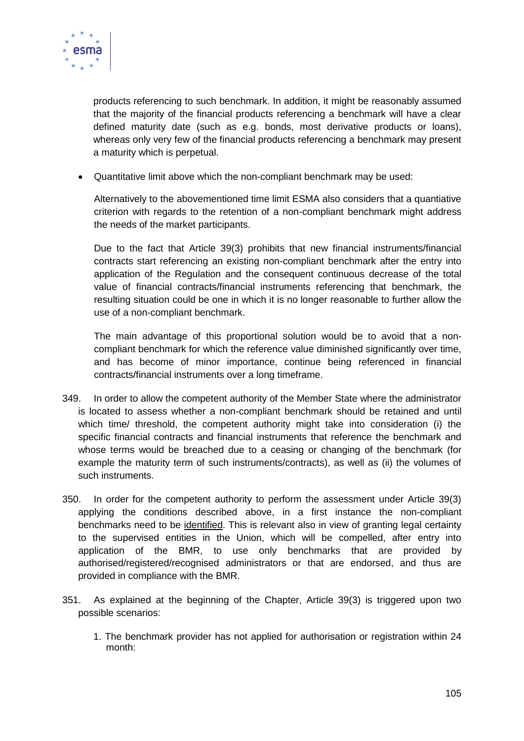products referencing to such benchmark. In addition, it might be reasonably assumed that the majority of the financial products referencing a benchmark will have a clear defined maturity date (such as e.g. bonds, most derivative products or loans), whereas only very few of the financial products referencing a benchmark may present a maturity which is perpetual.

- Quantitative limit above which the non-compliant benchmark may be used:

  Alternatively to the abovementioned time limit ESMA also considers that a quantiative criterion with regards to the retention of a non-compliant benchmark might address the needs of the market participants.

  Due to the fact that Article 39(3) prohibits that new financial instruments/financial contracts start referencing an existing non-compliant benchmark after the entry into application of the Regulation and the consequent continuous decrease of the total value of financial contracts/financial instruments referencing that benchmark, the resulting situation could be one in which it is no longer reasonable to further allow the use of a non-compliant benchmark.

  The main advantage of this proportional solution would be to avoid that a non-compliant benchmark for which the reference value diminished significantly over time, and has become of minor importance, continue being referenced in financial contracts/financial instruments over a long timeframe.

349. In order to allow the competent authority of the Member State where the administrator is located to assess whether a non-compliant benchmark should be retained and until which time/ threshold, the competent authority might take into consideration (i) the specific financial contracts and financial instruments that reference the benchmark and whose terms would be breached due to a ceasing or changing of the benchmark (for example the maturity term of such instruments/contracts), as well as (ii) the volumes of such instruments.

350. In order for the competent authority to perform the assessment under Article 39(3) applying the conditions described above, in a first instance the non-compliant benchmarks need to be <u>identified</u>. This is relevant also in view of granting legal certainty to the supervised entities in the Union, which will be compelled, after entry into application of the BMR, to use only benchmarks that are provided by authorised/registered/recognised administrators or that are endorsed, and thus are provided in compliance with the BMR.

351. As explained at the beginning of the Chapter, Article 39(3) is triggered upon two possible scenarios:

   1. The benchmark provider has not applied for authorisation or registration within 24 month: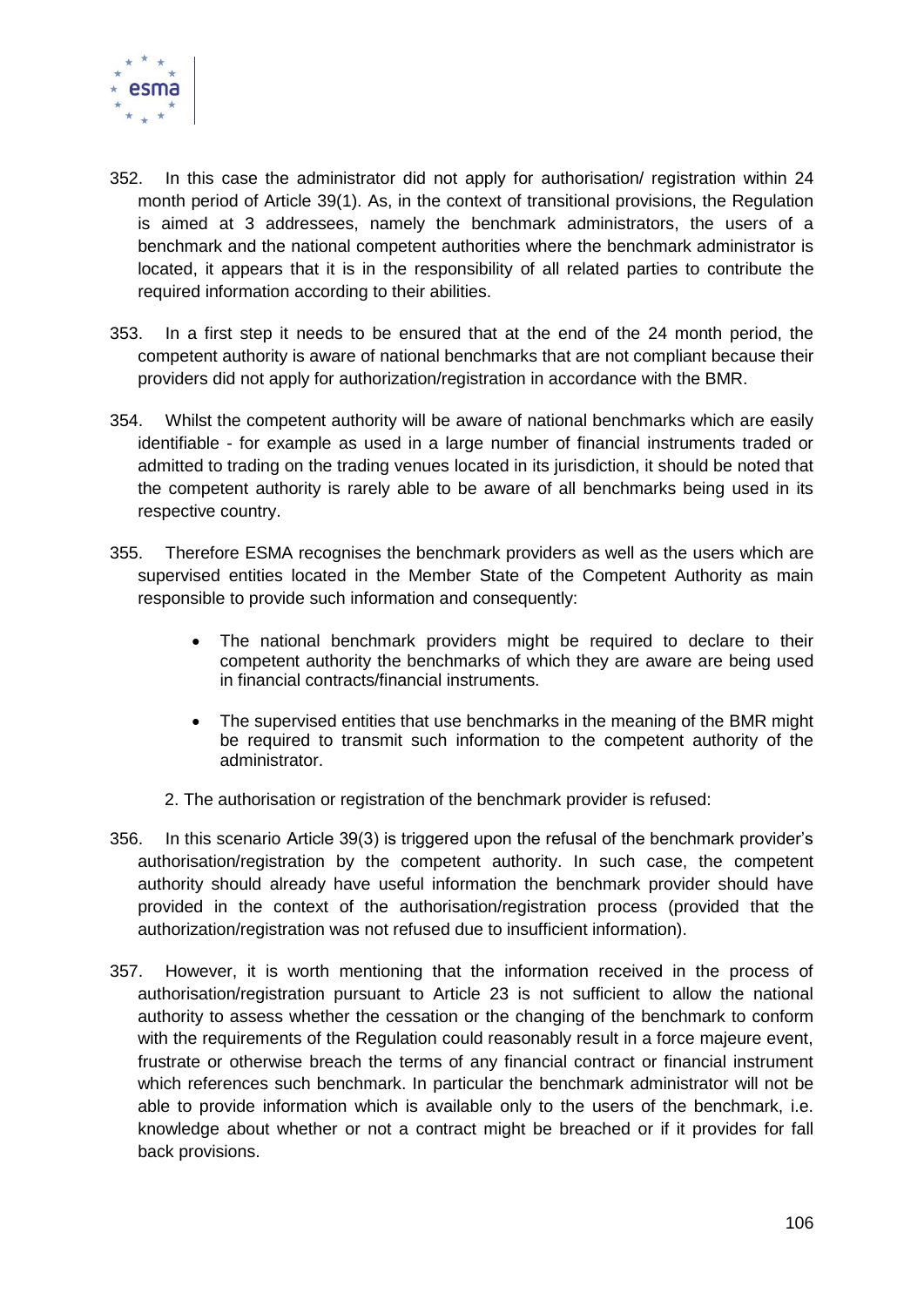352. In this case the administrator did not apply for authorisation/ registration within 24 month period of Article 39(1). As, in the context of transitional provisions, the Regulation is aimed at 3 addressees, namely the benchmark administrators, the users of a benchmark and the national competent authorities where the benchmark administrator is located, it appears that it is in the responsibility of all related parties to contribute the required information according to their abilities.

353. In a first step it needs to be ensured that at the end of the 24 month period, the competent authority is aware of national benchmarks that are not compliant because their providers did not apply for authorization/registration in accordance with the BMR.

354. Whilst the competent authority will be aware of national benchmarks which are easily identifiable - for example as used in a large number of financial instruments traded or admitted to trading on the trading venues located in its jurisdiction, it should be noted that the competent authority is rarely able to be aware of all benchmarks being used in its respective country.

355. Therefore ESMA recognises the benchmark providers as well as the users which are supervised entities located in the Member State of the Competent Authority as main responsible to provide such information and consequently:

- The national benchmark providers might be required to declare to their competent authority the benchmarks of which they are aware are being used in financial contracts/financial instruments.
- The supervised entities that use benchmarks in the meaning of the BMR might be required to transmit such information to the competent authority of the administrator.

2. The authorisation or registration of the benchmark provider is refused:

356. In this scenario Article 39(3) is triggered upon the refusal of the benchmark provider's authorisation/registration by the competent authority. In such case, the competent authority should already have useful information the benchmark provider should have provided in the context of the authorisation/registration process (provided that the authorization/registration was not refused due to insufficient information).

357. However, it is worth mentioning that the information received in the process of authorisation/registration pursuant to Article 23 is not sufficient to allow the national authority to assess whether the cessation or the changing of the benchmark to conform with the requirements of the Regulation could reasonably result in a force majeure event, frustrate or otherwise breach the terms of any financial contract or financial instrument which references such benchmark. In particular the benchmark administrator will not be able to provide information which is available only to the users of the benchmark, i.e. knowledge about whether or not a contract might be breached or if it provides for fall back provisions.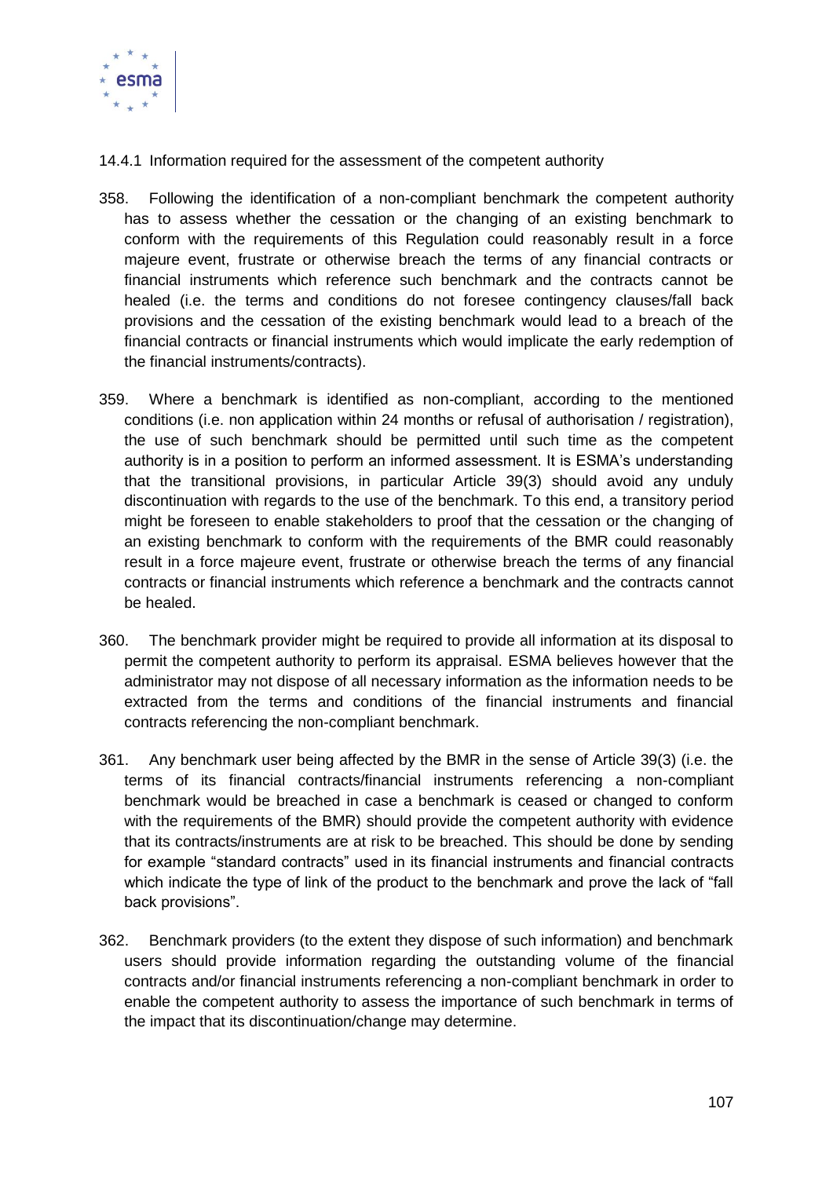### 14.4.1 Information required for the assessment of the competent authority

358. Following the identification of a non-compliant benchmark the competent authority has to assess whether the cessation or the changing of an existing benchmark to conform with the requirements of this Regulation could reasonably result in a force majeure event, frustrate or otherwise breach the terms of any financial contracts or financial instruments which reference such benchmark and the contracts cannot be healed (i.e. the terms and conditions do not foresee contingency clauses/fall back provisions and the cessation of the existing benchmark would lead to a breach of the financial contracts or financial instruments which would implicate the early redemption of the financial instruments/contracts).

359. Where a benchmark is identified as non-compliant, according to the mentioned conditions (i.e. non application within 24 months or refusal of authorisation / registration), the use of such benchmark should be permitted until such time as the competent authority is in a position to perform an informed assessment. It is ESMA's understanding that the transitional provisions, in particular Article 39(3) should avoid any unduly discontinuation with regards to the use of the benchmark. To this end, a transitory period might be foreseen to enable stakeholders to proof that the cessation or the changing of an existing benchmark to conform with the requirements of the BMR could reasonably result in a force majeure event, frustrate or otherwise breach the terms of any financial contracts or financial instruments which reference a benchmark and the contracts cannot be healed.

360. The benchmark provider might be required to provide all information at its disposal to permit the competent authority to perform its appraisal. ESMA believes however that the administrator may not dispose of all necessary information as the information needs to be extracted from the terms and conditions of the financial instruments and financial contracts referencing the non-compliant benchmark.

361. Any benchmark user being affected by the BMR in the sense of Article 39(3) (i.e. the terms of its financial contracts/financial instruments referencing a non-compliant benchmark would be breached in case a benchmark is ceased or changed to conform with the requirements of the BMR) should provide the competent authority with evidence that its contracts/instruments are at risk to be breached. This should be done by sending for example "standard contracts" used in its financial instruments and financial contracts which indicate the type of link of the product to the benchmark and prove the lack of "fall back provisions".

362. Benchmark providers (to the extent they dispose of such information) and benchmark users should provide information regarding the outstanding volume of the financial contracts and/or financial instruments referencing a non-compliant benchmark in order to enable the competent authority to assess the importance of such benchmark in terms of the impact that its discontinuation/change may determine.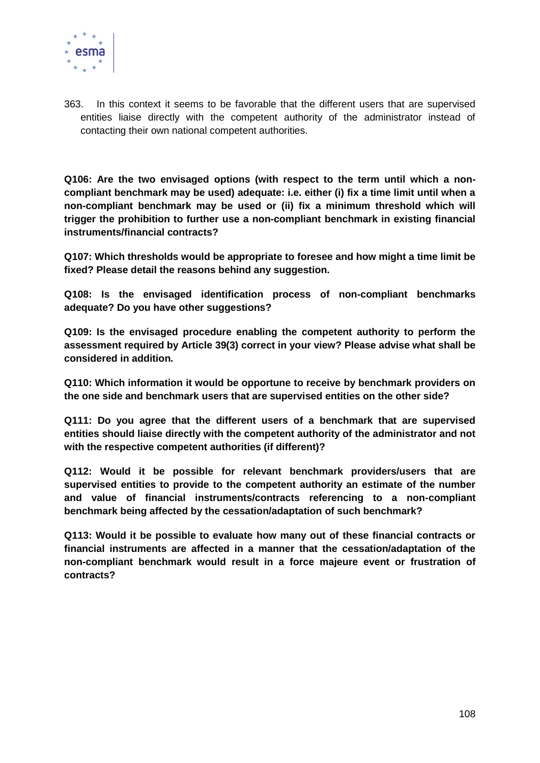363. In this context it seems to be favorable that the different users that are supervised entities liaise directly with the competent authority of the administrator instead of contacting their own national competent authorities.

**Q106: Are the two envisaged options (with respect to the term until which a non-compliant benchmark may be used) adequate: i.e. either (i) fix a time limit until when a non-compliant benchmark may be used or (ii) fix a minimum threshold which will trigger the prohibition to further use a non-compliant benchmark in existing financial instruments/financial contracts?**

**Q107: Which thresholds would be appropriate to foresee and how might a time limit be fixed? Please detail the reasons behind any suggestion.**

**Q108: Is the envisaged identification process of non-compliant benchmarks adequate? Do you have other suggestions?**

**Q109: Is the envisaged procedure enabling the competent authority to perform the assessment required by Article 39(3) correct in your view? Please advise what shall be considered in addition.**

**Q110: Which information it would be opportune to receive by benchmark providers on the one side and benchmark users that are supervised entities on the other side?**

**Q111: Do you agree that the different users of a benchmark that are supervised entities should liaise directly with the competent authority of the administrator and not with the respective competent authorities (if different)?**

**Q112: Would it be possible for relevant benchmark providers/users that are supervised entities to provide to the competent authority an estimate of the number and value of financial instruments/contracts referencing to a non-compliant benchmark being affected by the cessation/adaptation of such benchmark?**

**Q113: Would it be possible to evaluate how many out of these financial contracts or financial instruments are affected in a manner that the cessation/adaptation of the non-compliant benchmark would result in a force majeure event or frustration of contracts?**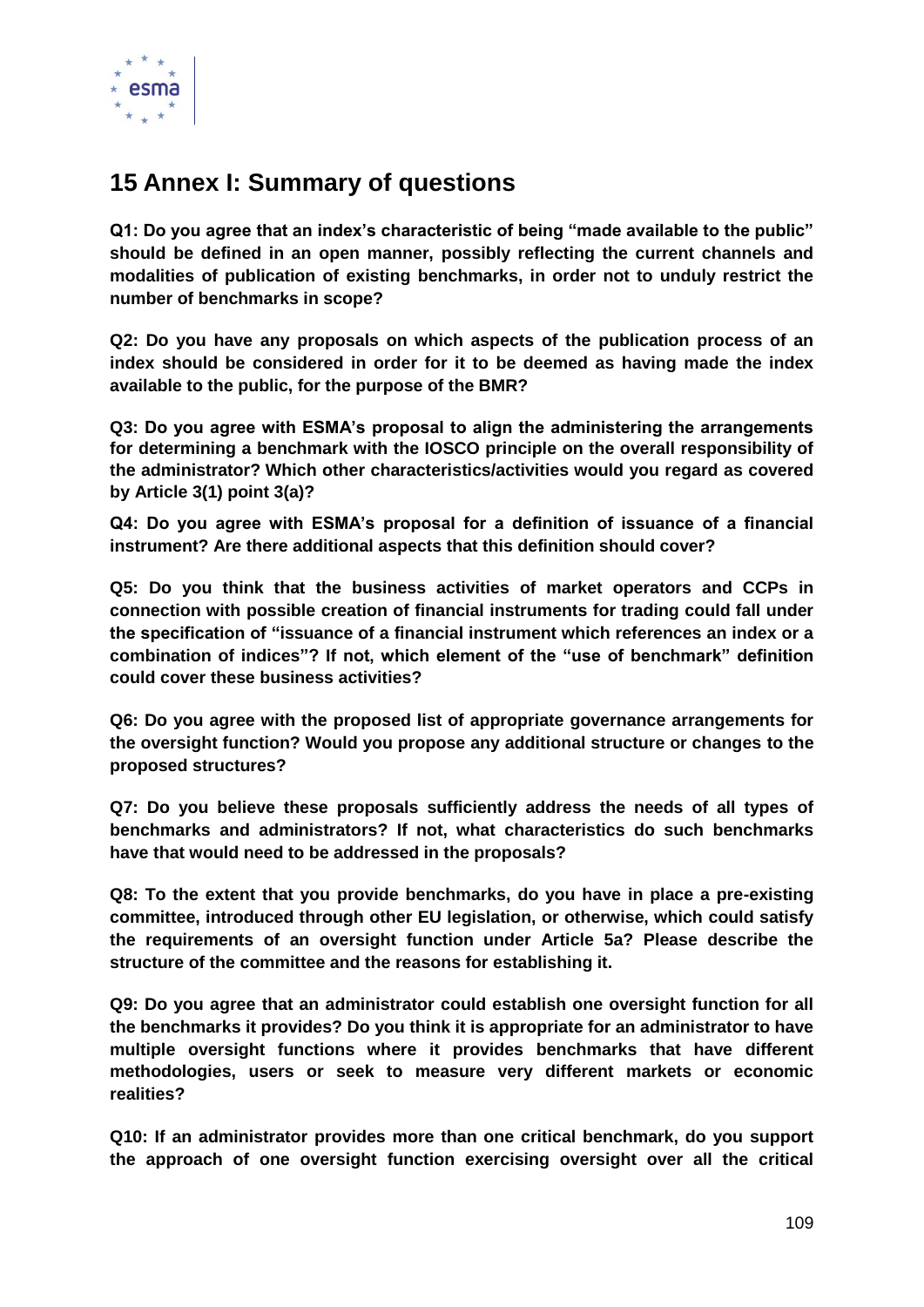# 15 Annex I: Summary of questions

**Q1: Do you agree that an index's characteristic of being "made available to the public" should be defined in an open manner, possibly reflecting the current channels and modalities of publication of existing benchmarks, in order not to unduly restrict the number of benchmarks in scope?**

**Q2: Do you have any proposals on which aspects of the publication process of an index should be considered in order for it to be deemed as having made the index available to the public, for the purpose of the BMR?**

**Q3: Do you agree with ESMA's proposal to align the administering the arrangements for determining a benchmark with the IOSCO principle on the overall responsibility of the administrator? Which other characteristics/activities would you regard as covered by Article 3(1) point 3(a)?**

**Q4: Do you agree with ESMA's proposal for a definition of issuance of a financial instrument? Are there additional aspects that this definition should cover?**

**Q5: Do you think that the business activities of market operators and CCPs in connection with possible creation of financial instruments for trading could fall under the specification of "issuance of a financial instrument which references an index or a combination of indices"? If not, which element of the "use of benchmark" definition could cover these business activities?**

**Q6: Do you agree with the proposed list of appropriate governance arrangements for the oversight function? Would you propose any additional structure or changes to the proposed structures?**

**Q7: Do you believe these proposals sufficiently address the needs of all types of benchmarks and administrators? If not, what characteristics do such benchmarks have that would need to be addressed in the proposals?**

**Q8: To the extent that you provide benchmarks, do you have in place a pre-existing committee, introduced through other EU legislation, or otherwise, which could satisfy the requirements of an oversight function under Article 5a? Please describe the structure of the committee and the reasons for establishing it.**

**Q9: Do you agree that an administrator could establish one oversight function for all the benchmarks it provides? Do you think it is appropriate for an administrator to have multiple oversight functions where it provides benchmarks that have different methodologies, users or seek to measure very different markets or economic realities?**

**Q10: If an administrator provides more than one critical benchmark, do you support the approach of one oversight function exercising oversight over all the critical**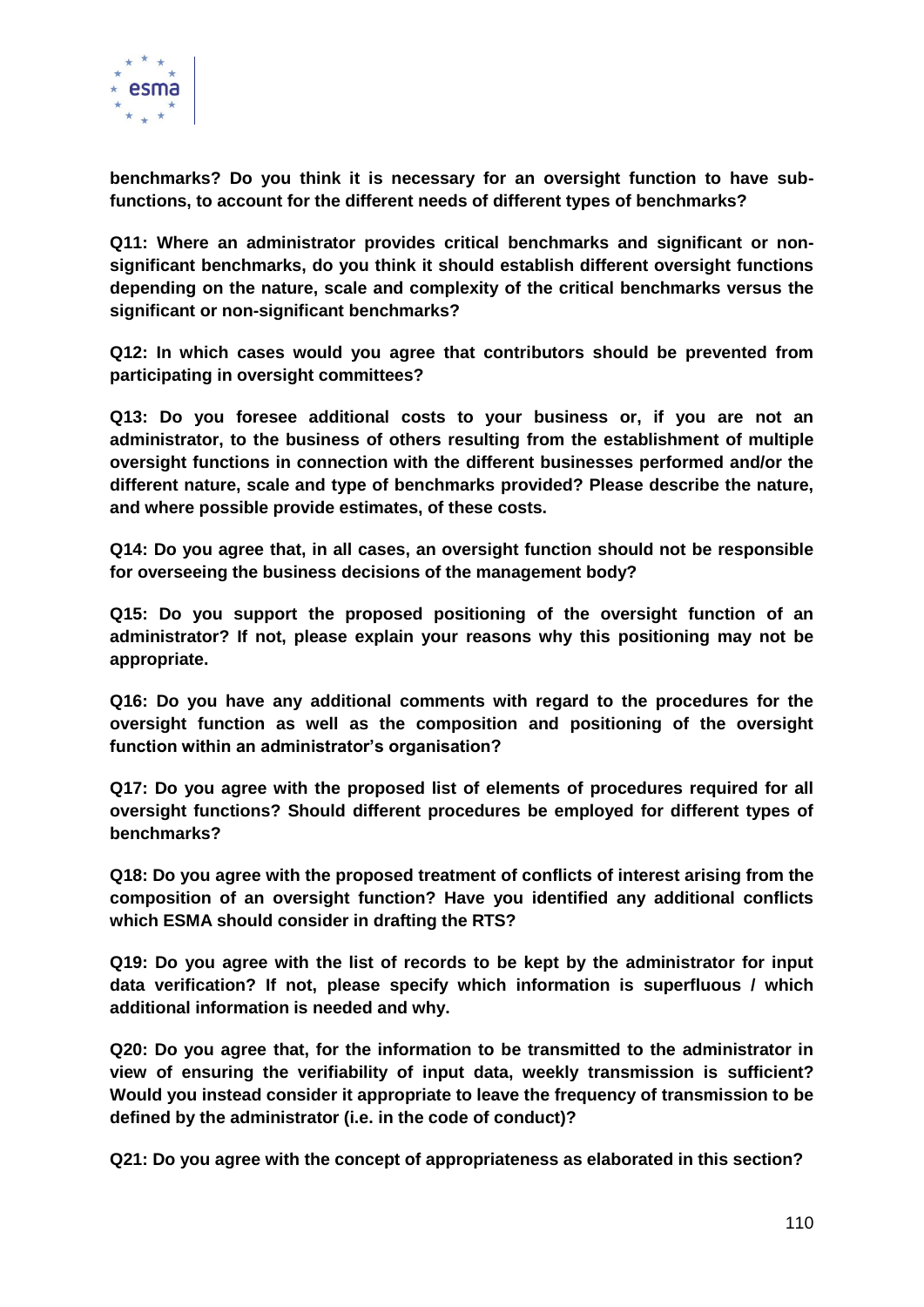**benchmarks? Do you think it is necessary for an oversight function to have sub-functions, to account for the different needs of different types of benchmarks?**

**Q11: Where an administrator provides critical benchmarks and significant or non-significant benchmarks, do you think it should establish different oversight functions depending on the nature, scale and complexity of the critical benchmarks versus the significant or non-significant benchmarks?**

**Q12: In which cases would you agree that contributors should be prevented from participating in oversight committees?**

**Q13: Do you foresee additional costs to your business or, if you are not an administrator, to the business of others resulting from the establishment of multiple oversight functions in connection with the different businesses performed and/or the different nature, scale and type of benchmarks provided? Please describe the nature, and where possible provide estimates, of these costs.**

**Q14: Do you agree that, in all cases, an oversight function should not be responsible for overseeing the business decisions of the management body?**

**Q15: Do you support the proposed positioning of the oversight function of an administrator? If not, please explain your reasons why this positioning may not be appropriate.**

**Q16: Do you have any additional comments with regard to the procedures for the oversight function as well as the composition and positioning of the oversight function within an administrator's organisation?**

**Q17: Do you agree with the proposed list of elements of procedures required for all oversight functions? Should different procedures be employed for different types of benchmarks?**

**Q18: Do you agree with the proposed treatment of conflicts of interest arising from the composition of an oversight function? Have you identified any additional conflicts which ESMA should consider in drafting the RTS?**

**Q19: Do you agree with the list of records to be kept by the administrator for input data verification? If not, please specify which information is superfluous / which additional information is needed and why.**

**Q20: Do you agree that, for the information to be transmitted to the administrator in view of ensuring the verifiability of input data, weekly transmission is sufficient? Would you instead consider it appropriate to leave the frequency of transmission to be defined by the administrator (i.e. in the code of conduct)?**

**Q21: Do you agree with the concept of appropriateness as elaborated in this section?**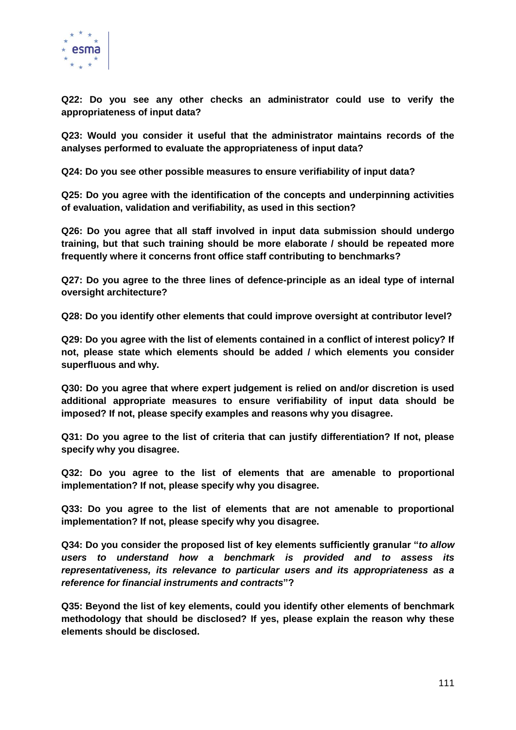**Q22: Do you see any other checks an administrator could use to verify the appropriateness of input data?**

**Q23: Would you consider it useful that the administrator maintains records of the analyses performed to evaluate the appropriateness of input data?**

**Q24: Do you see other possible measures to ensure verifiability of input data?**

**Q25: Do you agree with the identification of the concepts and underpinning activities of evaluation, validation and verifiability, as used in this section?**

**Q26: Do you agree that all staff involved in input data submission should undergo training, but that such training should be more elaborate / should be repeated more frequently where it concerns front office staff contributing to benchmarks?**

**Q27: Do you agree to the three lines of defence-principle as an ideal type of internal oversight architecture?**

**Q28: Do you identify other elements that could improve oversight at contributor level?**

**Q29: Do you agree with the list of elements contained in a conflict of interest policy? If not, please state which elements should be added / which elements you consider superfluous and why.**

**Q30: Do you agree that where expert judgement is relied on and/or discretion is used additional appropriate measures to ensure verifiability of input data should be imposed? If not, please specify examples and reasons why you disagree.**

**Q31: Do you agree to the list of criteria that can justify differentiation? If not, please specify why you disagree.**

**Q32: Do you agree to the list of elements that are amenable to proportional implementation? If not, please specify why you disagree.**

**Q33: Do you agree to the list of elements that are not amenable to proportional implementation? If not, please specify why you disagree.**

**Q34: Do you consider the proposed list of key elements sufficiently granular "*to allow users to understand how a benchmark is provided and to assess its representativeness, its relevance to particular users and its appropriateness as a reference for financial instruments and contracts*"?**

**Q35: Beyond the list of key elements, could you identify other elements of benchmark methodology that should be disclosed? If yes, please explain the reason why these elements should be disclosed.**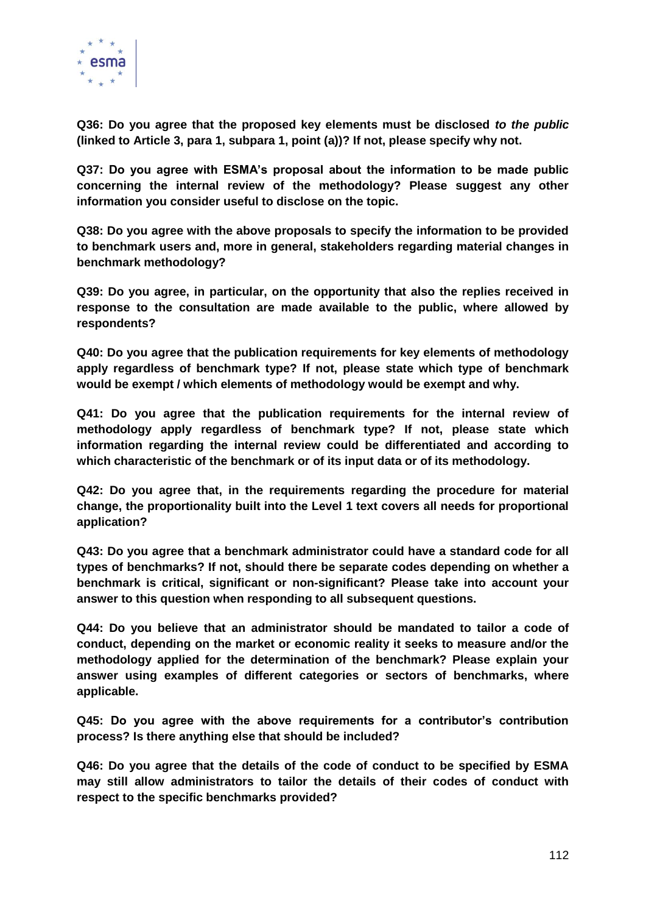**Q36: Do you agree that the proposed key elements must be disclosed *to the public* (linked to Article 3, para 1, subpara 1, point (a))? If not, please specify why not.**

**Q37: Do you agree with ESMA's proposal about the information to be made public concerning the internal review of the methodology? Please suggest any other information you consider useful to disclose on the topic.**

**Q38: Do you agree with the above proposals to specify the information to be provided to benchmark users and, more in general, stakeholders regarding material changes in benchmark methodology?**

**Q39: Do you agree, in particular, on the opportunity that also the replies received in response to the consultation are made available to the public, where allowed by respondents?**

**Q40: Do you agree that the publication requirements for key elements of methodology apply regardless of benchmark type? If not, please state which type of benchmark would be exempt / which elements of methodology would be exempt and why.**

**Q41: Do you agree that the publication requirements for the internal review of methodology apply regardless of benchmark type? If not, please state which information regarding the internal review could be differentiated and according to which characteristic of the benchmark or of its input data or of its methodology.**

**Q42: Do you agree that, in the requirements regarding the procedure for material change, the proportionality built into the Level 1 text covers all needs for proportional application?**

**Q43: Do you agree that a benchmark administrator could have a standard code for all types of benchmarks? If not, should there be separate codes depending on whether a benchmark is critical, significant or non-significant? Please take into account your answer to this question when responding to all subsequent questions.**

**Q44: Do you believe that an administrator should be mandated to tailor a code of conduct, depending on the market or economic reality it seeks to measure and/or the methodology applied for the determination of the benchmark? Please explain your answer using examples of different categories or sectors of benchmarks, where applicable.**

**Q45: Do you agree with the above requirements for a contributor's contribution process? Is there anything else that should be included?**

**Q46: Do you agree that the details of the code of conduct to be specified by ESMA may still allow administrators to tailor the details of their codes of conduct with respect to the specific benchmarks provided?**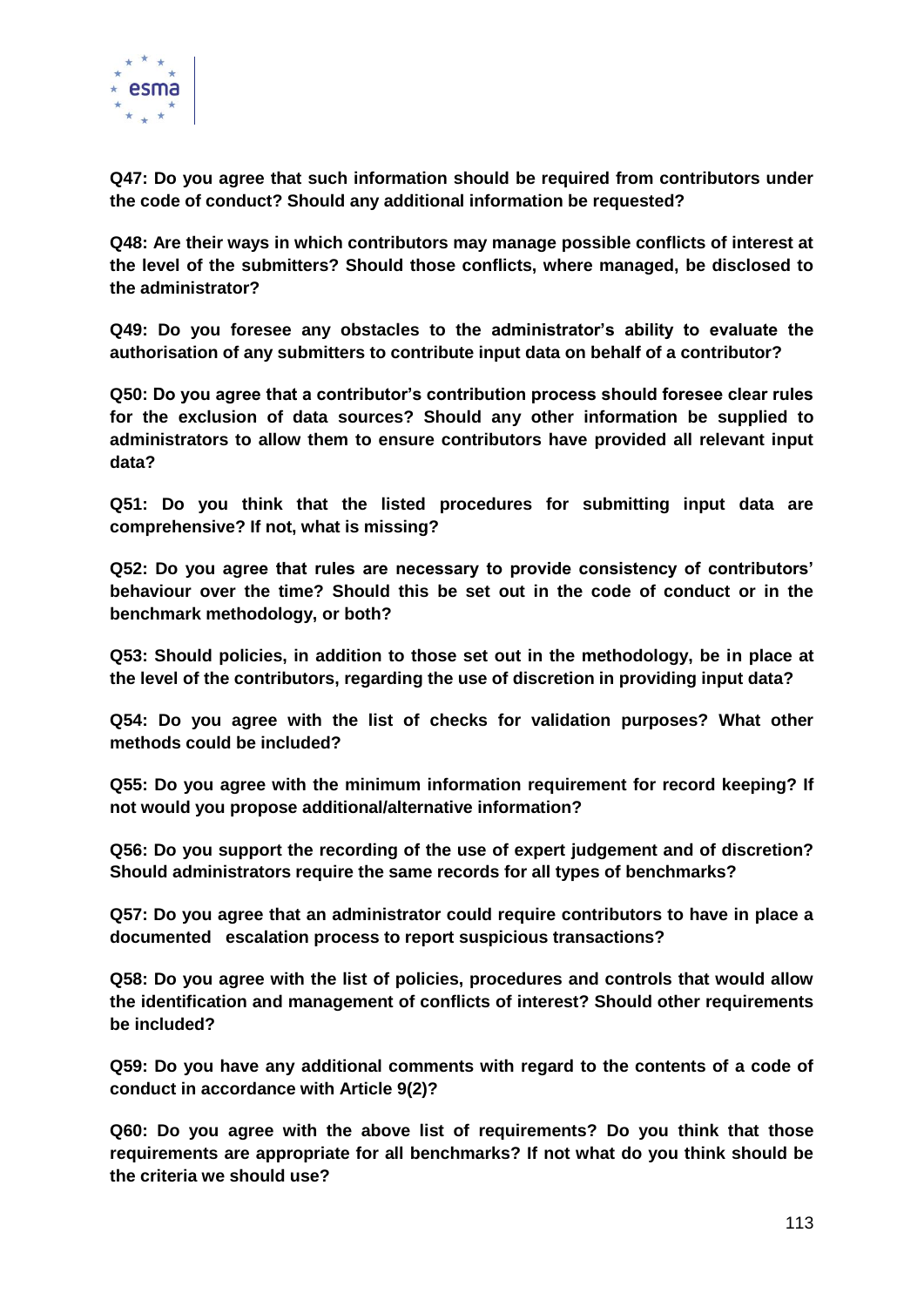**Q47: Do you agree that such information should be required from contributors under the code of conduct? Should any additional information be requested?**

**Q48: Are their ways in which contributors may manage possible conflicts of interest at the level of the submitters? Should those conflicts, where managed, be disclosed to the administrator?**

**Q49: Do you foresee any obstacles to the administrator's ability to evaluate the authorisation of any submitters to contribute input data on behalf of a contributor?**

**Q50: Do you agree that a contributor's contribution process should foresee clear rules for the exclusion of data sources? Should any other information be supplied to administrators to allow them to ensure contributors have provided all relevant input data?**

**Q51: Do you think that the listed procedures for submitting input data are comprehensive? If not, what is missing?**

**Q52: Do you agree that rules are necessary to provide consistency of contributors' behaviour over the time? Should this be set out in the code of conduct or in the benchmark methodology, or both?**

**Q53: Should policies, in addition to those set out in the methodology, be in place at the level of the contributors, regarding the use of discretion in providing input data?**

**Q54: Do you agree with the list of checks for validation purposes? What other methods could be included?**

**Q55: Do you agree with the minimum information requirement for record keeping? If not would you propose additional/alternative information?**

**Q56: Do you support the recording of the use of expert judgement and of discretion? Should administrators require the same records for all types of benchmarks?**

**Q57: Do you agree that an administrator could require contributors to have in place a documented escalation process to report suspicious transactions?**

**Q58: Do you agree with the list of policies, procedures and controls that would allow the identification and management of conflicts of interest? Should other requirements be included?**

**Q59: Do you have any additional comments with regard to the contents of a code of conduct in accordance with Article 9(2)?**

**Q60: Do you agree with the above list of requirements? Do you think that those requirements are appropriate for all benchmarks? If not what do you think should be the criteria we should use?**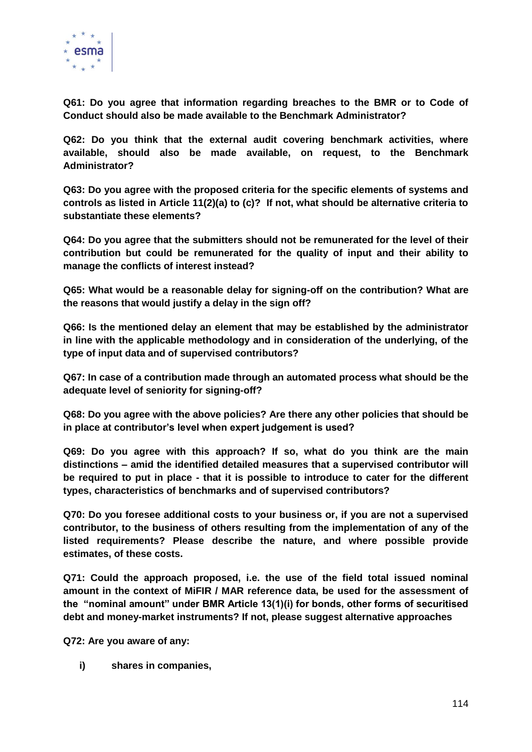**Q61: Do you agree that information regarding breaches to the BMR or to Code of Conduct should also be made available to the Benchmark Administrator?**

**Q62: Do you think that the external audit covering benchmark activities, where available, should also be made available, on request, to the Benchmark Administrator?**

**Q63: Do you agree with the proposed criteria for the specific elements of systems and controls as listed in Article 11(2)(a) to (c)? If not, what should be alternative criteria to substantiate these elements?**

**Q64: Do you agree that the submitters should not be remunerated for the level of their contribution but could be remunerated for the quality of input and their ability to manage the conflicts of interest instead?**

**Q65: What would be a reasonable delay for signing-off on the contribution? What are the reasons that would justify a delay in the sign off?**

**Q66: Is the mentioned delay an element that may be established by the administrator in line with the applicable methodology and in consideration of the underlying, of the type of input data and of supervised contributors?**

**Q67: In case of a contribution made through an automated process what should be the adequate level of seniority for signing-off?**

**Q68: Do you agree with the above policies? Are there any other policies that should be in place at contributor's level when expert judgement is used?**

**Q69: Do you agree with this approach? If so, what do you think are the main distinctions – amid the identified detailed measures that a supervised contributor will be required to put in place - that it is possible to introduce to cater for the different types, characteristics of benchmarks and of supervised contributors?**

**Q70: Do you foresee additional costs to your business or, if you are not a supervised contributor, to the business of others resulting from the implementation of any of the listed requirements? Please describe the nature, and where possible provide estimates, of these costs.**

**Q71: Could the approach proposed, i.e. the use of the field total issued nominal amount in the context of MiFIR / MAR reference data, be used for the assessment of the "nominal amount" under BMR Article 13(1)(i) for bonds, other forms of securitised debt and money-market instruments? If not, please suggest alternative approaches**

**Q72: Are you aware of any:**

- **i) shares in companies,**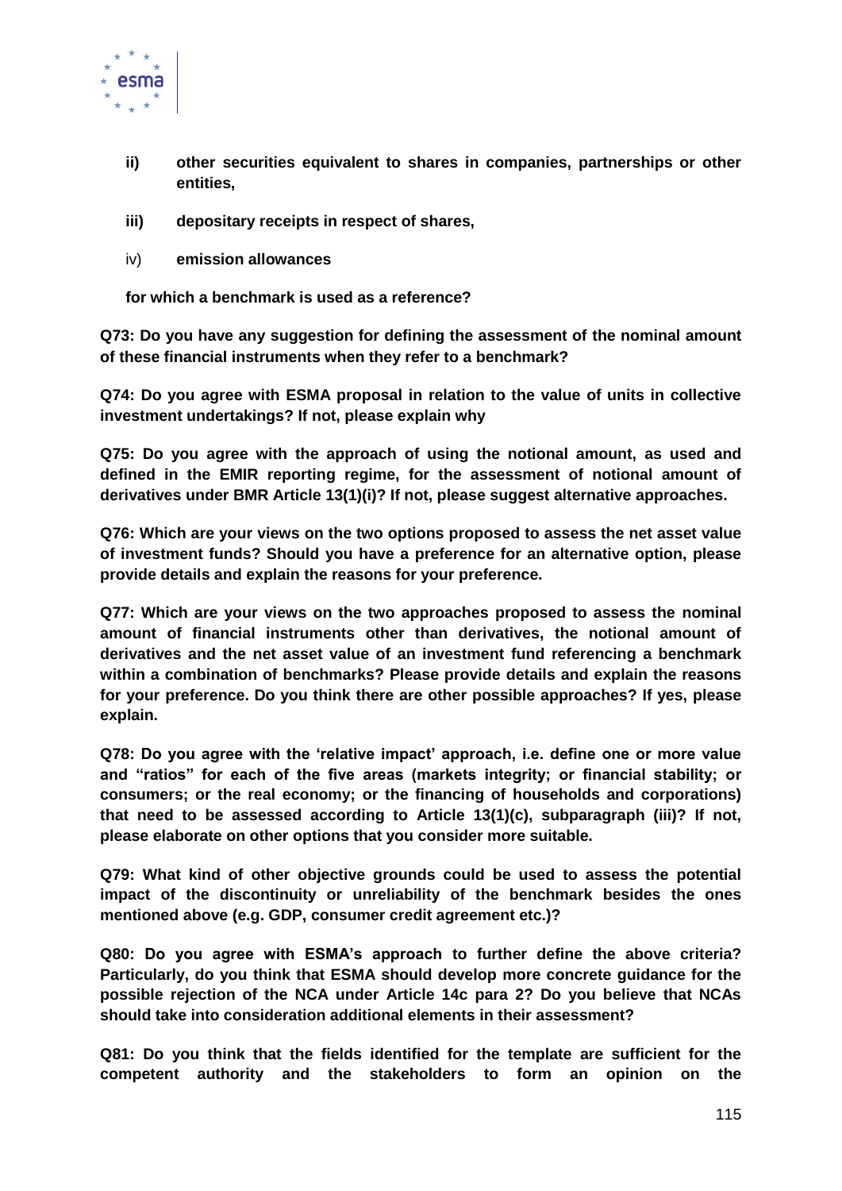**ii) other securities equivalent to shares in companies, partnerships or other entities,**

**iii) depositary receipts in respect of shares,**

iv) **emission allowances**

**for which a benchmark is used as a reference?**

**Q73: Do you have any suggestion for defining the assessment of the nominal amount of these financial instruments when they refer to a benchmark?**

**Q74: Do you agree with ESMA proposal in relation to the value of units in collective investment undertakings? If not, please explain why**

**Q75: Do you agree with the approach of using the notional amount, as used and defined in the EMIR reporting regime, for the assessment of notional amount of derivatives under BMR Article 13(1)(i)? If not, please suggest alternative approaches.**

**Q76: Which are your views on the two options proposed to assess the net asset value of investment funds? Should you have a preference for an alternative option, please provide details and explain the reasons for your preference.**

**Q77: Which are your views on the two approaches proposed to assess the nominal amount of financial instruments other than derivatives, the notional amount of derivatives and the net asset value of an investment fund referencing a benchmark within a combination of benchmarks? Please provide details and explain the reasons for your preference. Do you think there are other possible approaches? If yes, please explain.**

**Q78: Do you agree with the 'relative impact' approach, i.e. define one or more value and "ratios" for each of the five areas (markets integrity; or financial stability; or consumers; or the real economy; or the financing of households and corporations) that need to be assessed according to Article 13(1)(c), subparagraph (iii)? If not, please elaborate on other options that you consider more suitable.**

**Q79: What kind of other objective grounds could be used to assess the potential impact of the discontinuity or unreliability of the benchmark besides the ones mentioned above (e.g. GDP, consumer credit agreement etc.)?**

**Q80: Do you agree with ESMA's approach to further define the above criteria? Particularly, do you think that ESMA should develop more concrete guidance for the possible rejection of the NCA under Article 14c para 2? Do you believe that NCAs should take into consideration additional elements in their assessment?**

**Q81: Do you think that the fields identified for the template are sufficient for the competent authority and the stakeholders to form an opinion on the**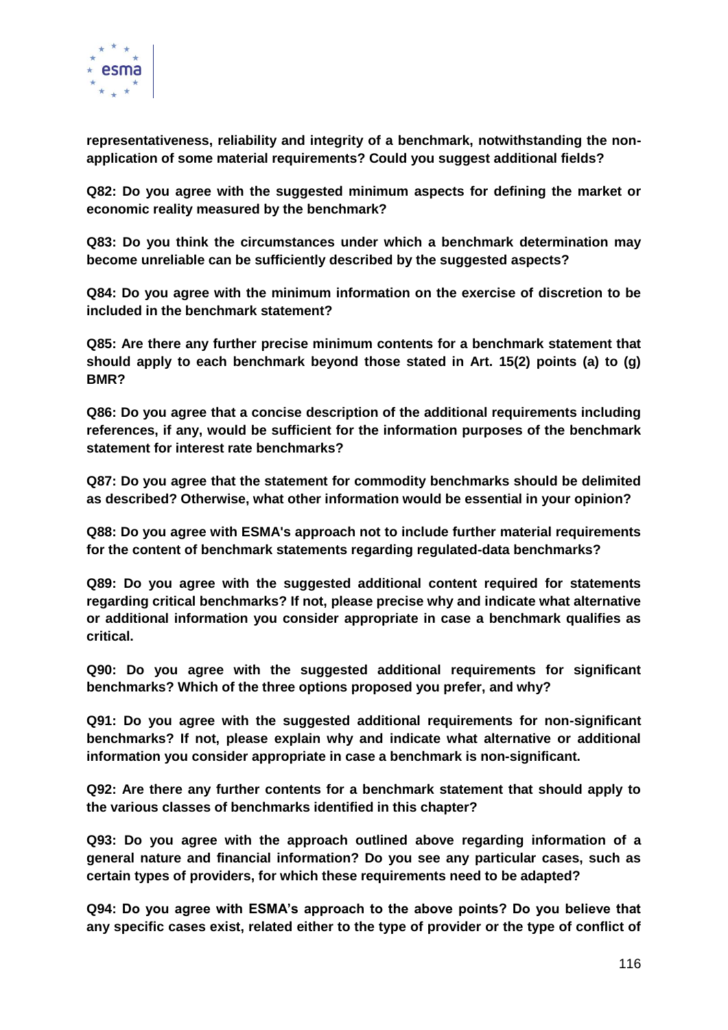**representativeness, reliability and integrity of a benchmark, notwithstanding the non-application of some material requirements? Could you suggest additional fields?**

**Q82: Do you agree with the suggested minimum aspects for defining the market or economic reality measured by the benchmark?**

**Q83: Do you think the circumstances under which a benchmark determination may become unreliable can be sufficiently described by the suggested aspects?**

**Q84: Do you agree with the minimum information on the exercise of discretion to be included in the benchmark statement?**

**Q85: Are there any further precise minimum contents for a benchmark statement that should apply to each benchmark beyond those stated in Art. 15(2) points (a) to (g) BMR?**

**Q86: Do you agree that a concise description of the additional requirements including references, if any, would be sufficient for the information purposes of the benchmark statement for interest rate benchmarks?**

**Q87: Do you agree that the statement for commodity benchmarks should be delimited as described? Otherwise, what other information would be essential in your opinion?**

**Q88: Do you agree with ESMA's approach not to include further material requirements for the content of benchmark statements regarding regulated-data benchmarks?**

**Q89: Do you agree with the suggested additional content required for statements regarding critical benchmarks? If not, please precise why and indicate what alternative or additional information you consider appropriate in case a benchmark qualifies as critical.**

**Q90: Do you agree with the suggested additional requirements for significant benchmarks? Which of the three options proposed you prefer, and why?**

**Q91: Do you agree with the suggested additional requirements for non-significant benchmarks? If not, please explain why and indicate what alternative or additional information you consider appropriate in case a benchmark is non-significant.**

**Q92: Are there any further contents for a benchmark statement that should apply to the various classes of benchmarks identified in this chapter?**

**Q93: Do you agree with the approach outlined above regarding information of a general nature and financial information? Do you see any particular cases, such as certain types of providers, for which these requirements need to be adapted?**

**Q94: Do you agree with ESMA's approach to the above points? Do you believe that any specific cases exist, related either to the type of provider or the type of conflict of**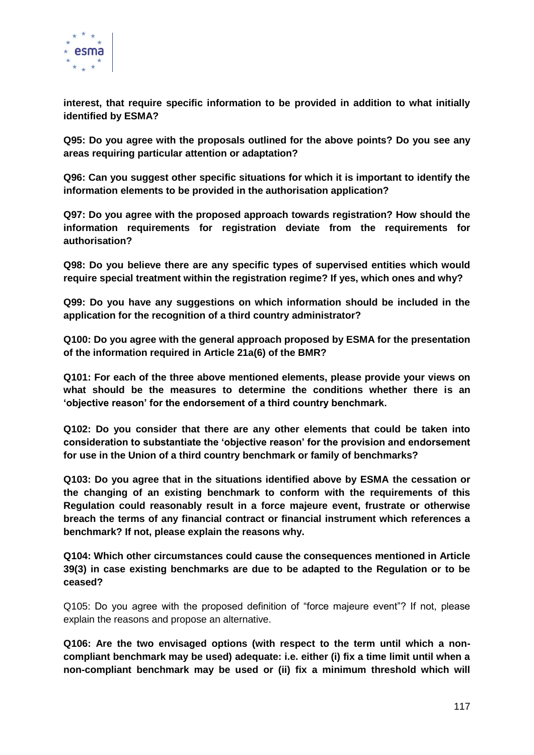**interest, that require specific information to be provided in addition to what initially identified by ESMA?**

**Q95: Do you agree with the proposals outlined for the above points? Do you see any areas requiring particular attention or adaptation?**

**Q96: Can you suggest other specific situations for which it is important to identify the information elements to be provided in the authorisation application?**

**Q97: Do you agree with the proposed approach towards registration? How should the information requirements for registration deviate from the requirements for authorisation?**

**Q98: Do you believe there are any specific types of supervised entities which would require special treatment within the registration regime? If yes, which ones and why?**

**Q99: Do you have any suggestions on which information should be included in the application for the recognition of a third country administrator?**

**Q100: Do you agree with the general approach proposed by ESMA for the presentation of the information required in Article 21a(6) of the BMR?**

**Q101: For each of the three above mentioned elements, please provide your views on what should be the measures to determine the conditions whether there is an 'objective reason' for the endorsement of a third country benchmark.**

**Q102: Do you consider that there are any other elements that could be taken into consideration to substantiate the 'objective reason' for the provision and endorsement for use in the Union of a third country benchmark or family of benchmarks?**

**Q103: Do you agree that in the situations identified above by ESMA the cessation or the changing of an existing benchmark to conform with the requirements of this Regulation could reasonably result in a force majeure event, frustrate or otherwise breach the terms of any financial contract or financial instrument which references a benchmark? If not, please explain the reasons why.**

**Q104: Which other circumstances could cause the consequences mentioned in Article 39(3) in case existing benchmarks are due to be adapted to the Regulation or to be ceased?**

Q105: Do you agree with the proposed definition of "force majeure event"? If not, please explain the reasons and propose an alternative.

**Q106: Are the two envisaged options (with respect to the term until which a non-compliant benchmark may be used) adequate: i.e. either (i) fix a time limit until when a non-compliant benchmark may be used or (ii) fix a minimum threshold which will**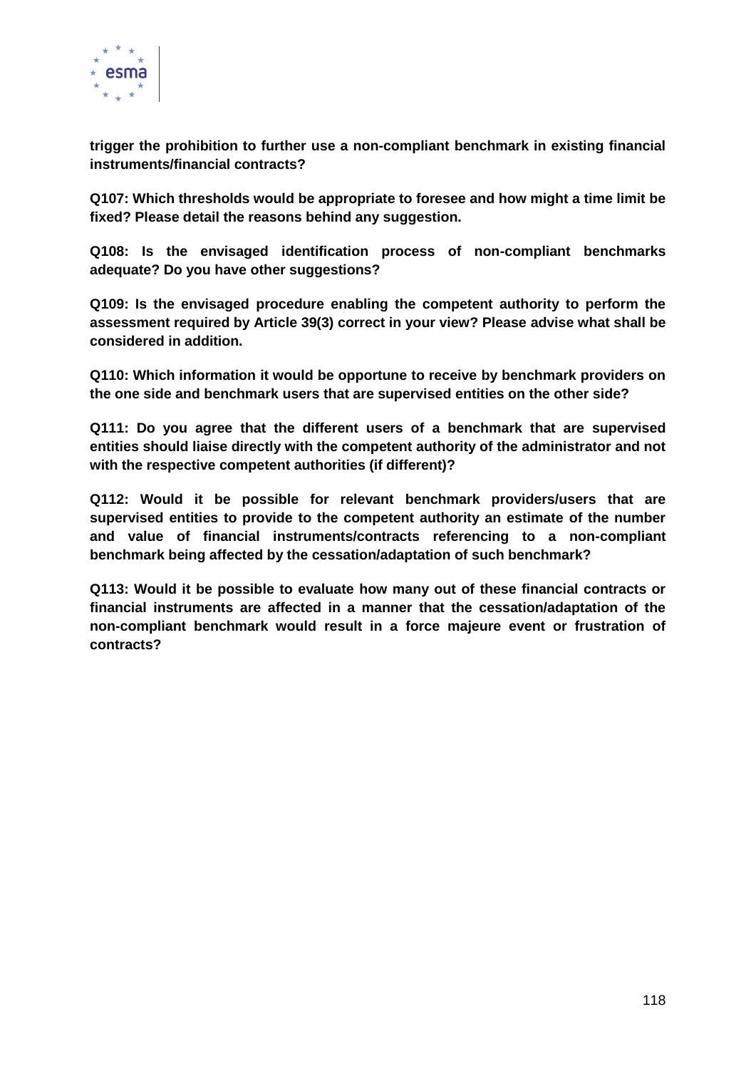**trigger the prohibition to further use a non-compliant benchmark in existing financial instruments/financial contracts?**

**Q107: Which thresholds would be appropriate to foresee and how might a time limit be fixed? Please detail the reasons behind any suggestion.**

**Q108: Is the envisaged identification process of non-compliant benchmarks adequate? Do you have other suggestions?**

**Q109: Is the envisaged procedure enabling the competent authority to perform the assessment required by Article 39(3) correct in your view? Please advise what shall be considered in addition.**

**Q110: Which information it would be opportune to receive by benchmark providers on the one side and benchmark users that are supervised entities on the other side?**

**Q111: Do you agree that the different users of a benchmark that are supervised entities should liaise directly with the competent authority of the administrator and not with the respective competent authorities (if different)?**

**Q112: Would it be possible for relevant benchmark providers/users that are supervised entities to provide to the competent authority an estimate of the number and value of financial instruments/contracts referencing to a non-compliant benchmark being affected by the cessation/adaptation of such benchmark?**

**Q113: Would it be possible to evaluate how many out of these financial contracts or financial instruments are affected in a manner that the cessation/adaptation of the non-compliant benchmark would result in a force majeure event or frustration of contracts?**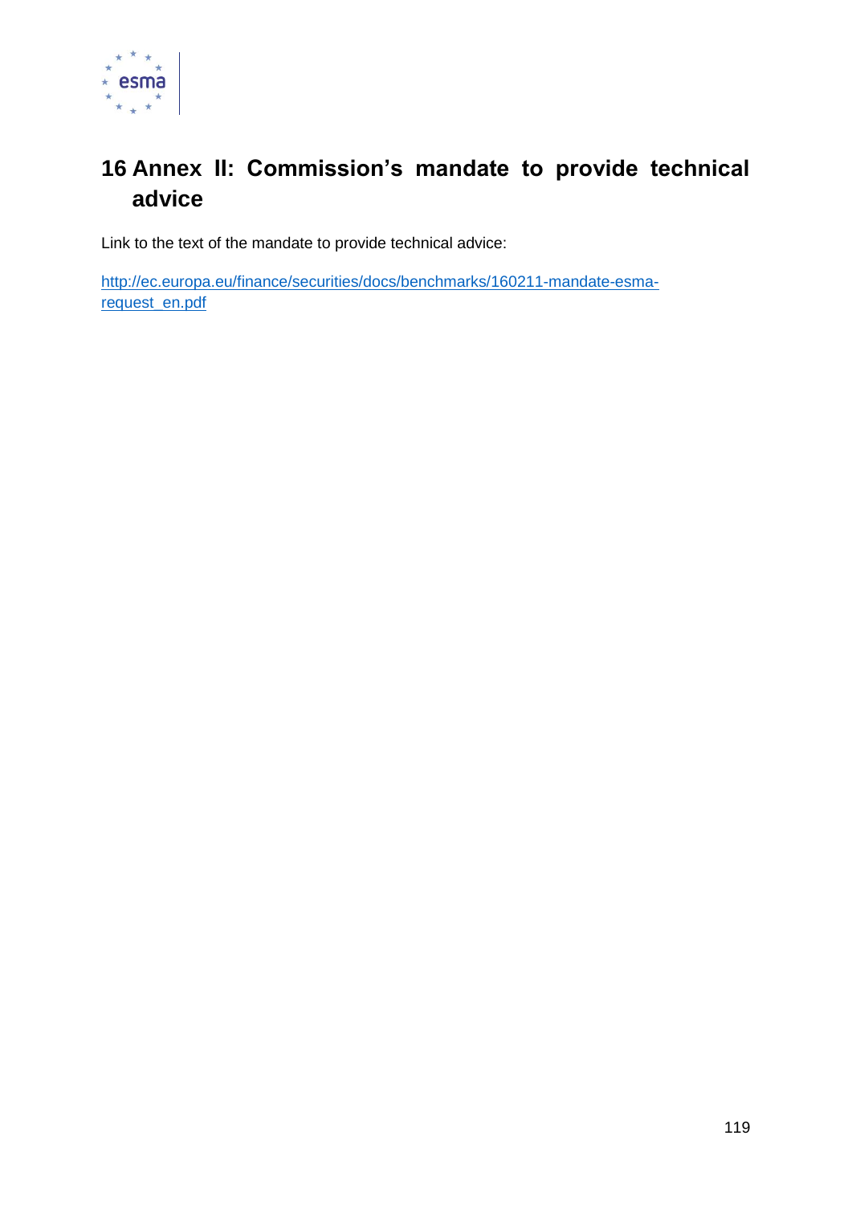# 16 Annex II: Commission's mandate to provide technical advice

Link to the text of the mandate to provide technical advice:

http://ec.europa.eu/finance/securities/docs/benchmarks/160211-mandate-esma-request_en.pdf